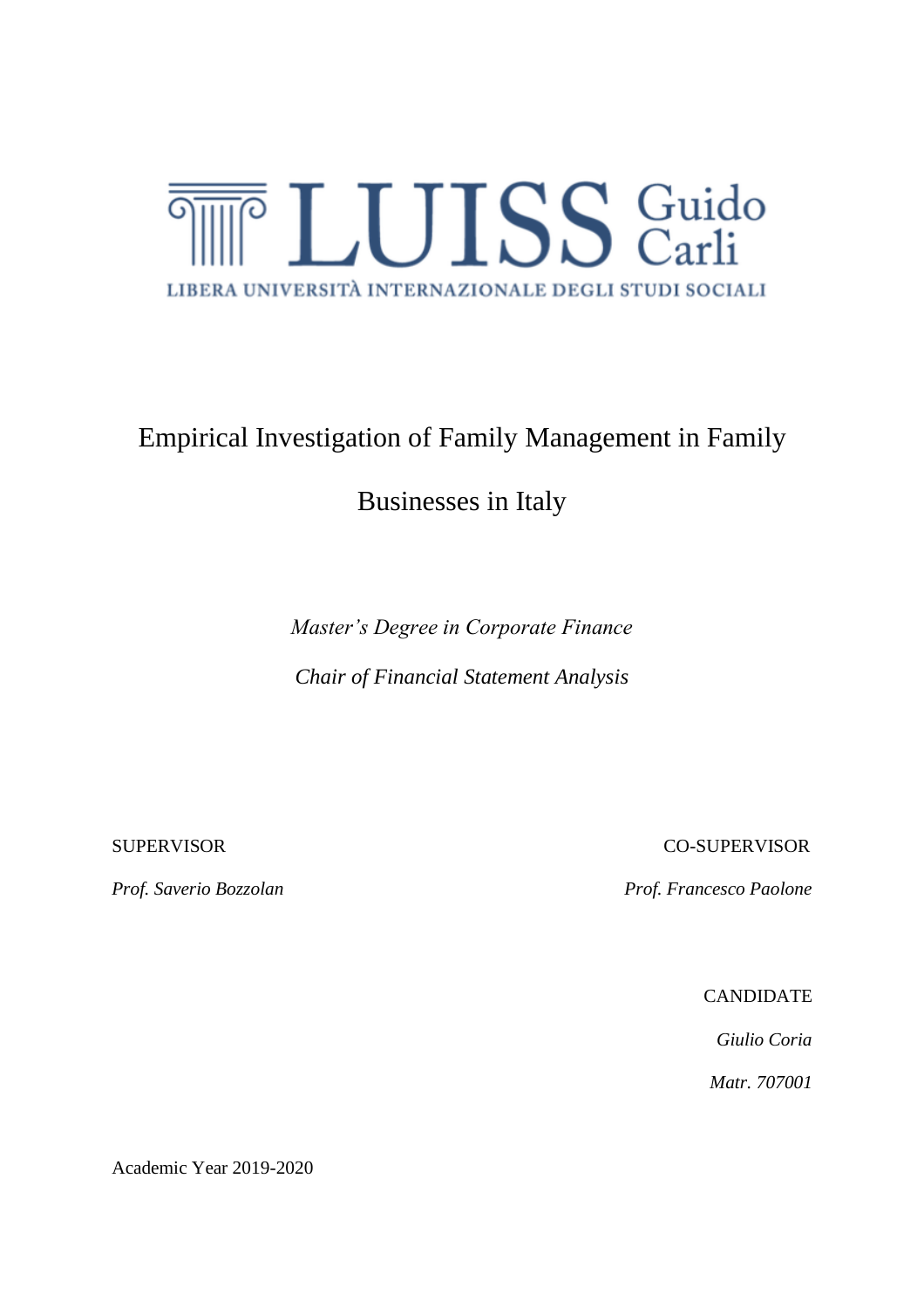LUISS Guido Carli

LIBERA UNIVERSITÀ INTERNAZIONALE DEGLI STUDI SOCIALI

# Empirical Investigation of Family Management in Family Businesses in Italy

*Master's Degree in Corporate Finance*

*Chair of Financial Statement Analysis*

SUPERVISOR

*Prof. Saverio Bozzolan*

CO-SUPERVISOR

*Prof. Francesco Paolone*

CANDIDATE

*Giulio Coria*

*Matr. 707001*

Academic Year 2019-2020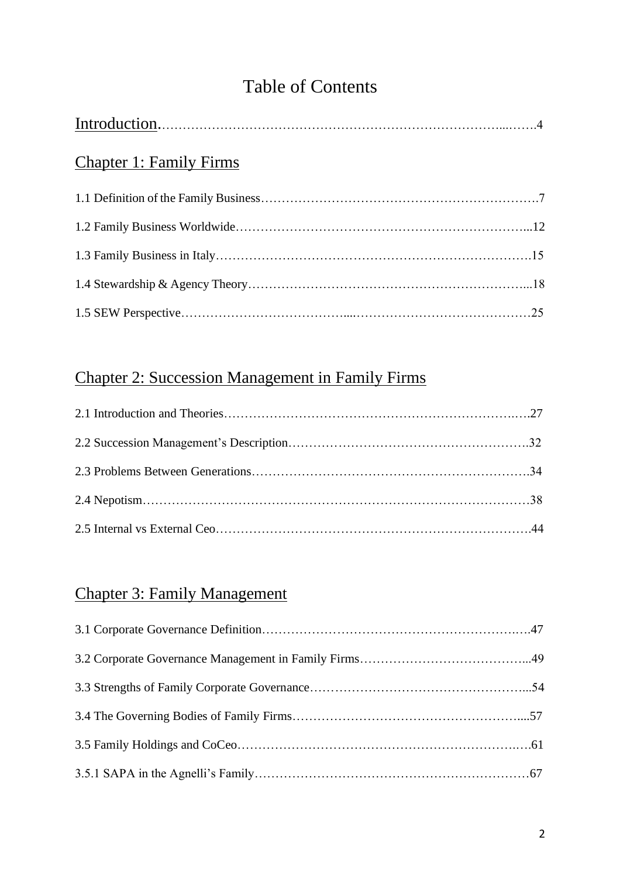# Table of Contents

Introduction……………………………………………………………………………4

## Chapter 1: Family Firms

1.1 Definition of the Family Business…………………………………………………………7

1.2 Family Business Worldwide………………………………………………………………12

1.3 Family Business in Italy……………………………………………………………………15

1.4 Stewardship & Agency Theory……………………………………………………………18

1.5 SEW Perspective…………………………………………………………………………25

## Chapter 2: Succession Management in Family Firms

2.1 Introduction and Theories…………………………………………………………………27

2.2 Succession Management's Description……………………………………………………32

2.3 Problems Between Generations……………………………………………………………34

2.4 Nepotism……………………………………………………………………………………38

2.5 Internal vs External Ceo……………………………………………………………………44

## Chapter 3: Family Management

3.1 Corporate Governance Definition…………………………………………………………47

3.2 Corporate Governance Management in Family Firms……………………………………49

3.3 Strengths of Family Corporate Governance………………………………………………54

3.4 The Governing Bodies of Family Firms……………………………………………………57

3.5 Family Holdings and CoCeo………………………………………………………………61

3.5.1 SAPA in the Agnelli's Family……………………………………………………………67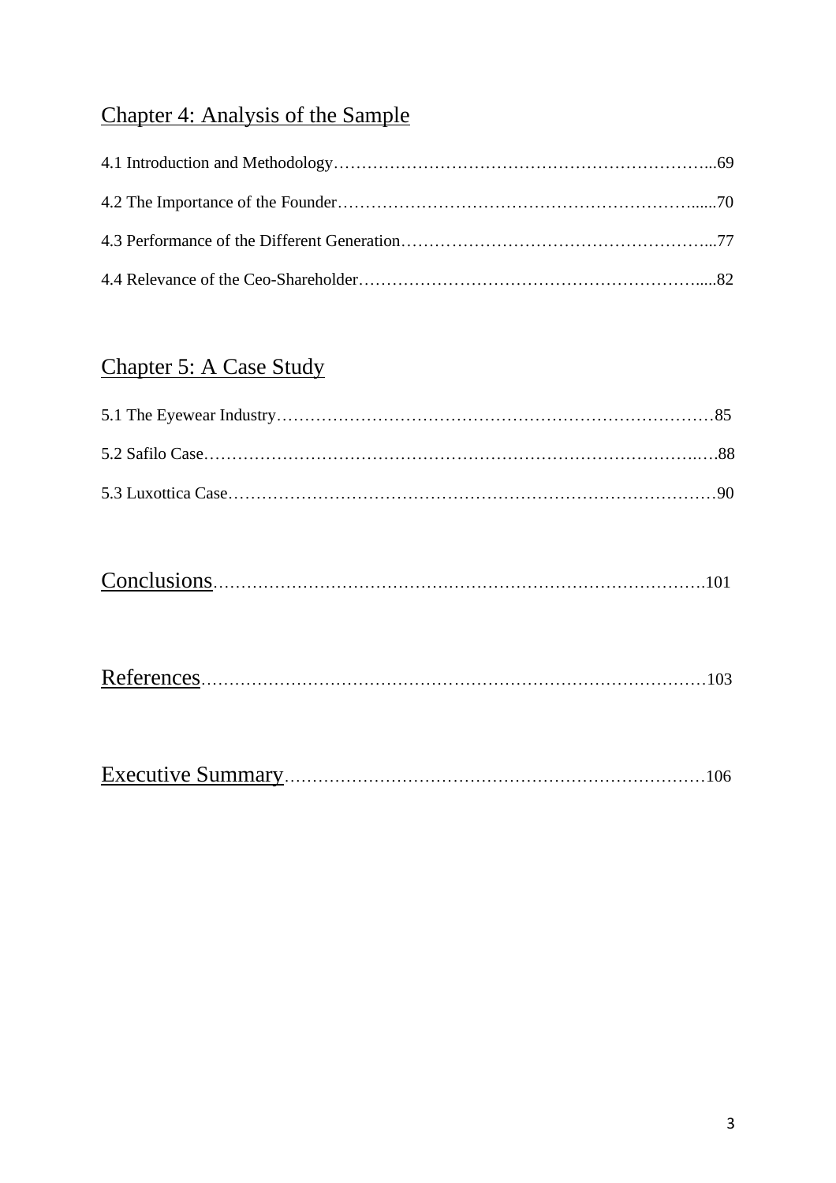## Chapter 4: Analysis of the Sample

4.1 Introduction and Methodology……………………………………………………………...69

4.2 The Importance of the Founder……………………………………………………….......70

4.3 Performance of the Different Generation……………………………………………….....77

4.4 Relevance of the Ceo-Shareholder…………………………………………………….....82

## Chapter 5: A Case Study

5.1 The Eyewear Industry……………………………………………………………………85

5.2 Safilo Case………………………………………………………………………….….88

5.3 Luxottica Case……………………………………………………………………………90

## Conclusions……………………………………………………………………………….101

## References………………………………………………………………………………103

## Executive Summary………………………………………………………………………106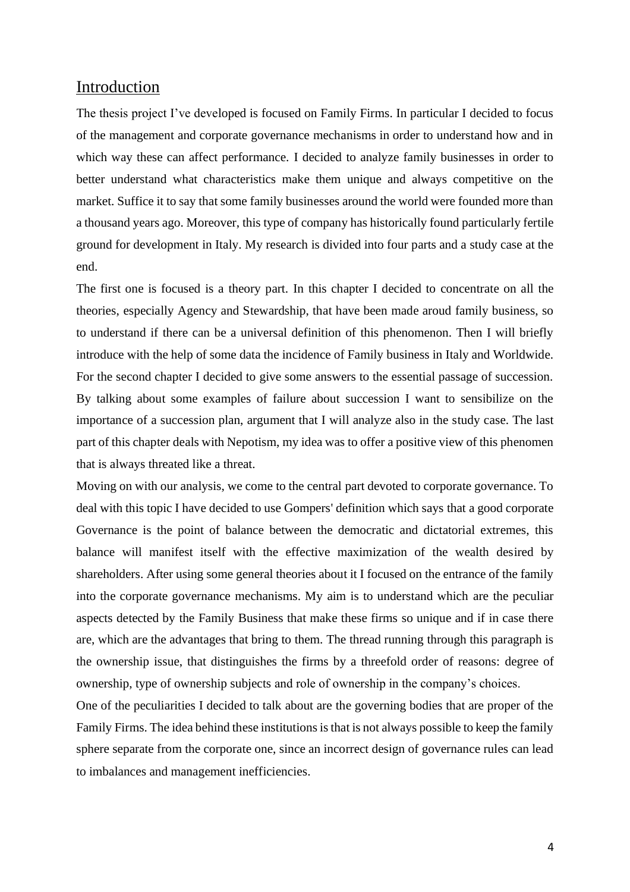## Introduction

The thesis project I've developed is focused on Family Firms. In particular I decided to focus of the management and corporate governance mechanisms in order to understand how and in which way these can affect performance. I decided to analyze family businesses in order to better understand what characteristics make them unique and always competitive on the market. Suffice it to say that some family businesses around the world were founded more than a thousand years ago. Moreover, this type of company has historically found particularly fertile ground for development in Italy. My research is divided into four parts and a study case at the end.

The first one is focused is a theory part. In this chapter I decided to concentrate on all the theories, especially Agency and Stewardship, that have been made aroud family business, so to understand if there can be a universal definition of this phenomenon. Then I will briefly introduce with the help of some data the incidence of Family business in Italy and Worldwide. For the second chapter I decided to give some answers to the essential passage of succession. By talking about some examples of failure about succession I want to sensibilize on the importance of a succession plan, argument that I will analyze also in the study case. The last part of this chapter deals with Nepotism, my idea was to offer a positive view of this phenomen that is always threated like a threat.

Moving on with our analysis, we come to the central part devoted to corporate governance. To deal with this topic I have decided to use Gompers' definition which says that a good corporate Governance is the point of balance between the democratic and dictatorial extremes, this balance will manifest itself with the effective maximization of the wealth desired by shareholders. After using some general theories about it I focused on the entrance of the family into the corporate governance mechanisms. My aim is to understand which are the peculiar aspects detected by the Family Business that make these firms so unique and if in case there are, which are the advantages that bring to them. The thread running through this paragraph is the ownership issue, that distinguishes the firms by a threefold order of reasons: degree of ownership, type of ownership subjects and role of ownership in the company's choices.

One of the peculiarities I decided to talk about are the governing bodies that are proper of the Family Firms. The idea behind these institutions is that is not always possible to keep the family sphere separate from the corporate one, since an incorrect design of governance rules can lead to imbalances and management inefficiencies.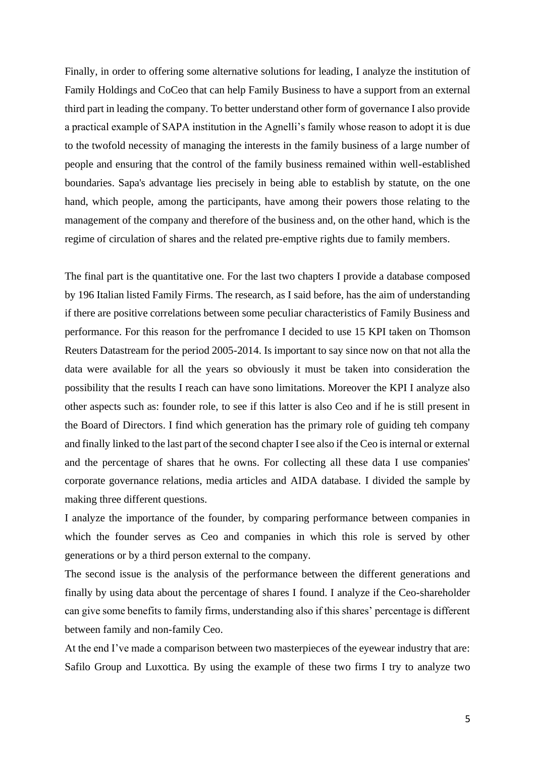Finally, in order to offering some alternative solutions for leading, I analyze the institution of Family Holdings and CoCeo that can help Family Business to have a support from an external third part in leading the company. To better understand other form of governance I also provide a practical example of SAPA institution in the Agnelli's family whose reason to adopt it is due to the twofold necessity of managing the interests in the family business of a large number of people and ensuring that the control of the family business remained within well-established boundaries. Sapa's advantage lies precisely in being able to establish by statute, on the one hand, which people, among the participants, have among their powers those relating to the management of the company and therefore of the business and, on the other hand, which is the regime of circulation of shares and the related pre-emptive rights due to family members.

The final part is the quantitative one. For the last two chapters I provide a database composed by 196 Italian listed Family Firms. The research, as I said before, has the aim of understanding if there are positive correlations between some peculiar characteristics of Family Business and performance. For this reason for the perfromance I decided to use 15 KPI taken on Thomson Reuters Datastream for the period 2005-2014. Is important to say since now on that not alla the data were available for all the years so obviously it must be taken into consideration the possibility that the results I reach can have sono limitations. Moreover the KPI I analyze also other aspects such as: founder role, to see if this latter is also Ceo and if he is still present in the Board of Directors. I find which generation has the primary role of guiding teh company and finally linked to the last part of the second chapter I see also if the Ceo is internal or external and the percentage of shares that he owns. For collecting all these data I use companies' corporate governance relations, media articles and AIDA database. I divided the sample by making three different questions.

I analyze the importance of the founder, by comparing performance between companies in which the founder serves as Ceo and companies in which this role is served by other generations or by a third person external to the company.

The second issue is the analysis of the performance between the different generations and finally by using data about the percentage of shares I found. I analyze if the Ceo-shareholder can give some benefits to family firms, understanding also if this shares' percentage is different between family and non-family Ceo.

At the end I've made a comparison between two masterpieces of the eyewear industry that are: Safilo Group and Luxottica. By using the example of these two firms I try to analyze two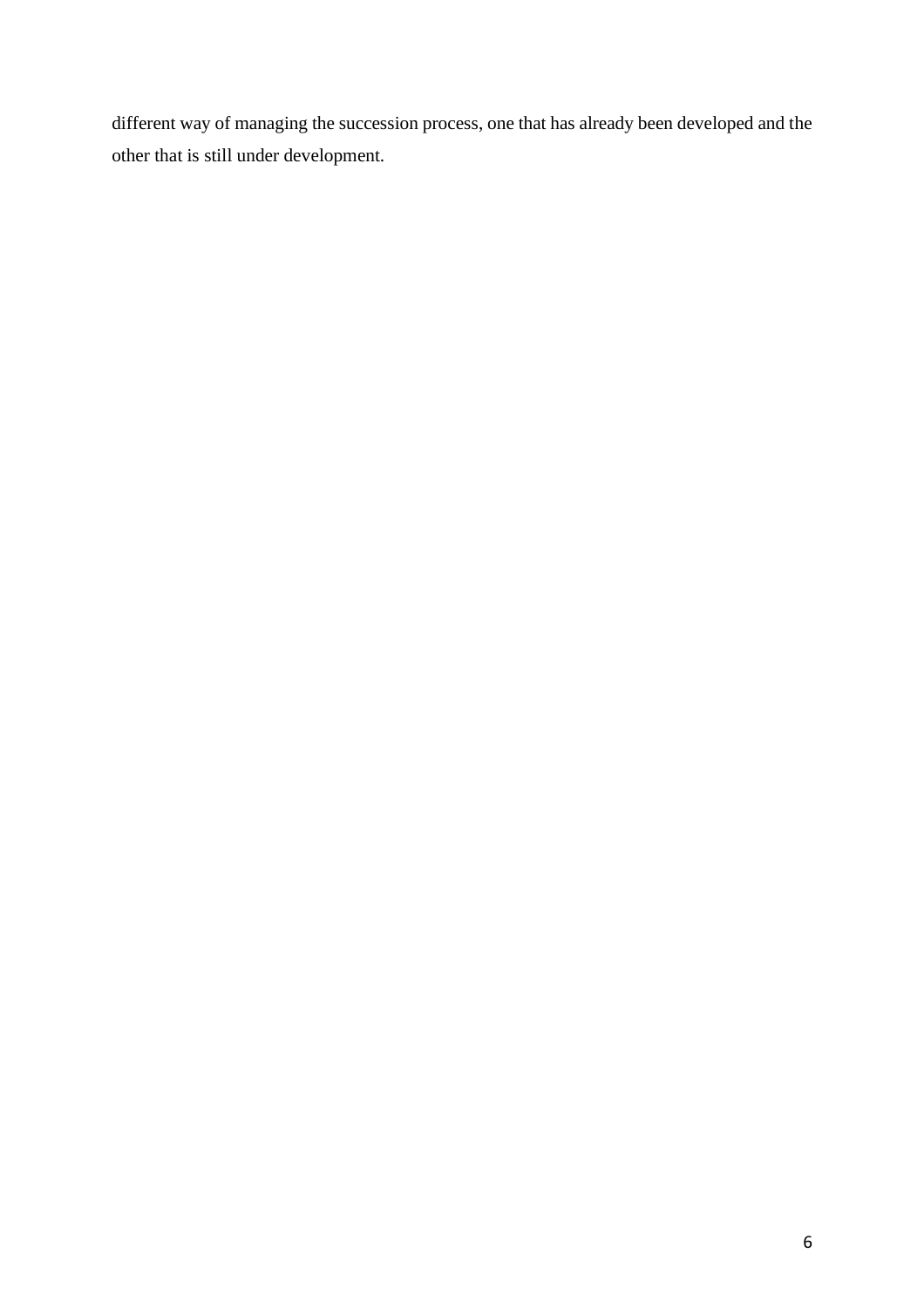different way of managing the succession process, one that has already been developed and the other that is still under development.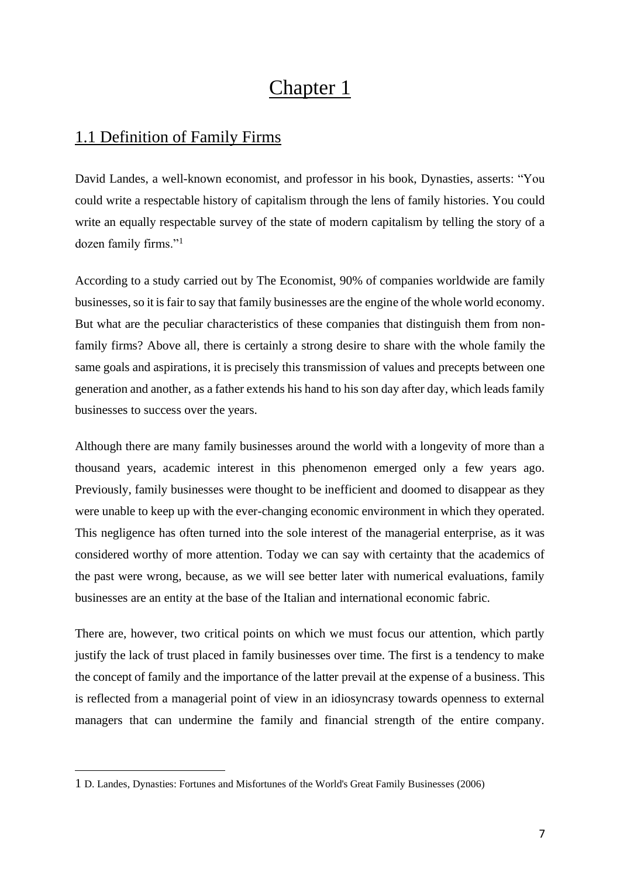# Chapter 1

## 1.1 Definition of Family Firms

David Landes, a well-known economist, and professor in his book, Dynasties, asserts: "You could write a respectable history of capitalism through the lens of family histories. You could write an equally respectable survey of the state of modern capitalism by telling the story of a dozen family firms."[1]

According to a study carried out by The Economist, 90% of companies worldwide are family businesses, so it is fair to say that family businesses are the engine of the whole world economy. But what are the peculiar characteristics of these companies that distinguish them from non-family firms? Above all, there is certainly a strong desire to share with the whole family the same goals and aspirations, it is precisely this transmission of values and precepts between one generation and another, as a father extends his hand to his son day after day, which leads family businesses to success over the years.

Although there are many family businesses around the world with a longevity of more than a thousand years, academic interest in this phenomenon emerged only a few years ago. Previously, family businesses were thought to be inefficient and doomed to disappear as they were unable to keep up with the ever-changing economic environment in which they operated. This negligence has often turned into the sole interest of the managerial enterprise, as it was considered worthy of more attention. Today we can say with certainty that the academics of the past were wrong, because, as we will see better later with numerical evaluations, family businesses are an entity at the base of the Italian and international economic fabric.

There are, however, two critical points on which we must focus our attention, which partly justify the lack of trust placed in family businesses over time. The first is a tendency to make the concept of family and the importance of the latter prevail at the expense of a business. This is reflected from a managerial point of view in an idiosyncrasy towards openness to external managers that can undermine the family and financial strength of the entire company.

---

1 D. Landes, Dynasties: Fortunes and Misfortunes of the World's Great Family Businesses (2006)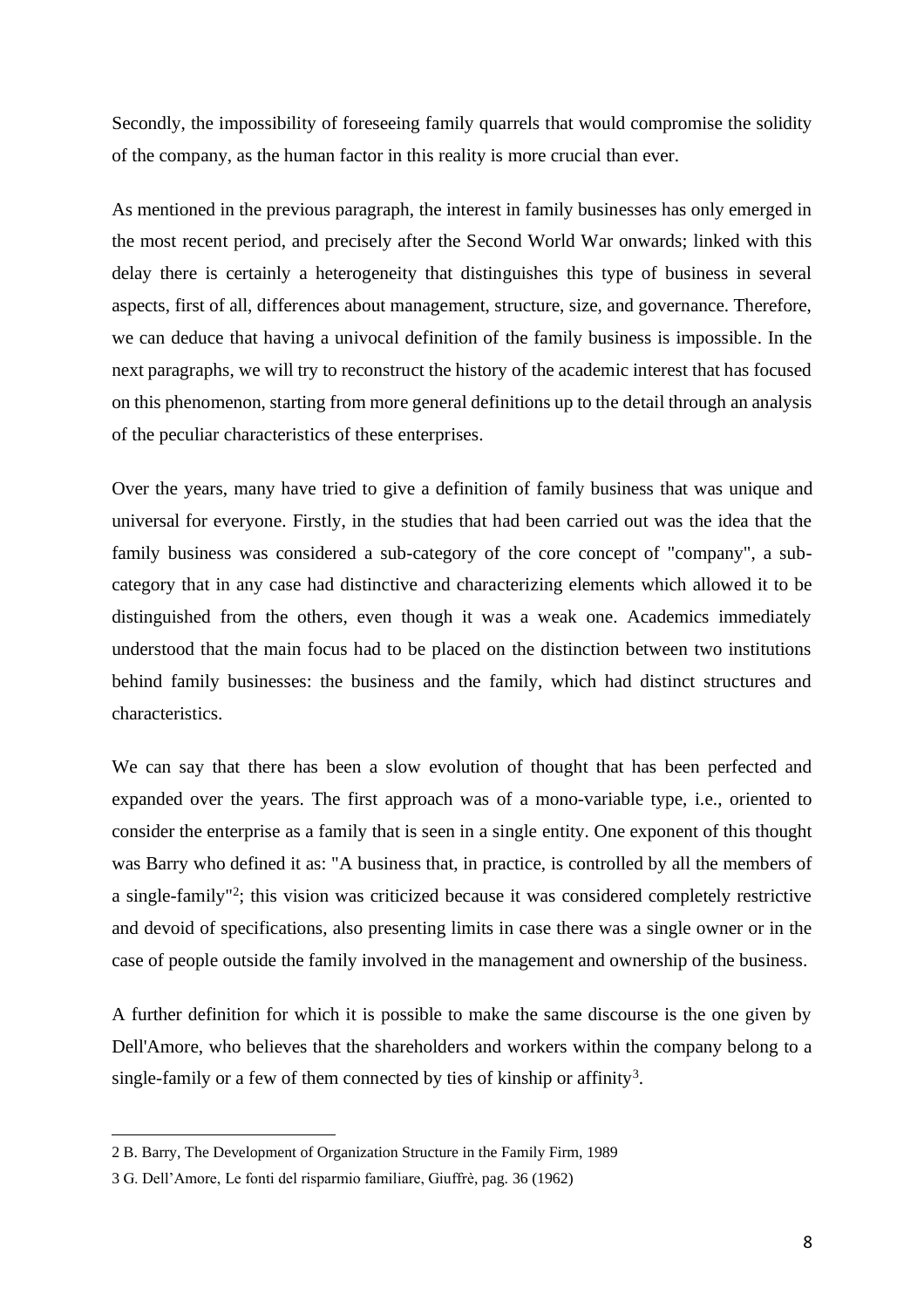Secondly, the impossibility of foreseeing family quarrels that would compromise the solidity of the company, as the human factor in this reality is more crucial than ever.

As mentioned in the previous paragraph, the interest in family businesses has only emerged in the most recent period, and precisely after the Second World War onwards; linked with this delay there is certainly a heterogeneity that distinguishes this type of business in several aspects, first of all, differences about management, structure, size, and governance. Therefore, we can deduce that having a univocal definition of the family business is impossible. In the next paragraphs, we will try to reconstruct the history of the academic interest that has focused on this phenomenon, starting from more general definitions up to the detail through an analysis of the peculiar characteristics of these enterprises.

Over the years, many have tried to give a definition of family business that was unique and universal for everyone. Firstly, in the studies that had been carried out was the idea that the family business was considered a sub-category of the core concept of "company", a sub-category that in any case had distinctive and characterizing elements which allowed it to be distinguished from the others, even though it was a weak one. Academics immediately understood that the main focus had to be placed on the distinction between two institutions behind family businesses: the business and the family, which had distinct structures and characteristics.

We can say that there has been a slow evolution of thought that has been perfected and expanded over the years. The first approach was of a mono-variable type, i.e., oriented to consider the enterprise as a family that is seen in a single entity. One exponent of this thought was Barry who defined it as: "A business that, in practice, is controlled by all the members of a single-family"[2]; this vision was criticized because it was considered completely restrictive and devoid of specifications, also presenting limits in case there was a single owner or in the case of people outside the family involved in the management and ownership of the business.

A further definition for which it is possible to make the same discourse is the one given by Dell'Amore, who believes that the shareholders and workers within the company belong to a single-family or a few of them connected by ties of kinship or affinity[3].

2 B. Barry, The Development of Organization Structure in the Family Firm, 1989

3 G. Dell'Amore, Le fonti del risparmio familiare, Giuffrè, pag. 36 (1962)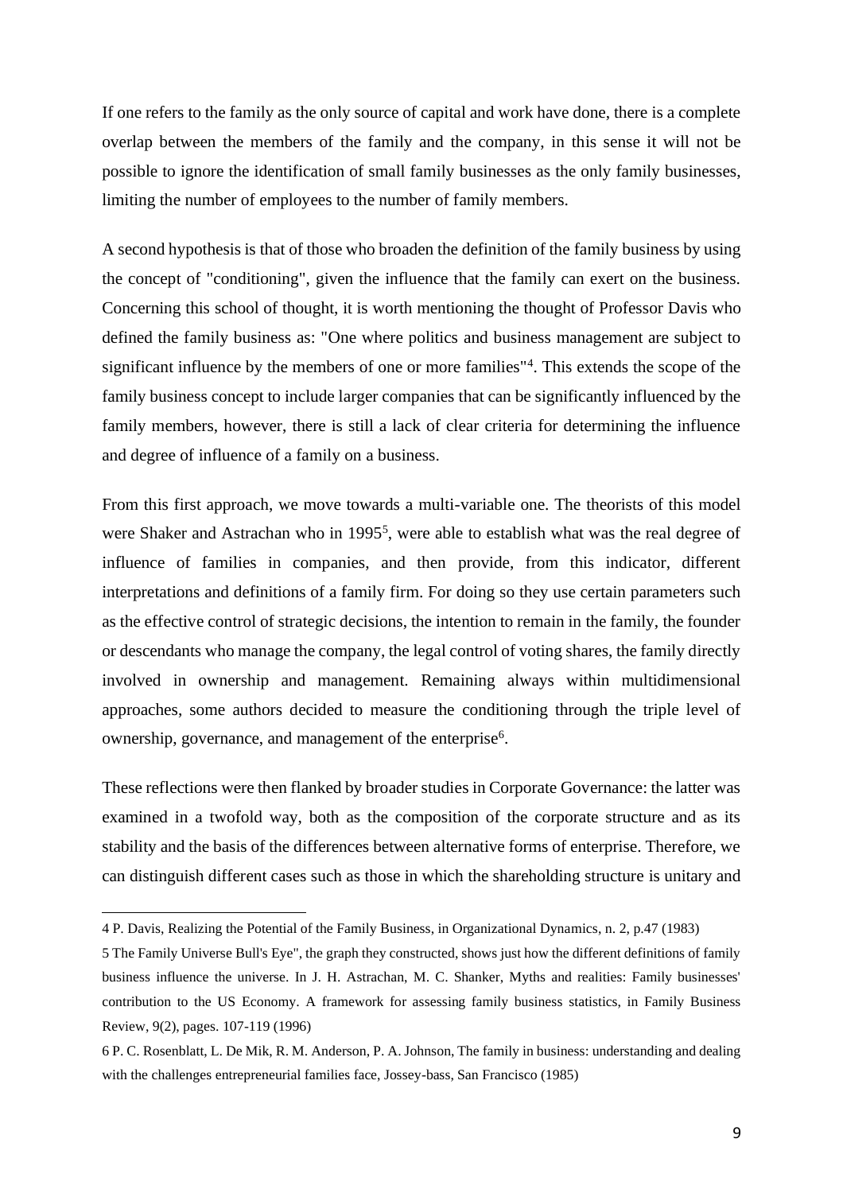If one refers to the family as the only source of capital and work have done, there is a complete overlap between the members of the family and the company, in this sense it will not be possible to ignore the identification of small family businesses as the only family businesses, limiting the number of employees to the number of family members.

A second hypothesis is that of those who broaden the definition of the family business by using the concept of "conditioning", given the influence that the family can exert on the business. Concerning this school of thought, it is worth mentioning the thought of Professor Davis who defined the family business as: "One where politics and business management are subject to significant influence by the members of one or more families"[4]. This extends the scope of the family business concept to include larger companies that can be significantly influenced by the family members, however, there is still a lack of clear criteria for determining the influence and degree of influence of a family on a business.

From this first approach, we move towards a multi-variable one. The theorists of this model were Shaker and Astrachan who in 1995[5], were able to establish what was the real degree of influence of families in companies, and then provide, from this indicator, different interpretations and definitions of a family firm. For doing so they use certain parameters such as the effective control of strategic decisions, the intention to remain in the family, the founder or descendants who manage the company, the legal control of voting shares, the family directly involved in ownership and management. Remaining always within multidimensional approaches, some authors decided to measure the conditioning through the triple level of ownership, governance, and management of the enterprise[6].

These reflections were then flanked by broader studies in Corporate Governance: the latter was examined in a twofold way, both as the composition of the corporate structure and as its stability and the basis of the differences between alternative forms of enterprise. Therefore, we can distinguish different cases such as those in which the shareholding structure is unitary and

---

4 P. Davis, Realizing the Potential of the Family Business, in Organizational Dynamics, n. 2, p.47 (1983)

5 The Family Universe Bull's Eye", the graph they constructed, shows just how the different definitions of family business influence the universe. In J. H. Astrachan, M. C. Shanker, Myths and realities: Family businesses' contribution to the US Economy. A framework for assessing family business statistics, in Family Business Review, 9(2), pages. 107-119 (1996)

6 P. C. Rosenblatt, L. De Mik, R. M. Anderson, P. A. Johnson, The family in business: understanding and dealing with the challenges entrepreneurial families face, Jossey-bass, San Francisco (1985)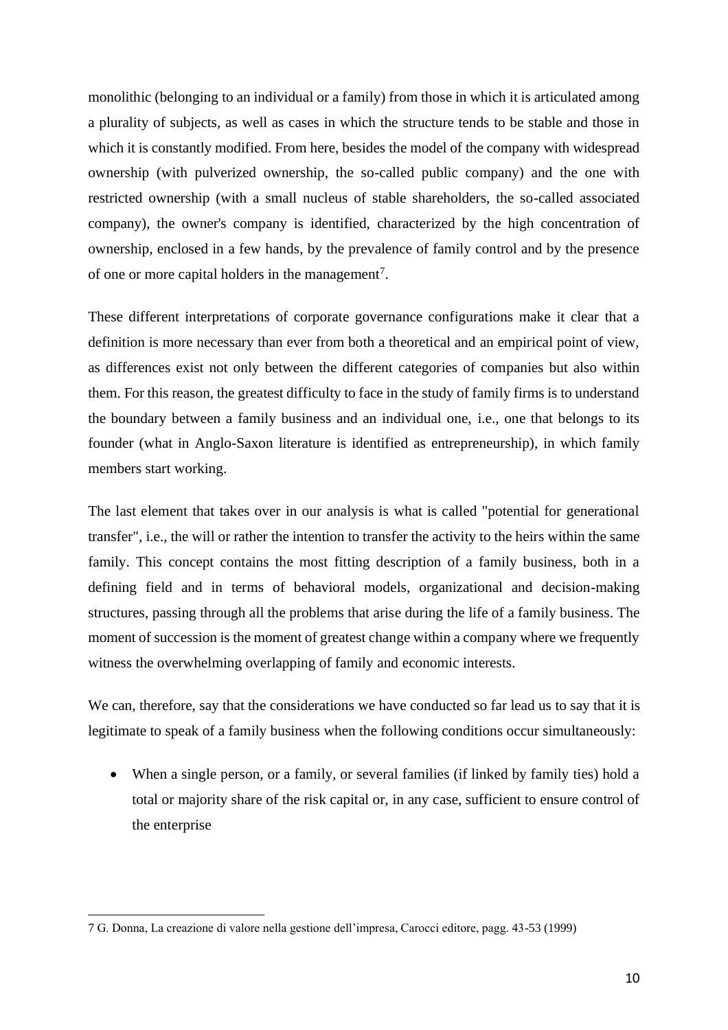monolithic (belonging to an individual or a family) from those in which it is articulated among a plurality of subjects, as well as cases in which the structure tends to be stable and those in which it is constantly modified. From here, besides the model of the company with widespread ownership (with pulverized ownership, the so-called public company) and the one with restricted ownership (with a small nucleus of stable shareholders, the so-called associated company), the owner's company is identified, characterized by the high concentration of ownership, enclosed in a few hands, by the prevalence of family control and by the presence of one or more capital holders in the management[7].

These different interpretations of corporate governance configurations make it clear that a definition is more necessary than ever from both a theoretical and an empirical point of view, as differences exist not only between the different categories of companies but also within them. For this reason, the greatest difficulty to face in the study of family firms is to understand the boundary between a family business and an individual one, i.e., one that belongs to its founder (what in Anglo-Saxon literature is identified as entrepreneurship), in which family members start working.

The last element that takes over in our analysis is what is called "potential for generational transfer", i.e., the will or rather the intention to transfer the activity to the heirs within the same family. This concept contains the most fitting description of a family business, both in a defining field and in terms of behavioral models, organizational and decision-making structures, passing through all the problems that arise during the life of a family business. The moment of succession is the moment of greatest change within a company where we frequently witness the overwhelming overlapping of family and economic interests.

We can, therefore, say that the considerations we have conducted so far lead us to say that it is legitimate to speak of a family business when the following conditions occur simultaneously:

- When a single person, or a family, or several families (if linked by family ties) hold a total or majority share of the risk capital or, in any case, sufficient to ensure control of the enterprise

---

7 G. Donna, La creazione di valore nella gestione dell'impresa, Carocci editore, pagg. 43-53 (1999)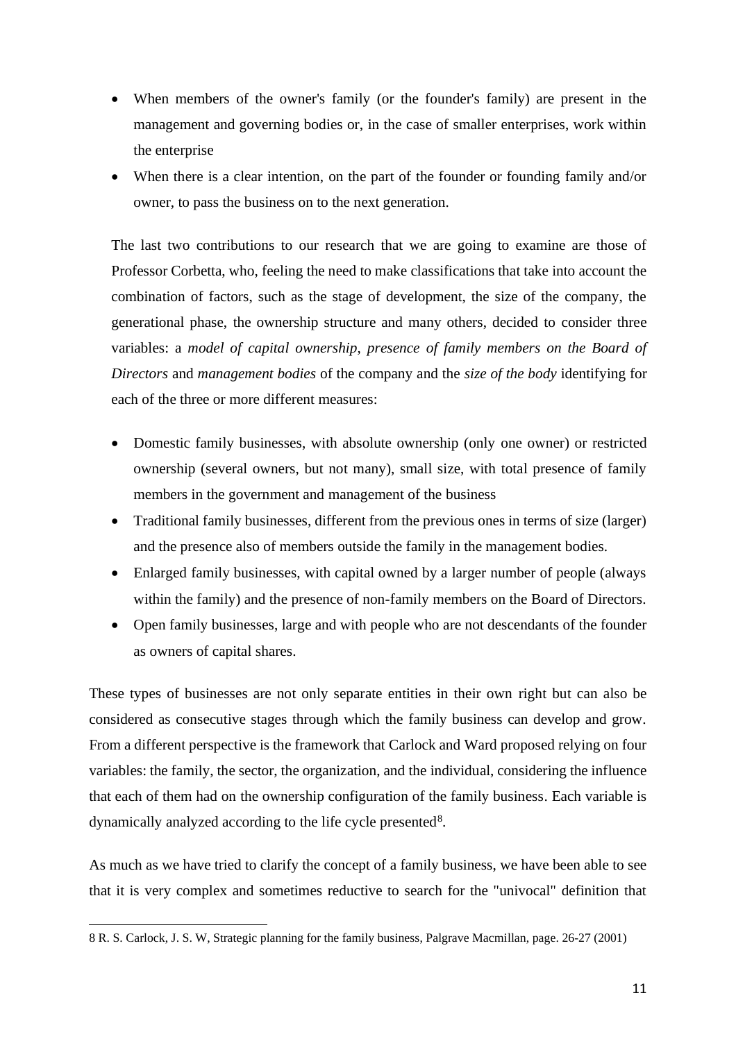- When members of the owner's family (or the founder's family) are present in the management and governing bodies or, in the case of smaller enterprises, work within the enterprise
- When there is a clear intention, on the part of the founder or founding family and/or owner, to pass the business on to the next generation.

The last two contributions to our research that we are going to examine are those of Professor Corbetta, who, feeling the need to make classifications that take into account the combination of factors, such as the stage of development, the size of the company, the generational phase, the ownership structure and many others, decided to consider three variables: a *model of capital ownership*, *presence of family members on the Board of Directors* and *management bodies* of the company and the *size of the body* identifying for each of the three or more different measures:

- Domestic family businesses, with absolute ownership (only one owner) or restricted ownership (several owners, but not many), small size, with total presence of family members in the government and management of the business
- Traditional family businesses, different from the previous ones in terms of size (larger) and the presence also of members outside the family in the management bodies.
- Enlarged family businesses, with capital owned by a larger number of people (always within the family) and the presence of non-family members on the Board of Directors.
- Open family businesses, large and with people who are not descendants of the founder as owners of capital shares.

These types of businesses are not only separate entities in their own right but can also be considered as consecutive stages through which the family business can develop and grow. From a different perspective is the framework that Carlock and Ward proposed relying on four variables: the family, the sector, the organization, and the individual, considering the influence that each of them had on the ownership configuration of the family business. Each variable is dynamically analyzed according to the life cycle presented[8].

As much as we have tried to clarify the concept of a family business, we have been able to see that it is very complex and sometimes reductive to search for the "univocal" definition that

8 R. S. Carlock, J. S. W, Strategic planning for the family business, Palgrave Macmillan, page. 26-27 (2001)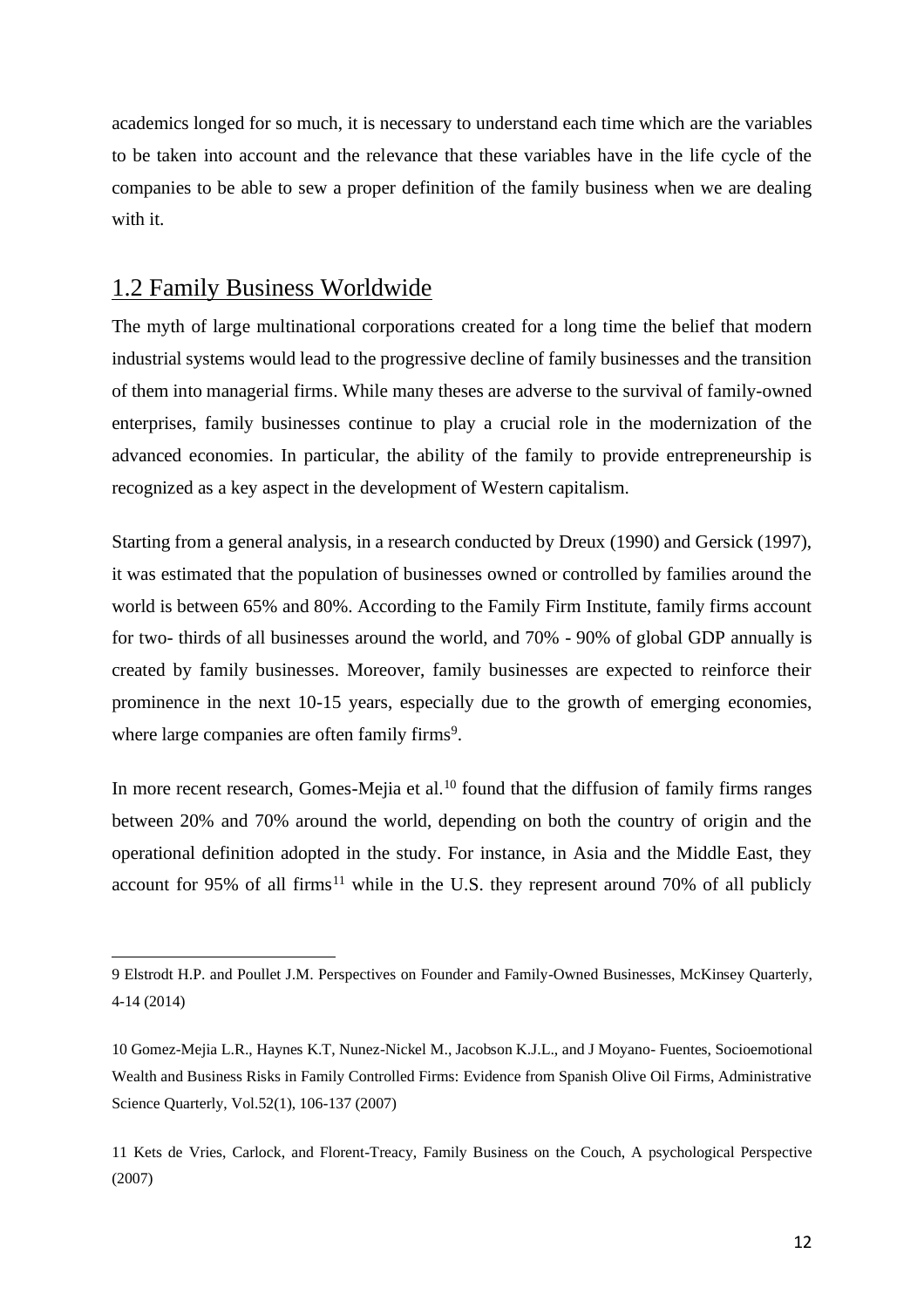academics longed for so much, it is necessary to understand each time which are the variables to be taken into account and the relevance that these variables have in the life cycle of the companies to be able to sew a proper definition of the family business when we are dealing with it.

## 1.2 Family Business Worldwide

The myth of large multinational corporations created for a long time the belief that modern industrial systems would lead to the progressive decline of family businesses and the transition of them into managerial firms. While many theses are adverse to the survival of family-owned enterprises, family businesses continue to play a crucial role in the modernization of the advanced economies. In particular, the ability of the family to provide entrepreneurship is recognized as a key aspect in the development of Western capitalism.

Starting from a general analysis, in a research conducted by Dreux (1990) and Gersick (1997), it was estimated that the population of businesses owned or controlled by families around the world is between 65% and 80%. According to the Family Firm Institute, family firms account for two- thirds of all businesses around the world, and 70% - 90% of global GDP annually is created by family businesses. Moreover, family businesses are expected to reinforce their prominence in the next 10-15 years, especially due to the growth of emerging economies, where large companies are often family firms[9].

In more recent research, Gomes-Mejia et al.[10] found that the diffusion of family firms ranges between 20% and 70% around the world, depending on both the country of origin and the operational definition adopted in the study. For instance, in Asia and the Middle East, they account for 95% of all firms[11] while in the U.S. they represent around 70% of all publicly

---

9 Elstrodt H.P. and Poullet J.M. Perspectives on Founder and Family-Owned Businesses, McKinsey Quarterly, 4-14 (2014)

10 Gomez-Mejia L.R., Haynes K.T, Nunez-Nickel M., Jacobson K.J.L., and J Moyano- Fuentes, Socioemotional Wealth and Business Risks in Family Controlled Firms: Evidence from Spanish Olive Oil Firms, Administrative Science Quarterly, Vol.52(1), 106-137 (2007)

11 Kets de Vries, Carlock, and Florent-Treacy, Family Business on the Couch, A psychological Perspective (2007)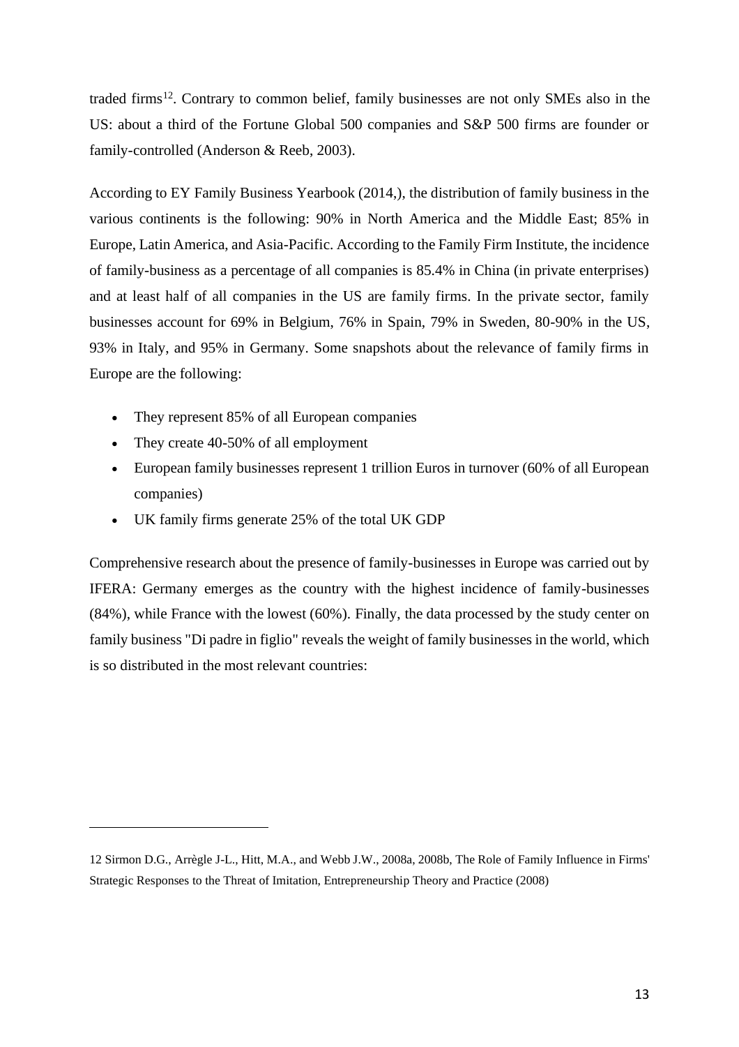traded firms[12]. Contrary to common belief, family businesses are not only SMEs also in the US: about a third of the Fortune Global 500 companies and S&P 500 firms are founder or family-controlled (Anderson & Reeb, 2003).

According to EY Family Business Yearbook (2014,), the distribution of family business in the various continents is the following: 90% in North America and the Middle East; 85% in Europe, Latin America, and Asia-Pacific. According to the Family Firm Institute, the incidence of family-business as a percentage of all companies is 85.4% in China (in private enterprises) and at least half of all companies in the US are family firms. In the private sector, family businesses account for 69% in Belgium, 76% in Spain, 79% in Sweden, 80-90% in the US, 93% in Italy, and 95% in Germany. Some snapshots about the relevance of family firms in Europe are the following:

- They represent 85% of all European companies
- They create 40-50% of all employment
- European family businesses represent 1 trillion Euros in turnover (60% of all European companies)
- UK family firms generate 25% of the total UK GDP

Comprehensive research about the presence of family-businesses in Europe was carried out by IFERA: Germany emerges as the country with the highest incidence of family-businesses (84%), while France with the lowest (60%). Finally, the data processed by the study center on family business "Di padre in figlio" reveals the weight of family businesses in the world, which is so distributed in the most relevant countries:

---

12 Sirmon D.G., Arrègle J-L., Hitt, M.A., and Webb J.W., 2008a, 2008b, The Role of Family Influence in Firms' Strategic Responses to the Threat of Imitation, Entrepreneurship Theory and Practice (2008)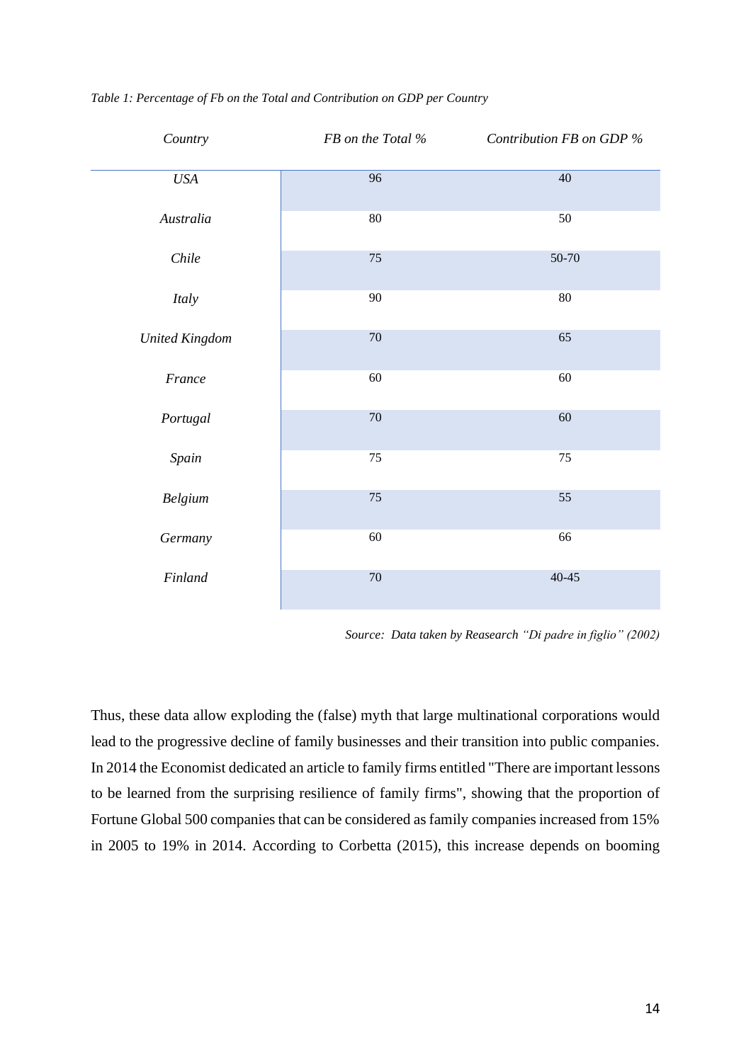*Table 1: Percentage of Fb on the Total and Contribution on GDP per Country*

| *Country* | *FB on the Total %* | *Contribution FB on GDP %* |
|---|---|---|
| *USA* | 96 | 40 |
| *Australia* | 80 | 50 |
| *Chile* | 75 | 50-70 |
| *Italy* | 90 | 80 |
| *United Kingdom* | 70 | 65 |
| *France* | 60 | 60 |
| *Portugal* | 70 | 60 |
| *Spain* | 75 | 75 |
| *Belgium* | 75 | 55 |
| *Germany* | 60 | 66 |
| *Finland* | 70 | 40-45 |

*Source: Data taken by Reasearch "Di padre in figlio" (2002)*

Thus, these data allow exploding the (false) myth that large multinational corporations would lead to the progressive decline of family businesses and their transition into public companies. In 2014 the Economist dedicated an article to family firms entitled "There are important lessons to be learned from the surprising resilience of family firms", showing that the proportion of Fortune Global 500 companies that can be considered as family companies increased from 15% in 2005 to 19% in 2014. According to Corbetta (2015), this increase depends on booming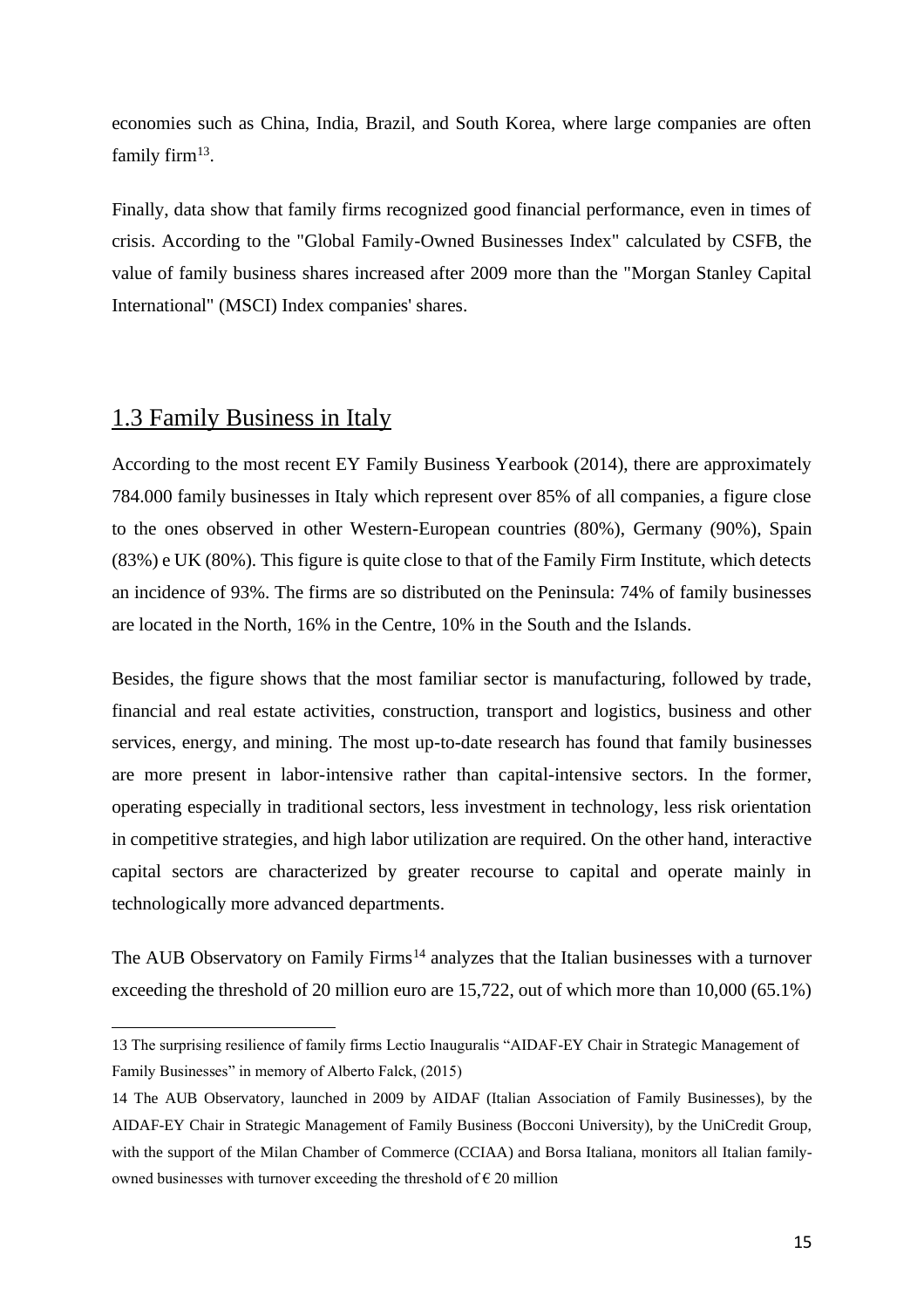economies such as China, India, Brazil, and South Korea, where large companies are often family firm[13].

Finally, data show that family firms recognized good financial performance, even in times of crisis. According to the "Global Family-Owned Businesses Index" calculated by CSFB, the value of family business shares increased after 2009 more than the "Morgan Stanley Capital International" (MSCI) Index companies' shares.

## 1.3 Family Business in Italy

According to the most recent EY Family Business Yearbook (2014), there are approximately 784.000 family businesses in Italy which represent over 85% of all companies, a figure close to the ones observed in other Western-European countries (80%), Germany (90%), Spain (83%) e UK (80%). This figure is quite close to that of the Family Firm Institute, which detects an incidence of 93%. The firms are so distributed on the Peninsula: 74% of family businesses are located in the North, 16% in the Centre, 10% in the South and the Islands.

Besides, the figure shows that the most familiar sector is manufacturing, followed by trade, financial and real estate activities, construction, transport and logistics, business and other services, energy, and mining. The most up-to-date research has found that family businesses are more present in labor-intensive rather than capital-intensive sectors. In the former, operating especially in traditional sectors, less investment in technology, less risk orientation in competitive strategies, and high labor utilization are required. On the other hand, interactive capital sectors are characterized by greater recourse to capital and operate mainly in technologically more advanced departments.

The AUB Observatory on Family Firms[14] analyzes that the Italian businesses with a turnover exceeding the threshold of 20 million euro are 15,722, out of which more than 10,000 (65.1%)

---

13 The surprising resilience of family firms Lectio Inauguralis "AIDAF-EY Chair in Strategic Management of Family Businesses" in memory of Alberto Falck, (2015)

14 The AUB Observatory, launched in 2009 by AIDAF (Italian Association of Family Businesses), by the AIDAF-EY Chair in Strategic Management of Family Business (Bocconi University), by the UniCredit Group, with the support of the Milan Chamber of Commerce (CCIAA) and Borsa Italiana, monitors all Italian family-owned businesses with turnover exceeding the threshold of € 20 million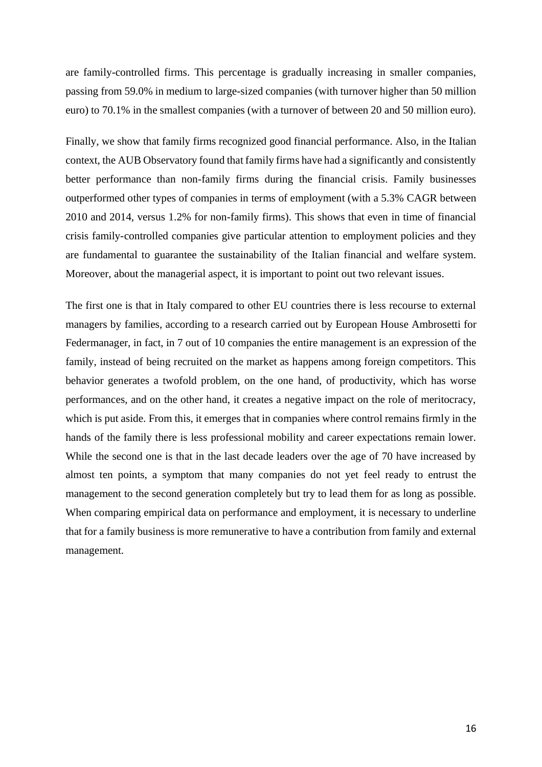are family-controlled firms. This percentage is gradually increasing in smaller companies, passing from 59.0% in medium to large-sized companies (with turnover higher than 50 million euro) to 70.1% in the smallest companies (with a turnover of between 20 and 50 million euro).

Finally, we show that family firms recognized good financial performance. Also, in the Italian context, the AUB Observatory found that family firms have had a significantly and consistently better performance than non-family firms during the financial crisis. Family businesses outperformed other types of companies in terms of employment (with a 5.3% CAGR between 2010 and 2014, versus 1.2% for non-family firms). This shows that even in time of financial crisis family-controlled companies give particular attention to employment policies and they are fundamental to guarantee the sustainability of the Italian financial and welfare system. Moreover, about the managerial aspect, it is important to point out two relevant issues.

The first one is that in Italy compared to other EU countries there is less recourse to external managers by families, according to a research carried out by European House Ambrosetti for Federmanager, in fact, in 7 out of 10 companies the entire management is an expression of the family, instead of being recruited on the market as happens among foreign competitors. This behavior generates a twofold problem, on the one hand, of productivity, which has worse performances, and on the other hand, it creates a negative impact on the role of meritocracy, which is put aside. From this, it emerges that in companies where control remains firmly in the hands of the family there is less professional mobility and career expectations remain lower. While the second one is that in the last decade leaders over the age of 70 have increased by almost ten points, a symptom that many companies do not yet feel ready to entrust the management to the second generation completely but try to lead them for as long as possible. When comparing empirical data on performance and employment, it is necessary to underline that for a family business is more remunerative to have a contribution from family and external management.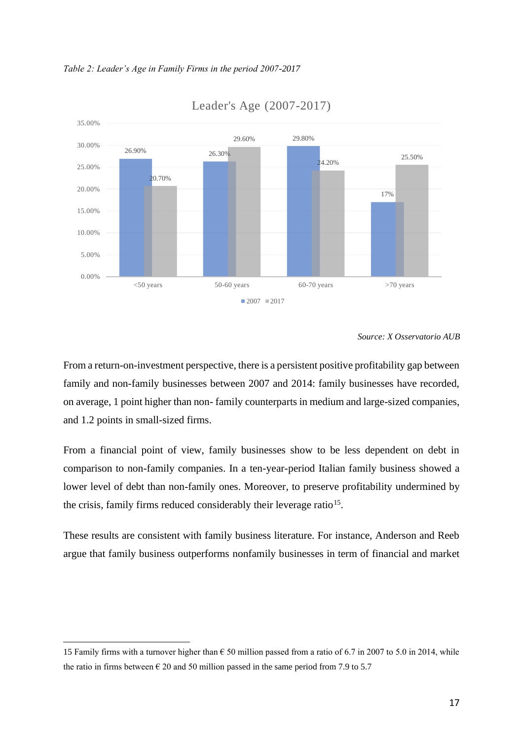*Table 2: Leader's Age in Family Firms in the period 2007-2017*

Leader's Age (2007-2017)

| | <50 years | 50-60 years | 60-70 years | >70 years |
|---|---|---|---|---|
| 2007 | 26.90% | 26.30% | 29.80% | 17% |
| 2017 | 20.70% | 29.60% | 24.20% | 25.50% |

*Source: X Osservatorio AUB*

From a return-on-investment perspective, there is a persistent positive profitability gap between family and non-family businesses between 2007 and 2014: family businesses have recorded, on average, 1 point higher than non- family counterparts in medium and large-sized companies, and 1.2 points in small-sized firms.

From a financial point of view, family businesses show to be less dependent on debt in comparison to non-family companies. In a ten-year-period Italian family business showed a lower level of debt than non-family ones. Moreover, to preserve profitability undermined by the crisis, family firms reduced considerably their leverage ratio[15].

These results are consistent with family business literature. For instance, Anderson and Reeb argue that family business outperforms nonfamily businesses in term of financial and market

---

15 Family firms with a turnover higher than € 50 million passed from a ratio of 6.7 in 2007 to 5.0 in 2014, while the ratio in firms between € 20 and 50 million passed in the same period from 7.9 to 5.7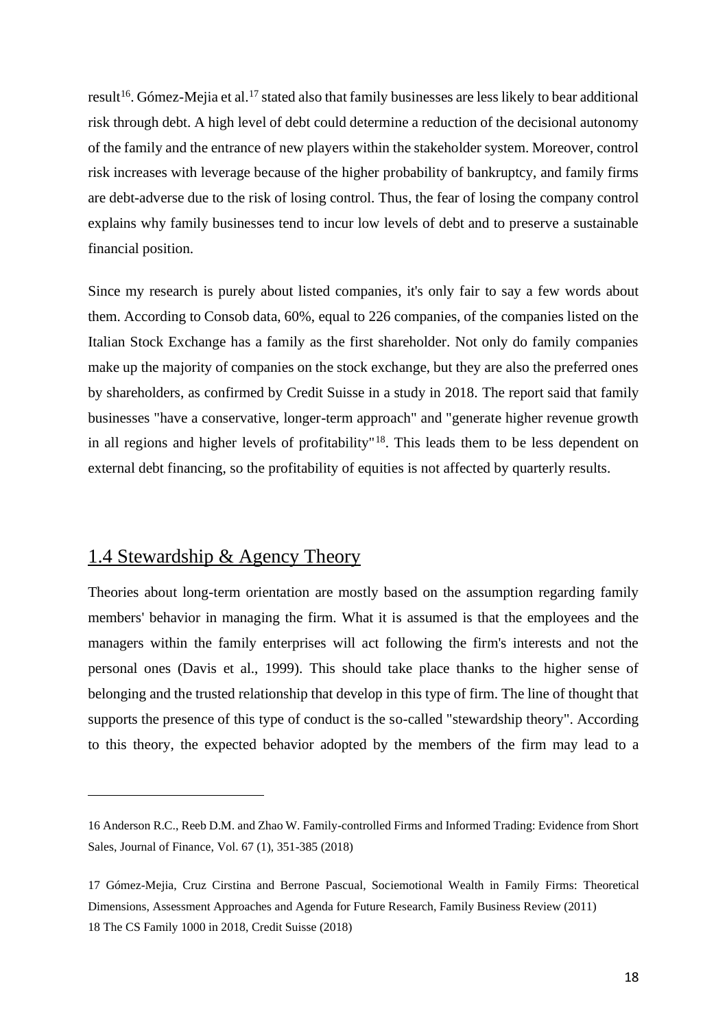result[16]. Gómez-Mejia et al.[17] stated also that family businesses are less likely to bear additional risk through debt. A high level of debt could determine a reduction of the decisional autonomy of the family and the entrance of new players within the stakeholder system. Moreover, control risk increases with leverage because of the higher probability of bankruptcy, and family firms are debt-adverse due to the risk of losing control. Thus, the fear of losing the company control explains why family businesses tend to incur low levels of debt and to preserve a sustainable financial position.

Since my research is purely about listed companies, it's only fair to say a few words about them. According to Consob data, 60%, equal to 226 companies, of the companies listed on the Italian Stock Exchange has a family as the first shareholder. Not only do family companies make up the majority of companies on the stock exchange, but they are also the preferred ones by shareholders, as confirmed by Credit Suisse in a study in 2018. The report said that family businesses "have a conservative, longer-term approach" and "generate higher revenue growth in all regions and higher levels of profitability"[18]. This leads them to be less dependent on external debt financing, so the profitability of equities is not affected by quarterly results.

## 1.4 Stewardship & Agency Theory

Theories about long-term orientation are mostly based on the assumption regarding family members' behavior in managing the firm. What it is assumed is that the employees and the managers within the family enterprises will act following the firm's interests and not the personal ones (Davis et al., 1999). This should take place thanks to the higher sense of belonging and the trusted relationship that develop in this type of firm. The line of thought that supports the presence of this type of conduct is the so-called "stewardship theory". According to this theory, the expected behavior adopted by the members of the firm may lead to a

---

16 Anderson R.C., Reeb D.M. and Zhao W. Family-controlled Firms and Informed Trading: Evidence from Short Sales, Journal of Finance, Vol. 67 (1), 351-385 (2018)

17 Gómez-Mejia, Cruz Cirstina and Berrone Pascual, Sociemotional Wealth in Family Firms: Theoretical Dimensions, Assessment Approaches and Agenda for Future Research, Family Business Review (2011)

18 The CS Family 1000 in 2018, Credit Suisse (2018)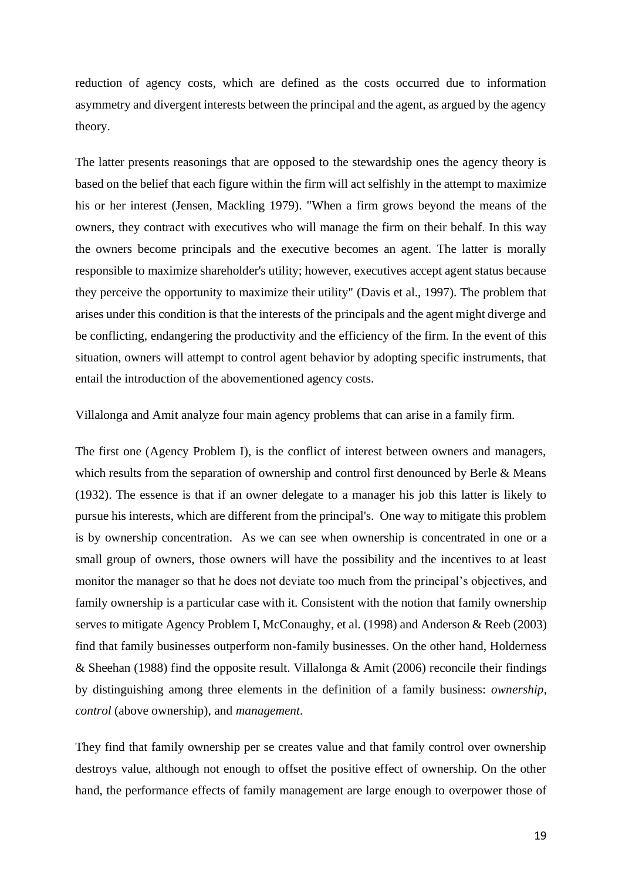reduction of agency costs, which are defined as the costs occurred due to information asymmetry and divergent interests between the principal and the agent, as argued by the agency theory.

The latter presents reasonings that are opposed to the stewardship ones the agency theory is based on the belief that each figure within the firm will act selfishly in the attempt to maximize his or her interest (Jensen, Mackling 1979). "When a firm grows beyond the means of the owners, they contract with executives who will manage the firm on their behalf. In this way the owners become principals and the executive becomes an agent. The latter is morally responsible to maximize shareholder's utility; however, executives accept agent status because they perceive the opportunity to maximize their utility" (Davis et al., 1997). The problem that arises under this condition is that the interests of the principals and the agent might diverge and be conflicting, endangering the productivity and the efficiency of the firm. In the event of this situation, owners will attempt to control agent behavior by adopting specific instruments, that entail the introduction of the abovementioned agency costs.

Villalonga and Amit analyze four main agency problems that can arise in a family firm.

The first one (Agency Problem I), is the conflict of interest between owners and managers, which results from the separation of ownership and control first denounced by Berle & Means (1932). The essence is that if an owner delegate to a manager his job this latter is likely to pursue his interests, which are different from the principal's. One way to mitigate this problem is by ownership concentration. As we can see when ownership is concentrated in one or a small group of owners, those owners will have the possibility and the incentives to at least monitor the manager so that he does not deviate too much from the principal's objectives, and family ownership is a particular case with it. Consistent with the notion that family ownership serves to mitigate Agency Problem I, McConaughy, et al. (1998) and Anderson & Reeb (2003) find that family businesses outperform non-family businesses. On the other hand, Holderness & Sheehan (1988) find the opposite result. Villalonga & Amit (2006) reconcile their findings by distinguishing among three elements in the definition of a family business: *ownership*, *control* (above ownership), and *management*.

They find that family ownership per se creates value and that family control over ownership destroys value, although not enough to offset the positive effect of ownership. On the other hand, the performance effects of family management are large enough to overpower those of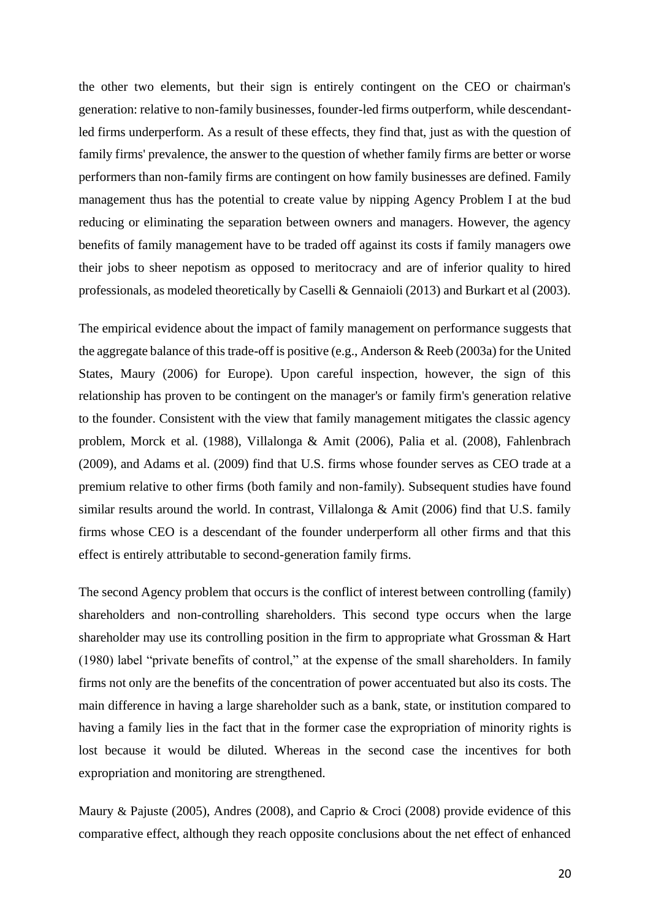the other two elements, but their sign is entirely contingent on the CEO or chairman's generation: relative to non-family businesses, founder-led firms outperform, while descendant-led firms underperform. As a result of these effects, they find that, just as with the question of family firms' prevalence, the answer to the question of whether family firms are better or worse performers than non-family firms are contingent on how family businesses are defined. Family management thus has the potential to create value by nipping Agency Problem I at the bud reducing or eliminating the separation between owners and managers. However, the agency benefits of family management have to be traded off against its costs if family managers owe their jobs to sheer nepotism as opposed to meritocracy and are of inferior quality to hired professionals, as modeled theoretically by Caselli & Gennaioli (2013) and Burkart et al (2003).

The empirical evidence about the impact of family management on performance suggests that the aggregate balance of this trade-off is positive (e.g., Anderson & Reeb (2003a) for the United States, Maury (2006) for Europe). Upon careful inspection, however, the sign of this relationship has proven to be contingent on the manager's or family firm's generation relative to the founder. Consistent with the view that family management mitigates the classic agency problem, Morck et al. (1988), Villalonga & Amit (2006), Palia et al. (2008), Fahlenbrach (2009), and Adams et al. (2009) find that U.S. firms whose founder serves as CEO trade at a premium relative to other firms (both family and non-family). Subsequent studies have found similar results around the world. In contrast, Villalonga & Amit (2006) find that U.S. family firms whose CEO is a descendant of the founder underperform all other firms and that this effect is entirely attributable to second-generation family firms.

The second Agency problem that occurs is the conflict of interest between controlling (family) shareholders and non-controlling shareholders. This second type occurs when the large shareholder may use its controlling position in the firm to appropriate what Grossman & Hart (1980) label "private benefits of control," at the expense of the small shareholders. In family firms not only are the benefits of the concentration of power accentuated but also its costs. The main difference in having a large shareholder such as a bank, state, or institution compared to having a family lies in the fact that in the former case the expropriation of minority rights is lost because it would be diluted. Whereas in the second case the incentives for both expropriation and monitoring are strengthened.

Maury & Pajuste (2005), Andres (2008), and Caprio & Croci (2008) provide evidence of this comparative effect, although they reach opposite conclusions about the net effect of enhanced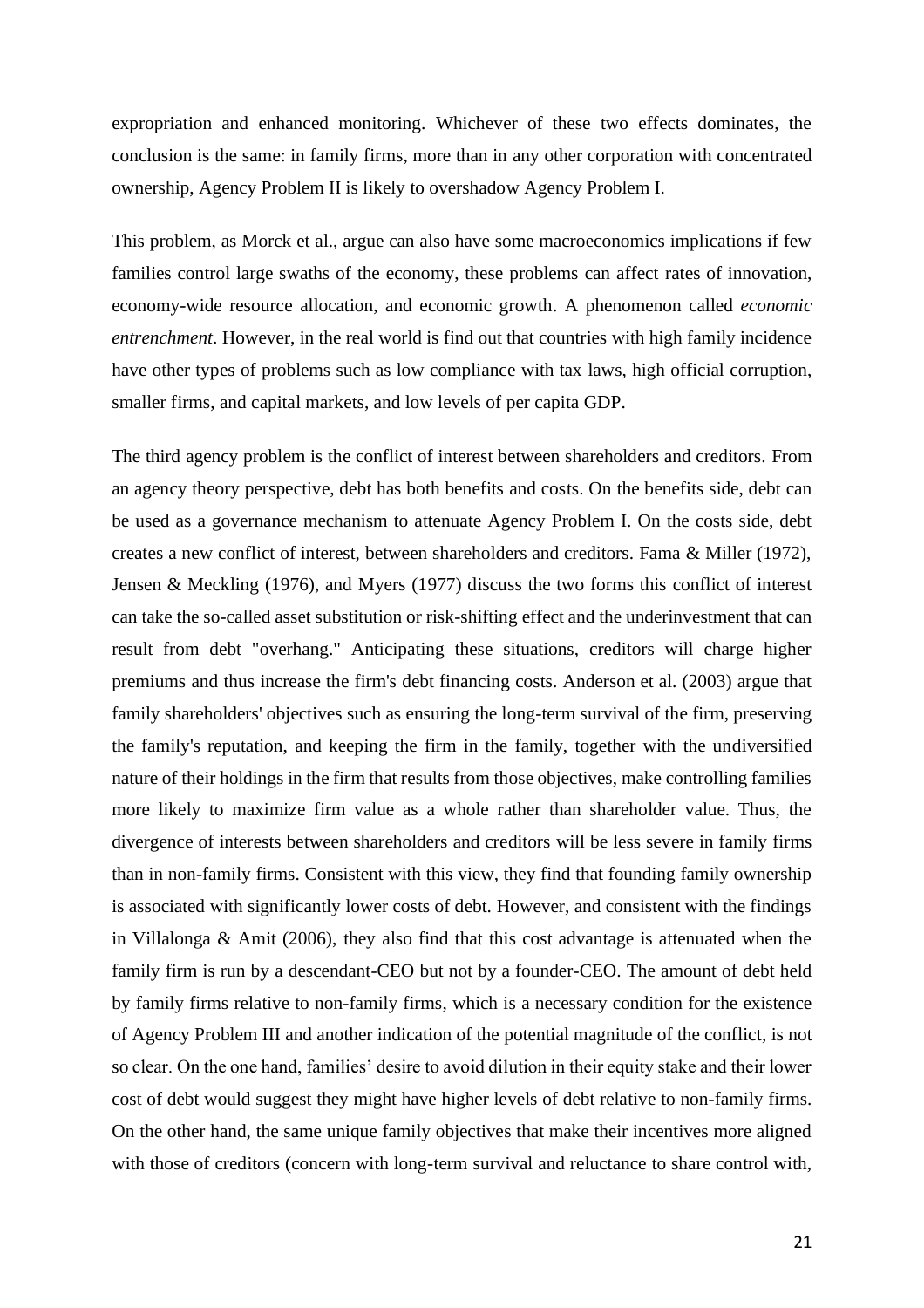expropriation and enhanced monitoring. Whichever of these two effects dominates, the conclusion is the same: in family firms, more than in any other corporation with concentrated ownership, Agency Problem II is likely to overshadow Agency Problem I.

This problem, as Morck et al., argue can also have some macroeconomics implications if few families control large swaths of the economy, these problems can affect rates of innovation, economy-wide resource allocation, and economic growth. A phenomenon called *economic entrenchment*. However, in the real world is find out that countries with high family incidence have other types of problems such as low compliance with tax laws, high official corruption, smaller firms, and capital markets, and low levels of per capita GDP.

The third agency problem is the conflict of interest between shareholders and creditors. From an agency theory perspective, debt has both benefits and costs. On the benefits side, debt can be used as a governance mechanism to attenuate Agency Problem I. On the costs side, debt creates a new conflict of interest, between shareholders and creditors. Fama & Miller (1972), Jensen & Meckling (1976), and Myers (1977) discuss the two forms this conflict of interest can take the so-called asset substitution or risk-shifting effect and the underinvestment that can result from debt "overhang." Anticipating these situations, creditors will charge higher premiums and thus increase the firm's debt financing costs. Anderson et al. (2003) argue that family shareholders' objectives such as ensuring the long-term survival of the firm, preserving the family's reputation, and keeping the firm in the family, together with the undiversified nature of their holdings in the firm that results from those objectives, make controlling families more likely to maximize firm value as a whole rather than shareholder value. Thus, the divergence of interests between shareholders and creditors will be less severe in family firms than in non-family firms. Consistent with this view, they find that founding family ownership is associated with significantly lower costs of debt. However, and consistent with the findings in Villalonga & Amit (2006), they also find that this cost advantage is attenuated when the family firm is run by a descendant-CEO but not by a founder-CEO. The amount of debt held by family firms relative to non-family firms, which is a necessary condition for the existence of Agency Problem III and another indication of the potential magnitude of the conflict, is not so clear. On the one hand, families' desire to avoid dilution in their equity stake and their lower cost of debt would suggest they might have higher levels of debt relative to non-family firms. On the other hand, the same unique family objectives that make their incentives more aligned with those of creditors (concern with long-term survival and reluctance to share control with,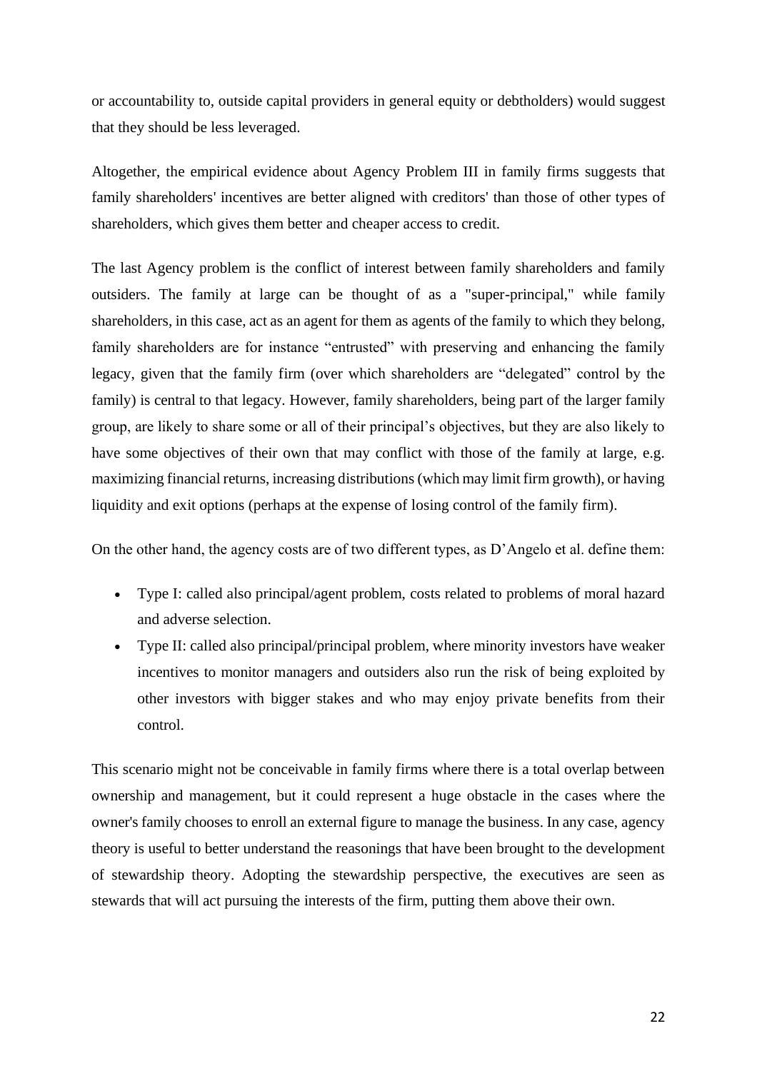or accountability to, outside capital providers in general equity or debtholders) would suggest that they should be less leveraged.

Altogether, the empirical evidence about Agency Problem III in family firms suggests that family shareholders' incentives are better aligned with creditors' than those of other types of shareholders, which gives them better and cheaper access to credit.

The last Agency problem is the conflict of interest between family shareholders and family outsiders. The family at large can be thought of as a "super-principal," while family shareholders, in this case, act as an agent for them as agents of the family to which they belong, family shareholders are for instance "entrusted" with preserving and enhancing the family legacy, given that the family firm (over which shareholders are "delegated" control by the family) is central to that legacy. However, family shareholders, being part of the larger family group, are likely to share some or all of their principal's objectives, but they are also likely to have some objectives of their own that may conflict with those of the family at large, e.g. maximizing financial returns, increasing distributions (which may limit firm growth), or having liquidity and exit options (perhaps at the expense of losing control of the family firm).

On the other hand, the agency costs are of two different types, as D'Angelo et al. define them:

- Type I: called also principal/agent problem, costs related to problems of moral hazard and adverse selection.
- Type II: called also principal/principal problem, where minority investors have weaker incentives to monitor managers and outsiders also run the risk of being exploited by other investors with bigger stakes and who may enjoy private benefits from their control.

This scenario might not be conceivable in family firms where there is a total overlap between ownership and management, but it could represent a huge obstacle in the cases where the owner's family chooses to enroll an external figure to manage the business. In any case, agency theory is useful to better understand the reasonings that have been brought to the development of stewardship theory. Adopting the stewardship perspective, the executives are seen as stewards that will act pursuing the interests of the firm, putting them above their own.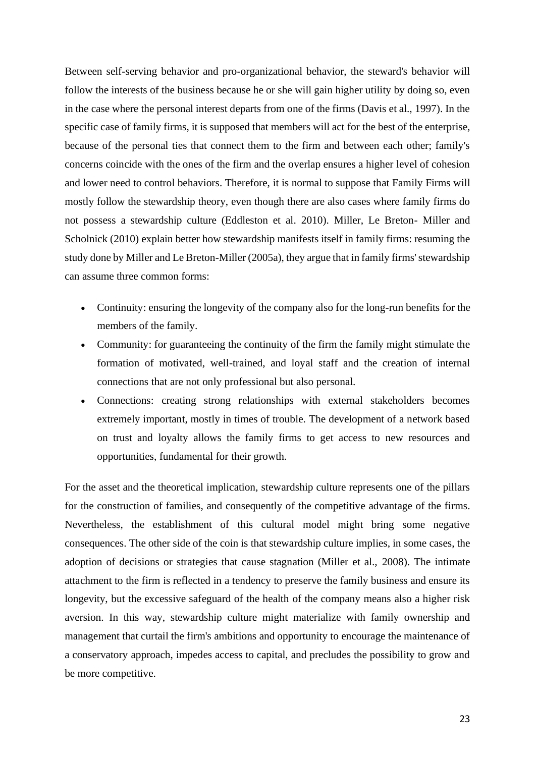Between self-serving behavior and pro-organizational behavior, the steward's behavior will follow the interests of the business because he or she will gain higher utility by doing so, even in the case where the personal interest departs from one of the firms (Davis et al., 1997). In the specific case of family firms, it is supposed that members will act for the best of the enterprise, because of the personal ties that connect them to the firm and between each other; family's concerns coincide with the ones of the firm and the overlap ensures a higher level of cohesion and lower need to control behaviors. Therefore, it is normal to suppose that Family Firms will mostly follow the stewardship theory, even though there are also cases where family firms do not possess a stewardship culture (Eddleston et al. 2010). Miller, Le Breton- Miller and Scholnick (2010) explain better how stewardship manifests itself in family firms: resuming the study done by Miller and Le Breton-Miller (2005a), they argue that in family firms' stewardship can assume three common forms:

- Continuity: ensuring the longevity of the company also for the long-run benefits for the members of the family.
- Community: for guaranteeing the continuity of the firm the family might stimulate the formation of motivated, well-trained, and loyal staff and the creation of internal connections that are not only professional but also personal.
- Connections: creating strong relationships with external stakeholders becomes extremely important, mostly in times of trouble. The development of a network based on trust and loyalty allows the family firms to get access to new resources and opportunities, fundamental for their growth.

For the asset and the theoretical implication, stewardship culture represents one of the pillars for the construction of families, and consequently of the competitive advantage of the firms. Nevertheless, the establishment of this cultural model might bring some negative consequences. The other side of the coin is that stewardship culture implies, in some cases, the adoption of decisions or strategies that cause stagnation (Miller et al., 2008). The intimate attachment to the firm is reflected in a tendency to preserve the family business and ensure its longevity, but the excessive safeguard of the health of the company means also a higher risk aversion. In this way, stewardship culture might materialize with family ownership and management that curtail the firm's ambitions and opportunity to encourage the maintenance of a conservatory approach, impedes access to capital, and precludes the possibility to grow and be more competitive.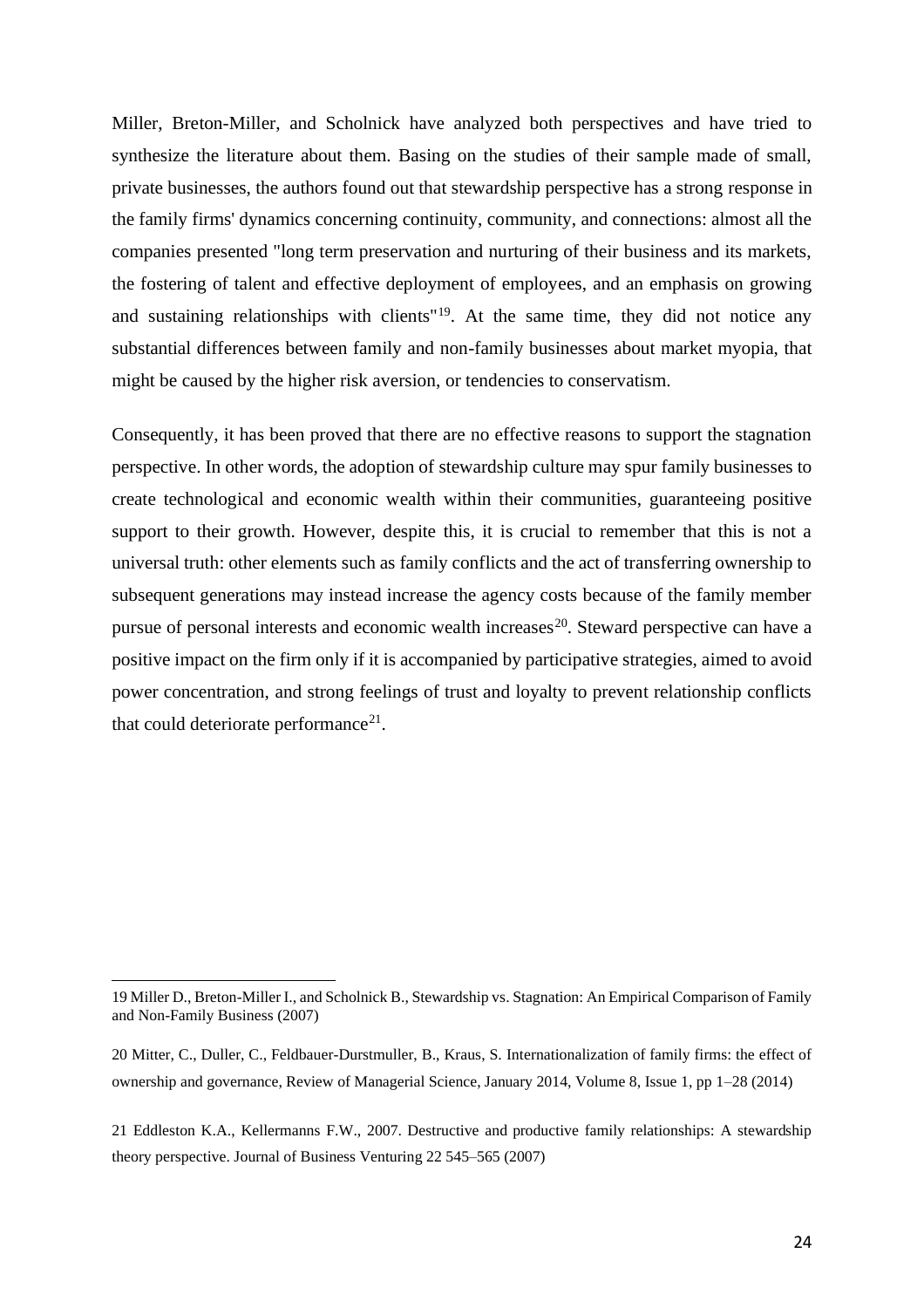Miller, Breton-Miller, and Scholnick have analyzed both perspectives and have tried to synthesize the literature about them. Basing on the studies of their sample made of small, private businesses, the authors found out that stewardship perspective has a strong response in the family firms' dynamics concerning continuity, community, and connections: almost all the companies presented "long term preservation and nurturing of their business and its markets, the fostering of talent and effective deployment of employees, and an emphasis on growing and sustaining relationships with clients"[19]. At the same time, they did not notice any substantial differences between family and non-family businesses about market myopia, that might be caused by the higher risk aversion, or tendencies to conservatism.

Consequently, it has been proved that there are no effective reasons to support the stagnation perspective. In other words, the adoption of stewardship culture may spur family businesses to create technological and economic wealth within their communities, guaranteeing positive support to their growth. However, despite this, it is crucial to remember that this is not a universal truth: other elements such as family conflicts and the act of transferring ownership to subsequent generations may instead increase the agency costs because of the family member pursue of personal interests and economic wealth increases[20]. Steward perspective can have a positive impact on the firm only if it is accompanied by participative strategies, aimed to avoid power concentration, and strong feelings of trust and loyalty to prevent relationship conflicts that could deteriorate performance[21].

---

19 Miller D., Breton-Miller I., and Scholnick B., Stewardship vs. Stagnation: An Empirical Comparison of Family and Non-Family Business (2007)

20 Mitter, C., Duller, C., Feldbauer-Durstmuller, B., Kraus, S. Internationalization of family firms: the effect of ownership and governance, Review of Managerial Science, January 2014, Volume 8, Issue 1, pp 1–28 (2014)

21 Eddleston K.A., Kellermanns F.W., 2007. Destructive and productive family relationships: A stewardship theory perspective. Journal of Business Venturing 22 545–565 (2007)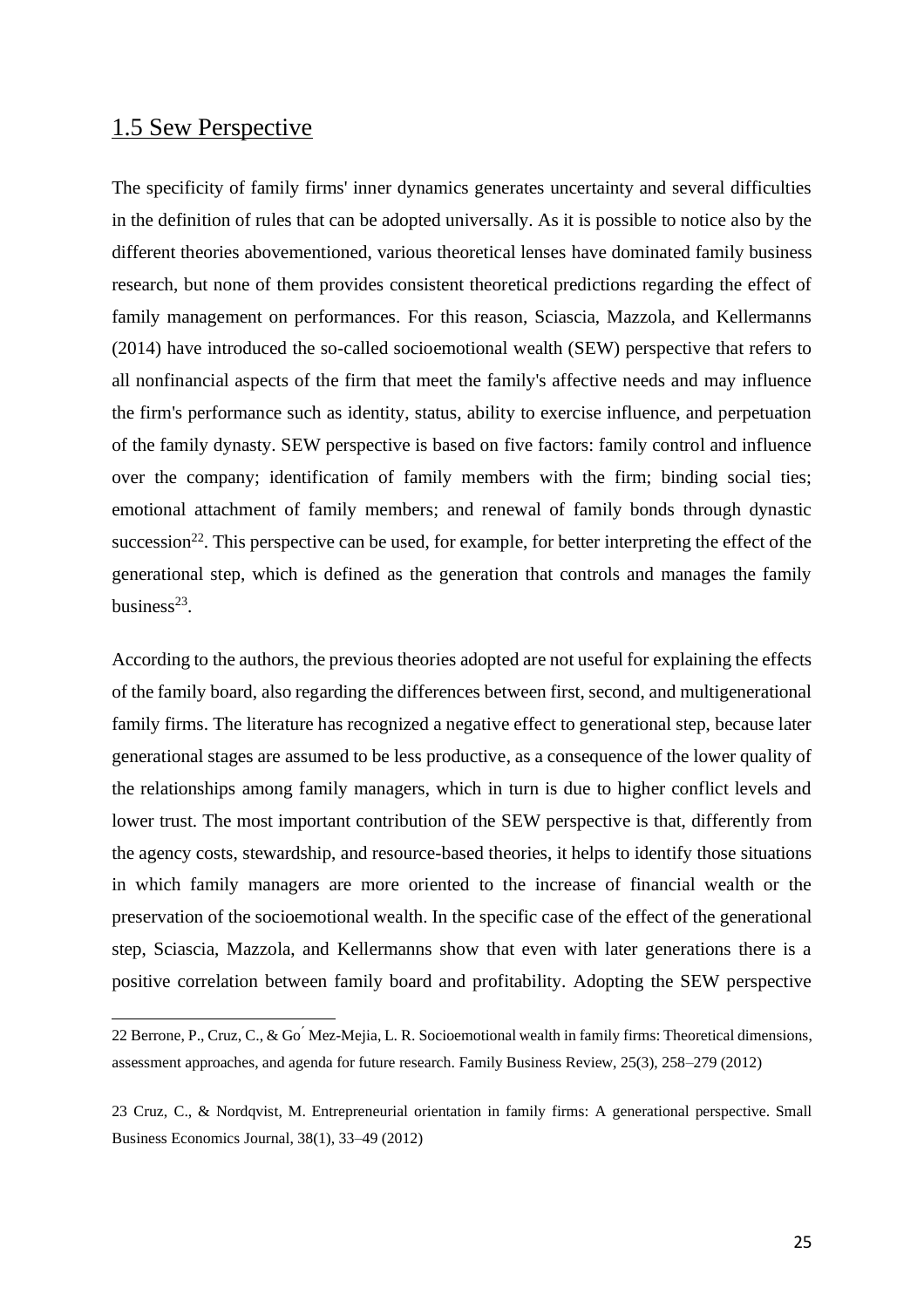## 1.5 Sew Perspective

The specificity of family firms' inner dynamics generates uncertainty and several difficulties in the definition of rules that can be adopted universally. As it is possible to notice also by the different theories abovementioned, various theoretical lenses have dominated family business research, but none of them provides consistent theoretical predictions regarding the effect of family management on performances. For this reason, Sciascia, Mazzola, and Kellermanns (2014) have introduced the so-called socioemotional wealth (SEW) perspective that refers to all nonfinancial aspects of the firm that meet the family's affective needs and may influence the firm's performance such as identity, status, ability to exercise influence, and perpetuation of the family dynasty. SEW perspective is based on five factors: family control and influence over the company; identification of family members with the firm; binding social ties; emotional attachment of family members; and renewal of family bonds through dynastic succession[22]. This perspective can be used, for example, for better interpreting the effect of the generational step, which is defined as the generation that controls and manages the family business[23].

According to the authors, the previous theories adopted are not useful for explaining the effects of the family board, also regarding the differences between first, second, and multigenerational family firms. The literature has recognized a negative effect to generational step, because later generational stages are assumed to be less productive, as a consequence of the lower quality of the relationships among family managers, which in turn is due to higher conflict levels and lower trust. The most important contribution of the SEW perspective is that, differently from the agency costs, stewardship, and resource-based theories, it helps to identify those situations in which family managers are more oriented to the increase of financial wealth or the preservation of the socioemotional wealth. In the specific case of the effect of the generational step, Sciascia, Mazzola, and Kellermanns show that even with later generations there is a positive correlation between family board and profitability. Adopting the SEW perspective

---

22 Berrone, P., Cruz, C., & Gómez-Mejia, L. R. Socioemotional wealth in family firms: Theoretical dimensions, assessment approaches, and agenda for future research. Family Business Review, 25(3), 258–279 (2012)

23 Cruz, C., & Nordqvist, M. Entrepreneurial orientation in family firms: A generational perspective. Small Business Economics Journal, 38(1), 33–49 (2012)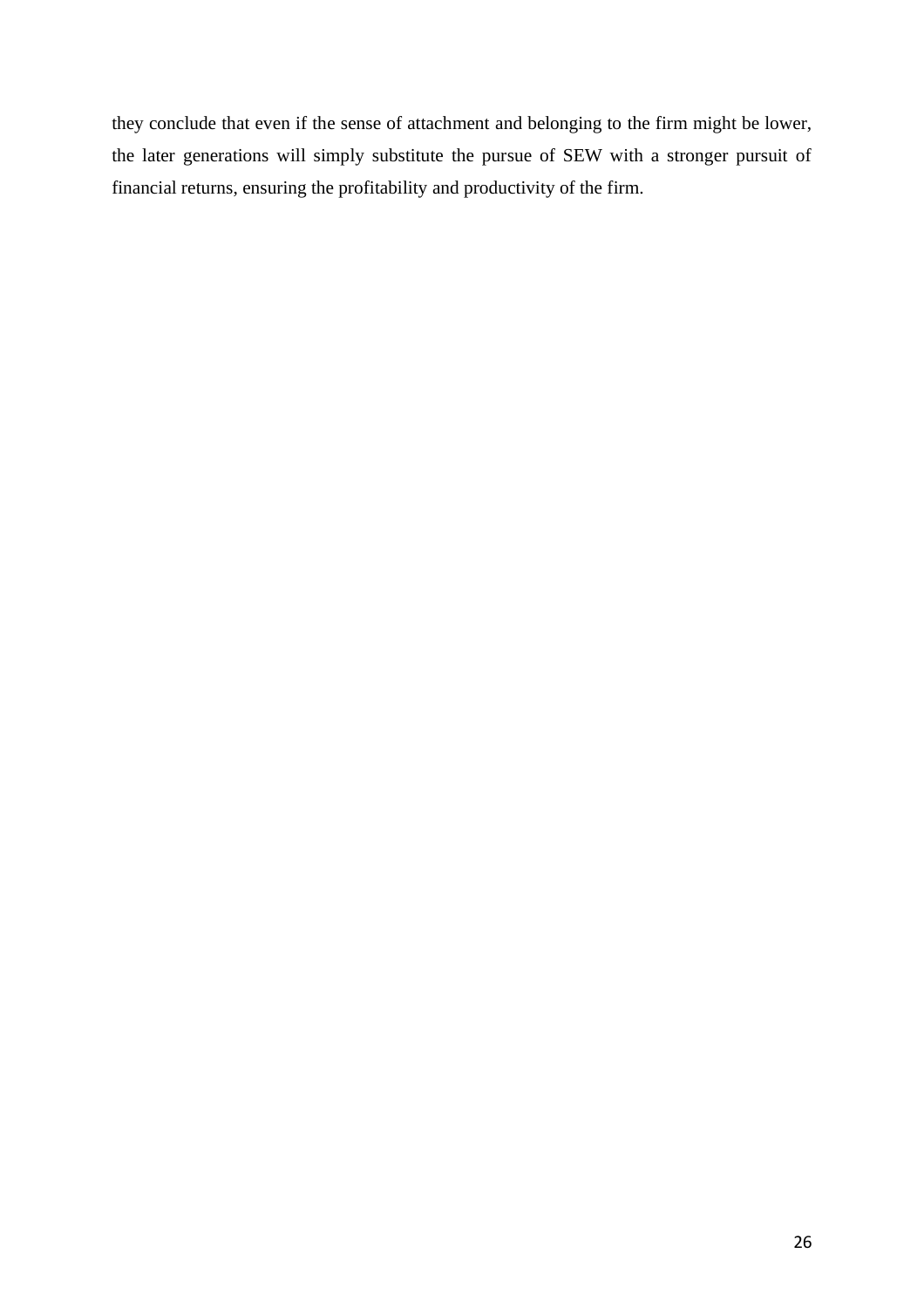they conclude that even if the sense of attachment and belonging to the firm might be lower, the later generations will simply substitute the pursue of SEW with a stronger pursuit of financial returns, ensuring the profitability and productivity of the firm.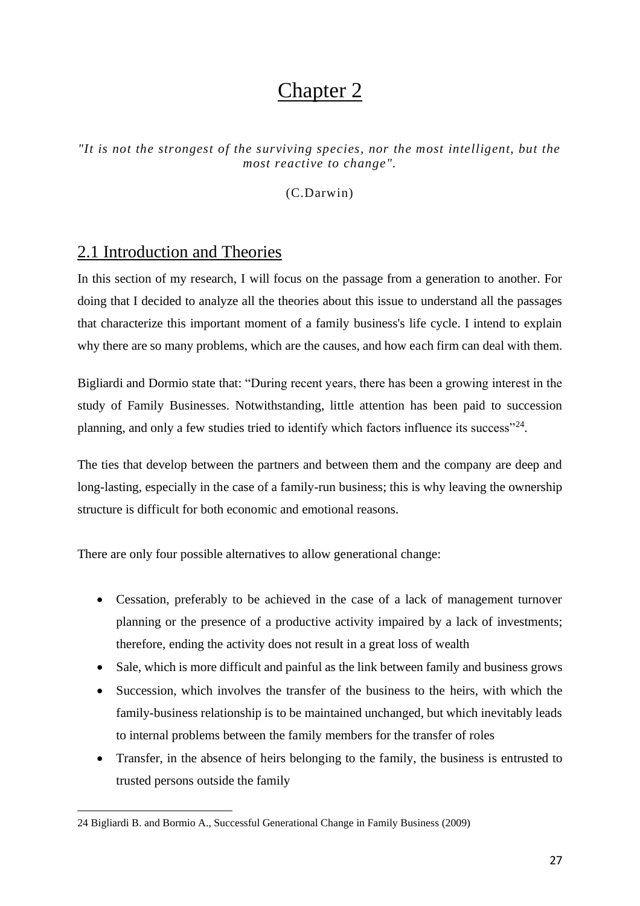# Chapter 2

*"It is not the strongest of the surviving species, nor the most intelligent, but the most reactive to change".*

(C.Darwin)

## 2.1 Introduction and Theories

In this section of my research, I will focus on the passage from a generation to another. For doing that I decided to analyze all the theories about this issue to understand all the passages that characterize this important moment of a family business's life cycle. I intend to explain why there are so many problems, which are the causes, and how each firm can deal with them.

Bigliardi and Dormio state that: "During recent years, there has been a growing interest in the study of Family Businesses. Notwithstanding, little attention has been paid to succession planning, and only a few studies tried to identify which factors influence its success"[24].

The ties that develop between the partners and between them and the company are deep and long-lasting, especially in the case of a family-run business; this is why leaving the ownership structure is difficult for both economic and emotional reasons.

There are only four possible alternatives to allow generational change:

- Cessation, preferably to be achieved in the case of a lack of management turnover planning or the presence of a productive activity impaired by a lack of investments; therefore, ending the activity does not result in a great loss of wealth
- Sale, which is more difficult and painful as the link between family and business grows
- Succession, which involves the transfer of the business to the heirs, with which the family-business relationship is to be maintained unchanged, but which inevitably leads to internal problems between the family members for the transfer of roles
- Transfer, in the absence of heirs belonging to the family, the business is entrusted to trusted persons outside the family

24 Bigliardi B. and Bormio A., Successful Generational Change in Family Business (2009)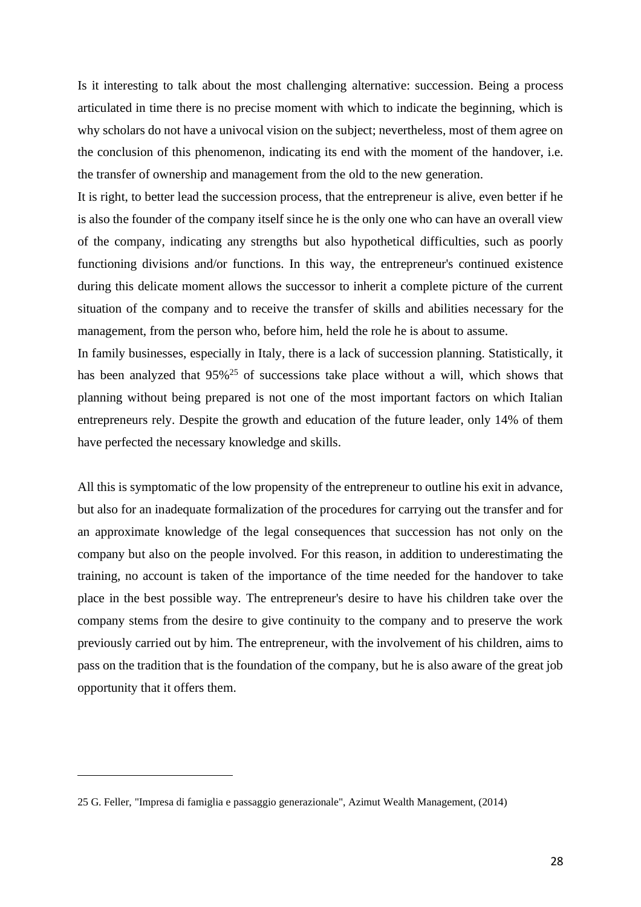Is it interesting to talk about the most challenging alternative: succession. Being a process articulated in time there is no precise moment with which to indicate the beginning, which is why scholars do not have a univocal vision on the subject; nevertheless, most of them agree on the conclusion of this phenomenon, indicating its end with the moment of the handover, i.e. the transfer of ownership and management from the old to the new generation.

It is right, to better lead the succession process, that the entrepreneur is alive, even better if he is also the founder of the company itself since he is the only one who can have an overall view of the company, indicating any strengths but also hypothetical difficulties, such as poorly functioning divisions and/or functions. In this way, the entrepreneur's continued existence during this delicate moment allows the successor to inherit a complete picture of the current situation of the company and to receive the transfer of skills and abilities necessary for the management, from the person who, before him, held the role he is about to assume.

In family businesses, especially in Italy, there is a lack of succession planning. Statistically, it has been analyzed that 95%[25] of successions take place without a will, which shows that planning without being prepared is not one of the most important factors on which Italian entrepreneurs rely. Despite the growth and education of the future leader, only 14% of them have perfected the necessary knowledge and skills.

All this is symptomatic of the low propensity of the entrepreneur to outline his exit in advance, but also for an inadequate formalization of the procedures for carrying out the transfer and for an approximate knowledge of the legal consequences that succession has not only on the company but also on the people involved. For this reason, in addition to underestimating the training, no account is taken of the importance of the time needed for the handover to take place in the best possible way. The entrepreneur's desire to have his children take over the company stems from the desire to give continuity to the company and to preserve the work previously carried out by him. The entrepreneur, with the involvement of his children, aims to pass on the tradition that is the foundation of the company, but he is also aware of the great job opportunity that it offers them.

---

25 G. Feller, "Impresa di famiglia e passaggio generazionale", Azimut Wealth Management, (2014)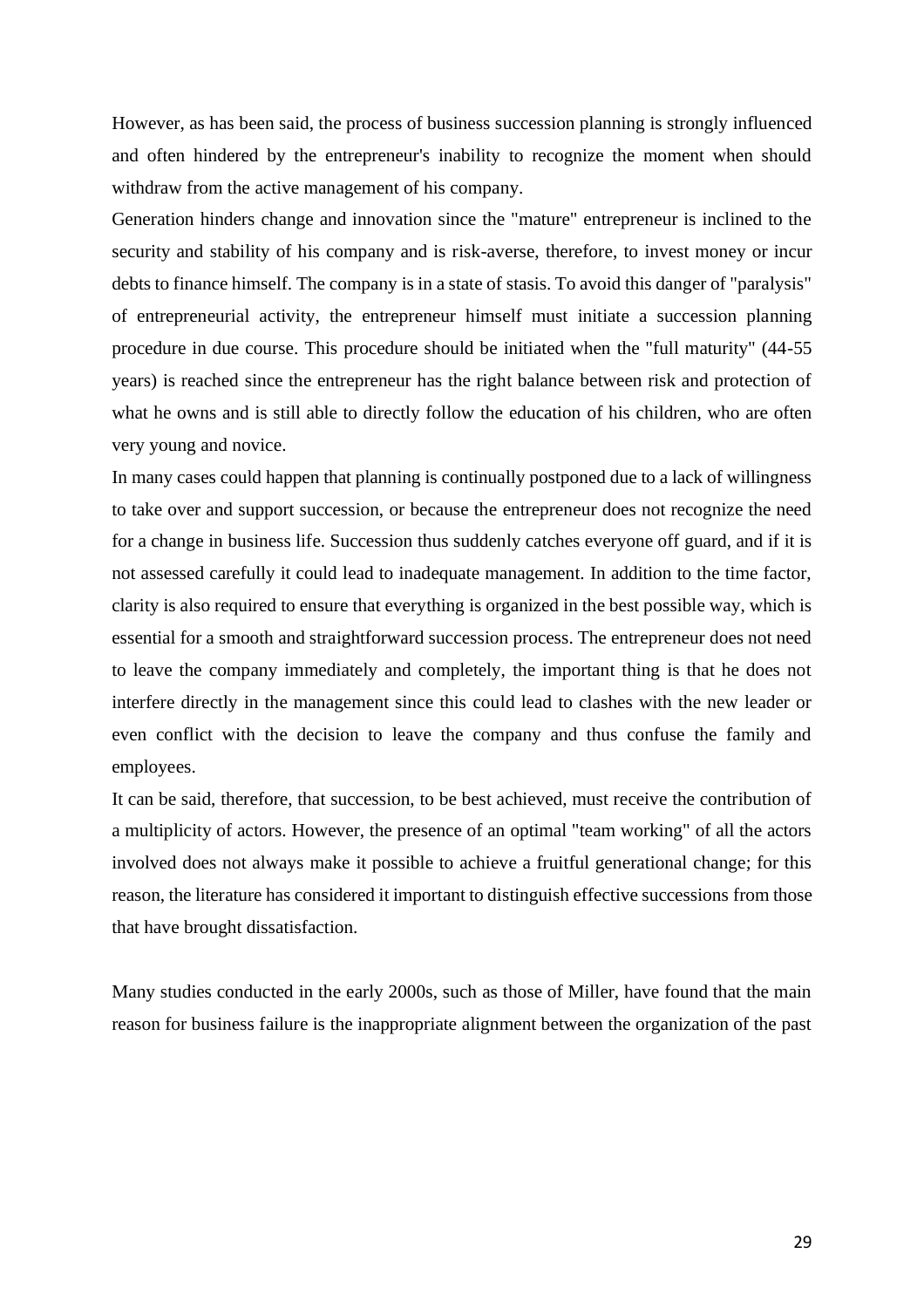However, as has been said, the process of business succession planning is strongly influenced and often hindered by the entrepreneur's inability to recognize the moment when should withdraw from the active management of his company.

Generation hinders change and innovation since the "mature" entrepreneur is inclined to the security and stability of his company and is risk-averse, therefore, to invest money or incur debts to finance himself. The company is in a state of stasis. To avoid this danger of "paralysis" of entrepreneurial activity, the entrepreneur himself must initiate a succession planning procedure in due course. This procedure should be initiated when the "full maturity" (44-55 years) is reached since the entrepreneur has the right balance between risk and protection of what he owns and is still able to directly follow the education of his children, who are often very young and novice.

In many cases could happen that planning is continually postponed due to a lack of willingness to take over and support succession, or because the entrepreneur does not recognize the need for a change in business life. Succession thus suddenly catches everyone off guard, and if it is not assessed carefully it could lead to inadequate management. In addition to the time factor, clarity is also required to ensure that everything is organized in the best possible way, which is essential for a smooth and straightforward succession process. The entrepreneur does not need to leave the company immediately and completely, the important thing is that he does not interfere directly in the management since this could lead to clashes with the new leader or even conflict with the decision to leave the company and thus confuse the family and employees.

It can be said, therefore, that succession, to be best achieved, must receive the contribution of a multiplicity of actors. However, the presence of an optimal "team working" of all the actors involved does not always make it possible to achieve a fruitful generational change; for this reason, the literature has considered it important to distinguish effective successions from those that have brought dissatisfaction.

Many studies conducted in the early 2000s, such as those of Miller, have found that the main reason for business failure is the inappropriate alignment between the organization of the past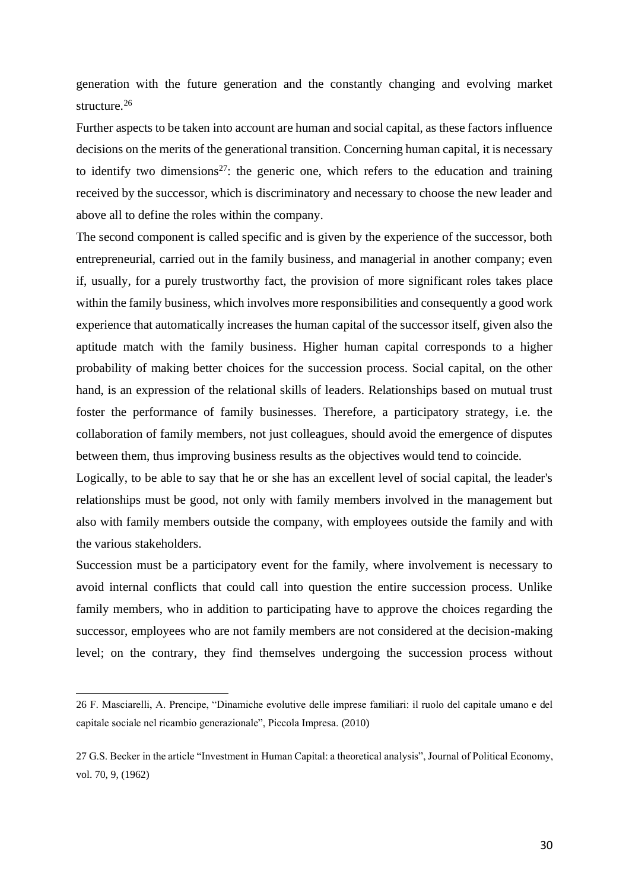generation with the future generation and the constantly changing and evolving market structure.[26]

Further aspects to be taken into account are human and social capital, as these factors influence decisions on the merits of the generational transition. Concerning human capital, it is necessary to identify two dimensions[27]: the generic one, which refers to the education and training received by the successor, which is discriminatory and necessary to choose the new leader and above all to define the roles within the company.

The second component is called specific and is given by the experience of the successor, both entrepreneurial, carried out in the family business, and managerial in another company; even if, usually, for a purely trustworthy fact, the provision of more significant roles takes place within the family business, which involves more responsibilities and consequently a good work experience that automatically increases the human capital of the successor itself, given also the aptitude match with the family business. Higher human capital corresponds to a higher probability of making better choices for the succession process. Social capital, on the other hand, is an expression of the relational skills of leaders. Relationships based on mutual trust foster the performance of family businesses. Therefore, a participatory strategy, i.e. the collaboration of family members, not just colleagues, should avoid the emergence of disputes between them, thus improving business results as the objectives would tend to coincide.

Logically, to be able to say that he or she has an excellent level of social capital, the leader's relationships must be good, not only with family members involved in the management but also with family members outside the company, with employees outside the family and with the various stakeholders.

Succession must be a participatory event for the family, where involvement is necessary to avoid internal conflicts that could call into question the entire succession process. Unlike family members, who in addition to participating have to approve the choices regarding the successor, employees who are not family members are not considered at the decision-making level; on the contrary, they find themselves undergoing the succession process without

---

26 F. Masciarelli, A. Prencipe, "Dinamiche evolutive delle imprese familiari: il ruolo del capitale umano e del capitale sociale nel ricambio generazionale", Piccola Impresa. (2010)

27 G.S. Becker in the article "Investment in Human Capital: a theoretical analysis", Journal of Political Economy, vol. 70, 9, (1962)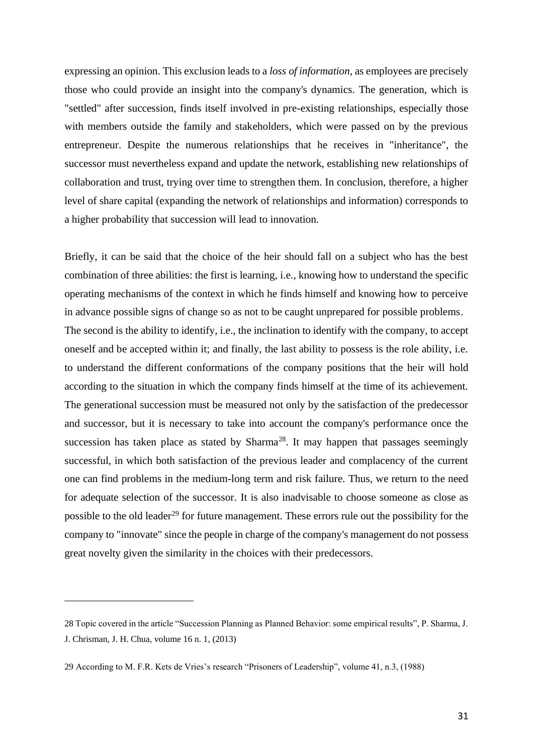expressing an opinion. This exclusion leads to a *loss of information*, as employees are precisely those who could provide an insight into the company's dynamics. The generation, which is "settled" after succession, finds itself involved in pre-existing relationships, especially those with members outside the family and stakeholders, which were passed on by the previous entrepreneur. Despite the numerous relationships that he receives in "inheritance", the successor must nevertheless expand and update the network, establishing new relationships of collaboration and trust, trying over time to strengthen them. In conclusion, therefore, a higher level of share capital (expanding the network of relationships and information) corresponds to a higher probability that succession will lead to innovation.

Briefly, it can be said that the choice of the heir should fall on a subject who has the best combination of three abilities: the first is learning, i.e., knowing how to understand the specific operating mechanisms of the context in which he finds himself and knowing how to perceive in advance possible signs of change so as not to be caught unprepared for possible problems.
The second is the ability to identify, i.e., the inclination to identify with the company, to accept oneself and be accepted within it; and finally, the last ability to possess is the role ability, i.e. to understand the different conformations of the company positions that the heir will hold according to the situation in which the company finds himself at the time of its achievement. The generational succession must be measured not only by the satisfaction of the predecessor and successor, but it is necessary to take into account the company's performance once the succession has taken place as stated by Sharma[28]. It may happen that passages seemingly successful, in which both satisfaction of the previous leader and complacency of the current one can find problems in the medium-long term and risk failure. Thus, we return to the need for adequate selection of the successor. It is also inadvisable to choose someone as close as possible to the old leader[29] for future management. These errors rule out the possibility for the company to "innovate" since the people in charge of the company's management do not possess great novelty given the similarity in the choices with their predecessors.

---

28 Topic covered in the article "Succession Planning as Planned Behavior: some empirical results", P. Sharma, J. J. Chrisman, J. H. Chua, volume 16 n. 1, (2013)

29 According to M. F.R. Kets de Vries's research "Prisoners of Leadership", volume 41, n.3, (1988)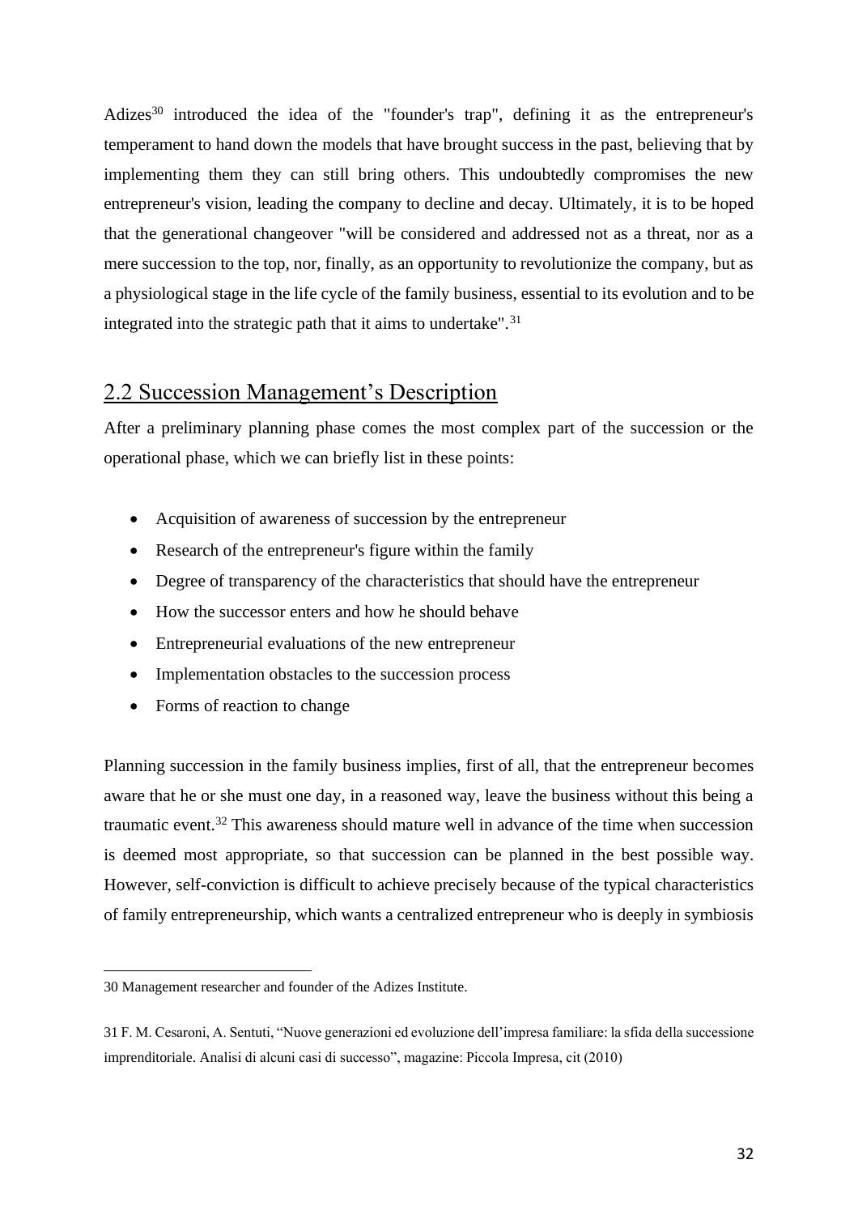Adizes[30] introduced the idea of the "founder's trap", defining it as the entrepreneur's temperament to hand down the models that have brought success in the past, believing that by implementing them they can still bring others. This undoubtedly compromises the new entrepreneur's vision, leading the company to decline and decay. Ultimately, it is to be hoped that the generational changeover "will be considered and addressed not as a threat, nor as a mere succession to the top, nor, finally, as an opportunity to revolutionize the company, but as a physiological stage in the life cycle of the family business, essential to its evolution and to be integrated into the strategic path that it aims to undertake".[31]

## 2.2 Succession Management's Description

After a preliminary planning phase comes the most complex part of the succession or the operational phase, which we can briefly list in these points:

- Acquisition of awareness of succession by the entrepreneur
- Research of the entrepreneur's figure within the family
- Degree of transparency of the characteristics that should have the entrepreneur
- How the successor enters and how he should behave
- Entrepreneurial evaluations of the new entrepreneur
- Implementation obstacles to the succession process
- Forms of reaction to change

Planning succession in the family business implies, first of all, that the entrepreneur becomes aware that he or she must one day, in a reasoned way, leave the business without this being a traumatic event.[32] This awareness should mature well in advance of the time when succession is deemed most appropriate, so that succession can be planned in the best possible way. However, self-conviction is difficult to achieve precisely because of the typical characteristics of family entrepreneurship, which wants a centralized entrepreneur who is deeply in symbiosis

---

30 Management researcher and founder of the Adizes Institute.

31 F. M. Cesaroni, A. Sentuti, "Nuove generazioni ed evoluzione dell'impresa familiare: la sfida della successione imprenditoriale. Analisi di alcuni casi di successo", magazine: Piccola Impresa, cit (2010)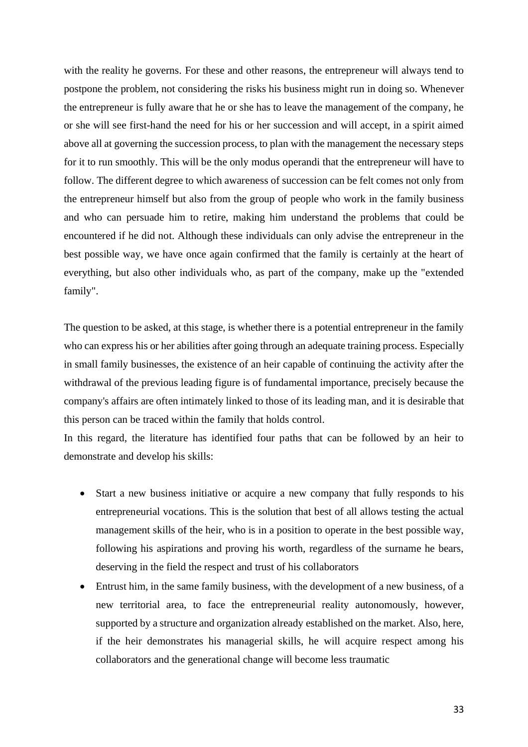with the reality he governs. For these and other reasons, the entrepreneur will always tend to postpone the problem, not considering the risks his business might run in doing so. Whenever the entrepreneur is fully aware that he or she has to leave the management of the company, he or she will see first-hand the need for his or her succession and will accept, in a spirit aimed above all at governing the succession process, to plan with the management the necessary steps for it to run smoothly. This will be the only modus operandi that the entrepreneur will have to follow. The different degree to which awareness of succession can be felt comes not only from the entrepreneur himself but also from the group of people who work in the family business and who can persuade him to retire, making him understand the problems that could be encountered if he did not. Although these individuals can only advise the entrepreneur in the best possible way, we have once again confirmed that the family is certainly at the heart of everything, but also other individuals who, as part of the company, make up the "extended family".

The question to be asked, at this stage, is whether there is a potential entrepreneur in the family who can express his or her abilities after going through an adequate training process. Especially in small family businesses, the existence of an heir capable of continuing the activity after the withdrawal of the previous leading figure is of fundamental importance, precisely because the company's affairs are often intimately linked to those of its leading man, and it is desirable that this person can be traced within the family that holds control.

In this regard, the literature has identified four paths that can be followed by an heir to demonstrate and develop his skills:

- Start a new business initiative or acquire a new company that fully responds to his entrepreneurial vocations. This is the solution that best of all allows testing the actual management skills of the heir, who is in a position to operate in the best possible way, following his aspirations and proving his worth, regardless of the surname he bears, deserving in the field the respect and trust of his collaborators
- Entrust him, in the same family business, with the development of a new business, of a new territorial area, to face the entrepreneurial reality autonomously, however, supported by a structure and organization already established on the market. Also, here, if the heir demonstrates his managerial skills, he will acquire respect among his collaborators and the generational change will become less traumatic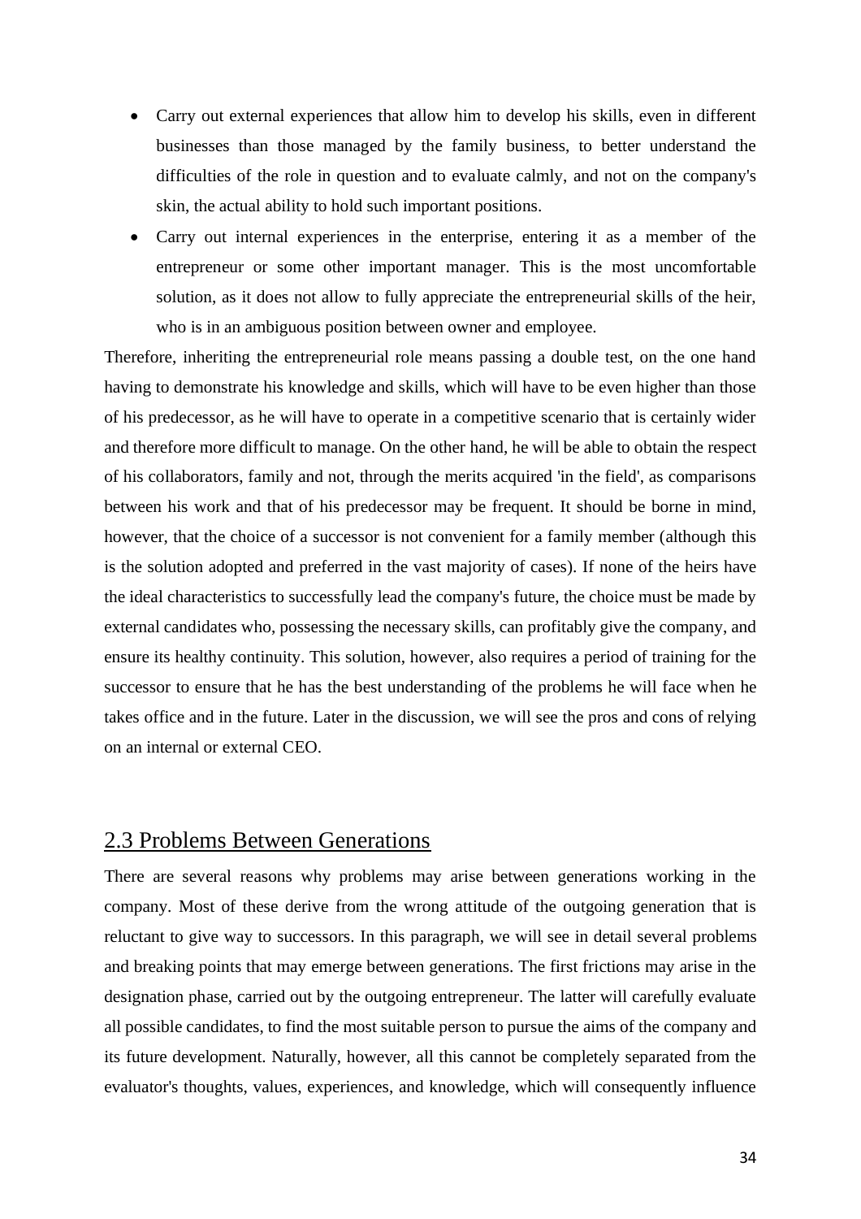- Carry out external experiences that allow him to develop his skills, even in different businesses than those managed by the family business, to better understand the difficulties of the role in question and to evaluate calmly, and not on the company's skin, the actual ability to hold such important positions.
- Carry out internal experiences in the enterprise, entering it as a member of the entrepreneur or some other important manager. This is the most uncomfortable solution, as it does not allow to fully appreciate the entrepreneurial skills of the heir, who is in an ambiguous position between owner and employee.

Therefore, inheriting the entrepreneurial role means passing a double test, on the one hand having to demonstrate his knowledge and skills, which will have to be even higher than those of his predecessor, as he will have to operate in a competitive scenario that is certainly wider and therefore more difficult to manage. On the other hand, he will be able to obtain the respect of his collaborators, family and not, through the merits acquired 'in the field', as comparisons between his work and that of his predecessor may be frequent. It should be borne in mind, however, that the choice of a successor is not convenient for a family member (although this is the solution adopted and preferred in the vast majority of cases). If none of the heirs have the ideal characteristics to successfully lead the company's future, the choice must be made by external candidates who, possessing the necessary skills, can profitably give the company, and ensure its healthy continuity. This solution, however, also requires a period of training for the successor to ensure that he has the best understanding of the problems he will face when he takes office and in the future. Later in the discussion, we will see the pros and cons of relying on an internal or external CEO.

## 2.3 Problems Between Generations

There are several reasons why problems may arise between generations working in the company. Most of these derive from the wrong attitude of the outgoing generation that is reluctant to give way to successors. In this paragraph, we will see in detail several problems and breaking points that may emerge between generations. The first frictions may arise in the designation phase, carried out by the outgoing entrepreneur. The latter will carefully evaluate all possible candidates, to find the most suitable person to pursue the aims of the company and its future development. Naturally, however, all this cannot be completely separated from the evaluator's thoughts, values, experiences, and knowledge, which will consequently influence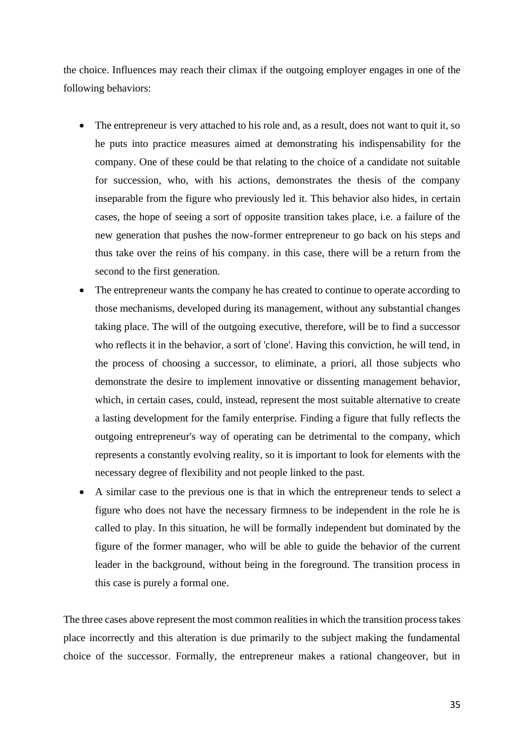the choice. Influences may reach their climax if the outgoing employer engages in one of the following behaviors:

- The entrepreneur is very attached to his role and, as a result, does not want to quit it, so he puts into practice measures aimed at demonstrating his indispensability for the company. One of these could be that relating to the choice of a candidate not suitable for succession, who, with his actions, demonstrates the thesis of the company inseparable from the figure who previously led it. This behavior also hides, in certain cases, the hope of seeing a sort of opposite transition takes place, i.e. a failure of the new generation that pushes the now-former entrepreneur to go back on his steps and thus take over the reins of his company. in this case, there will be a return from the second to the first generation.
- The entrepreneur wants the company he has created to continue to operate according to those mechanisms, developed during its management, without any substantial changes taking place. The will of the outgoing executive, therefore, will be to find a successor who reflects it in the behavior, a sort of 'clone'. Having this conviction, he will tend, in the process of choosing a successor, to eliminate, a priori, all those subjects who demonstrate the desire to implement innovative or dissenting management behavior, which, in certain cases, could, instead, represent the most suitable alternative to create a lasting development for the family enterprise. Finding a figure that fully reflects the outgoing entrepreneur's way of operating can be detrimental to the company, which represents a constantly evolving reality, so it is important to look for elements with the necessary degree of flexibility and not people linked to the past.
- A similar case to the previous one is that in which the entrepreneur tends to select a figure who does not have the necessary firmness to be independent in the role he is called to play. In this situation, he will be formally independent but dominated by the figure of the former manager, who will be able to guide the behavior of the current leader in the background, without being in the foreground. The transition process in this case is purely a formal one.

The three cases above represent the most common realities in which the transition process takes place incorrectly and this alteration is due primarily to the subject making the fundamental choice of the successor. Formally, the entrepreneur makes a rational changeover, but in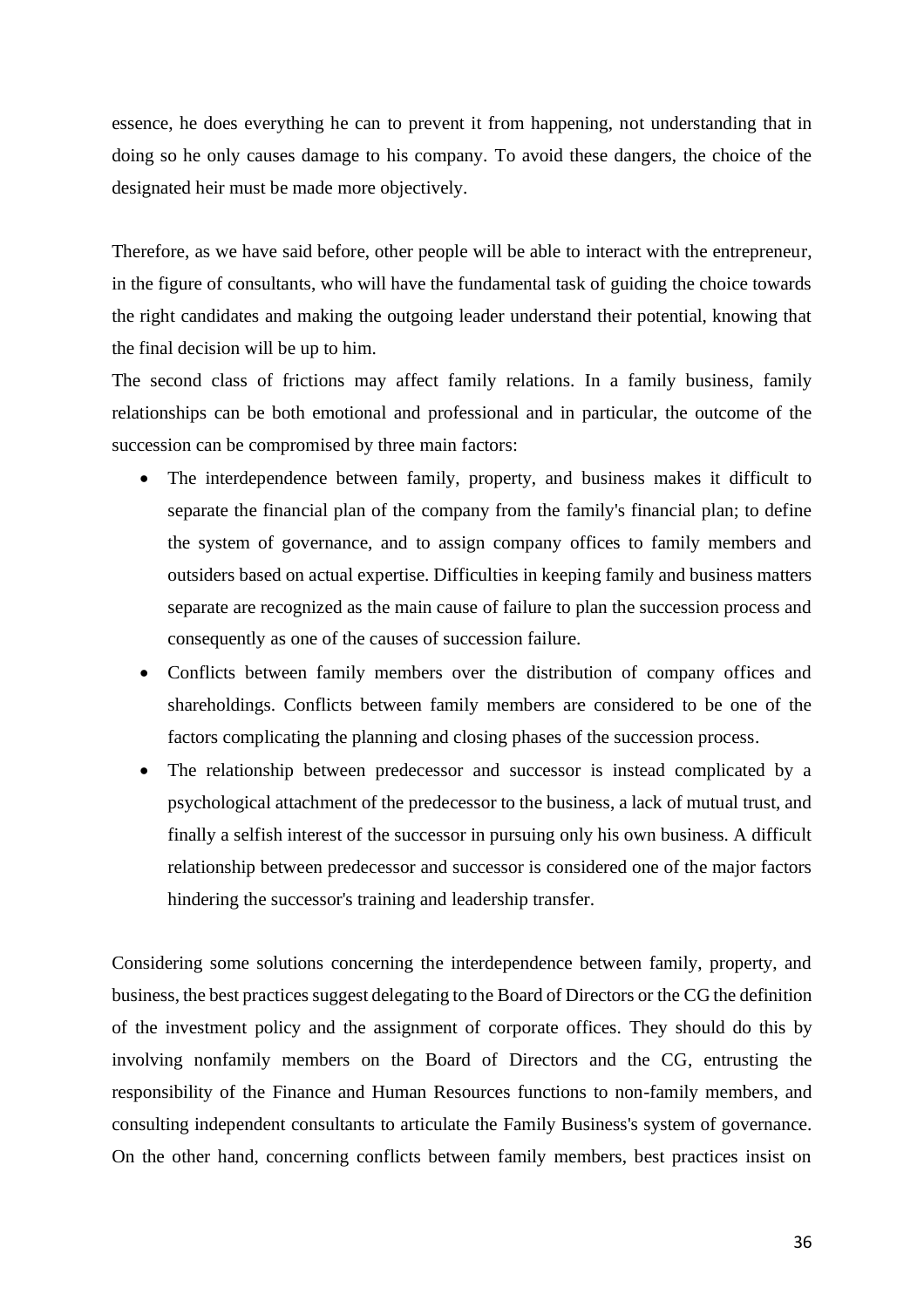essence, he does everything he can to prevent it from happening, not understanding that in doing so he only causes damage to his company. To avoid these dangers, the choice of the designated heir must be made more objectively.

Therefore, as we have said before, other people will be able to interact with the entrepreneur, in the figure of consultants, who will have the fundamental task of guiding the choice towards the right candidates and making the outgoing leader understand their potential, knowing that the final decision will be up to him.

The second class of frictions may affect family relations. In a family business, family relationships can be both emotional and professional and in particular, the outcome of the succession can be compromised by three main factors:

- The interdependence between family, property, and business makes it difficult to separate the financial plan of the company from the family's financial plan; to define the system of governance, and to assign company offices to family members and outsiders based on actual expertise. Difficulties in keeping family and business matters separate are recognized as the main cause of failure to plan the succession process and consequently as one of the causes of succession failure.
- Conflicts between family members over the distribution of company offices and shareholdings. Conflicts between family members are considered to be one of the factors complicating the planning and closing phases of the succession process.
- The relationship between predecessor and successor is instead complicated by a psychological attachment of the predecessor to the business, a lack of mutual trust, and finally a selfish interest of the successor in pursuing only his own business. A difficult relationship between predecessor and successor is considered one of the major factors hindering the successor's training and leadership transfer.

Considering some solutions concerning the interdependence between family, property, and business, the best practices suggest delegating to the Board of Directors or the CG the definition of the investment policy and the assignment of corporate offices. They should do this by involving nonfamily members on the Board of Directors and the CG, entrusting the responsibility of the Finance and Human Resources functions to non-family members, and consulting independent consultants to articulate the Family Business's system of governance. On the other hand, concerning conflicts between family members, best practices insist on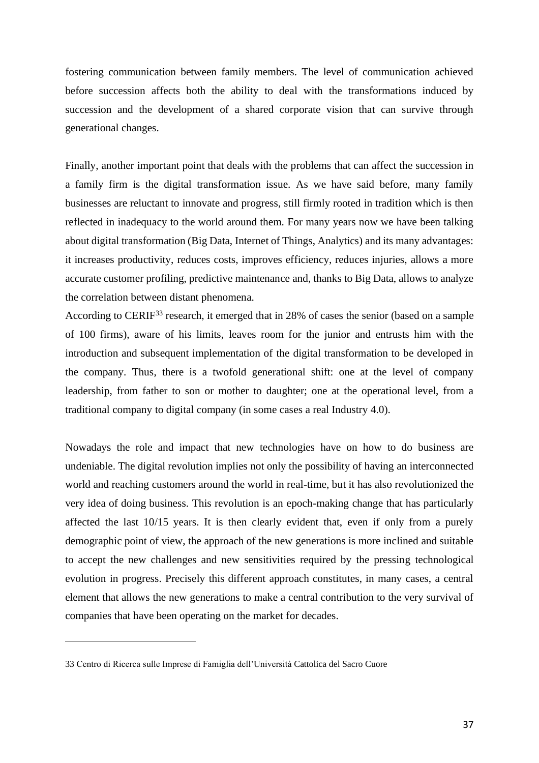fostering communication between family members. The level of communication achieved before succession affects both the ability to deal with the transformations induced by succession and the development of a shared corporate vision that can survive through generational changes.

Finally, another important point that deals with the problems that can affect the succession in a family firm is the digital transformation issue. As we have said before, many family businesses are reluctant to innovate and progress, still firmly rooted in tradition which is then reflected in inadequacy to the world around them. For many years now we have been talking about digital transformation (Big Data, Internet of Things, Analytics) and its many advantages: it increases productivity, reduces costs, improves efficiency, reduces injuries, allows a more accurate customer profiling, predictive maintenance and, thanks to Big Data, allows to analyze the correlation between distant phenomena.
According to CERIF[33] research, it emerged that in 28% of cases the senior (based on a sample of 100 firms), aware of his limits, leaves room for the junior and entrusts him with the introduction and subsequent implementation of the digital transformation to be developed in the company. Thus, there is a twofold generational shift: one at the level of company leadership, from father to son or mother to daughter; one at the operational level, from a traditional company to digital company (in some cases a real Industry 4.0).

Nowadays the role and impact that new technologies have on how to do business are undeniable. The digital revolution implies not only the possibility of having an interconnected world and reaching customers around the world in real-time, but it has also revolutionized the very idea of doing business. This revolution is an epoch-making change that has particularly affected the last 10/15 years. It is then clearly evident that, even if only from a purely demographic point of view, the approach of the new generations is more inclined and suitable to accept the new challenges and new sensitivities required by the pressing technological evolution in progress. Precisely this different approach constitutes, in many cases, a central element that allows the new generations to make a central contribution to the very survival of companies that have been operating on the market for decades.

---

33 Centro di Ricerca sulle Imprese di Famiglia dell'Università Cattolica del Sacro Cuore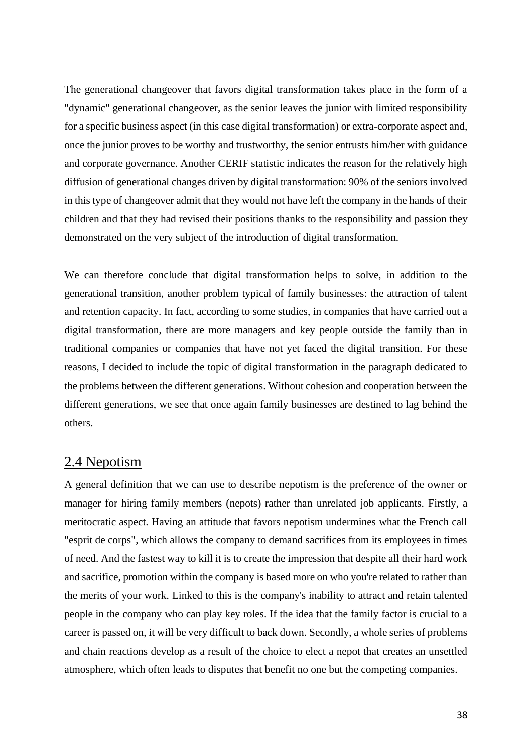The generational changeover that favors digital transformation takes place in the form of a "dynamic" generational changeover, as the senior leaves the junior with limited responsibility for a specific business aspect (in this case digital transformation) or extra-corporate aspect and, once the junior proves to be worthy and trustworthy, the senior entrusts him/her with guidance and corporate governance. Another CERIF statistic indicates the reason for the relatively high diffusion of generational changes driven by digital transformation: 90% of the seniors involved in this type of changeover admit that they would not have left the company in the hands of their children and that they had revised their positions thanks to the responsibility and passion they demonstrated on the very subject of the introduction of digital transformation.

We can therefore conclude that digital transformation helps to solve, in addition to the generational transition, another problem typical of family businesses: the attraction of talent and retention capacity. In fact, according to some studies, in companies that have carried out a digital transformation, there are more managers and key people outside the family than in traditional companies or companies that have not yet faced the digital transition. For these reasons, I decided to include the topic of digital transformation in the paragraph dedicated to the problems between the different generations. Without cohesion and cooperation between the different generations, we see that once again family businesses are destined to lag behind the others.

## 2.4 Nepotism

A general definition that we can use to describe nepotism is the preference of the owner or manager for hiring family members (nepots) rather than unrelated job applicants. Firstly, a meritocratic aspect. Having an attitude that favors nepotism undermines what the French call "esprit de corps", which allows the company to demand sacrifices from its employees in times of need. And the fastest way to kill it is to create the impression that despite all their hard work and sacrifice, promotion within the company is based more on who you're related to rather than the merits of your work. Linked to this is the company's inability to attract and retain talented people in the company who can play key roles. If the idea that the family factor is crucial to a career is passed on, it will be very difficult to back down. Secondly, a whole series of problems and chain reactions develop as a result of the choice to elect a nepot that creates an unsettled atmosphere, which often leads to disputes that benefit no one but the competing companies.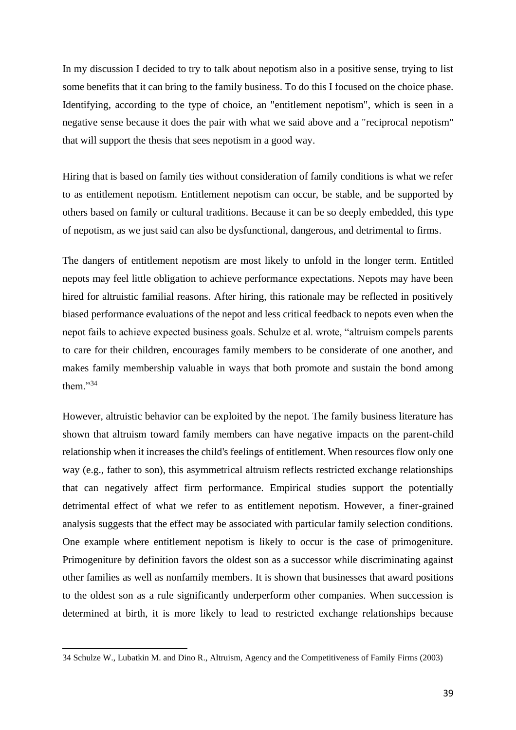In my discussion I decided to try to talk about nepotism also in a positive sense, trying to list some benefits that it can bring to the family business. To do this I focused on the choice phase. Identifying, according to the type of choice, an "entitlement nepotism", which is seen in a negative sense because it does the pair with what we said above and a "reciprocal nepotism" that will support the thesis that sees nepotism in a good way.

Hiring that is based on family ties without consideration of family conditions is what we refer to as entitlement nepotism. Entitlement nepotism can occur, be stable, and be supported by others based on family or cultural traditions. Because it can be so deeply embedded, this type of nepotism, as we just said can also be dysfunctional, dangerous, and detrimental to firms.

The dangers of entitlement nepotism are most likely to unfold in the longer term. Entitled nepots may feel little obligation to achieve performance expectations. Nepots may have been hired for altruistic familial reasons. After hiring, this rationale may be reflected in positively biased performance evaluations of the nepot and less critical feedback to nepots even when the nepot fails to achieve expected business goals. Schulze et al. wrote, "altruism compels parents to care for their children, encourages family members to be considerate of one another, and makes family membership valuable in ways that both promote and sustain the bond among them."[34]

However, altruistic behavior can be exploited by the nepot. The family business literature has shown that altruism toward family members can have negative impacts on the parent-child relationship when it increases the child's feelings of entitlement. When resources flow only one way (e.g., father to son), this asymmetrical altruism reflects restricted exchange relationships that can negatively affect firm performance. Empirical studies support the potentially detrimental effect of what we refer to as entitlement nepotism. However, a finer-grained analysis suggests that the effect may be associated with particular family selection conditions. One example where entitlement nepotism is likely to occur is the case of primogeniture. Primogeniture by definition favors the oldest son as a successor while discriminating against other families as well as nonfamily members. It is shown that businesses that award positions to the oldest son as a rule significantly underperform other companies. When succession is determined at birth, it is more likely to lead to restricted exchange relationships because

---

34 Schulze W., Lubatkin M. and Dino R., Altruism, Agency and the Competitiveness of Family Firms (2003)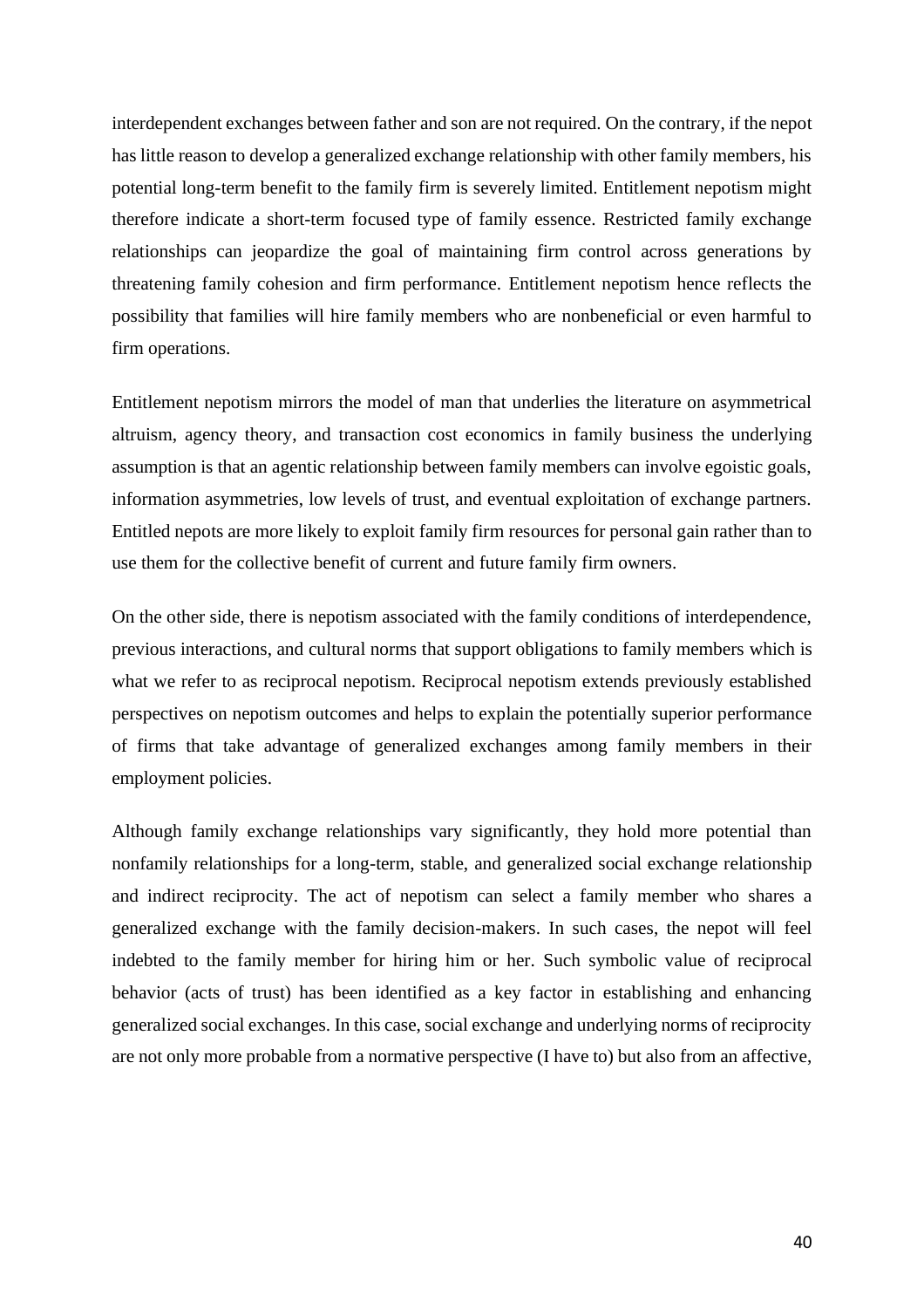interdependent exchanges between father and son are not required. On the contrary, if the nepot has little reason to develop a generalized exchange relationship with other family members, his potential long-term benefit to the family firm is severely limited. Entitlement nepotism might therefore indicate a short-term focused type of family essence. Restricted family exchange relationships can jeopardize the goal of maintaining firm control across generations by threatening family cohesion and firm performance. Entitlement nepotism hence reflects the possibility that families will hire family members who are nonbeneficial or even harmful to firm operations.

Entitlement nepotism mirrors the model of man that underlies the literature on asymmetrical altruism, agency theory, and transaction cost economics in family business the underlying assumption is that an agentic relationship between family members can involve egoistic goals, information asymmetries, low levels of trust, and eventual exploitation of exchange partners. Entitled nepots are more likely to exploit family firm resources for personal gain rather than to use them for the collective benefit of current and future family firm owners.

On the other side, there is nepotism associated with the family conditions of interdependence, previous interactions, and cultural norms that support obligations to family members which is what we refer to as reciprocal nepotism. Reciprocal nepotism extends previously established perspectives on nepotism outcomes and helps to explain the potentially superior performance of firms that take advantage of generalized exchanges among family members in their employment policies.

Although family exchange relationships vary significantly, they hold more potential than nonfamily relationships for a long-term, stable, and generalized social exchange relationship and indirect reciprocity. The act of nepotism can select a family member who shares a generalized exchange with the family decision-makers. In such cases, the nepot will feel indebted to the family member for hiring him or her. Such symbolic value of reciprocal behavior (acts of trust) has been identified as a key factor in establishing and enhancing generalized social exchanges. In this case, social exchange and underlying norms of reciprocity are not only more probable from a normative perspective (I have to) but also from an affective,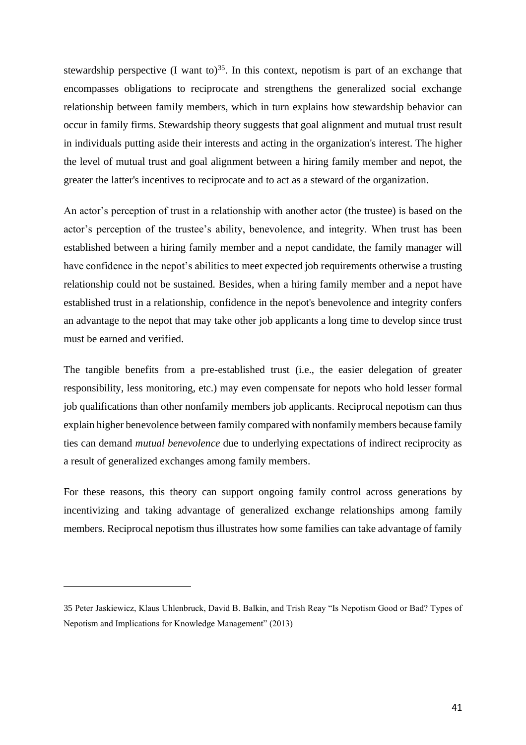stewardship perspective (I want to)[35]. In this context, nepotism is part of an exchange that encompasses obligations to reciprocate and strengthens the generalized social exchange relationship between family members, which in turn explains how stewardship behavior can occur in family firms. Stewardship theory suggests that goal alignment and mutual trust result in individuals putting aside their interests and acting in the organization's interest. The higher the level of mutual trust and goal alignment between a hiring family member and nepot, the greater the latter's incentives to reciprocate and to act as a steward of the organization.

An actor's perception of trust in a relationship with another actor (the trustee) is based on the actor's perception of the trustee's ability, benevolence, and integrity. When trust has been established between a hiring family member and a nepot candidate, the family manager will have confidence in the nepot's abilities to meet expected job requirements otherwise a trusting relationship could not be sustained. Besides, when a hiring family member and a nepot have established trust in a relationship, confidence in the nepot's benevolence and integrity confers an advantage to the nepot that may take other job applicants a long time to develop since trust must be earned and verified.

The tangible benefits from a pre-established trust (i.e., the easier delegation of greater responsibility, less monitoring, etc.) may even compensate for nepots who hold lesser formal job qualifications than other nonfamily members job applicants. Reciprocal nepotism can thus explain higher benevolence between family compared with nonfamily members because family ties can demand *mutual benevolence* due to underlying expectations of indirect reciprocity as a result of generalized exchanges among family members.

For these reasons, this theory can support ongoing family control across generations by incentivizing and taking advantage of generalized exchange relationships among family members. Reciprocal nepotism thus illustrates how some families can take advantage of family

35 Peter Jaskiewicz, Klaus Uhlenbruck, David B. Balkin, and Trish Reay "Is Nepotism Good or Bad? Types of Nepotism and Implications for Knowledge Management" (2013)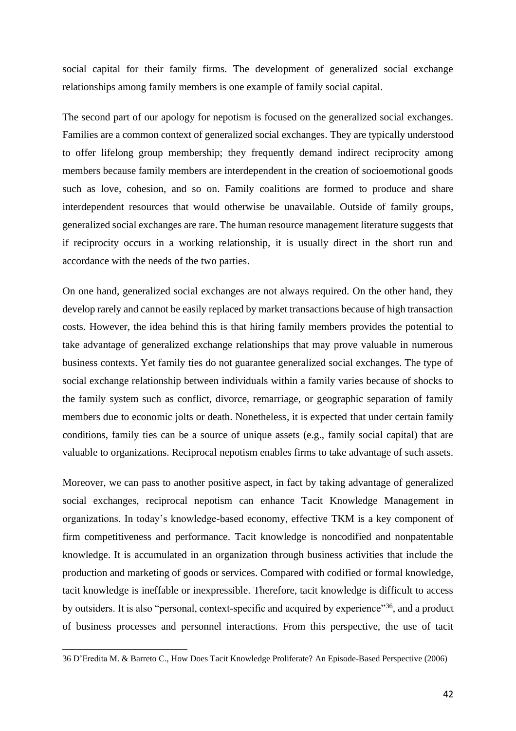social capital for their family firms. The development of generalized social exchange relationships among family members is one example of family social capital.

The second part of our apology for nepotism is focused on the generalized social exchanges. Families are a common context of generalized social exchanges. They are typically understood to offer lifelong group membership; they frequently demand indirect reciprocity among members because family members are interdependent in the creation of socioemotional goods such as love, cohesion, and so on. Family coalitions are formed to produce and share interdependent resources that would otherwise be unavailable. Outside of family groups, generalized social exchanges are rare. The human resource management literature suggests that if reciprocity occurs in a working relationship, it is usually direct in the short run and accordance with the needs of the two parties.

On one hand, generalized social exchanges are not always required. On the other hand, they develop rarely and cannot be easily replaced by market transactions because of high transaction costs. However, the idea behind this is that hiring family members provides the potential to take advantage of generalized exchange relationships that may prove valuable in numerous business contexts. Yet family ties do not guarantee generalized social exchanges. The type of social exchange relationship between individuals within a family varies because of shocks to the family system such as conflict, divorce, remarriage, or geographic separation of family members due to economic jolts or death. Nonetheless, it is expected that under certain family conditions, family ties can be a source of unique assets (e.g., family social capital) that are valuable to organizations. Reciprocal nepotism enables firms to take advantage of such assets.

Moreover, we can pass to another positive aspect, in fact by taking advantage of generalized social exchanges, reciprocal nepotism can enhance Tacit Knowledge Management in organizations. In today's knowledge-based economy, effective TKM is a key component of firm competitiveness and performance. Tacit knowledge is noncodified and nonpatentable knowledge. It is accumulated in an organization through business activities that include the production and marketing of goods or services. Compared with codified or formal knowledge, tacit knowledge is ineffable or inexpressible. Therefore, tacit knowledge is difficult to access by outsiders. It is also "personal, context-specific and acquired by experience"[36], and a product of business processes and personnel interactions. From this perspective, the use of tacit

36 D'Eredita M. & Barreto C., How Does Tacit Knowledge Proliferate? An Episode-Based Perspective (2006)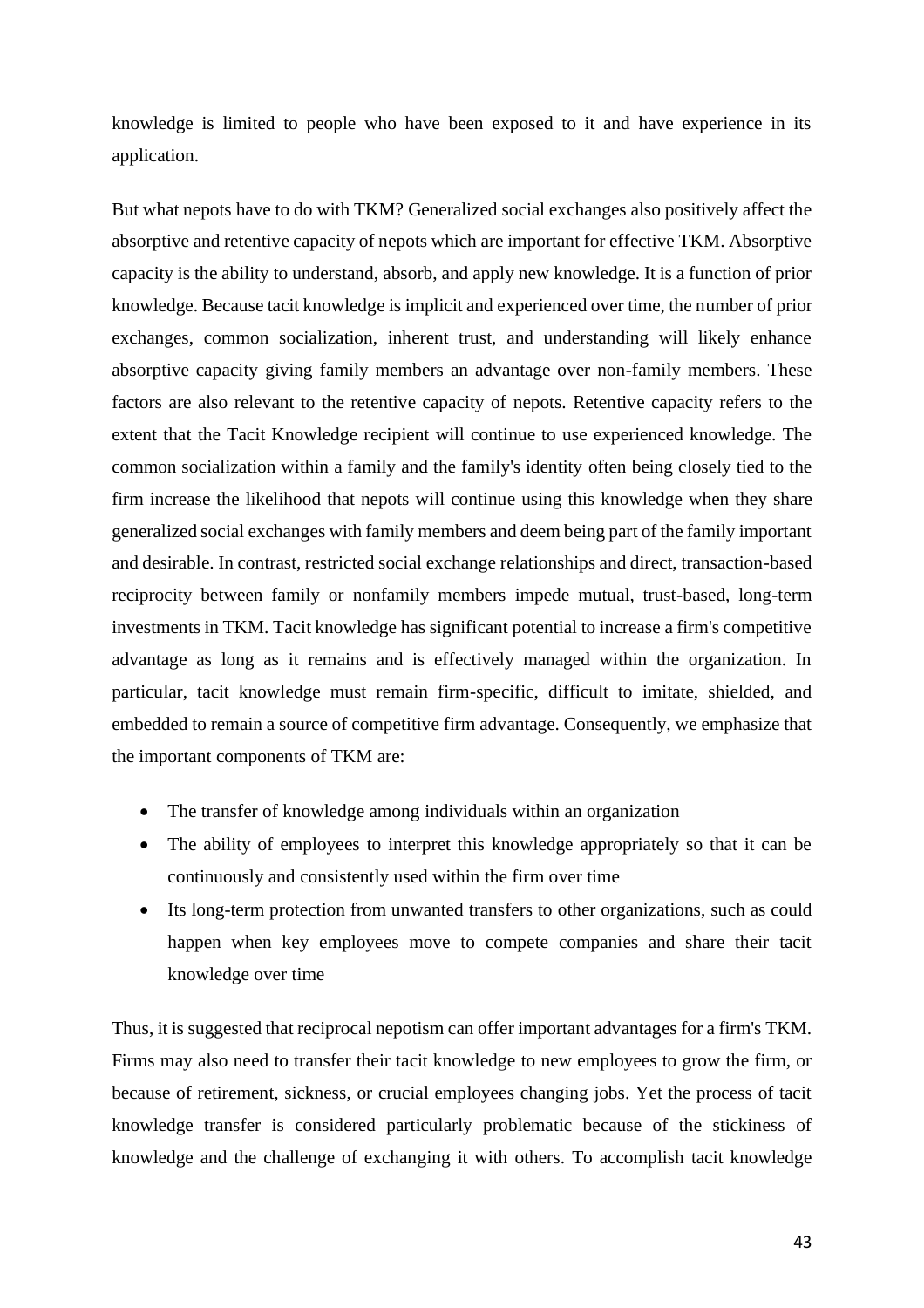knowledge is limited to people who have been exposed to it and have experience in its application.

But what nepots have to do with TKM? Generalized social exchanges also positively affect the absorptive and retentive capacity of nepots which are important for effective TKM. Absorptive capacity is the ability to understand, absorb, and apply new knowledge. It is a function of prior knowledge. Because tacit knowledge is implicit and experienced over time, the number of prior exchanges, common socialization, inherent trust, and understanding will likely enhance absorptive capacity giving family members an advantage over non-family members. These factors are also relevant to the retentive capacity of nepots. Retentive capacity refers to the extent that the Tacit Knowledge recipient will continue to use experienced knowledge. The common socialization within a family and the family's identity often being closely tied to the firm increase the likelihood that nepots will continue using this knowledge when they share generalized social exchanges with family members and deem being part of the family important and desirable. In contrast, restricted social exchange relationships and direct, transaction-based reciprocity between family or nonfamily members impede mutual, trust-based, long-term investments in TKM. Tacit knowledge has significant potential to increase a firm's competitive advantage as long as it remains and is effectively managed within the organization. In particular, tacit knowledge must remain firm-specific, difficult to imitate, shielded, and embedded to remain a source of competitive firm advantage. Consequently, we emphasize that the important components of TKM are:

- The transfer of knowledge among individuals within an organization
- The ability of employees to interpret this knowledge appropriately so that it can be continuously and consistently used within the firm over time
- Its long-term protection from unwanted transfers to other organizations, such as could happen when key employees move to compete companies and share their tacit knowledge over time

Thus, it is suggested that reciprocal nepotism can offer important advantages for a firm's TKM. Firms may also need to transfer their tacit knowledge to new employees to grow the firm, or because of retirement, sickness, or crucial employees changing jobs. Yet the process of tacit knowledge transfer is considered particularly problematic because of the stickiness of knowledge and the challenge of exchanging it with others. To accomplish tacit knowledge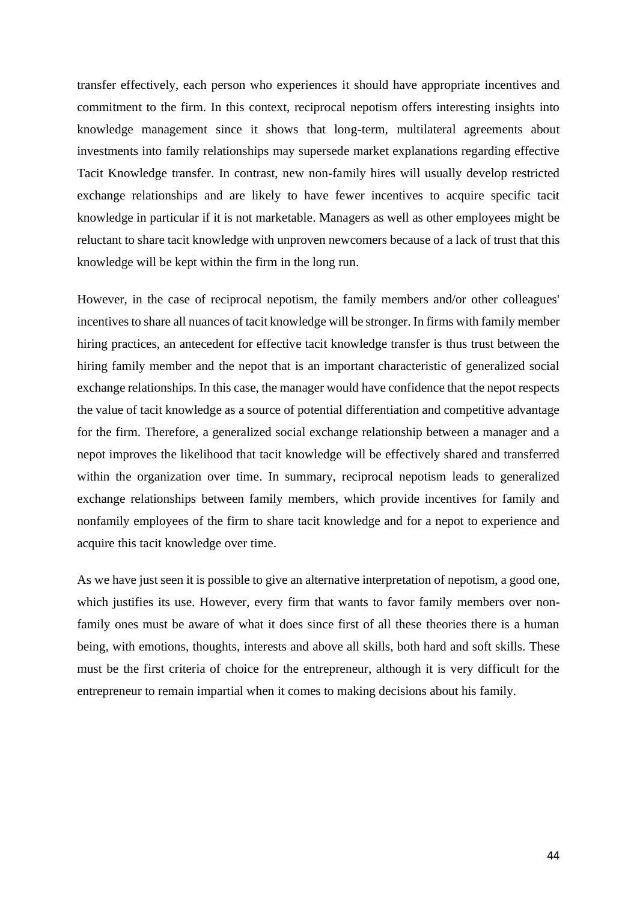transfer effectively, each person who experiences it should have appropriate incentives and commitment to the firm. In this context, reciprocal nepotism offers interesting insights into knowledge management since it shows that long-term, multilateral agreements about investments into family relationships may supersede market explanations regarding effective Tacit Knowledge transfer. In contrast, new non-family hires will usually develop restricted exchange relationships and are likely to have fewer incentives to acquire specific tacit knowledge in particular if it is not marketable. Managers as well as other employees might be reluctant to share tacit knowledge with unproven newcomers because of a lack of trust that this knowledge will be kept within the firm in the long run.

However, in the case of reciprocal nepotism, the family members and/or other colleagues' incentives to share all nuances of tacit knowledge will be stronger. In firms with family member hiring practices, an antecedent for effective tacit knowledge transfer is thus trust between the hiring family member and the nepot that is an important characteristic of generalized social exchange relationships. In this case, the manager would have confidence that the nepot respects the value of tacit knowledge as a source of potential differentiation and competitive advantage for the firm. Therefore, a generalized social exchange relationship between a manager and a nepot improves the likelihood that tacit knowledge will be effectively shared and transferred within the organization over time. In summary, reciprocal nepotism leads to generalized exchange relationships between family members, which provide incentives for family and nonfamily employees of the firm to share tacit knowledge and for a nepot to experience and acquire this tacit knowledge over time.

As we have just seen it is possible to give an alternative interpretation of nepotism, a good one, which justifies its use. However, every firm that wants to favor family members over non-family ones must be aware of what it does since first of all these theories there is a human being, with emotions, thoughts, interests and above all skills, both hard and soft skills. These must be the first criteria of choice for the entrepreneur, although it is very difficult for the entrepreneur to remain impartial when it comes to making decisions about his family.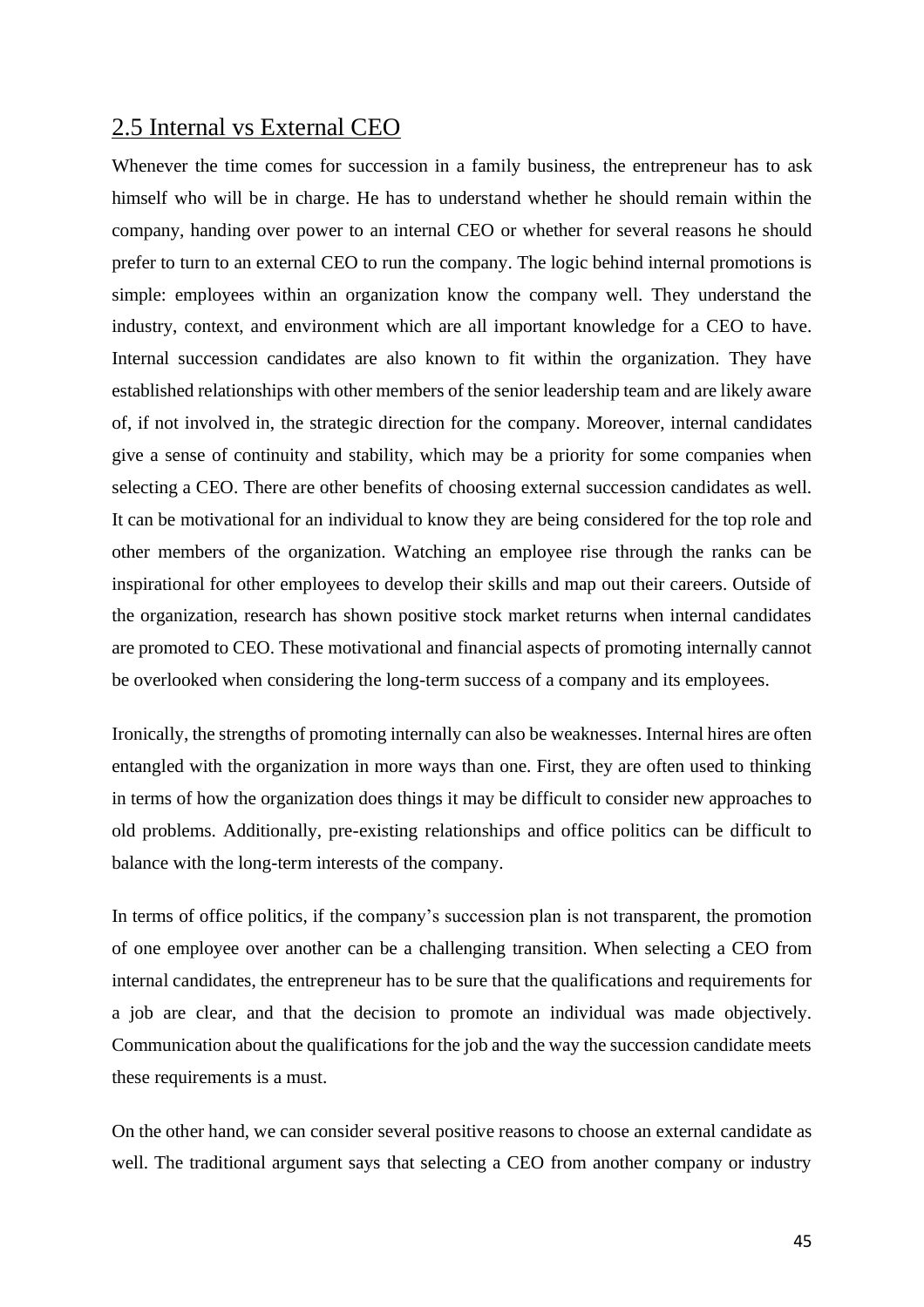## 2.5 Internal vs External CEO

Whenever the time comes for succession in a family business, the entrepreneur has to ask himself who will be in charge. He has to understand whether he should remain within the company, handing over power to an internal CEO or whether for several reasons he should prefer to turn to an external CEO to run the company. The logic behind internal promotions is simple: employees within an organization know the company well. They understand the industry, context, and environment which are all important knowledge for a CEO to have. Internal succession candidates are also known to fit within the organization. They have established relationships with other members of the senior leadership team and are likely aware of, if not involved in, the strategic direction for the company. Moreover, internal candidates give a sense of continuity and stability, which may be a priority for some companies when selecting a CEO. There are other benefits of choosing external succession candidates as well. It can be motivational for an individual to know they are being considered for the top role and other members of the organization. Watching an employee rise through the ranks can be inspirational for other employees to develop their skills and map out their careers. Outside of the organization, research has shown positive stock market returns when internal candidates are promoted to CEO. These motivational and financial aspects of promoting internally cannot be overlooked when considering the long-term success of a company and its employees.

Ironically, the strengths of promoting internally can also be weaknesses. Internal hires are often entangled with the organization in more ways than one. First, they are often used to thinking in terms of how the organization does things it may be difficult to consider new approaches to old problems. Additionally, pre-existing relationships and office politics can be difficult to balance with the long-term interests of the company.

In terms of office politics, if the company's succession plan is not transparent, the promotion of one employee over another can be a challenging transition. When selecting a CEO from internal candidates, the entrepreneur has to be sure that the qualifications and requirements for a job are clear, and that the decision to promote an individual was made objectively. Communication about the qualifications for the job and the way the succession candidate meets these requirements is a must.

On the other hand, we can consider several positive reasons to choose an external candidate as well. The traditional argument says that selecting a CEO from another company or industry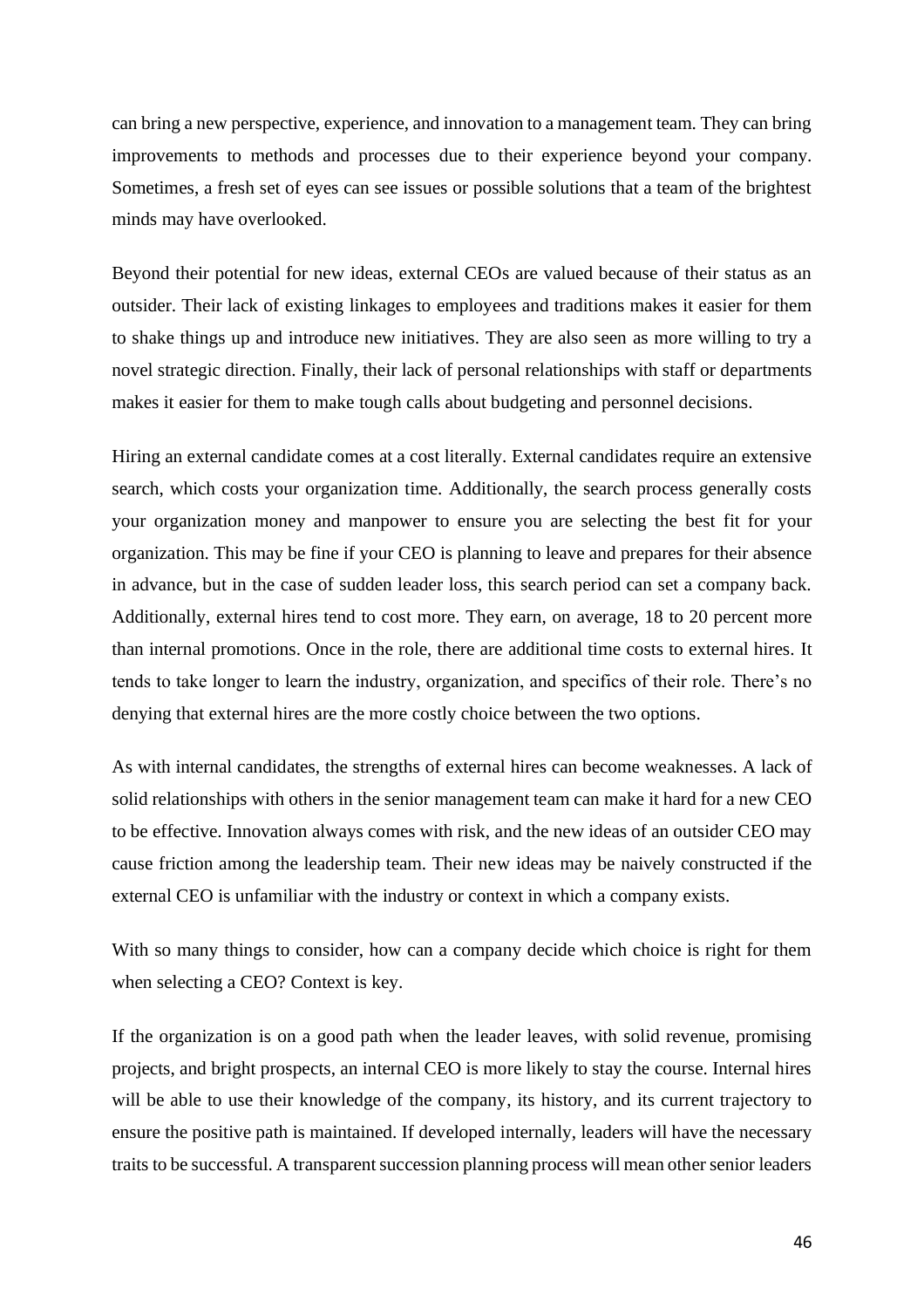can bring a new perspective, experience, and innovation to a management team. They can bring improvements to methods and processes due to their experience beyond your company. Sometimes, a fresh set of eyes can see issues or possible solutions that a team of the brightest minds may have overlooked.

Beyond their potential for new ideas, external CEOs are valued because of their status as an outsider. Their lack of existing linkages to employees and traditions makes it easier for them to shake things up and introduce new initiatives. They are also seen as more willing to try a novel strategic direction. Finally, their lack of personal relationships with staff or departments makes it easier for them to make tough calls about budgeting and personnel decisions.

Hiring an external candidate comes at a cost literally. External candidates require an extensive search, which costs your organization time. Additionally, the search process generally costs your organization money and manpower to ensure you are selecting the best fit for your organization. This may be fine if your CEO is planning to leave and prepares for their absence in advance, but in the case of sudden leader loss, this search period can set a company back. Additionally, external hires tend to cost more. They earn, on average, 18 to 20 percent more than internal promotions. Once in the role, there are additional time costs to external hires. It tends to take longer to learn the industry, organization, and specifics of their role. There's no denying that external hires are the more costly choice between the two options.

As with internal candidates, the strengths of external hires can become weaknesses. A lack of solid relationships with others in the senior management team can make it hard for a new CEO to be effective. Innovation always comes with risk, and the new ideas of an outsider CEO may cause friction among the leadership team. Their new ideas may be naively constructed if the external CEO is unfamiliar with the industry or context in which a company exists.

With so many things to consider, how can a company decide which choice is right for them when selecting a CEO? Context is key.

If the organization is on a good path when the leader leaves, with solid revenue, promising projects, and bright prospects, an internal CEO is more likely to stay the course. Internal hires will be able to use their knowledge of the company, its history, and its current trajectory to ensure the positive path is maintained. If developed internally, leaders will have the necessary traits to be successful. A transparent succession planning process will mean other senior leaders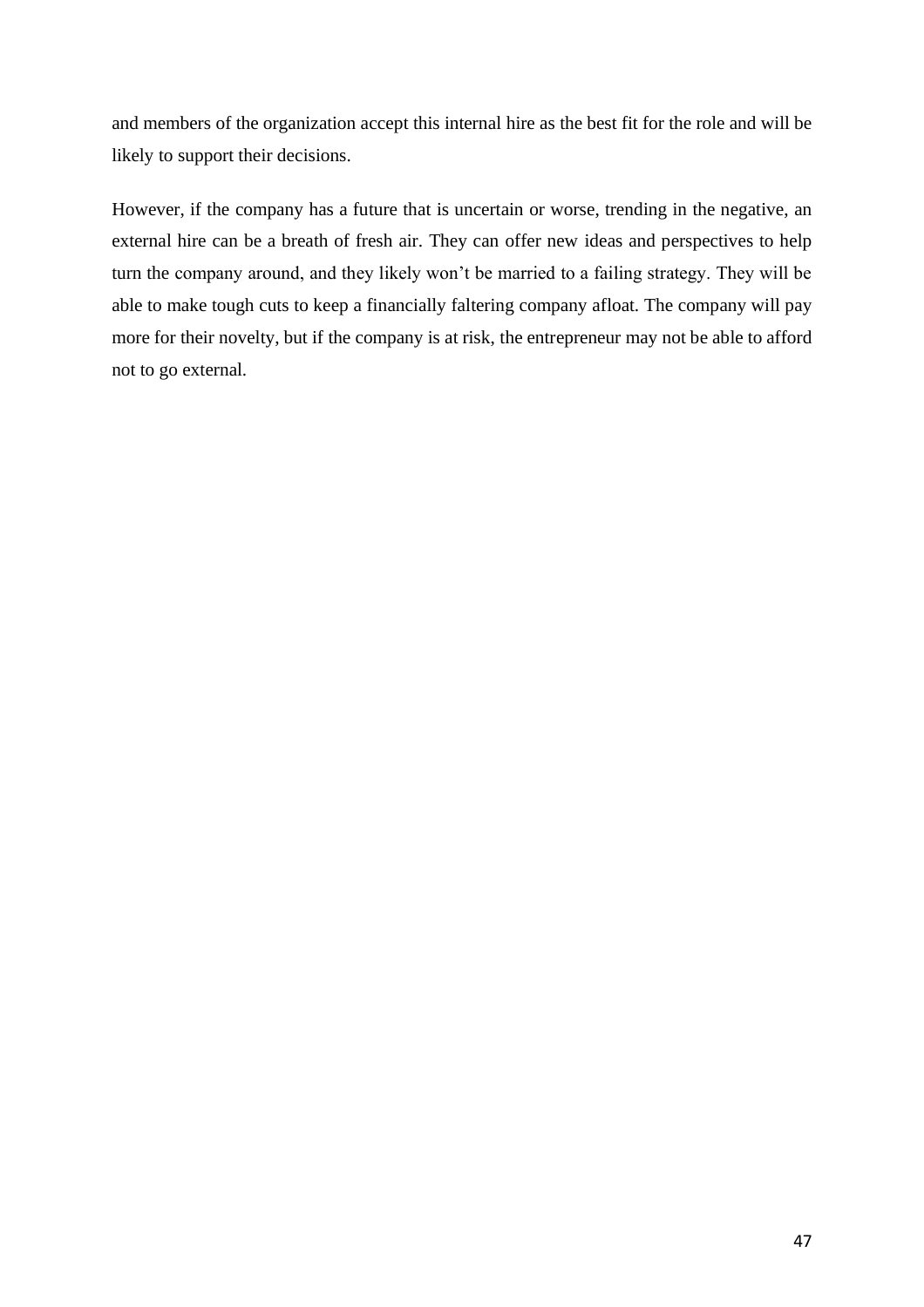and members of the organization accept this internal hire as the best fit for the role and will be likely to support their decisions.

However, if the company has a future that is uncertain or worse, trending in the negative, an external hire can be a breath of fresh air. They can offer new ideas and perspectives to help turn the company around, and they likely won't be married to a failing strategy. They will be able to make tough cuts to keep a financially faltering company afloat. The company will pay more for their novelty, but if the company is at risk, the entrepreneur may not be able to afford not to go external.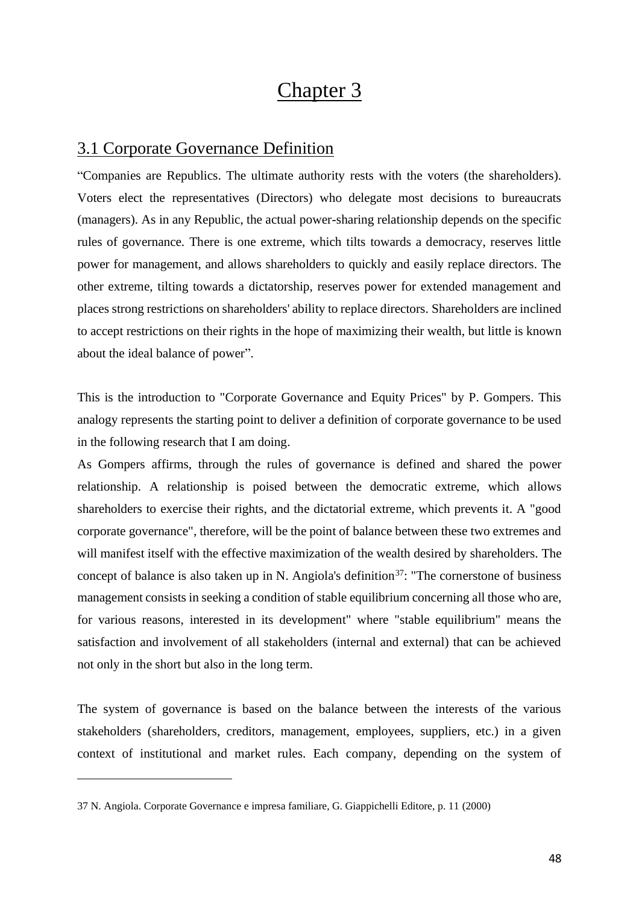# Chapter 3

## 3.1 Corporate Governance Definition

"Companies are Republics. The ultimate authority rests with the voters (the shareholders). Voters elect the representatives (Directors) who delegate most decisions to bureaucrats (managers). As in any Republic, the actual power-sharing relationship depends on the specific rules of governance. There is one extreme, which tilts towards a democracy, reserves little power for management, and allows shareholders to quickly and easily replace directors. The other extreme, tilting towards a dictatorship, reserves power for extended management and places strong restrictions on shareholders' ability to replace directors. Shareholders are inclined to accept restrictions on their rights in the hope of maximizing their wealth, but little is known about the ideal balance of power".

This is the introduction to "Corporate Governance and Equity Prices" by P. Gompers. This analogy represents the starting point to deliver a definition of corporate governance to be used in the following research that I am doing.

As Gompers affirms, through the rules of governance is defined and shared the power relationship. A relationship is poised between the democratic extreme, which allows shareholders to exercise their rights, and the dictatorial extreme, which prevents it. A "good corporate governance", therefore, will be the point of balance between these two extremes and will manifest itself with the effective maximization of the wealth desired by shareholders. The concept of balance is also taken up in N. Angiola's definition[37]: "The cornerstone of business management consists in seeking a condition of stable equilibrium concerning all those who are, for various reasons, interested in its development" where "stable equilibrium" means the satisfaction and involvement of all stakeholders (internal and external) that can be achieved not only in the short but also in the long term.

The system of governance is based on the balance between the interests of the various stakeholders (shareholders, creditors, management, employees, suppliers, etc.) in a given context of institutional and market rules. Each company, depending on the system of

---

37 N. Angiola. Corporate Governance e impresa familiare, G. Giappichelli Editore, p. 11 (2000)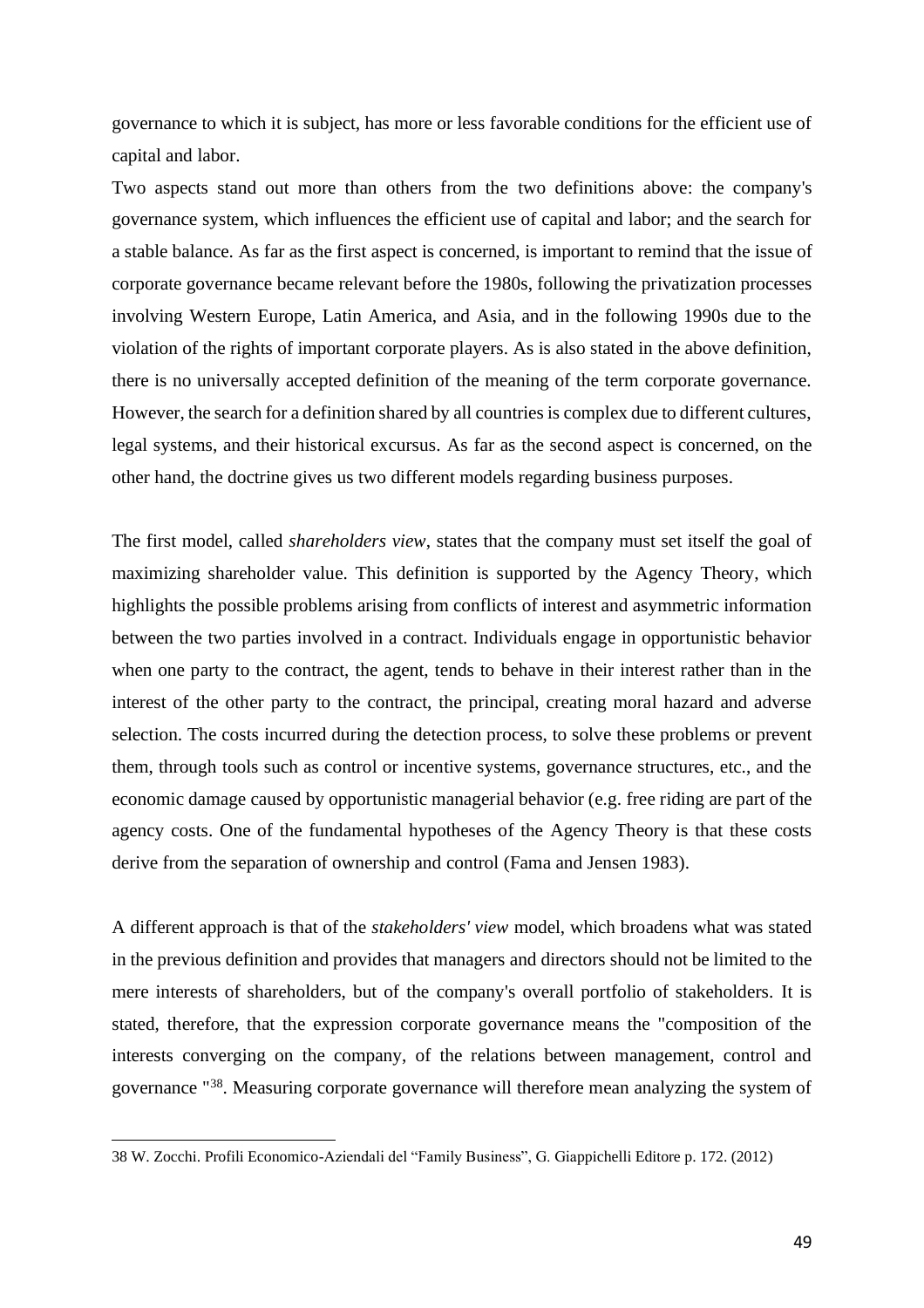governance to which it is subject, has more or less favorable conditions for the efficient use of capital and labor.

Two aspects stand out more than others from the two definitions above: the company's governance system, which influences the efficient use of capital and labor; and the search for a stable balance. As far as the first aspect is concerned, is important to remind that the issue of corporate governance became relevant before the 1980s, following the privatization processes involving Western Europe, Latin America, and Asia, and in the following 1990s due to the violation of the rights of important corporate players. As is also stated in the above definition, there is no universally accepted definition of the meaning of the term corporate governance. However, the search for a definition shared by all countries is complex due to different cultures, legal systems, and their historical excursus. As far as the second aspect is concerned, on the other hand, the doctrine gives us two different models regarding business purposes.

The first model, called *shareholders view*, states that the company must set itself the goal of maximizing shareholder value. This definition is supported by the Agency Theory, which highlights the possible problems arising from conflicts of interest and asymmetric information between the two parties involved in a contract. Individuals engage in opportunistic behavior when one party to the contract, the agent, tends to behave in their interest rather than in the interest of the other party to the contract, the principal, creating moral hazard and adverse selection. The costs incurred during the detection process, to solve these problems or prevent them, through tools such as control or incentive systems, governance structures, etc., and the economic damage caused by opportunistic managerial behavior (e.g. free riding are part of the agency costs. One of the fundamental hypotheses of the Agency Theory is that these costs derive from the separation of ownership and control (Fama and Jensen 1983).

A different approach is that of the *stakeholders' view* model, which broadens what was stated in the previous definition and provides that managers and directors should not be limited to the mere interests of shareholders, but of the company's overall portfolio of stakeholders. It is stated, therefore, that the expression corporate governance means the "composition of the interests converging on the company, of the relations between management, control and governance "[38]. Measuring corporate governance will therefore mean analyzing the system of

38 W. Zocchi. Profili Economico-Aziendali del "Family Business", G. Giappichelli Editore p. 172. (2012)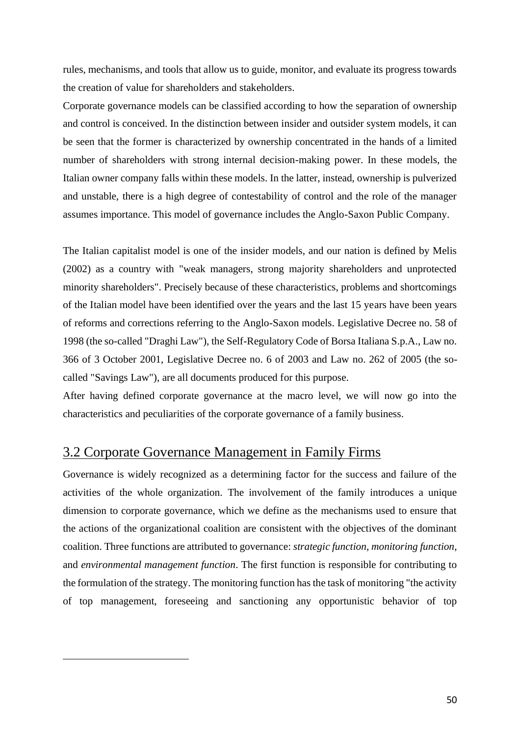rules, mechanisms, and tools that allow us to guide, monitor, and evaluate its progress towards the creation of value for shareholders and stakeholders.

Corporate governance models can be classified according to how the separation of ownership and control is conceived. In the distinction between insider and outsider system models, it can be seen that the former is characterized by ownership concentrated in the hands of a limited number of shareholders with strong internal decision-making power. In these models, the Italian owner company falls within these models. In the latter, instead, ownership is pulverized and unstable, there is a high degree of contestability of control and the role of the manager assumes importance. This model of governance includes the Anglo-Saxon Public Company.

The Italian capitalist model is one of the insider models, and our nation is defined by Melis (2002) as a country with "weak managers, strong majority shareholders and unprotected minority shareholders". Precisely because of these characteristics, problems and shortcomings of the Italian model have been identified over the years and the last 15 years have been years of reforms and corrections referring to the Anglo-Saxon models. Legislative Decree no. 58 of 1998 (the so-called "Draghi Law"), the Self-Regulatory Code of Borsa Italiana S.p.A., Law no. 366 of 3 October 2001, Legislative Decree no. 6 of 2003 and Law no. 262 of 2005 (the so-called "Savings Law"), are all documents produced for this purpose.

After having defined corporate governance at the macro level, we will now go into the characteristics and peculiarities of the corporate governance of a family business.

## 3.2 Corporate Governance Management in Family Firms

Governance is widely recognized as a determining factor for the success and failure of the activities of the whole organization. The involvement of the family introduces a unique dimension to corporate governance, which we define as the mechanisms used to ensure that the actions of the organizational coalition are consistent with the objectives of the dominant coalition. Three functions are attributed to governance: *strategic function*, *monitoring function*, and *environmental management function*. The first function is responsible for contributing to the formulation of the strategy. The monitoring function has the task of monitoring "the activity of top management, foreseeing and sanctioning any opportunistic behavior of top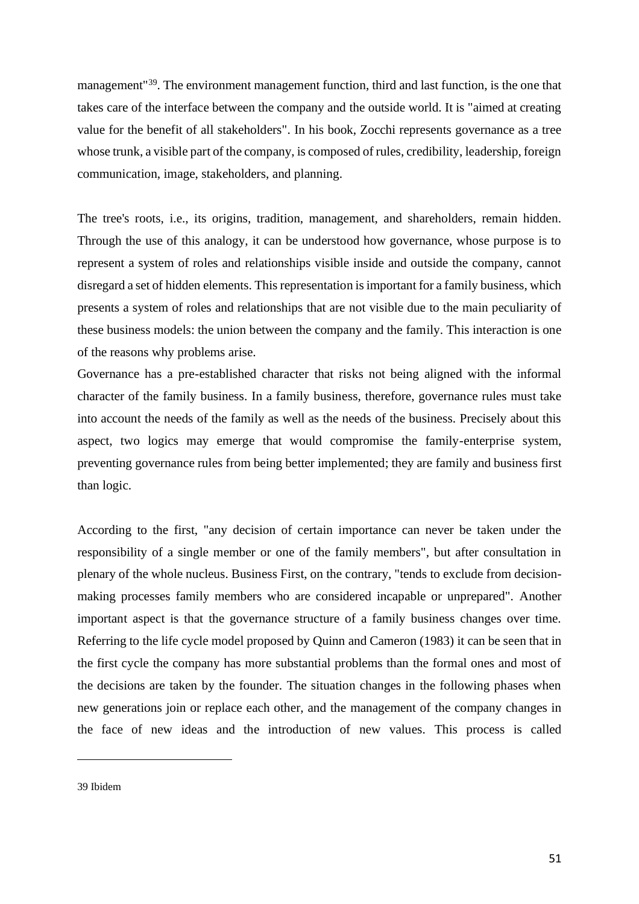management"[39]. The environment management function, third and last function, is the one that takes care of the interface between the company and the outside world. It is "aimed at creating value for the benefit of all stakeholders". In his book, Zocchi represents governance as a tree whose trunk, a visible part of the company, is composed of rules, credibility, leadership, foreign communication, image, stakeholders, and planning.

The tree's roots, i.e., its origins, tradition, management, and shareholders, remain hidden. Through the use of this analogy, it can be understood how governance, whose purpose is to represent a system of roles and relationships visible inside and outside the company, cannot disregard a set of hidden elements. This representation is important for a family business, which presents a system of roles and relationships that are not visible due to the main peculiarity of these business models: the union between the company and the family. This interaction is one of the reasons why problems arise.

Governance has a pre-established character that risks not being aligned with the informal character of the family business. In a family business, therefore, governance rules must take into account the needs of the family as well as the needs of the business. Precisely about this aspect, two logics may emerge that would compromise the family-enterprise system, preventing governance rules from being better implemented; they are family and business first than logic.

According to the first, "any decision of certain importance can never be taken under the responsibility of a single member or one of the family members", but after consultation in plenary of the whole nucleus. Business First, on the contrary, "tends to exclude from decision-making processes family members who are considered incapable or unprepared". Another important aspect is that the governance structure of a family business changes over time. Referring to the life cycle model proposed by Quinn and Cameron (1983) it can be seen that in the first cycle the company has more substantial problems than the formal ones and most of the decisions are taken by the founder. The situation changes in the following phases when new generations join or replace each other, and the management of the company changes in the face of new ideas and the introduction of new values. This process is called

---

39 Ibidem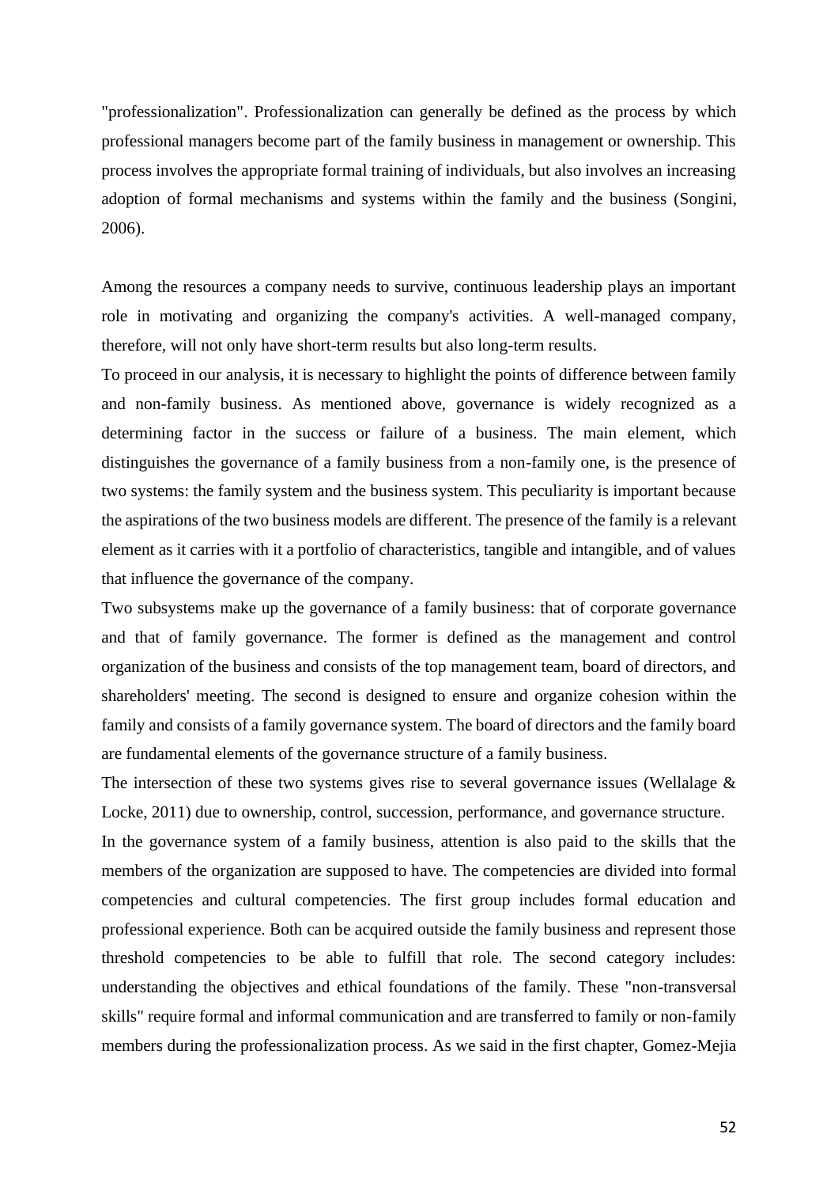"professionalization". Professionalization can generally be defined as the process by which professional managers become part of the family business in management or ownership. This process involves the appropriate formal training of individuals, but also involves an increasing adoption of formal mechanisms and systems within the family and the business (Songini, 2006).

Among the resources a company needs to survive, continuous leadership plays an important role in motivating and organizing the company's activities. A well-managed company, therefore, will not only have short-term results but also long-term results.

To proceed in our analysis, it is necessary to highlight the points of difference between family and non-family business. As mentioned above, governance is widely recognized as a determining factor in the success or failure of a business. The main element, which distinguishes the governance of a family business from a non-family one, is the presence of two systems: the family system and the business system. This peculiarity is important because the aspirations of the two business models are different. The presence of the family is a relevant element as it carries with it a portfolio of characteristics, tangible and intangible, and of values that influence the governance of the company.

Two subsystems make up the governance of a family business: that of corporate governance and that of family governance. The former is defined as the management and control organization of the business and consists of the top management team, board of directors, and shareholders' meeting. The second is designed to ensure and organize cohesion within the family and consists of a family governance system. The board of directors and the family board are fundamental elements of the governance structure of a family business.

The intersection of these two systems gives rise to several governance issues (Wellalage & Locke, 2011) due to ownership, control, succession, performance, and governance structure.

In the governance system of a family business, attention is also paid to the skills that the members of the organization are supposed to have. The competencies are divided into formal competencies and cultural competencies. The first group includes formal education and professional experience. Both can be acquired outside the family business and represent those threshold competencies to be able to fulfill that role. The second category includes: understanding the objectives and ethical foundations of the family. These "non-transversal skills" require formal and informal communication and are transferred to family or non-family members during the professionalization process. As we said in the first chapter, Gomez-Mejia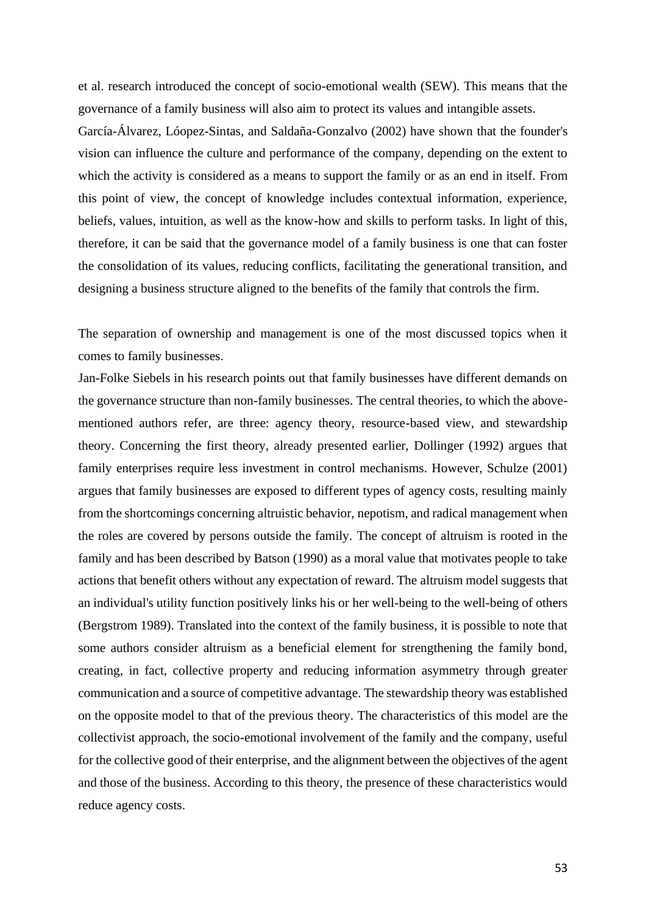et al. research introduced the concept of socio-emotional wealth (SEW). This means that the governance of a family business will also aim to protect its values and intangible assets.
García-Álvarez, Lóopez-Sintas, and Saldaña-Gonzalvo (2002) have shown that the founder's vision can influence the culture and performance of the company, depending on the extent to which the activity is considered as a means to support the family or as an end in itself. From this point of view, the concept of knowledge includes contextual information, experience, beliefs, values, intuition, as well as the know-how and skills to perform tasks. In light of this, therefore, it can be said that the governance model of a family business is one that can foster the consolidation of its values, reducing conflicts, facilitating the generational transition, and designing a business structure aligned to the benefits of the family that controls the firm.

The separation of ownership and management is one of the most discussed topics when it comes to family businesses.
Jan-Folke Siebels in his research points out that family businesses have different demands on the governance structure than non-family businesses. The central theories, to which the above-mentioned authors refer, are three: agency theory, resource-based view, and stewardship theory. Concerning the first theory, already presented earlier, Dollinger (1992) argues that family enterprises require less investment in control mechanisms. However, Schulze (2001) argues that family businesses are exposed to different types of agency costs, resulting mainly from the shortcomings concerning altruistic behavior, nepotism, and radical management when the roles are covered by persons outside the family. The concept of altruism is rooted in the family and has been described by Batson (1990) as a moral value that motivates people to take actions that benefit others without any expectation of reward. The altruism model suggests that an individual's utility function positively links his or her well-being to the well-being of others (Bergstrom 1989). Translated into the context of the family business, it is possible to note that some authors consider altruism as a beneficial element for strengthening the family bond, creating, in fact, collective property and reducing information asymmetry through greater communication and a source of competitive advantage. The stewardship theory was established on the opposite model to that of the previous theory. The characteristics of this model are the collectivist approach, the socio-emotional involvement of the family and the company, useful for the collective good of their enterprise, and the alignment between the objectives of the agent and those of the business. According to this theory, the presence of these characteristics would reduce agency costs.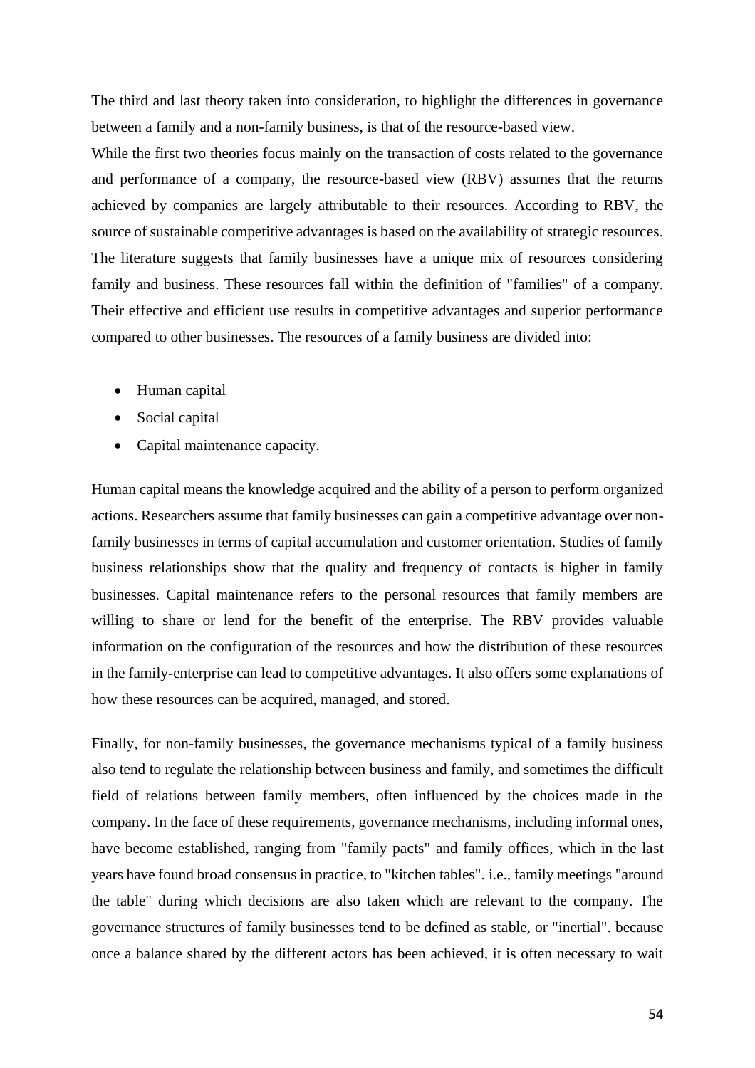The third and last theory taken into consideration, to highlight the differences in governance between a family and a non-family business, is that of the resource-based view.

While the first two theories focus mainly on the transaction of costs related to the governance and performance of a company, the resource-based view (RBV) assumes that the returns achieved by companies are largely attributable to their resources. According to RBV, the source of sustainable competitive advantages is based on the availability of strategic resources. The literature suggests that family businesses have a unique mix of resources considering family and business. These resources fall within the definition of "families" of a company. Their effective and efficient use results in competitive advantages and superior performance compared to other businesses. The resources of a family business are divided into:

- Human capital
- Social capital
- Capital maintenance capacity.

Human capital means the knowledge acquired and the ability of a person to perform organized actions. Researchers assume that family businesses can gain a competitive advantage over non-family businesses in terms of capital accumulation and customer orientation. Studies of family business relationships show that the quality and frequency of contacts is higher in family businesses. Capital maintenance refers to the personal resources that family members are willing to share or lend for the benefit of the enterprise. The RBV provides valuable information on the configuration of the resources and how the distribution of these resources in the family-enterprise can lead to competitive advantages. It also offers some explanations of how these resources can be acquired, managed, and stored.

Finally, for non-family businesses, the governance mechanisms typical of a family business also tend to regulate the relationship between business and family, and sometimes the difficult field of relations between family members, often influenced by the choices made in the company. In the face of these requirements, governance mechanisms, including informal ones, have become established, ranging from "family pacts" and family offices, which in the last years have found broad consensus in practice, to "kitchen tables". i.e., family meetings "around the table" during which decisions are also taken which are relevant to the company. The governance structures of family businesses tend to be defined as stable, or "inertial". because once a balance shared by the different actors has been achieved, it is often necessary to wait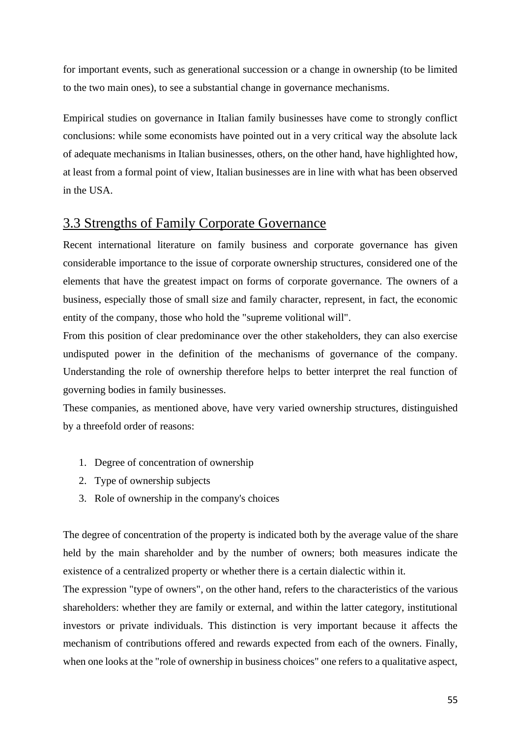for important events, such as generational succession or a change in ownership (to be limited to the two main ones), to see a substantial change in governance mechanisms.

Empirical studies on governance in Italian family businesses have come to strongly conflict conclusions: while some economists have pointed out in a very critical way the absolute lack of adequate mechanisms in Italian businesses, others, on the other hand, have highlighted how, at least from a formal point of view, Italian businesses are in line with what has been observed in the USA.

## 3.3 Strengths of Family Corporate Governance

Recent international literature on family business and corporate governance has given considerable importance to the issue of corporate ownership structures, considered one of the elements that have the greatest impact on forms of corporate governance. The owners of a business, especially those of small size and family character, represent, in fact, the economic entity of the company, those who hold the "supreme volitional will".

From this position of clear predominance over the other stakeholders, they can also exercise undisputed power in the definition of the mechanisms of governance of the company. Understanding the role of ownership therefore helps to better interpret the real function of governing bodies in family businesses.

These companies, as mentioned above, have very varied ownership structures, distinguished by a threefold order of reasons:

1. Degree of concentration of ownership
2. Type of ownership subjects
3. Role of ownership in the company's choices

The degree of concentration of the property is indicated both by the average value of the share held by the main shareholder and by the number of owners; both measures indicate the existence of a centralized property or whether there is a certain dialectic within it.

The expression "type of owners", on the other hand, refers to the characteristics of the various shareholders: whether they are family or external, and within the latter category, institutional investors or private individuals. This distinction is very important because it affects the mechanism of contributions offered and rewards expected from each of the owners. Finally, when one looks at the "role of ownership in business choices" one refers to a qualitative aspect,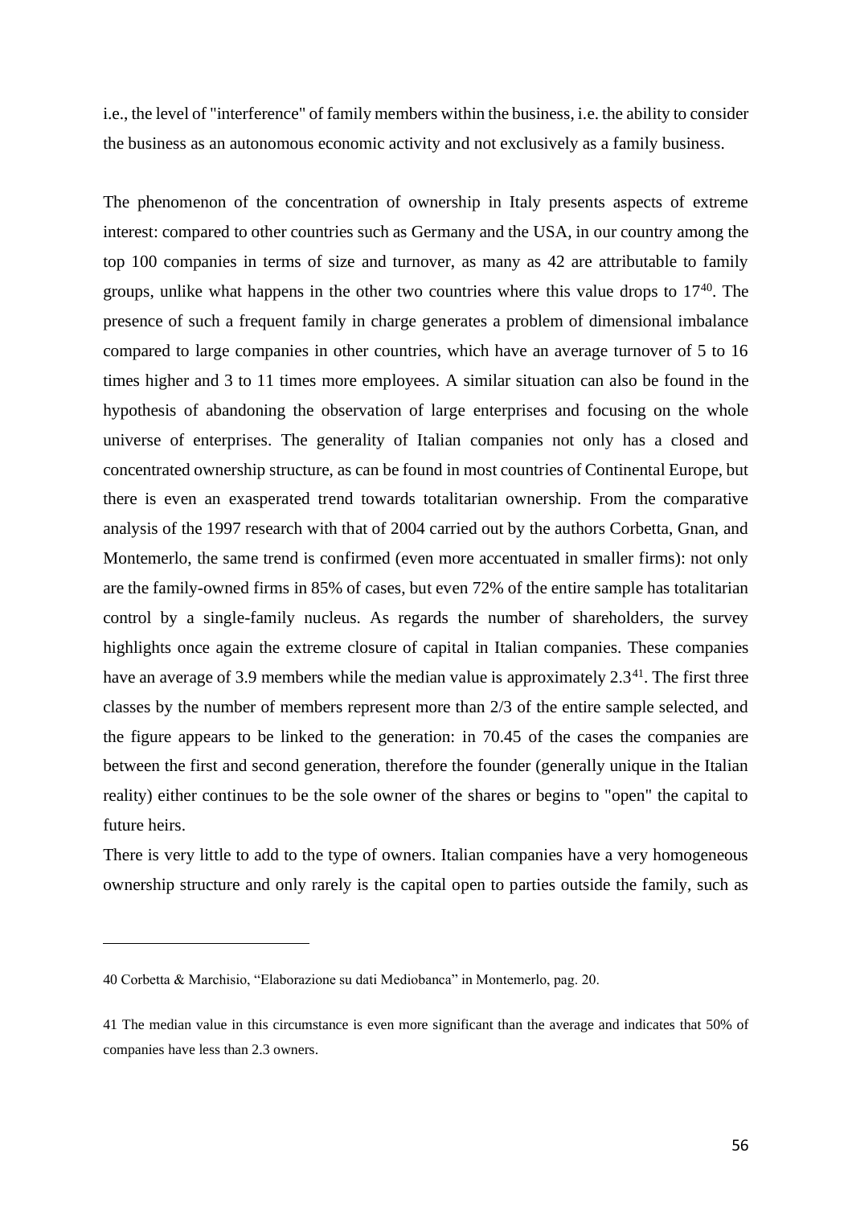i.e., the level of "interference" of family members within the business, i.e. the ability to consider the business as an autonomous economic activity and not exclusively as a family business.

The phenomenon of the concentration of ownership in Italy presents aspects of extreme interest: compared to other countries such as Germany and the USA, in our country among the top 100 companies in terms of size and turnover, as many as 42 are attributable to family groups, unlike what happens in the other two countries where this value drops to 17[40]. The presence of such a frequent family in charge generates a problem of dimensional imbalance compared to large companies in other countries, which have an average turnover of 5 to 16 times higher and 3 to 11 times more employees. A similar situation can also be found in the hypothesis of abandoning the observation of large enterprises and focusing on the whole universe of enterprises. The generality of Italian companies not only has a closed and concentrated ownership structure, as can be found in most countries of Continental Europe, but there is even an exasperated trend towards totalitarian ownership. From the comparative analysis of the 1997 research with that of 2004 carried out by the authors Corbetta, Gnan, and Montemerlo, the same trend is confirmed (even more accentuated in smaller firms): not only are the family-owned firms in 85% of cases, but even 72% of the entire sample has totalitarian control by a single-family nucleus. As regards the number of shareholders, the survey highlights once again the extreme closure of capital in Italian companies. These companies have an average of 3.9 members while the median value is approximately 2.3[41]. The first three classes by the number of members represent more than 2/3 of the entire sample selected, and the figure appears to be linked to the generation: in 70.45 of the cases the companies are between the first and second generation, therefore the founder (generally unique in the Italian reality) either continues to be the sole owner of the shares or begins to "open" the capital to future heirs.

There is very little to add to the type of owners. Italian companies have a very homogeneous ownership structure and only rarely is the capital open to parties outside the family, such as

---

40 Corbetta & Marchisio, "Elaborazione su dati Mediobanca" in Montemerlo, pag. 20.

41 The median value in this circumstance is even more significant than the average and indicates that 50% of companies have less than 2.3 owners.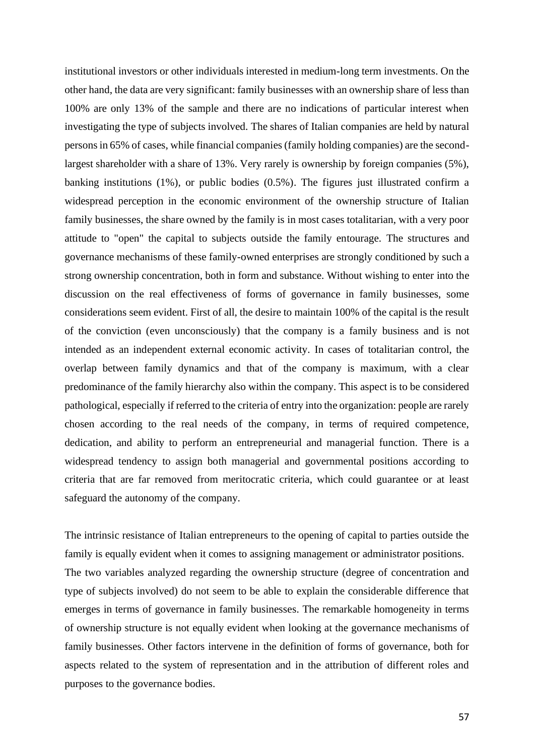institutional investors or other individuals interested in medium-long term investments. On the other hand, the data are very significant: family businesses with an ownership share of less than 100% are only 13% of the sample and there are no indications of particular interest when investigating the type of subjects involved. The shares of Italian companies are held by natural persons in 65% of cases, while financial companies (family holding companies) are the second-largest shareholder with a share of 13%. Very rarely is ownership by foreign companies (5%), banking institutions (1%), or public bodies (0.5%). The figures just illustrated confirm a widespread perception in the economic environment of the ownership structure of Italian family businesses, the share owned by the family is in most cases totalitarian, with a very poor attitude to "open" the capital to subjects outside the family entourage. The structures and governance mechanisms of these family-owned enterprises are strongly conditioned by such a strong ownership concentration, both in form and substance. Without wishing to enter into the discussion on the real effectiveness of forms of governance in family businesses, some considerations seem evident. First of all, the desire to maintain 100% of the capital is the result of the conviction (even unconsciously) that the company is a family business and is not intended as an independent external economic activity. In cases of totalitarian control, the overlap between family dynamics and that of the company is maximum, with a clear predominance of the family hierarchy also within the company. This aspect is to be considered pathological, especially if referred to the criteria of entry into the organization: people are rarely chosen according to the real needs of the company, in terms of required competence, dedication, and ability to perform an entrepreneurial and managerial function. There is a widespread tendency to assign both managerial and governmental positions according to criteria that are far removed from meritocratic criteria, which could guarantee or at least safeguard the autonomy of the company.

The intrinsic resistance of Italian entrepreneurs to the opening of capital to parties outside the family is equally evident when it comes to assigning management or administrator positions.
The two variables analyzed regarding the ownership structure (degree of concentration and type of subjects involved) do not seem to be able to explain the considerable difference that emerges in terms of governance in family businesses. The remarkable homogeneity in terms of ownership structure is not equally evident when looking at the governance mechanisms of family businesses. Other factors intervene in the definition of forms of governance, both for aspects related to the system of representation and in the attribution of different roles and purposes to the governance bodies.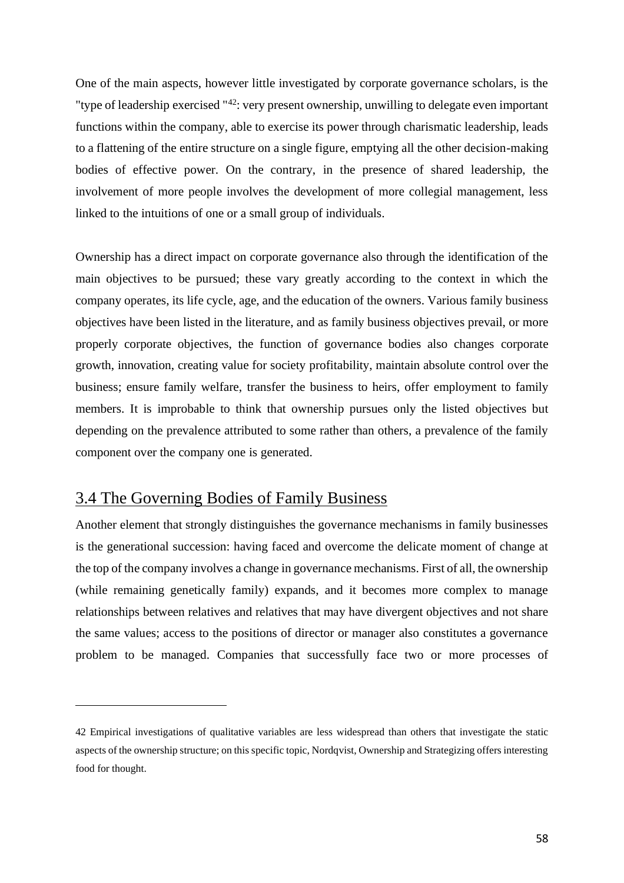One of the main aspects, however little investigated by corporate governance scholars, is the "type of leadership exercised "[42]: very present ownership, unwilling to delegate even important functions within the company, able to exercise its power through charismatic leadership, leads to a flattening of the entire structure on a single figure, emptying all the other decision-making bodies of effective power. On the contrary, in the presence of shared leadership, the involvement of more people involves the development of more collegial management, less linked to the intuitions of one or a small group of individuals.

Ownership has a direct impact on corporate governance also through the identification of the main objectives to be pursued; these vary greatly according to the context in which the company operates, its life cycle, age, and the education of the owners. Various family business objectives have been listed in the literature, and as family business objectives prevail, or more properly corporate objectives, the function of governance bodies also changes corporate growth, innovation, creating value for society profitability, maintain absolute control over the business; ensure family welfare, transfer the business to heirs, offer employment to family members. It is improbable to think that ownership pursues only the listed objectives but depending on the prevalence attributed to some rather than others, a prevalence of the family component over the company one is generated.

## 3.4 The Governing Bodies of Family Business

Another element that strongly distinguishes the governance mechanisms in family businesses is the generational succession: having faced and overcome the delicate moment of change at the top of the company involves a change in governance mechanisms. First of all, the ownership (while remaining genetically family) expands, and it becomes more complex to manage relationships between relatives and relatives that may have divergent objectives and not share the same values; access to the positions of director or manager also constitutes a governance problem to be managed. Companies that successfully face two or more processes of

---

42 Empirical investigations of qualitative variables are less widespread than others that investigate the static aspects of the ownership structure; on this specific topic, Nordqvist, Ownership and Strategizing offers interesting food for thought.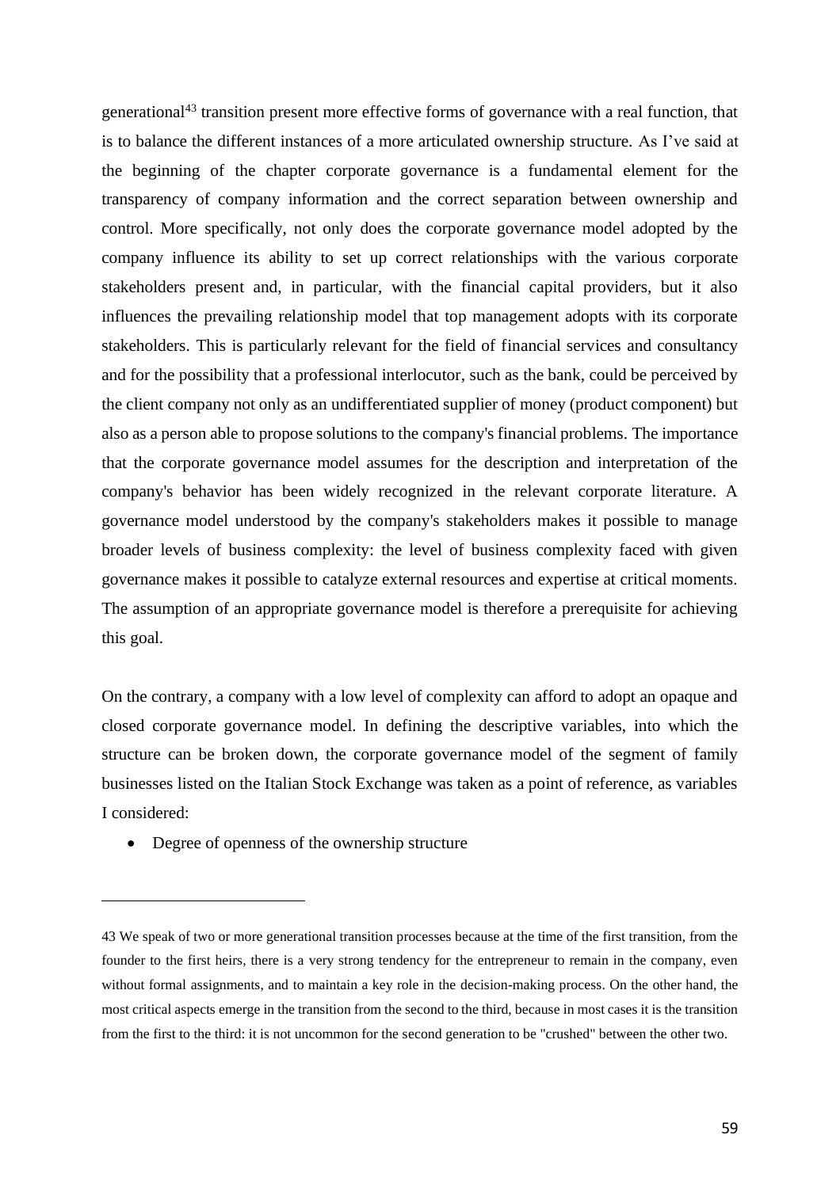generational[43] transition present more effective forms of governance with a real function, that is to balance the different instances of a more articulated ownership structure. As I've said at the beginning of the chapter corporate governance is a fundamental element for the transparency of company information and the correct separation between ownership and control. More specifically, not only does the corporate governance model adopted by the company influence its ability to set up correct relationships with the various corporate stakeholders present and, in particular, with the financial capital providers, but it also influences the prevailing relationship model that top management adopts with its corporate stakeholders. This is particularly relevant for the field of financial services and consultancy and for the possibility that a professional interlocutor, such as the bank, could be perceived by the client company not only as an undifferentiated supplier of money (product component) but also as a person able to propose solutions to the company's financial problems. The importance that the corporate governance model assumes for the description and interpretation of the company's behavior has been widely recognized in the relevant corporate literature. A governance model understood by the company's stakeholders makes it possible to manage broader levels of business complexity: the level of business complexity faced with given governance makes it possible to catalyze external resources and expertise at critical moments. The assumption of an appropriate governance model is therefore a prerequisite for achieving this goal.

On the contrary, a company with a low level of complexity can afford to adopt an opaque and closed corporate governance model. In defining the descriptive variables, into which the structure can be broken down, the corporate governance model of the segment of family businesses listed on the Italian Stock Exchange was taken as a point of reference, as variables I considered:

- Degree of openness of the ownership structure

---

43 We speak of two or more generational transition processes because at the time of the first transition, from the founder to the first heirs, there is a very strong tendency for the entrepreneur to remain in the company, even without formal assignments, and to maintain a key role in the decision-making process. On the other hand, the most critical aspects emerge in the transition from the second to the third, because in most cases it is the transition from the first to the third: it is not uncommon for the second generation to be "crushed" between the other two.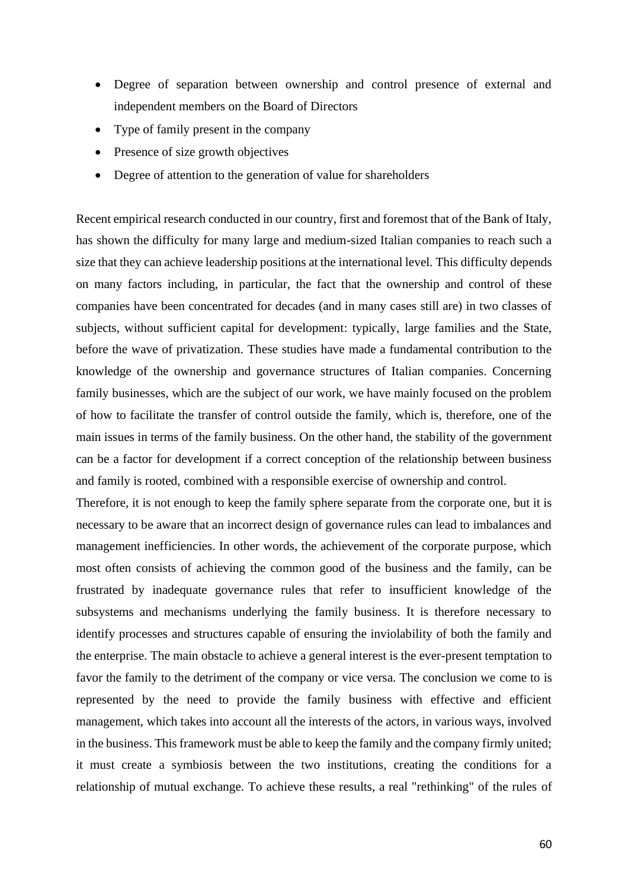- Degree of separation between ownership and control presence of external and independent members on the Board of Directors
- Type of family present in the company
- Presence of size growth objectives
- Degree of attention to the generation of value for shareholders

Recent empirical research conducted in our country, first and foremost that of the Bank of Italy, has shown the difficulty for many large and medium-sized Italian companies to reach such a size that they can achieve leadership positions at the international level. This difficulty depends on many factors including, in particular, the fact that the ownership and control of these companies have been concentrated for decades (and in many cases still are) in two classes of subjects, without sufficient capital for development: typically, large families and the State, before the wave of privatization. These studies have made a fundamental contribution to the knowledge of the ownership and governance structures of Italian companies. Concerning family businesses, which are the subject of our work, we have mainly focused on the problem of how to facilitate the transfer of control outside the family, which is, therefore, one of the main issues in terms of the family business. On the other hand, the stability of the government can be a factor for development if a correct conception of the relationship between business and family is rooted, combined with a responsible exercise of ownership and control.

Therefore, it is not enough to keep the family sphere separate from the corporate one, but it is necessary to be aware that an incorrect design of governance rules can lead to imbalances and management inefficiencies. In other words, the achievement of the corporate purpose, which most often consists of achieving the common good of the business and the family, can be frustrated by inadequate governance rules that refer to insufficient knowledge of the subsystems and mechanisms underlying the family business. It is therefore necessary to identify processes and structures capable of ensuring the inviolability of both the family and the enterprise. The main obstacle to achieve a general interest is the ever-present temptation to favor the family to the detriment of the company or vice versa. The conclusion we come to is represented by the need to provide the family business with effective and efficient management, which takes into account all the interests of the actors, in various ways, involved in the business. This framework must be able to keep the family and the company firmly united; it must create a symbiosis between the two institutions, creating the conditions for a relationship of mutual exchange. To achieve these results, a real "rethinking" of the rules of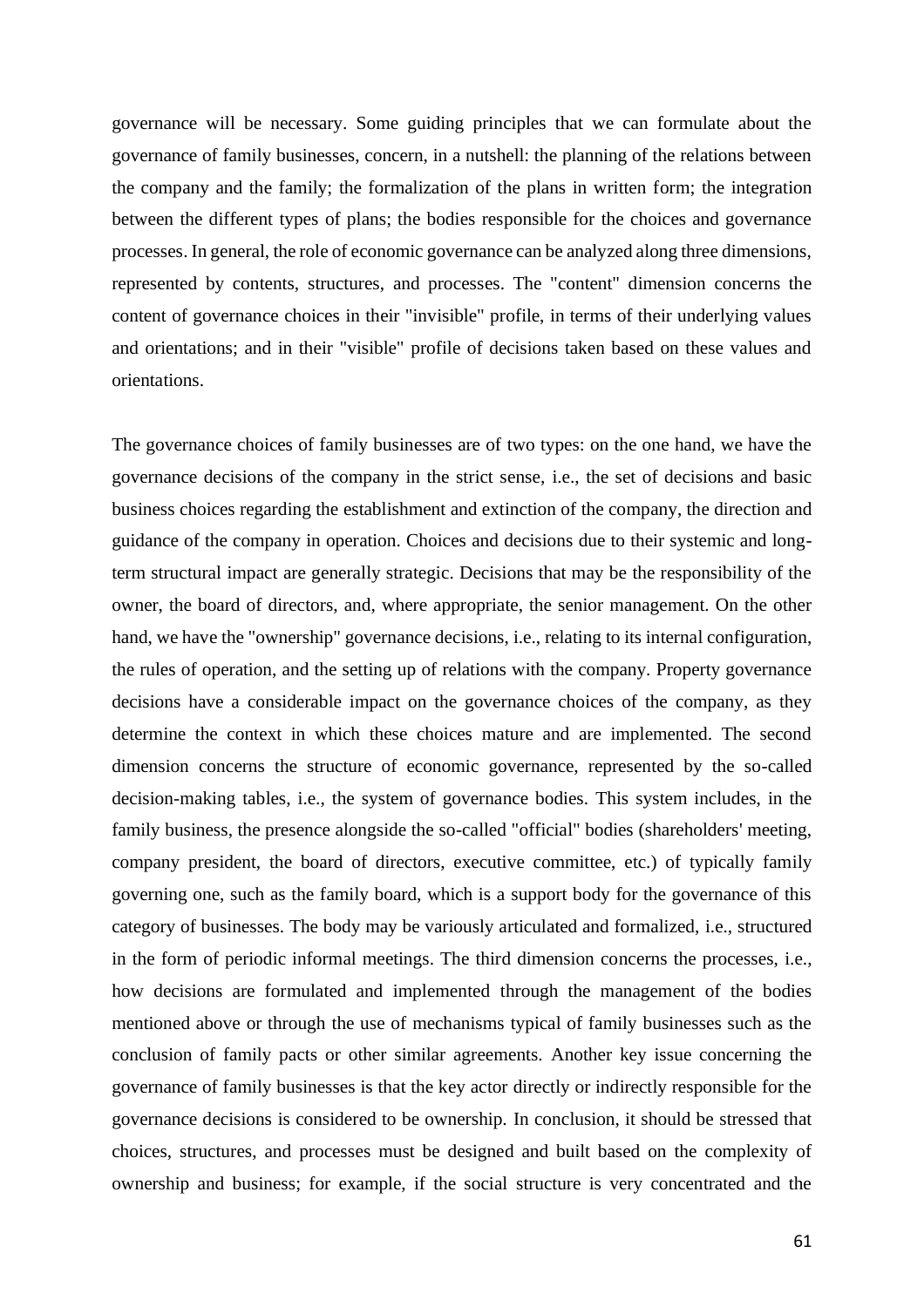governance will be necessary. Some guiding principles that we can formulate about the governance of family businesses, concern, in a nutshell: the planning of the relations between the company and the family; the formalization of the plans in written form; the integration between the different types of plans; the bodies responsible for the choices and governance processes. In general, the role of economic governance can be analyzed along three dimensions, represented by contents, structures, and processes. The "content" dimension concerns the content of governance choices in their "invisible" profile, in terms of their underlying values and orientations; and in their "visible" profile of decisions taken based on these values and orientations.

The governance choices of family businesses are of two types: on the one hand, we have the governance decisions of the company in the strict sense, i.e., the set of decisions and basic business choices regarding the establishment and extinction of the company, the direction and guidance of the company in operation. Choices and decisions due to their systemic and long-term structural impact are generally strategic. Decisions that may be the responsibility of the owner, the board of directors, and, where appropriate, the senior management. On the other hand, we have the "ownership" governance decisions, i.e., relating to its internal configuration, the rules of operation, and the setting up of relations with the company. Property governance decisions have a considerable impact on the governance choices of the company, as they determine the context in which these choices mature and are implemented. The second dimension concerns the structure of economic governance, represented by the so-called decision-making tables, i.e., the system of governance bodies. This system includes, in the family business, the presence alongside the so-called "official" bodies (shareholders' meeting, company president, the board of directors, executive committee, etc.) of typically family governing one, such as the family board, which is a support body for the governance of this category of businesses. The body may be variously articulated and formalized, i.e., structured in the form of periodic informal meetings. The third dimension concerns the processes, i.e., how decisions are formulated and implemented through the management of the bodies mentioned above or through the use of mechanisms typical of family businesses such as the conclusion of family pacts or other similar agreements. Another key issue concerning the governance of family businesses is that the key actor directly or indirectly responsible for the governance decisions is considered to be ownership. In conclusion, it should be stressed that choices, structures, and processes must be designed and built based on the complexity of ownership and business; for example, if the social structure is very concentrated and the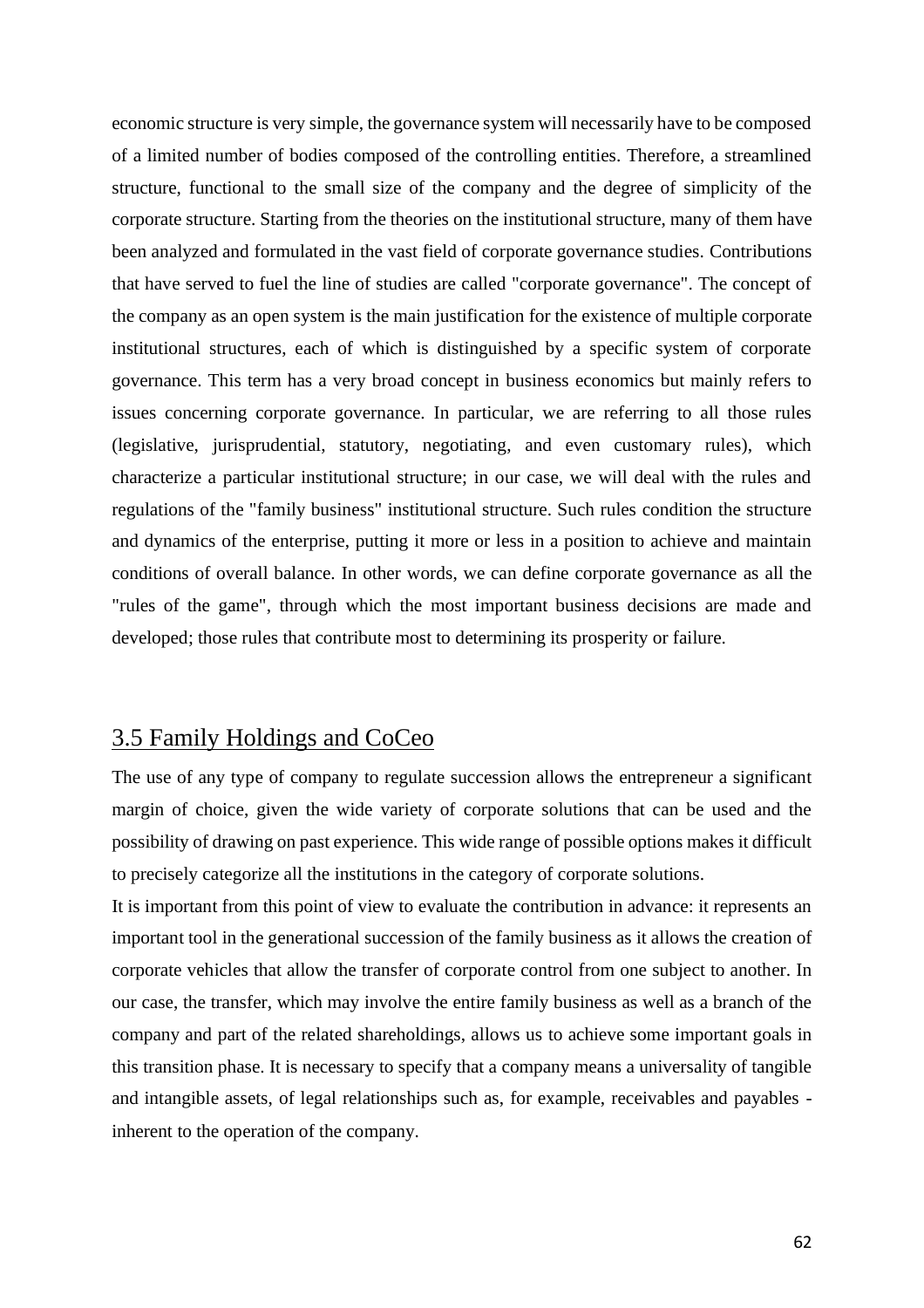economic structure is very simple, the governance system will necessarily have to be composed of a limited number of bodies composed of the controlling entities. Therefore, a streamlined structure, functional to the small size of the company and the degree of simplicity of the corporate structure. Starting from the theories on the institutional structure, many of them have been analyzed and formulated in the vast field of corporate governance studies. Contributions that have served to fuel the line of studies are called "corporate governance". The concept of the company as an open system is the main justification for the existence of multiple corporate institutional structures, each of which is distinguished by a specific system of corporate governance. This term has a very broad concept in business economics but mainly refers to issues concerning corporate governance. In particular, we are referring to all those rules (legislative, jurisprudential, statutory, negotiating, and even customary rules), which characterize a particular institutional structure; in our case, we will deal with the rules and regulations of the "family business" institutional structure. Such rules condition the structure and dynamics of the enterprise, putting it more or less in a position to achieve and maintain conditions of overall balance. In other words, we can define corporate governance as all the "rules of the game", through which the most important business decisions are made and developed; those rules that contribute most to determining its prosperity or failure.

## 3.5 Family Holdings and CoCeo

The use of any type of company to regulate succession allows the entrepreneur a significant margin of choice, given the wide variety of corporate solutions that can be used and the possibility of drawing on past experience. This wide range of possible options makes it difficult to precisely categorize all the institutions in the category of corporate solutions.

It is important from this point of view to evaluate the contribution in advance: it represents an important tool in the generational succession of the family business as it allows the creation of corporate vehicles that allow the transfer of corporate control from one subject to another. In our case, the transfer, which may involve the entire family business as well as a branch of the company and part of the related shareholdings, allows us to achieve some important goals in this transition phase. It is necessary to specify that a company means a universality of tangible and intangible assets, of legal relationships such as, for example, receivables and payables - inherent to the operation of the company.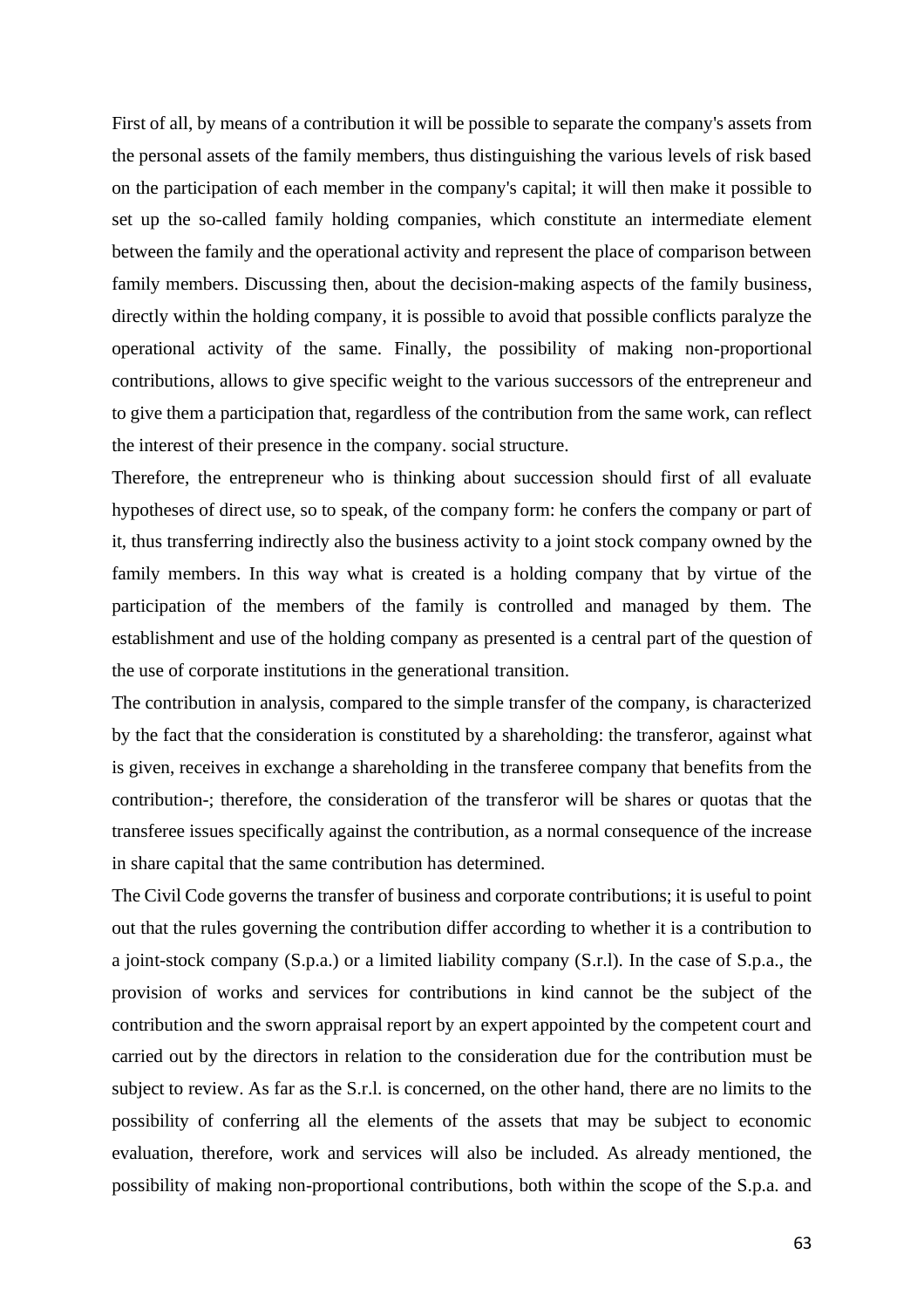First of all, by means of a contribution it will be possible to separate the company's assets from the personal assets of the family members, thus distinguishing the various levels of risk based on the participation of each member in the company's capital; it will then make it possible to set up the so-called family holding companies, which constitute an intermediate element between the family and the operational activity and represent the place of comparison between family members. Discussing then, about the decision-making aspects of the family business, directly within the holding company, it is possible to avoid that possible conflicts paralyze the operational activity of the same. Finally, the possibility of making non-proportional contributions, allows to give specific weight to the various successors of the entrepreneur and to give them a participation that, regardless of the contribution from the same work, can reflect the interest of their presence in the company. social structure.

Therefore, the entrepreneur who is thinking about succession should first of all evaluate hypotheses of direct use, so to speak, of the company form: he confers the company or part of it, thus transferring indirectly also the business activity to a joint stock company owned by the family members. In this way what is created is a holding company that by virtue of the participation of the members of the family is controlled and managed by them. The establishment and use of the holding company as presented is a central part of the question of the use of corporate institutions in the generational transition.

The contribution in analysis, compared to the simple transfer of the company, is characterized by the fact that the consideration is constituted by a shareholding: the transferor, against what is given, receives in exchange a shareholding in the transferee company that benefits from the contribution-; therefore, the consideration of the transferor will be shares or quotas that the transferee issues specifically against the contribution, as a normal consequence of the increase in share capital that the same contribution has determined.

The Civil Code governs the transfer of business and corporate contributions; it is useful to point out that the rules governing the contribution differ according to whether it is a contribution to a joint-stock company (S.p.a.) or a limited liability company (S.r.l). In the case of S.p.a., the provision of works and services for contributions in kind cannot be the subject of the contribution and the sworn appraisal report by an expert appointed by the competent court and carried out by the directors in relation to the consideration due for the contribution must be subject to review. As far as the S.r.l. is concerned, on the other hand, there are no limits to the possibility of conferring all the elements of the assets that may be subject to economic evaluation, therefore, work and services will also be included. As already mentioned, the possibility of making non-proportional contributions, both within the scope of the S.p.a. and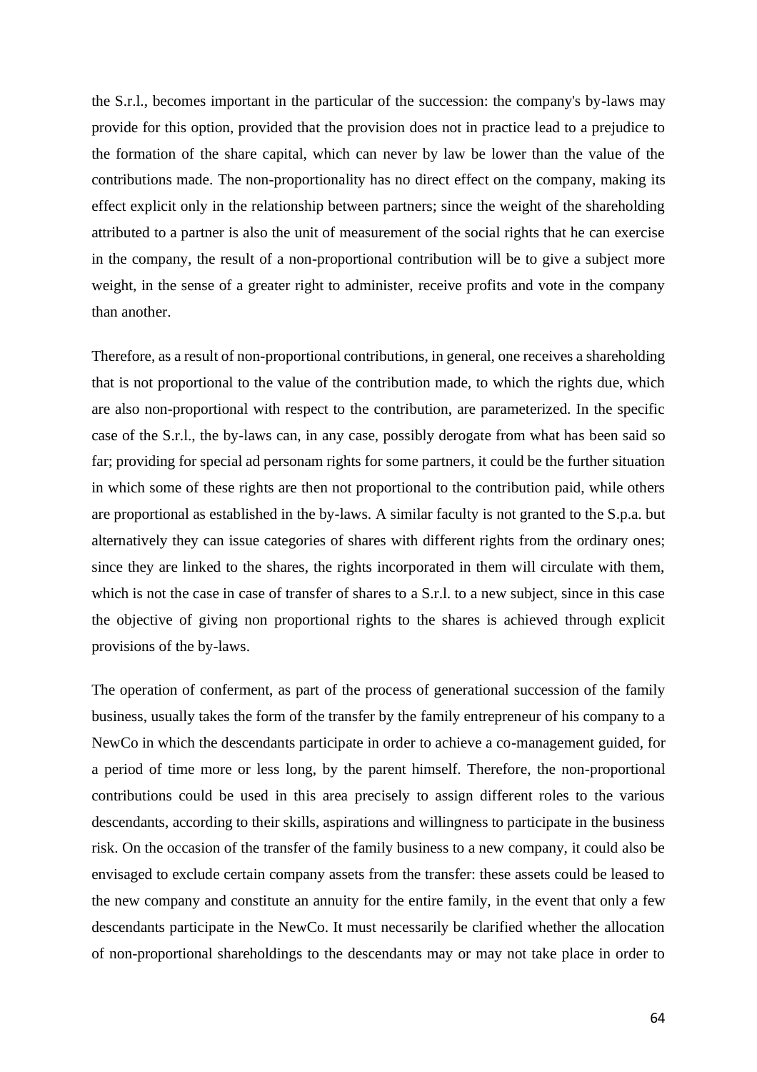the S.r.l., becomes important in the particular of the succession: the company's by-laws may provide for this option, provided that the provision does not in practice lead to a prejudice to the formation of the share capital, which can never by law be lower than the value of the contributions made. The non-proportionality has no direct effect on the company, making its effect explicit only in the relationship between partners; since the weight of the shareholding attributed to a partner is also the unit of measurement of the social rights that he can exercise in the company, the result of a non-proportional contribution will be to give a subject more weight, in the sense of a greater right to administer, receive profits and vote in the company than another.

Therefore, as a result of non-proportional contributions, in general, one receives a shareholding that is not proportional to the value of the contribution made, to which the rights due, which are also non-proportional with respect to the contribution, are parameterized. In the specific case of the S.r.l., the by-laws can, in any case, possibly derogate from what has been said so far; providing for special ad personam rights for some partners, it could be the further situation in which some of these rights are then not proportional to the contribution paid, while others are proportional as established in the by-laws. A similar faculty is not granted to the S.p.a. but alternatively they can issue categories of shares with different rights from the ordinary ones; since they are linked to the shares, the rights incorporated in them will circulate with them, which is not the case in case of transfer of shares to a S.r.l. to a new subject, since in this case the objective of giving non proportional rights to the shares is achieved through explicit provisions of the by-laws.

The operation of conferment, as part of the process of generational succession of the family business, usually takes the form of the transfer by the family entrepreneur of his company to a NewCo in which the descendants participate in order to achieve a co-management guided, for a period of time more or less long, by the parent himself. Therefore, the non-proportional contributions could be used in this area precisely to assign different roles to the various descendants, according to their skills, aspirations and willingness to participate in the business risk. On the occasion of the transfer of the family business to a new company, it could also be envisaged to exclude certain company assets from the transfer: these assets could be leased to the new company and constitute an annuity for the entire family, in the event that only a few descendants participate in the NewCo. It must necessarily be clarified whether the allocation of non-proportional shareholdings to the descendants may or may not take place in order to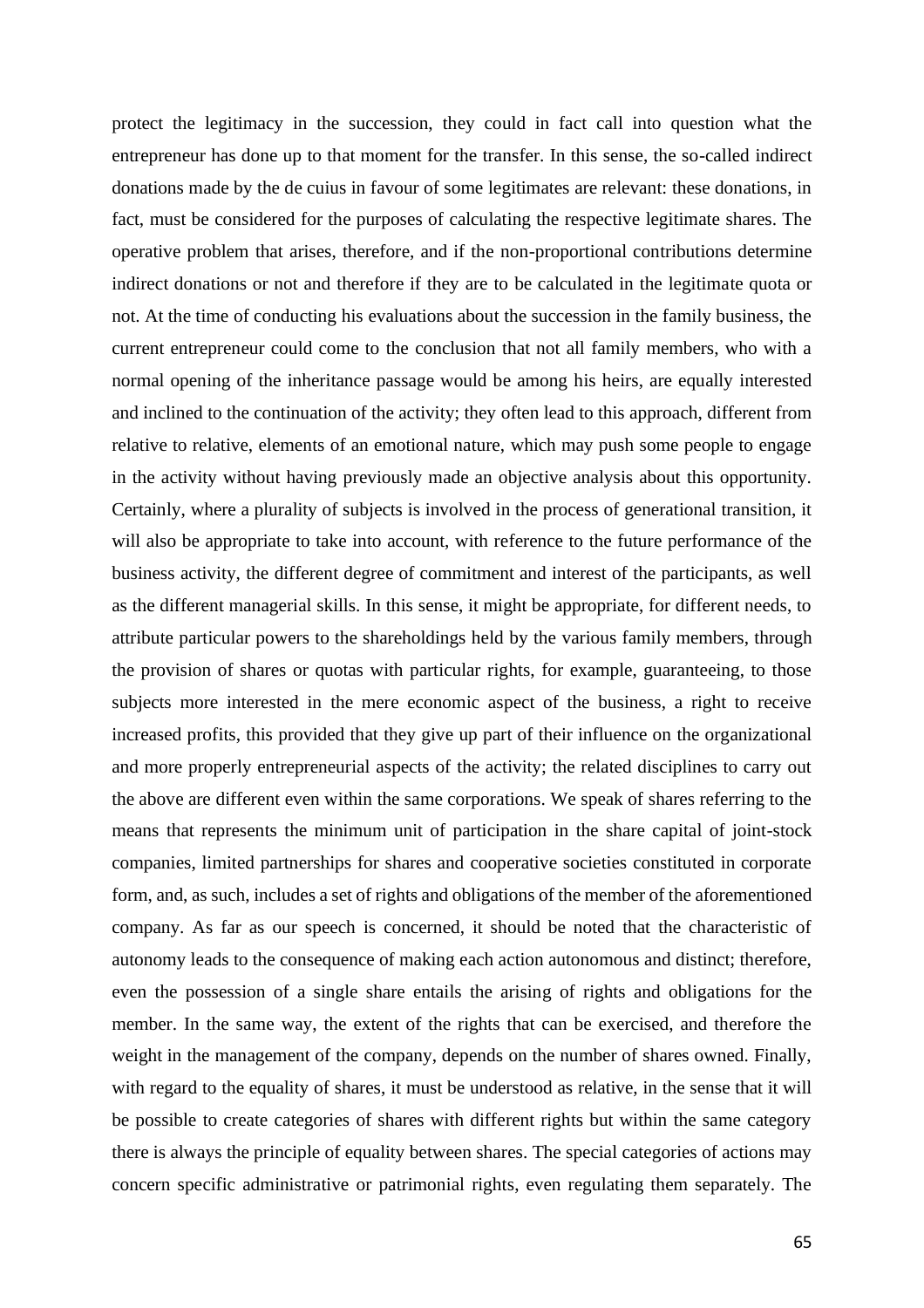protect the legitimacy in the succession, they could in fact call into question what the entrepreneur has done up to that moment for the transfer. In this sense, the so-called indirect donations made by the de cuius in favour of some legitimates are relevant: these donations, in fact, must be considered for the purposes of calculating the respective legitimate shares. The operative problem that arises, therefore, and if the non-proportional contributions determine indirect donations or not and therefore if they are to be calculated in the legitimate quota or not. At the time of conducting his evaluations about the succession in the family business, the current entrepreneur could come to the conclusion that not all family members, who with a normal opening of the inheritance passage would be among his heirs, are equally interested and inclined to the continuation of the activity; they often lead to this approach, different from relative to relative, elements of an emotional nature, which may push some people to engage in the activity without having previously made an objective analysis about this opportunity. Certainly, where a plurality of subjects is involved in the process of generational transition, it will also be appropriate to take into account, with reference to the future performance of the business activity, the different degree of commitment and interest of the participants, as well as the different managerial skills. In this sense, it might be appropriate, for different needs, to attribute particular powers to the shareholdings held by the various family members, through the provision of shares or quotas with particular rights, for example, guaranteeing, to those subjects more interested in the mere economic aspect of the business, a right to receive increased profits, this provided that they give up part of their influence on the organizational and more properly entrepreneurial aspects of the activity; the related disciplines to carry out the above are different even within the same corporations. We speak of shares referring to the means that represents the minimum unit of participation in the share capital of joint-stock companies, limited partnerships for shares and cooperative societies constituted in corporate form, and, as such, includes a set of rights and obligations of the member of the aforementioned company. As far as our speech is concerned, it should be noted that the characteristic of autonomy leads to the consequence of making each action autonomous and distinct; therefore, even the possession of a single share entails the arising of rights and obligations for the member. In the same way, the extent of the rights that can be exercised, and therefore the weight in the management of the company, depends on the number of shares owned. Finally, with regard to the equality of shares, it must be understood as relative, in the sense that it will be possible to create categories of shares with different rights but within the same category there is always the principle of equality between shares. The special categories of actions may concern specific administrative or patrimonial rights, even regulating them separately. The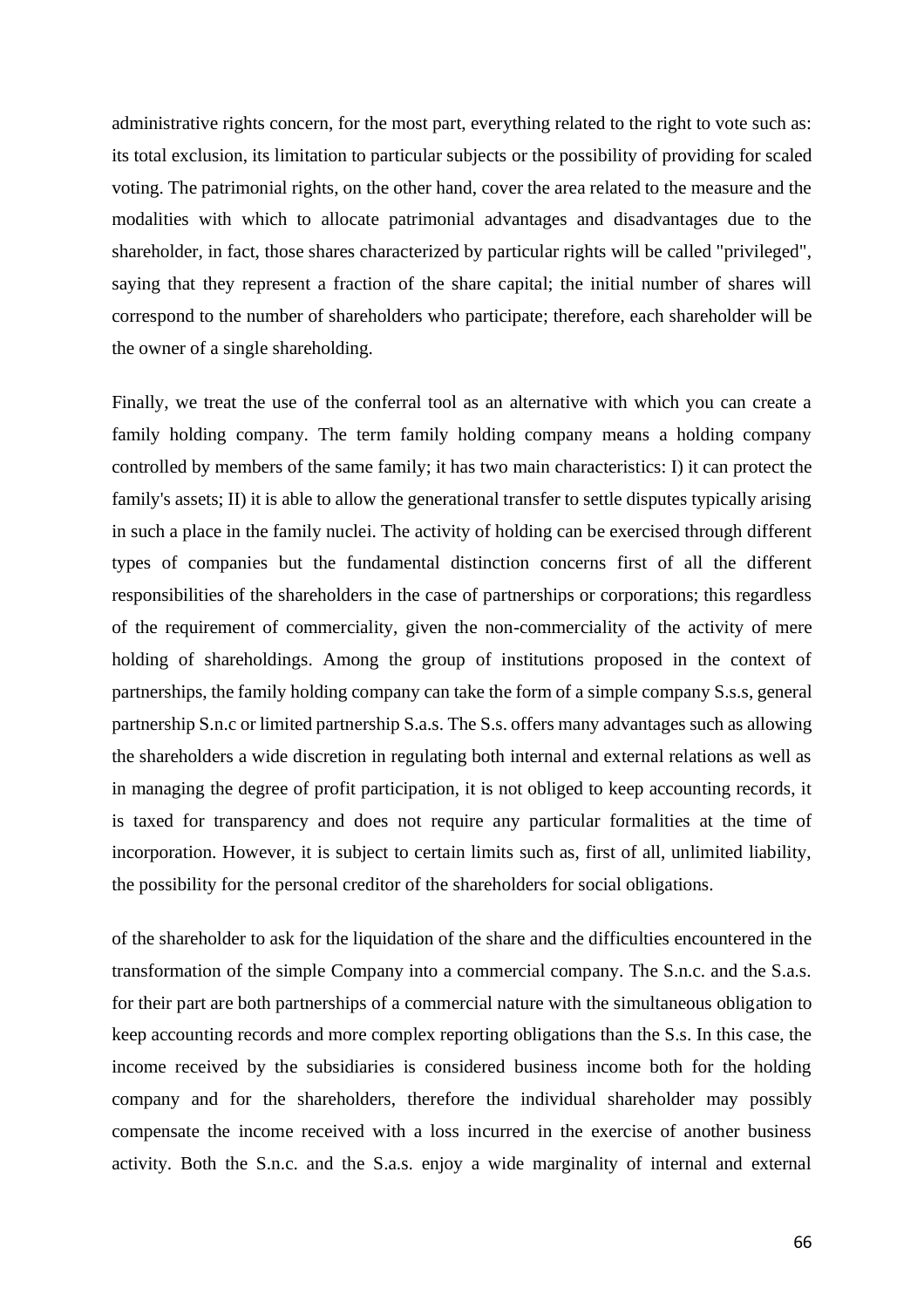administrative rights concern, for the most part, everything related to the right to vote such as: its total exclusion, its limitation to particular subjects or the possibility of providing for scaled voting. The patrimonial rights, on the other hand, cover the area related to the measure and the modalities with which to allocate patrimonial advantages and disadvantages due to the shareholder, in fact, those shares characterized by particular rights will be called "privileged", saying that they represent a fraction of the share capital; the initial number of shares will correspond to the number of shareholders who participate; therefore, each shareholder will be the owner of a single shareholding.

Finally, we treat the use of the conferral tool as an alternative with which you can create a family holding company. The term family holding company means a holding company controlled by members of the same family; it has two main characteristics: I) it can protect the family's assets; II) it is able to allow the generational transfer to settle disputes typically arising in such a place in the family nuclei. The activity of holding can be exercised through different types of companies but the fundamental distinction concerns first of all the different responsibilities of the shareholders in the case of partnerships or corporations; this regardless of the requirement of commerciality, given the non-commerciality of the activity of mere holding of shareholdings. Among the group of institutions proposed in the context of partnerships, the family holding company can take the form of a simple company S.s.s, general partnership S.n.c or limited partnership S.a.s. The S.s. offers many advantages such as allowing the shareholders a wide discretion in regulating both internal and external relations as well as in managing the degree of profit participation, it is not obliged to keep accounting records, it is taxed for transparency and does not require any particular formalities at the time of incorporation. However, it is subject to certain limits such as, first of all, unlimited liability, the possibility for the personal creditor of the shareholders for social obligations.

of the shareholder to ask for the liquidation of the share and the difficulties encountered in the transformation of the simple Company into a commercial company. The S.n.c. and the S.a.s. for their part are both partnerships of a commercial nature with the simultaneous obligation to keep accounting records and more complex reporting obligations than the S.s. In this case, the income received by the subsidiaries is considered business income both for the holding company and for the shareholders, therefore the individual shareholder may possibly compensate the income received with a loss incurred in the exercise of another business activity. Both the S.n.c. and the S.a.s. enjoy a wide marginality of internal and external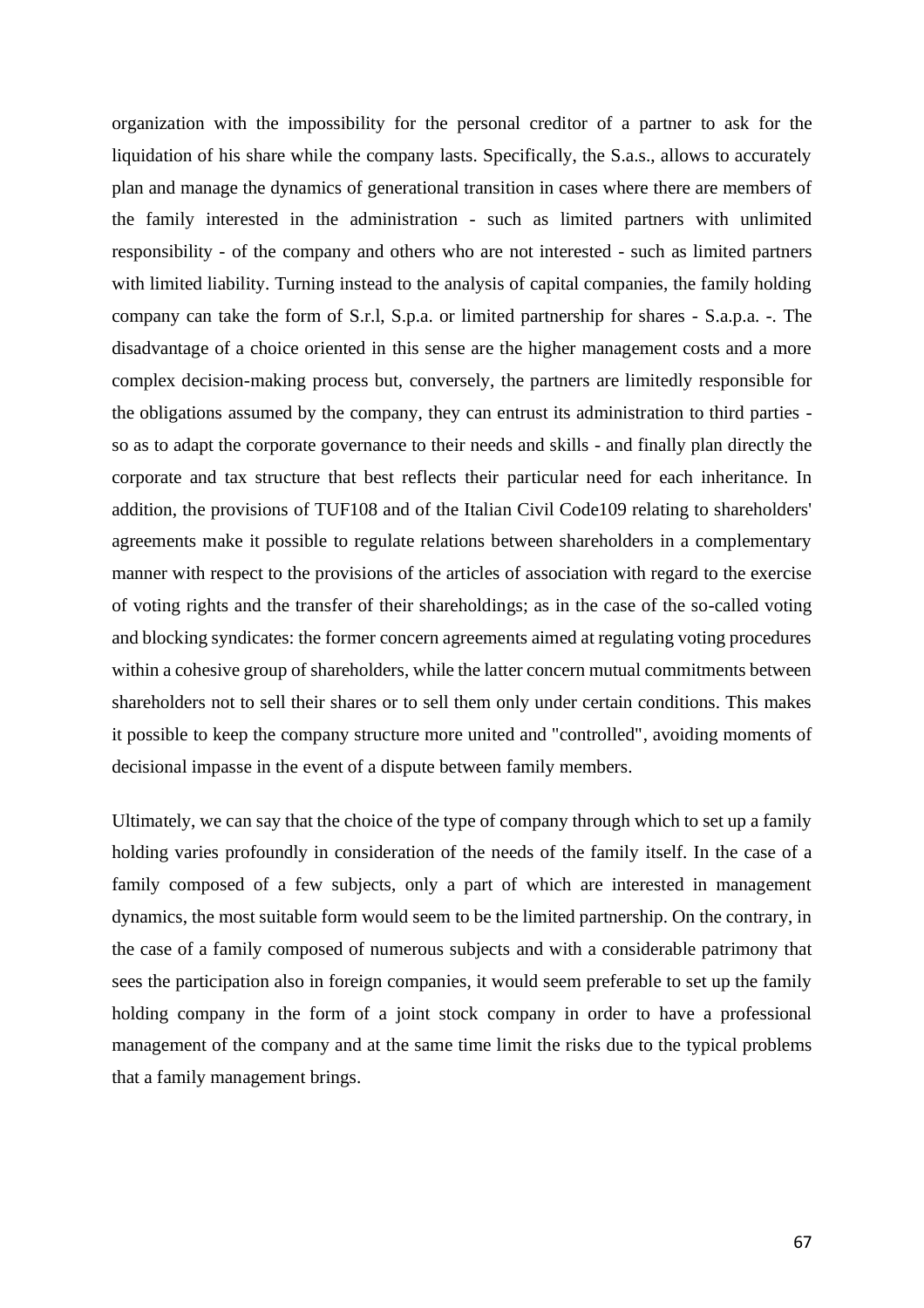organization with the impossibility for the personal creditor of a partner to ask for the liquidation of his share while the company lasts. Specifically, the S.a.s., allows to accurately plan and manage the dynamics of generational transition in cases where there are members of the family interested in the administration - such as limited partners with unlimited responsibility - of the company and others who are not interested - such as limited partners with limited liability. Turning instead to the analysis of capital companies, the family holding company can take the form of S.r.l, S.p.a. or limited partnership for shares - S.a.p.a. -. The disadvantage of a choice oriented in this sense are the higher management costs and a more complex decision-making process but, conversely, the partners are limitedly responsible for the obligations assumed by the company, they can entrust its administration to third parties - so as to adapt the corporate governance to their needs and skills - and finally plan directly the corporate and tax structure that best reflects their particular need for each inheritance. In addition, the provisions of TUF[108] and of the Italian Civil Code[109] relating to shareholders' agreements make it possible to regulate relations between shareholders in a complementary manner with respect to the provisions of the articles of association with regard to the exercise of voting rights and the transfer of their shareholdings; as in the case of the so-called voting and blocking syndicates: the former concern agreements aimed at regulating voting procedures within a cohesive group of shareholders, while the latter concern mutual commitments between shareholders not to sell their shares or to sell them only under certain conditions. This makes it possible to keep the company structure more united and "controlled", avoiding moments of decisional impasse in the event of a dispute between family members.

Ultimately, we can say that the choice of the type of company through which to set up a family holding varies profoundly in consideration of the needs of the family itself. In the case of a family composed of a few subjects, only a part of which are interested in management dynamics, the most suitable form would seem to be the limited partnership. On the contrary, in the case of a family composed of numerous subjects and with a considerable patrimony that sees the participation also in foreign companies, it would seem preferable to set up the family holding company in the form of a joint stock company in order to have a professional management of the company and at the same time limit the risks due to the typical problems that a family management brings.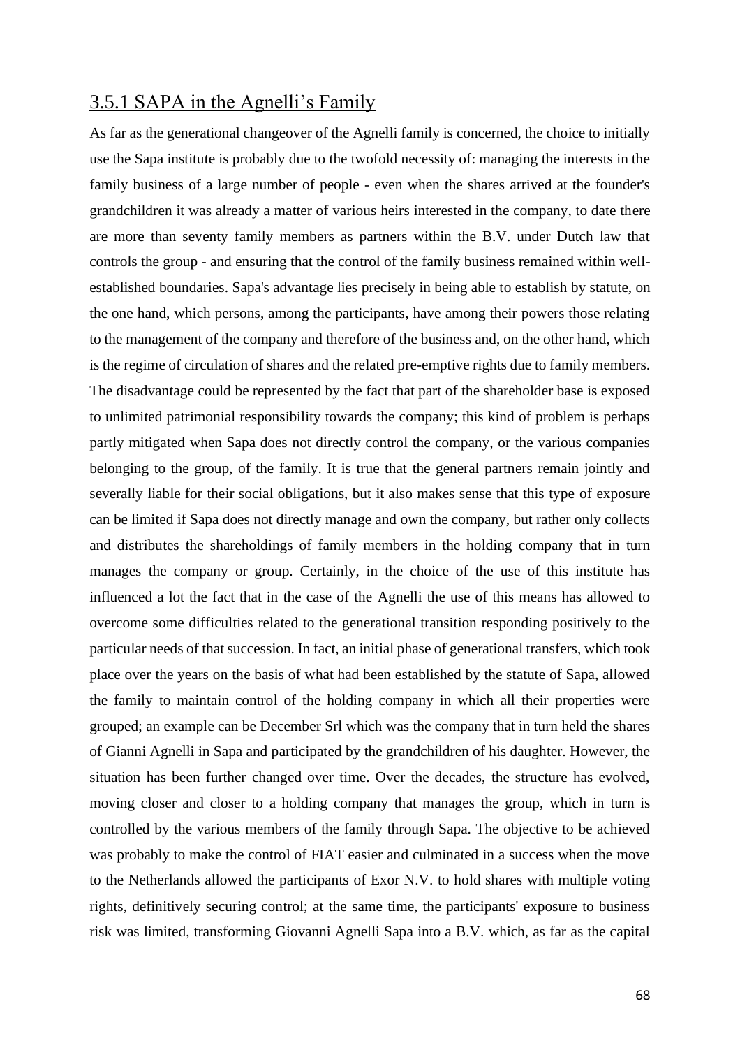### 3.5.1 SAPA in the Agnelli's Family

As far as the generational changeover of the Agnelli family is concerned, the choice to initially use the Sapa institute is probably due to the twofold necessity of: managing the interests in the family business of a large number of people - even when the shares arrived at the founder's grandchildren it was already a matter of various heirs interested in the company, to date there are more than seventy family members as partners within the B.V. under Dutch law that controls the group - and ensuring that the control of the family business remained within well-established boundaries. Sapa's advantage lies precisely in being able to establish by statute, on the one hand, which persons, among the participants, have among their powers those relating to the management of the company and therefore of the business and, on the other hand, which is the regime of circulation of shares and the related pre-emptive rights due to family members. The disadvantage could be represented by the fact that part of the shareholder base is exposed to unlimited patrimonial responsibility towards the company; this kind of problem is perhaps partly mitigated when Sapa does not directly control the company, or the various companies belonging to the group, of the family. It is true that the general partners remain jointly and severally liable for their social obligations, but it also makes sense that this type of exposure can be limited if Sapa does not directly manage and own the company, but rather only collects and distributes the shareholdings of family members in the holding company that in turn manages the company or group. Certainly, in the choice of the use of this institute has influenced a lot the fact that in the case of the Agnelli the use of this means has allowed to overcome some difficulties related to the generational transition responding positively to the particular needs of that succession. In fact, an initial phase of generational transfers, which took place over the years on the basis of what had been established by the statute of Sapa, allowed the family to maintain control of the holding company in which all their properties were grouped; an example can be December Srl which was the company that in turn held the shares of Gianni Agnelli in Sapa and participated by the grandchildren of his daughter. However, the situation has been further changed over time. Over the decades, the structure has evolved, moving closer and closer to a holding company that manages the group, which in turn is controlled by the various members of the family through Sapa. The objective to be achieved was probably to make the control of FIAT easier and culminated in a success when the move to the Netherlands allowed the participants of Exor N.V. to hold shares with multiple voting rights, definitively securing control; at the same time, the participants' exposure to business risk was limited, transforming Giovanni Agnelli Sapa into a B.V. which, as far as the capital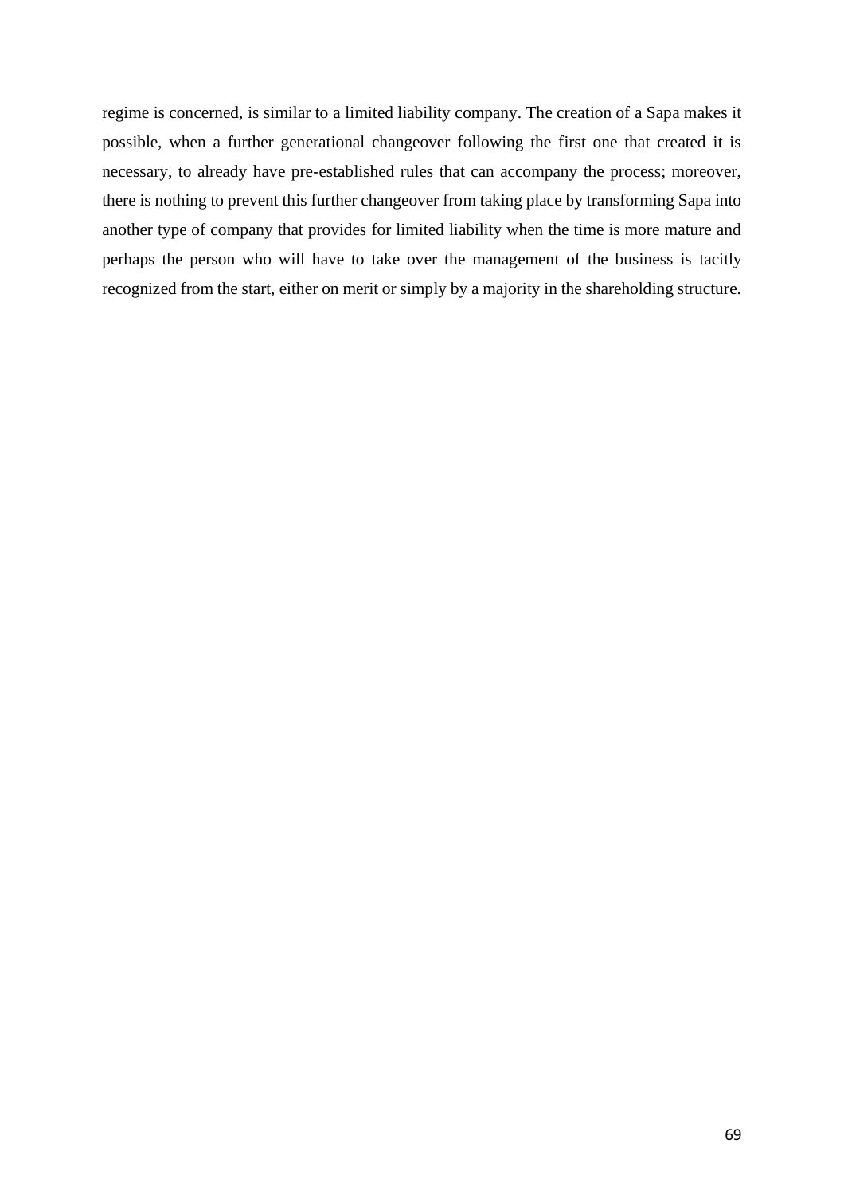regime is concerned, is similar to a limited liability company. The creation of a Sapa makes it possible, when a further generational changeover following the first one that created it is necessary, to already have pre-established rules that can accompany the process; moreover, there is nothing to prevent this further changeover from taking place by transforming Sapa into another type of company that provides for limited liability when the time is more mature and perhaps the person who will have to take over the management of the business is tacitly recognized from the start, either on merit or simply by a majority in the shareholding structure.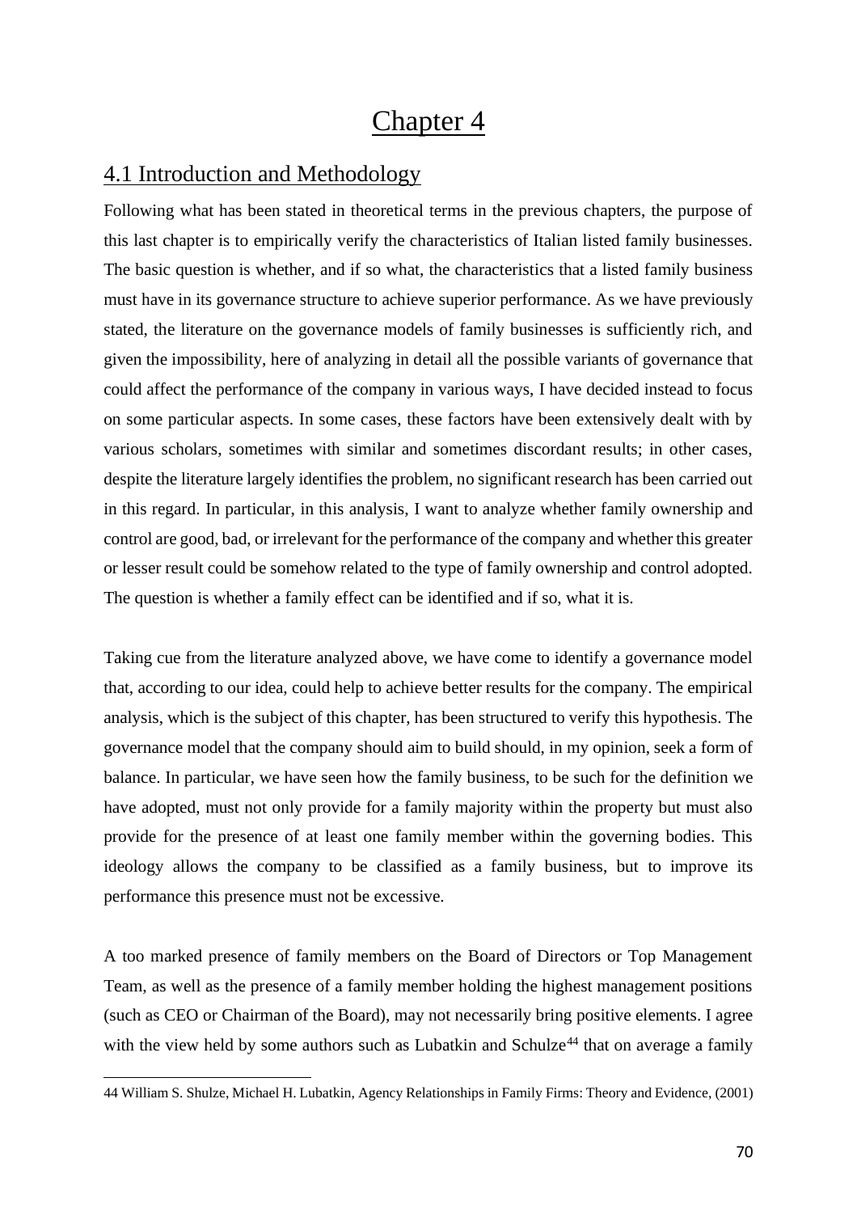# Chapter 4

## 4.1 Introduction and Methodology

Following what has been stated in theoretical terms in the previous chapters, the purpose of this last chapter is to empirically verify the characteristics of Italian listed family businesses. The basic question is whether, and if so what, the characteristics that a listed family business must have in its governance structure to achieve superior performance. As we have previously stated, the literature on the governance models of family businesses is sufficiently rich, and given the impossibility, here of analyzing in detail all the possible variants of governance that could affect the performance of the company in various ways, I have decided instead to focus on some particular aspects. In some cases, these factors have been extensively dealt with by various scholars, sometimes with similar and sometimes discordant results; in other cases, despite the literature largely identifies the problem, no significant research has been carried out in this regard. In particular, in this analysis, I want to analyze whether family ownership and control are good, bad, or irrelevant for the performance of the company and whether this greater or lesser result could be somehow related to the type of family ownership and control adopted. The question is whether a family effect can be identified and if so, what it is.

Taking cue from the literature analyzed above, we have come to identify a governance model that, according to our idea, could help to achieve better results for the company. The empirical analysis, which is the subject of this chapter, has been structured to verify this hypothesis. The governance model that the company should aim to build should, in my opinion, seek a form of balance. In particular, we have seen how the family business, to be such for the definition we have adopted, must not only provide for a family majority within the property but must also provide for the presence of at least one family member within the governing bodies. This ideology allows the company to be classified as a family business, but to improve its performance this presence must not be excessive.

A too marked presence of family members on the Board of Directors or Top Management Team, as well as the presence of a family member holding the highest management positions (such as CEO or Chairman of the Board), may not necessarily bring positive elements. I agree with the view held by some authors such as Lubatkin and Schulze[44] that on average a family

44 William S. Shulze, Michael H. Lubatkin, Agency Relationships in Family Firms: Theory and Evidence, (2001)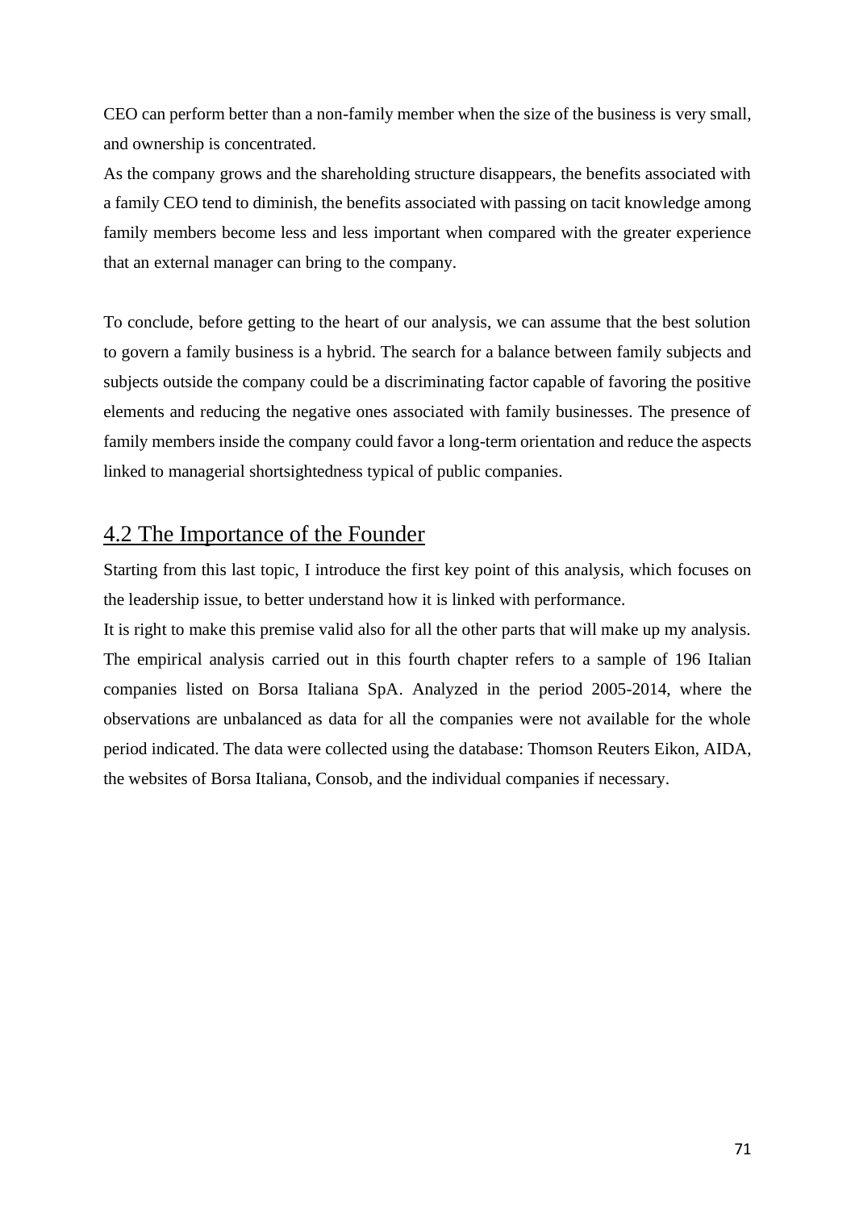CEO can perform better than a non-family member when the size of the business is very small, and ownership is concentrated.

As the company grows and the shareholding structure disappears, the benefits associated with a family CEO tend to diminish, the benefits associated with passing on tacit knowledge among family members become less and less important when compared with the greater experience that an external manager can bring to the company.

To conclude, before getting to the heart of our analysis, we can assume that the best solution to govern a family business is a hybrid. The search for a balance between family subjects and subjects outside the company could be a discriminating factor capable of favoring the positive elements and reducing the negative ones associated with family businesses. The presence of family members inside the company could favor a long-term orientation and reduce the aspects linked to managerial shortsightedness typical of public companies.

## 4.2 The Importance of the Founder

Starting from this last topic, I introduce the first key point of this analysis, which focuses on the leadership issue, to better understand how it is linked with performance.

It is right to make this premise valid also for all the other parts that will make up my analysis. The empirical analysis carried out in this fourth chapter refers to a sample of 196 Italian companies listed on Borsa Italiana SpA. Analyzed in the period 2005-2014, where the observations are unbalanced as data for all the companies were not available for the whole period indicated. The data were collected using the database: Thomson Reuters Eikon, AIDA, the websites of Borsa Italiana, Consob, and the individual companies if necessary.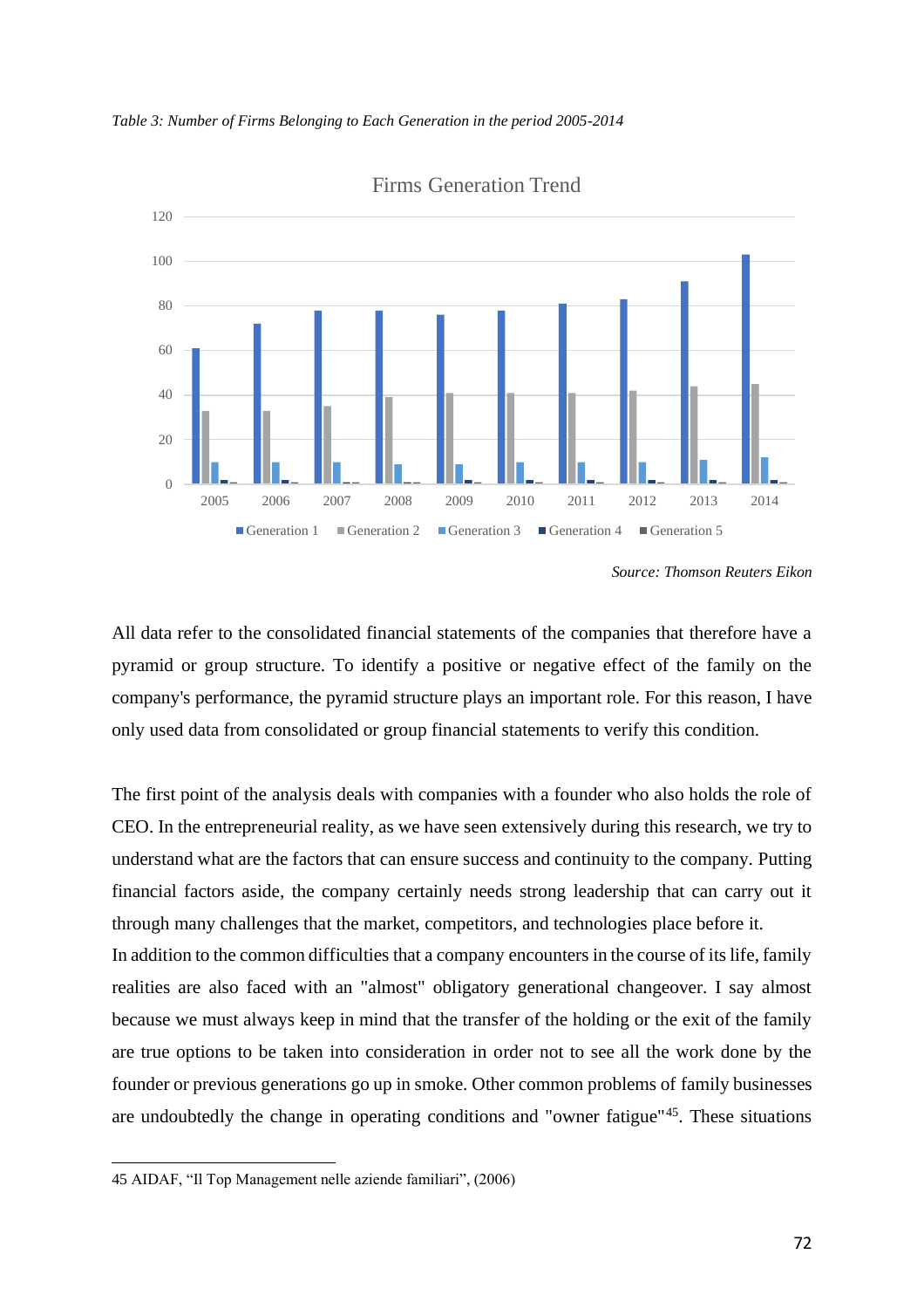*Table 3: Number of Firms Belonging to Each Generation in the period 2005-2014*

Firms Generation Trend

*Source: Thomson Reuters Eikon*

All data refer to the consolidated financial statements of the companies that therefore have a pyramid or group structure. To identify a positive or negative effect of the family on the company's performance, the pyramid structure plays an important role. For this reason, I have only used data from consolidated or group financial statements to verify this condition.

The first point of the analysis deals with companies with a founder who also holds the role of CEO. In the entrepreneurial reality, as we have seen extensively during this research, we try to understand what are the factors that can ensure success and continuity to the company. Putting financial factors aside, the company certainly needs strong leadership that can carry out it through many challenges that the market, competitors, and technologies place before it.
In addition to the common difficulties that a company encounters in the course of its life, family realities are also faced with an "almost" obligatory generational changeover. I say almost because we must always keep in mind that the transfer of the holding or the exit of the family are true options to be taken into consideration in order not to see all the work done by the founder or previous generations go up in smoke. Other common problems of family businesses are undoubtedly the change in operating conditions and "owner fatigue"[45]. These situations

45 AIDAF, "Il Top Management nelle aziende familiari", (2006)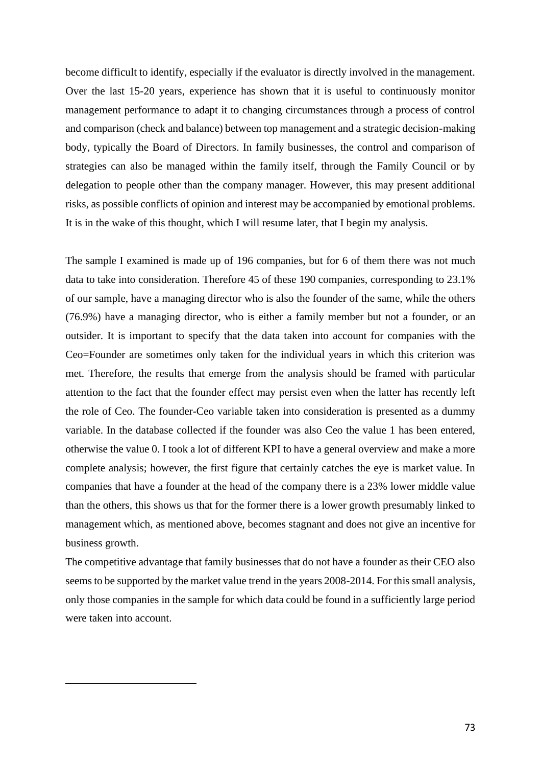become difficult to identify, especially if the evaluator is directly involved in the management. Over the last 15-20 years, experience has shown that it is useful to continuously monitor management performance to adapt it to changing circumstances through a process of control and comparison (check and balance) between top management and a strategic decision-making body, typically the Board of Directors. In family businesses, the control and comparison of strategies can also be managed within the family itself, through the Family Council or by delegation to people other than the company manager. However, this may present additional risks, as possible conflicts of opinion and interest may be accompanied by emotional problems. It is in the wake of this thought, which I will resume later, that I begin my analysis.

The sample I examined is made up of 196 companies, but for 6 of them there was not much data to take into consideration. Therefore 45 of these 190 companies, corresponding to 23.1% of our sample, have a managing director who is also the founder of the same, while the others (76.9%) have a managing director, who is either a family member but not a founder, or an outsider. It is important to specify that the data taken into account for companies with the Ceo=Founder are sometimes only taken for the individual years in which this criterion was met. Therefore, the results that emerge from the analysis should be framed with particular attention to the fact that the founder effect may persist even when the latter has recently left the role of Ceo. The founder-Ceo variable taken into consideration is presented as a dummy variable. In the database collected if the founder was also Ceo the value 1 has been entered, otherwise the value 0. I took a lot of different KPI to have a general overview and make a more complete analysis; however, the first figure that certainly catches the eye is market value. In companies that have a founder at the head of the company there is a 23% lower middle value than the others, this shows us that for the former there is a lower growth presumably linked to management which, as mentioned above, becomes stagnant and does not give an incentive for business growth.

The competitive advantage that family businesses that do not have a founder as their CEO also seems to be supported by the market value trend in the years 2008-2014. For this small analysis, only those companies in the sample for which data could be found in a sufficiently large period were taken into account.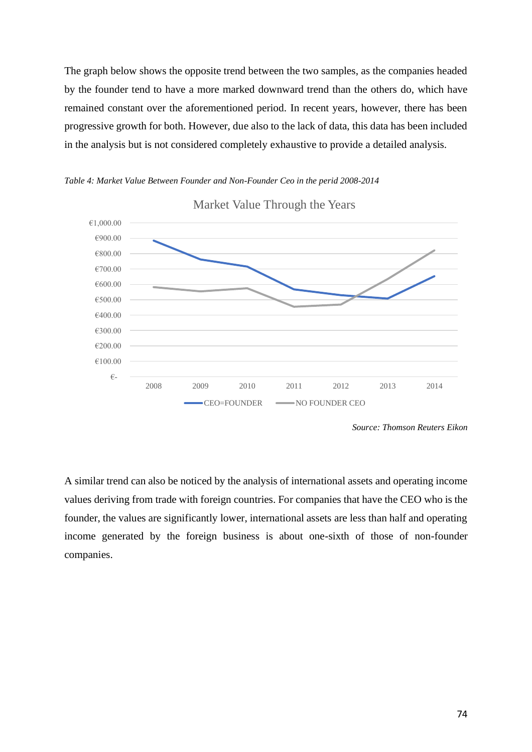The graph below shows the opposite trend between the two samples, as the companies headed by the founder tend to have a more marked downward trend than the others do, which have remained constant over the aforementioned period. In recent years, however, there has been progressive growth for both. However, due also to the lack of data, this data has been included in the analysis but is not considered completely exhaustive to provide a detailed analysis.

*Table 4: Market Value Between Founder and Non-Founder Ceo in the perid 2008-2014*

Market Value Through the Years

*Source: Thomson Reuters Eikon*

A similar trend can also be noticed by the analysis of international assets and operating income values deriving from trade with foreign countries. For companies that have the CEO who is the founder, the values are significantly lower, international assets are less than half and operating income generated by the foreign business is about one-sixth of those of non-founder companies.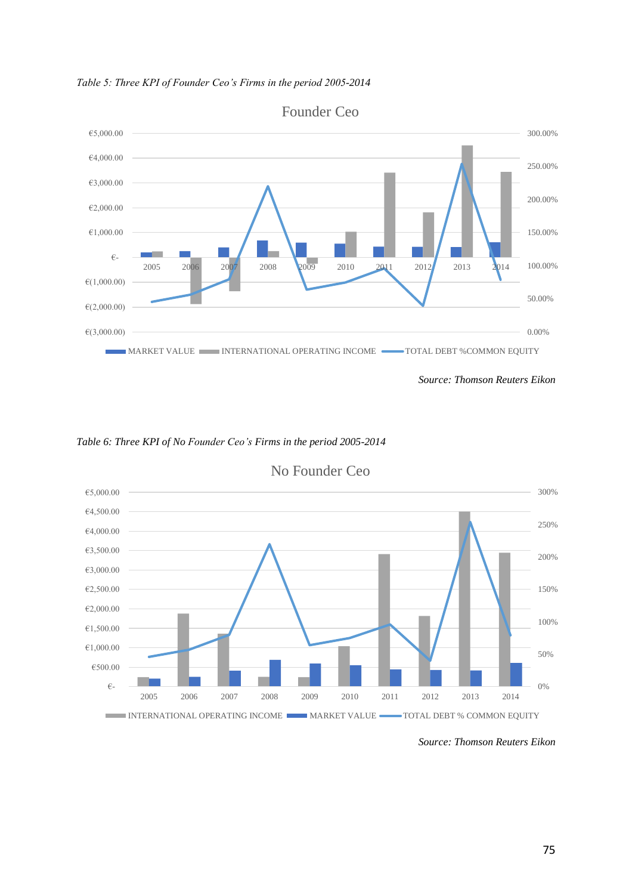*Table 5: Three KPI of Founder Ceo's Firms in the period 2005-2014*

Founder Ceo

€5,000.00 · €4,000.00 · €3,000.00 · €2,000.00 · €1,000.00 · €- · €(1,000.00) · €(2,000.00) · €(3,000.00)

300.00% · 250.00% · 200.00% · 150.00% · 100.00% · 50.00% · 0.00%

2005 · 2006 · 2007 · 2008 · 2009 · 2010 · 2011 · 2012 · 2013 · 2014

MARKET VALUE · INTERNATIONAL OPERATING INCOME · TOTAL DEBT %COMMON EQUITY

*Source: Thomson Reuters Eikon*

*Table 6: Three KPI of No Founder Ceo's Firms in the period 2005-2014*

No Founder Ceo

€5,000.00 · €4,500.00 · €4,000.00 · €3,500.00 · €3,000.00 · €2,500.00 · €2,000.00 · €1,500.00 · €1,000.00 · €500.00 · €-

300% · 250% · 200% · 150% · 100% · 50% · 0%

2005 · 2006 · 2007 · 2008 · 2009 · 2010 · 2011 · 2012 · 2013 · 2014

INTERNATIONAL OPERATING INCOME · MARKET VALUE · TOTAL DEBT % COMMON EQUITY

*Source: Thomson Reuters Eikon*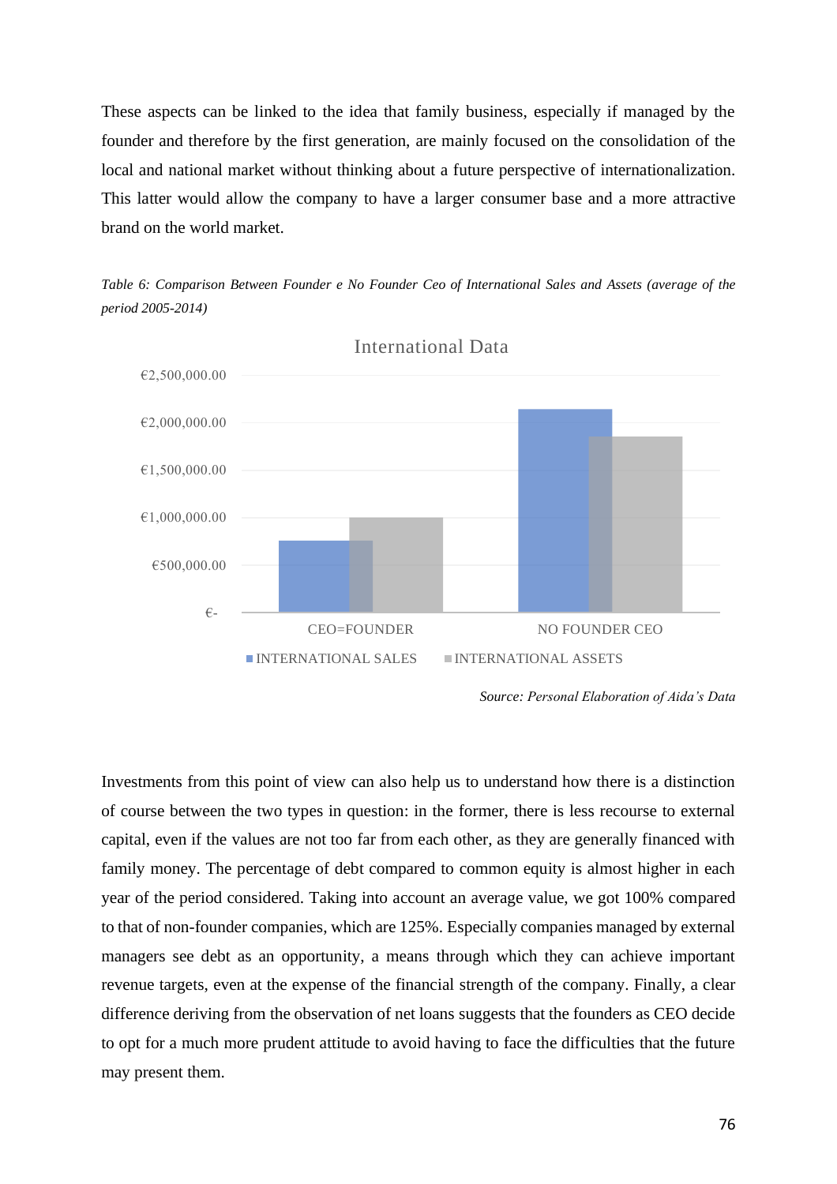These aspects can be linked to the idea that family business, especially if managed by the founder and therefore by the first generation, are mainly focused on the consolidation of the local and national market without thinking about a future perspective of internationalization. This latter would allow the company to have a larger consumer base and a more attractive brand on the world market.

*Table 6: Comparison Between Founder e No Founder Ceo of International Sales and Assets (average of the period 2005-2014)*

*Source: Personal Elaboration of Aida's Data*

Investments from this point of view can also help us to understand how there is a distinction of course between the two types in question: in the former, there is less recourse to external capital, even if the values are not too far from each other, as they are generally financed with family money. The percentage of debt compared to common equity is almost higher in each year of the period considered. Taking into account an average value, we got 100% compared to that of non-founder companies, which are 125%. Especially companies managed by external managers see debt as an opportunity, a means through which they can achieve important revenue targets, even at the expense of the financial strength of the company. Finally, a clear difference deriving from the observation of net loans suggests that the founders as CEO decide to opt for a much more prudent attitude to avoid having to face the difficulties that the future may present them.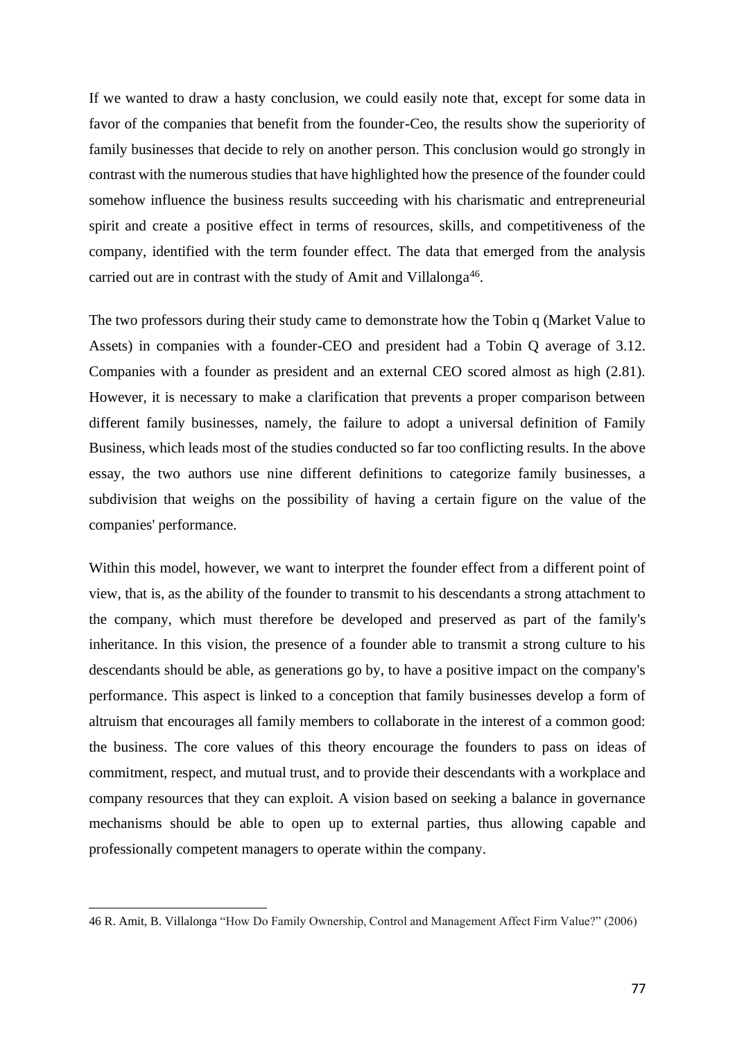If we wanted to draw a hasty conclusion, we could easily note that, except for some data in favor of the companies that benefit from the founder-Ceo, the results show the superiority of family businesses that decide to rely on another person. This conclusion would go strongly in contrast with the numerous studies that have highlighted how the presence of the founder could somehow influence the business results succeeding with his charismatic and entrepreneurial spirit and create a positive effect in terms of resources, skills, and competitiveness of the company, identified with the term founder effect. The data that emerged from the analysis carried out are in contrast with the study of Amit and Villalonga[46].

The two professors during their study came to demonstrate how the Tobin q (Market Value to Assets) in companies with a founder-CEO and president had a Tobin Q average of 3.12. Companies with a founder as president and an external CEO scored almost as high (2.81). However, it is necessary to make a clarification that prevents a proper comparison between different family businesses, namely, the failure to adopt a universal definition of Family Business, which leads most of the studies conducted so far too conflicting results. In the above essay, the two authors use nine different definitions to categorize family businesses, a subdivision that weighs on the possibility of having a certain figure on the value of the companies' performance.

Within this model, however, we want to interpret the founder effect from a different point of view, that is, as the ability of the founder to transmit to his descendants a strong attachment to the company, which must therefore be developed and preserved as part of the family's inheritance. In this vision, the presence of a founder able to transmit a strong culture to his descendants should be able, as generations go by, to have a positive impact on the company's performance. This aspect is linked to a conception that family businesses develop a form of altruism that encourages all family members to collaborate in the interest of a common good: the business. The core values of this theory encourage the founders to pass on ideas of commitment, respect, and mutual trust, and to provide their descendants with a workplace and company resources that they can exploit. A vision based on seeking a balance in governance mechanisms should be able to open up to external parties, thus allowing capable and professionally competent managers to operate within the company.

---

46 R. Amit, B. Villalonga "How Do Family Ownership, Control and Management Affect Firm Value?" (2006)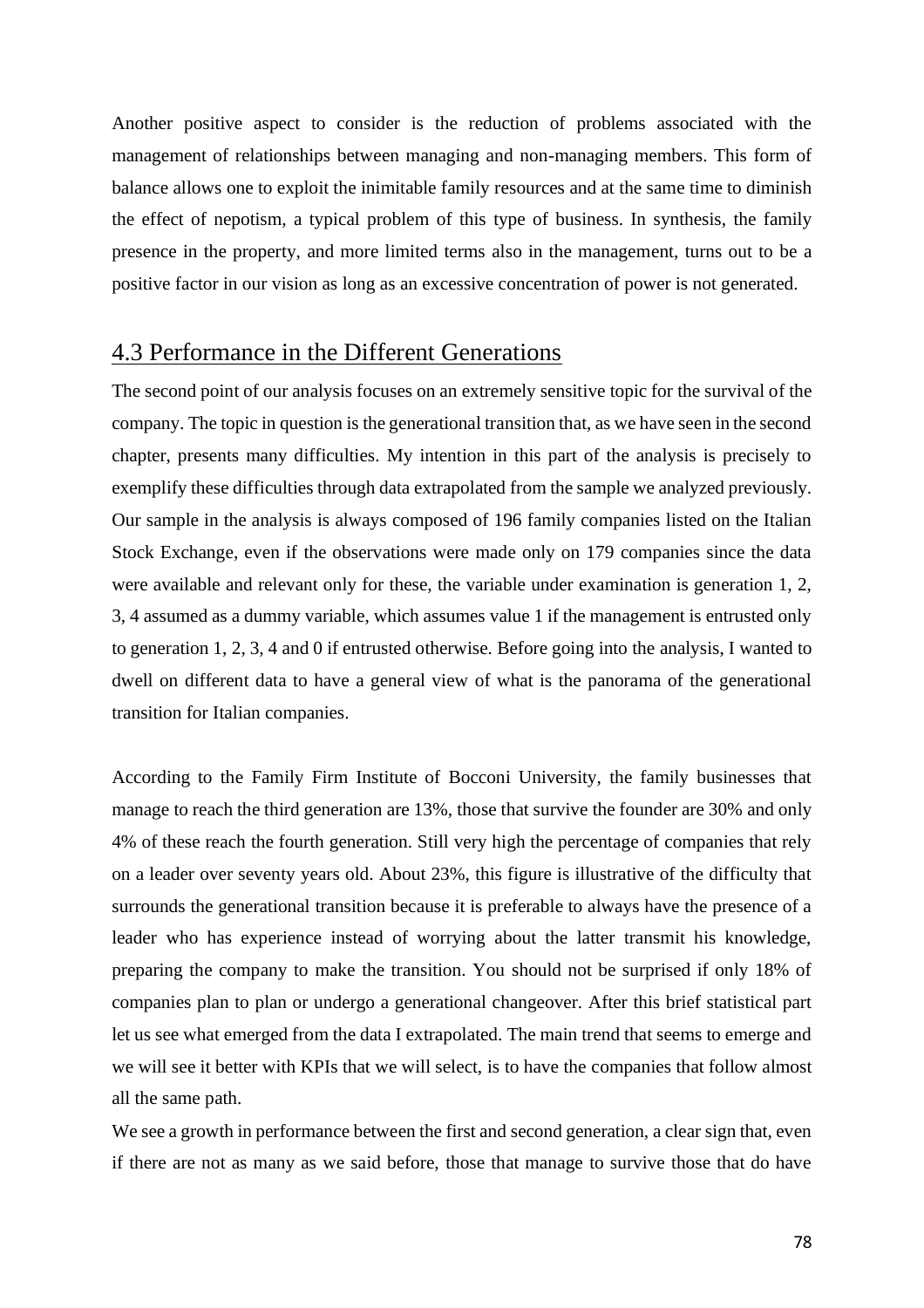Another positive aspect to consider is the reduction of problems associated with the management of relationships between managing and non-managing members. This form of balance allows one to exploit the inimitable family resources and at the same time to diminish the effect of nepotism, a typical problem of this type of business. In synthesis, the family presence in the property, and more limited terms also in the management, turns out to be a positive factor in our vision as long as an excessive concentration of power is not generated.

## 4.3 Performance in the Different Generations

The second point of our analysis focuses on an extremely sensitive topic for the survival of the company. The topic in question is the generational transition that, as we have seen in the second chapter, presents many difficulties. My intention in this part of the analysis is precisely to exemplify these difficulties through data extrapolated from the sample we analyzed previously. Our sample in the analysis is always composed of 196 family companies listed on the Italian Stock Exchange, even if the observations were made only on 179 companies since the data were available and relevant only for these, the variable under examination is generation 1, 2, 3, 4 assumed as a dummy variable, which assumes value 1 if the management is entrusted only to generation 1, 2, 3, 4 and 0 if entrusted otherwise. Before going into the analysis, I wanted to dwell on different data to have a general view of what is the panorama of the generational transition for Italian companies.

According to the Family Firm Institute of Bocconi University, the family businesses that manage to reach the third generation are 13%, those that survive the founder are 30% and only 4% of these reach the fourth generation. Still very high the percentage of companies that rely on a leader over seventy years old. About 23%, this figure is illustrative of the difficulty that surrounds the generational transition because it is preferable to always have the presence of a leader who has experience instead of worrying about the latter transmit his knowledge, preparing the company to make the transition. You should not be surprised if only 18% of companies plan to plan or undergo a generational changeover. After this brief statistical part let us see what emerged from the data I extrapolated. The main trend that seems to emerge and we will see it better with KPIs that we will select, is to have the companies that follow almost all the same path.

We see a growth in performance between the first and second generation, a clear sign that, even if there are not as many as we said before, those that manage to survive those that do have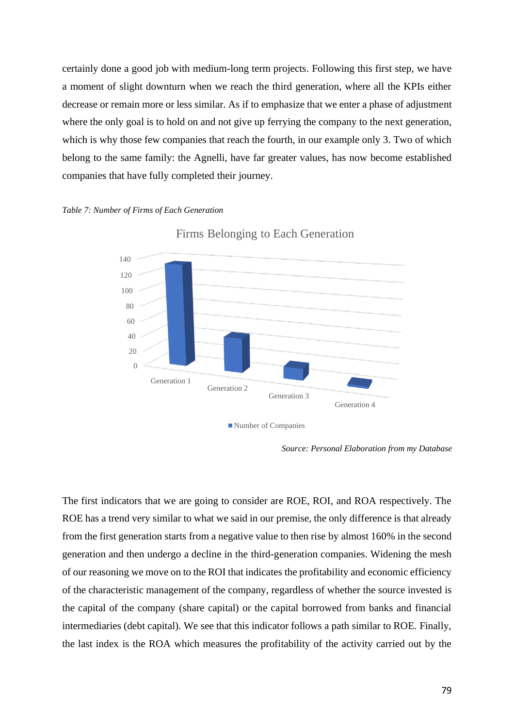certainly done a good job with medium-long term projects. Following this first step, we have a moment of slight downturn when we reach the third generation, where all the KPIs either decrease or remain more or less similar. As if to emphasize that we enter a phase of adjustment where the only goal is to hold on and not give up ferrying the company to the next generation, which is why those few companies that reach the fourth, in our example only 3. Two of which belong to the same family: the Agnelli, have far greater values, has now become established companies that have fully completed their journey.

*Table 7: Number of Firms of Each Generation*

Firms Belonging to Each Generation

Generation 1, Generation 2, Generation 3, Generation 4

Number of Companies

*Source: Personal Elaboration from my Database*

The first indicators that we are going to consider are ROE, ROI, and ROA respectively. The ROE has a trend very similar to what we said in our premise, the only difference is that already from the first generation starts from a negative value to then rise by almost 160% in the second generation and then undergo a decline in the third-generation companies. Widening the mesh of our reasoning we move on to the ROI that indicates the profitability and economic efficiency of the characteristic management of the company, regardless of whether the source invested is the capital of the company (share capital) or the capital borrowed from banks and financial intermediaries (debt capital). We see that this indicator follows a path similar to ROE. Finally, the last index is the ROA which measures the profitability of the activity carried out by the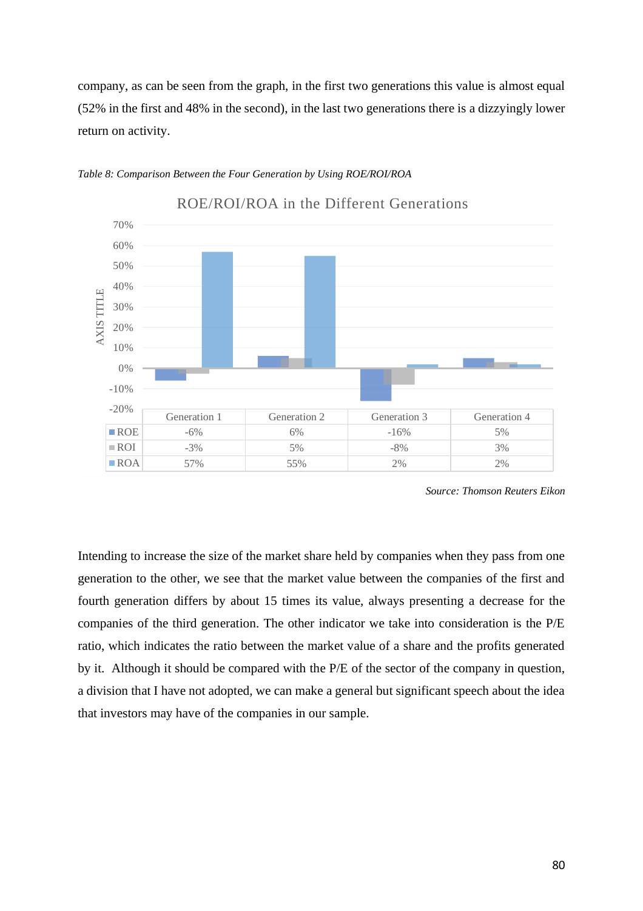company, as can be seen from the graph, in the first two generations this value is almost equal (52% in the first and 48% in the second), in the last two generations there is a dizzyingly lower return on activity.

*Table 8: Comparison Between the Four Generation by Using ROE/ROI/ROA*

ROE/ROI/ROA in the Different Generations

| | Generation 1 | Generation 2 | Generation 3 | Generation 4 |
|---|---|---|---|---|
| ROE | -6% | 6% | -16% | 5% |
| ROI | -3% | 5% | -8% | 3% |
| ROA | 57% | 55% | 2% | 2% |

*Source: Thomson Reuters Eikon*

Intending to increase the size of the market share held by companies when they pass from one generation to the other, we see that the market value between the companies of the first and fourth generation differs by about 15 times its value, always presenting a decrease for the companies of the third generation. The other indicator we take into consideration is the P/E ratio, which indicates the ratio between the market value of a share and the profits generated by it. Although it should be compared with the P/E of the sector of the company in question, a division that I have not adopted, we can make a general but significant speech about the idea that investors may have of the companies in our sample.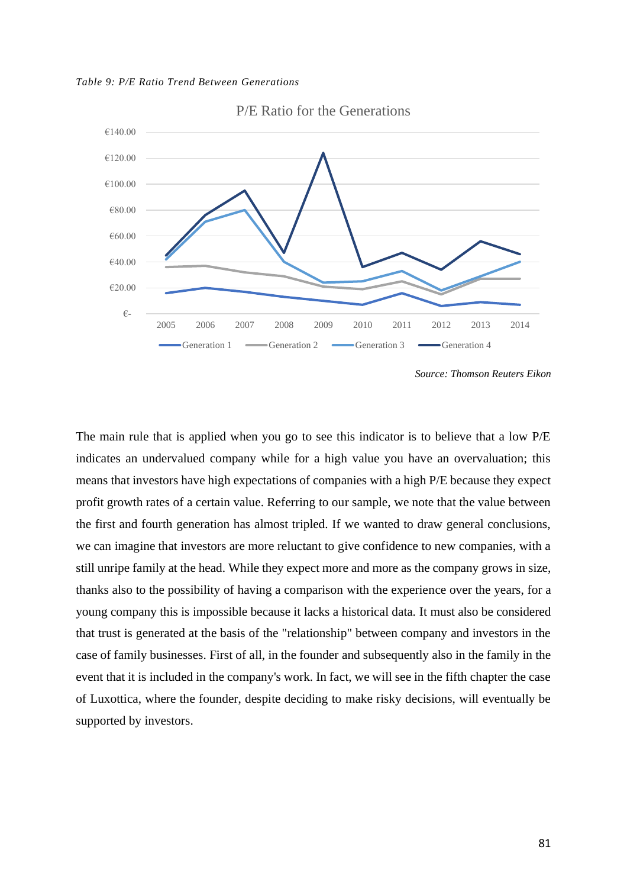*Table 9: P/E Ratio Trend Between Generations*

P/E Ratio for the Generations

€140.00
€120.00
€100.00
€80.00
€60.00
€40.00
€20.00
€-

2005 2006 2007 2008 2009 2010 2011 2012 2013 2014

Generation 1 Generation 2 Generation 3 Generation 4

*Source: Thomson Reuters Eikon*

The main rule that is applied when you go to see this indicator is to believe that a low P/E indicates an undervalued company while for a high value you have an overvaluation; this means that investors have high expectations of companies with a high P/E because they expect profit growth rates of a certain value. Referring to our sample, we note that the value between the first and fourth generation has almost tripled. If we wanted to draw general conclusions, we can imagine that investors are more reluctant to give confidence to new companies, with a still unripe family at the head. While they expect more and more as the company grows in size, thanks also to the possibility of having a comparison with the experience over the years, for a young company this is impossible because it lacks a historical data. It must also be considered that trust is generated at the basis of the "relationship" between company and investors in the case of family businesses. First of all, in the founder and subsequently also in the family in the event that it is included in the company's work. In fact, we will see in the fifth chapter the case of Luxottica, where the founder, despite deciding to make risky decisions, will eventually be supported by investors.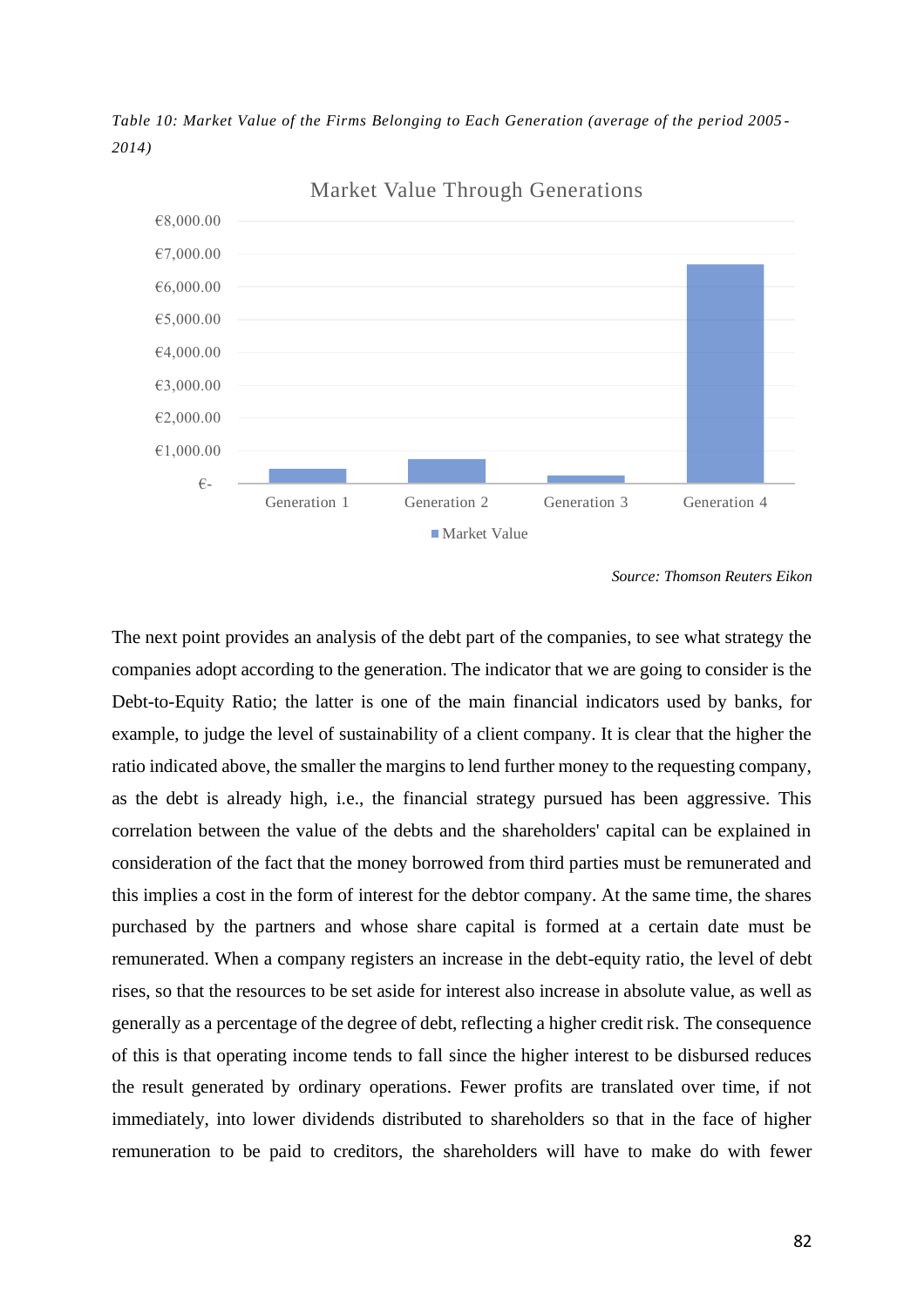*Table 10: Market Value of the Firms Belonging to Each Generation (average of the period 2005-2014)*

Market Value Through Generations

€8,000.00
€7,000.00
€6,000.00
€5,000.00
€4,000.00
€3,000.00
€2,000.00
€1,000.00
€-

Generation 1 Generation 2 Generation 3 Generation 4

Market Value

*Source: Thomson Reuters Eikon*

The next point provides an analysis of the debt part of the companies, to see what strategy the companies adopt according to the generation. The indicator that we are going to consider is the Debt-to-Equity Ratio; the latter is one of the main financial indicators used by banks, for example, to judge the level of sustainability of a client company. It is clear that the higher the ratio indicated above, the smaller the margins to lend further money to the requesting company, as the debt is already high, i.e., the financial strategy pursued has been aggressive. This correlation between the value of the debts and the shareholders' capital can be explained in consideration of the fact that the money borrowed from third parties must be remunerated and this implies a cost in the form of interest for the debtor company. At the same time, the shares purchased by the partners and whose share capital is formed at a certain date must be remunerated. When a company registers an increase in the debt-equity ratio, the level of debt rises, so that the resources to be set aside for interest also increase in absolute value, as well as generally as a percentage of the degree of debt, reflecting a higher credit risk. The consequence of this is that operating income tends to fall since the higher interest to be disbursed reduces the result generated by ordinary operations. Fewer profits are translated over time, if not immediately, into lower dividends distributed to shareholders so that in the face of higher remuneration to be paid to creditors, the shareholders will have to make do with fewer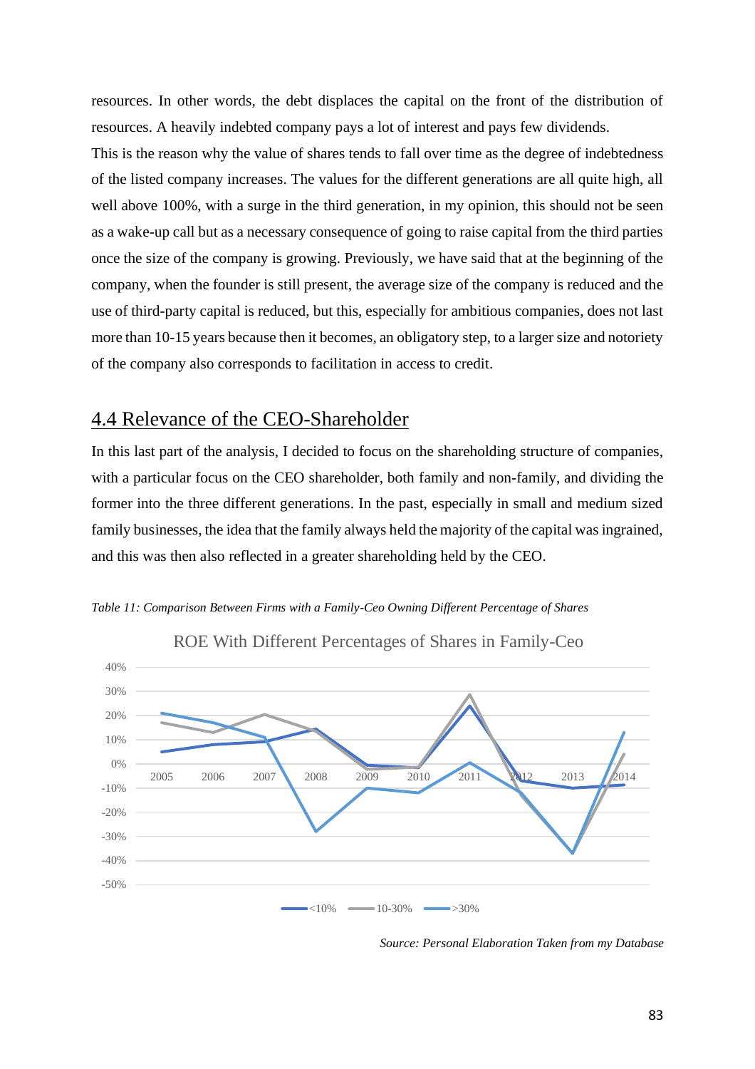resources. In other words, the debt displaces the capital on the front of the distribution of resources. A heavily indebted company pays a lot of interest and pays few dividends.
This is the reason why the value of shares tends to fall over time as the degree of indebtedness of the listed company increases. The values for the different generations are all quite high, all well above 100%, with a surge in the third generation, in my opinion, this should not be seen as a wake-up call but as a necessary consequence of going to raise capital from the third parties once the size of the company is growing. Previously, we have said that at the beginning of the company, when the founder is still present, the average size of the company is reduced and the use of third-party capital is reduced, but this, especially for ambitious companies, does not last more than 10-15 years because then it becomes, an obligatory step, to a larger size and notoriety of the company also corresponds to facilitation in access to credit.

## 4.4 Relevance of the CEO-Shareholder

In this last part of the analysis, I decided to focus on the shareholding structure of companies, with a particular focus on the CEO shareholder, both family and non-family, and dividing the former into the three different generations. In the past, especially in small and medium sized family businesses, the idea that the family always held the majority of the capital was ingrained, and this was then also reflected in a greater shareholding held by the CEO.

*Table 11: Comparison Between Firms with a Family-Ceo Owning Different Percentage of Shares*

ROE With Different Percentages of Shares in Family-Ceo

*Source: Personal Elaboration Taken from my Database*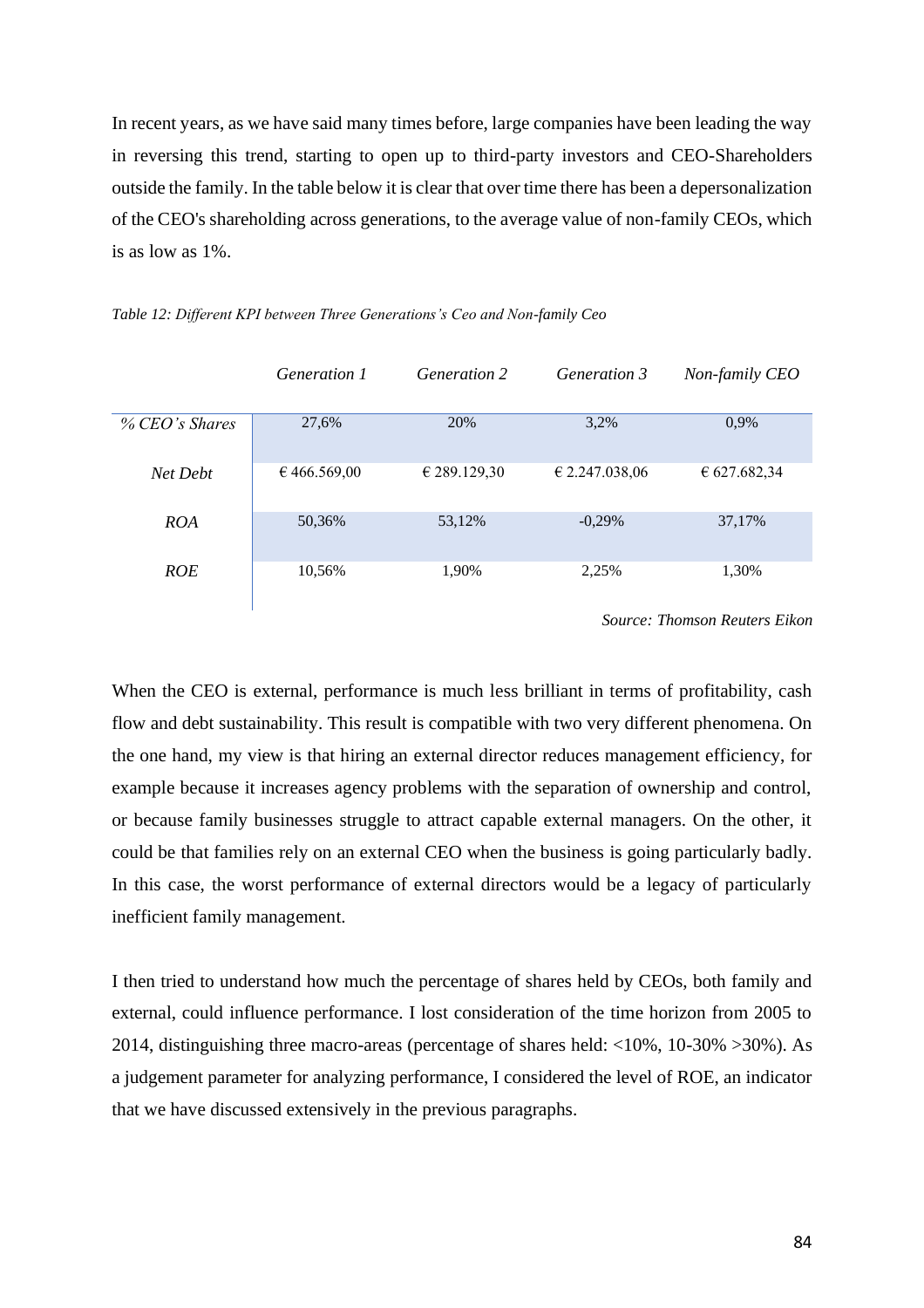In recent years, as we have said many times before, large companies have been leading the way in reversing this trend, starting to open up to third-party investors and CEO-Shareholders outside the family. In the table below it is clear that over time there has been a depersonalization of the CEO's shareholding across generations, to the average value of non-family CEOs, which is as low as 1%.

*Table 12: Different KPI between Three Generations's Ceo and Non-family Ceo*

| | *Generation 1* | *Generation 2* | *Generation 3* | *Non-family CEO* |
|---|---|---|---|---|
| *% CEO's Shares* | 27,6% | 20% | 3,2% | 0,9% |
| *Net Debt* | € 466.569,00 | € 289.129,30 | € 2.247.038,06 | € 627.682,34 |
| *ROA* | 50,36% | 53,12% | -0,29% | 37,17% |
| *ROE* | 10,56% | 1,90% | 2,25% | 1,30% |

*Source: Thomson Reuters Eikon*

When the CEO is external, performance is much less brilliant in terms of profitability, cash flow and debt sustainability. This result is compatible with two very different phenomena. On the one hand, my view is that hiring an external director reduces management efficiency, for example because it increases agency problems with the separation of ownership and control, or because family businesses struggle to attract capable external managers. On the other, it could be that families rely on an external CEO when the business is going particularly badly. In this case, the worst performance of external directors would be a legacy of particularly inefficient family management.

I then tried to understand how much the percentage of shares held by CEOs, both family and external, could influence performance. I lost consideration of the time horizon from 2005 to 2014, distinguishing three macro-areas (percentage of shares held: <10%, 10-30% >30%). As a judgement parameter for analyzing performance, I considered the level of ROE, an indicator that we have discussed extensively in the previous paragraphs.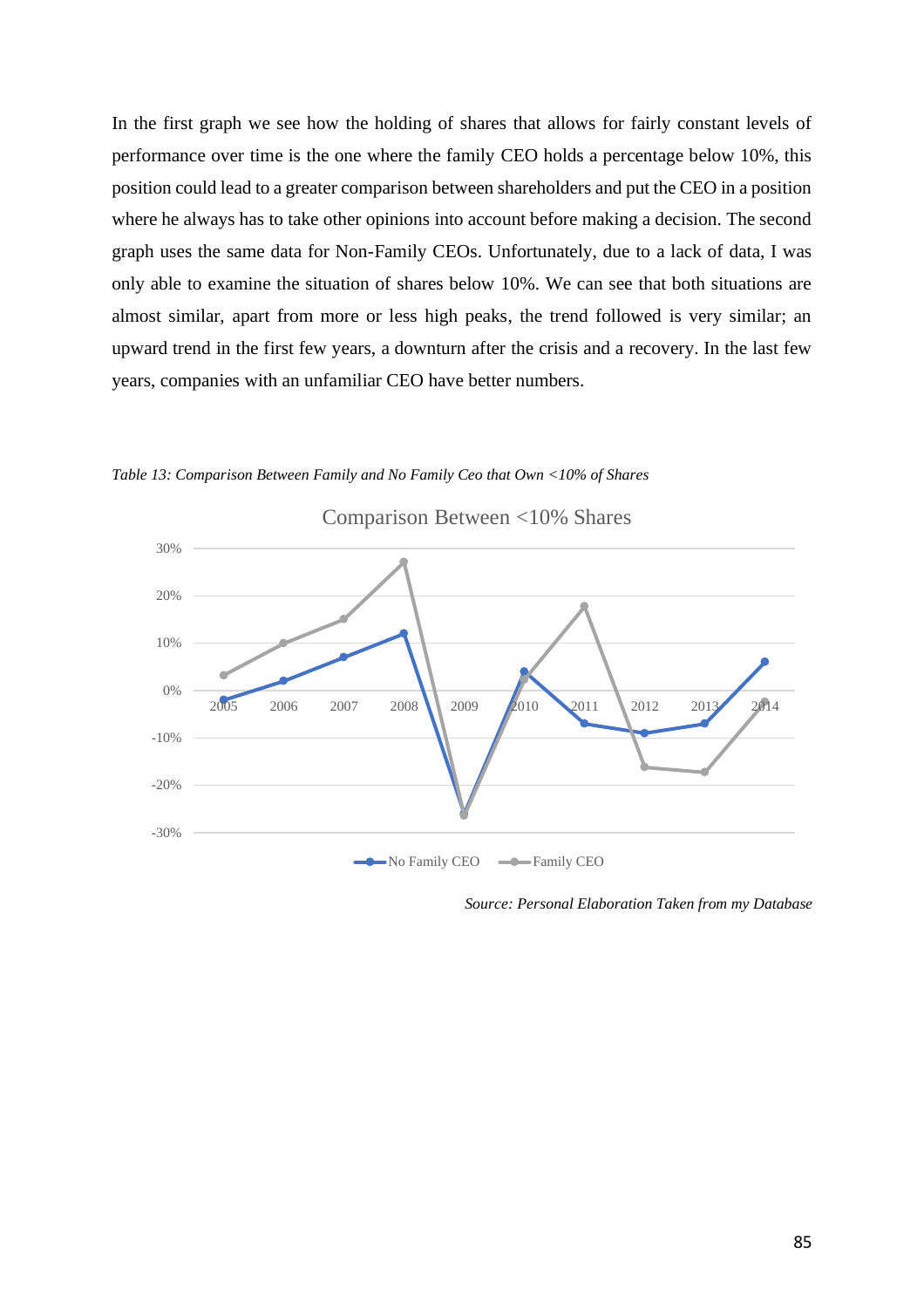In the first graph we see how the holding of shares that allows for fairly constant levels of performance over time is the one where the family CEO holds a percentage below 10%, this position could lead to a greater comparison between shareholders and put the CEO in a position where he always has to take other opinions into account before making a decision. The second graph uses the same data for Non-Family CEOs. Unfortunately, due to a lack of data, I was only able to examine the situation of shares below 10%. We can see that both situations are almost similar, apart from more or less high peaks, the trend followed is very similar; an upward trend in the first few years, a downturn after the crisis and a recovery. In the last few years, companies with an unfamiliar CEO have better numbers.

*Table 13: Comparison Between Family and No Family Ceo that Own <10% of Shares*

*Source: Personal Elaboration Taken from my Database*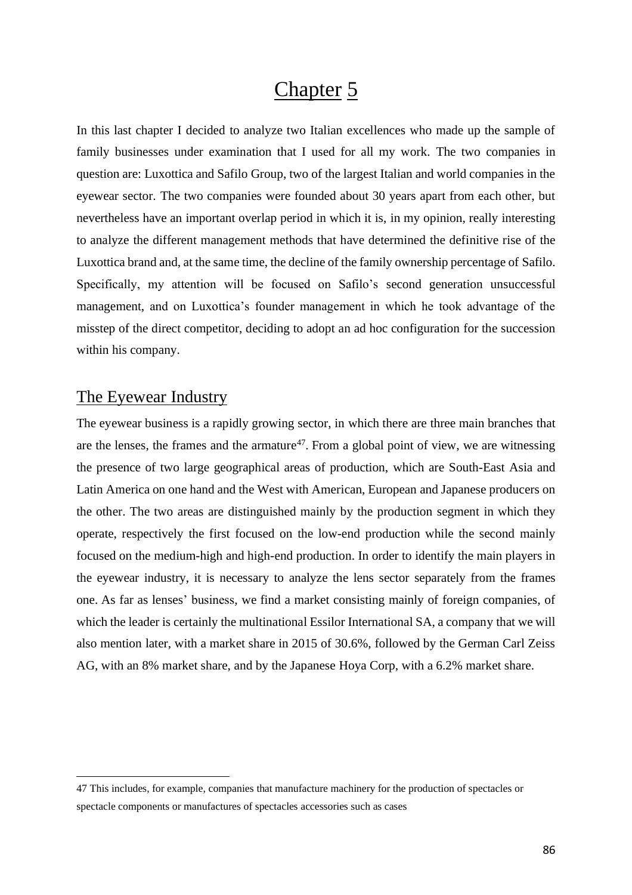# Chapter 5

In this last chapter I decided to analyze two Italian excellences who made up the sample of family businesses under examination that I used for all my work. The two companies in question are: Luxottica and Safilo Group, two of the largest Italian and world companies in the eyewear sector. The two companies were founded about 30 years apart from each other, but nevertheless have an important overlap period in which it is, in my opinion, really interesting to analyze the different management methods that have determined the definitive rise of the Luxottica brand and, at the same time, the decline of the family ownership percentage of Safilo. Specifically, my attention will be focused on Safilo's second generation unsuccessful management, and on Luxottica's founder management in which he took advantage of the misstep of the direct competitor, deciding to adopt an ad hoc configuration for the succession within his company.

## The Eyewear Industry

The eyewear business is a rapidly growing sector, in which there are three main branches that are the lenses, the frames and the armature[47]. From a global point of view, we are witnessing the presence of two large geographical areas of production, which are South-East Asia and Latin America on one hand and the West with American, European and Japanese producers on the other. The two areas are distinguished mainly by the production segment in which they operate, respectively the first focused on the low-end production while the second mainly focused on the medium-high and high-end production. In order to identify the main players in the eyewear industry, it is necessary to analyze the lens sector separately from the frames one. As far as lenses' business, we find a market consisting mainly of foreign companies, of which the leader is certainly the multinational Essilor International SA, a company that we will also mention later, with a market share in 2015 of 30.6%, followed by the German Carl Zeiss AG, with an 8% market share, and by the Japanese Hoya Corp, with a 6.2% market share.

---

47 This includes, for example, companies that manufacture machinery for the production of spectacles or spectacle components or manufactures of spectacles accessories such as cases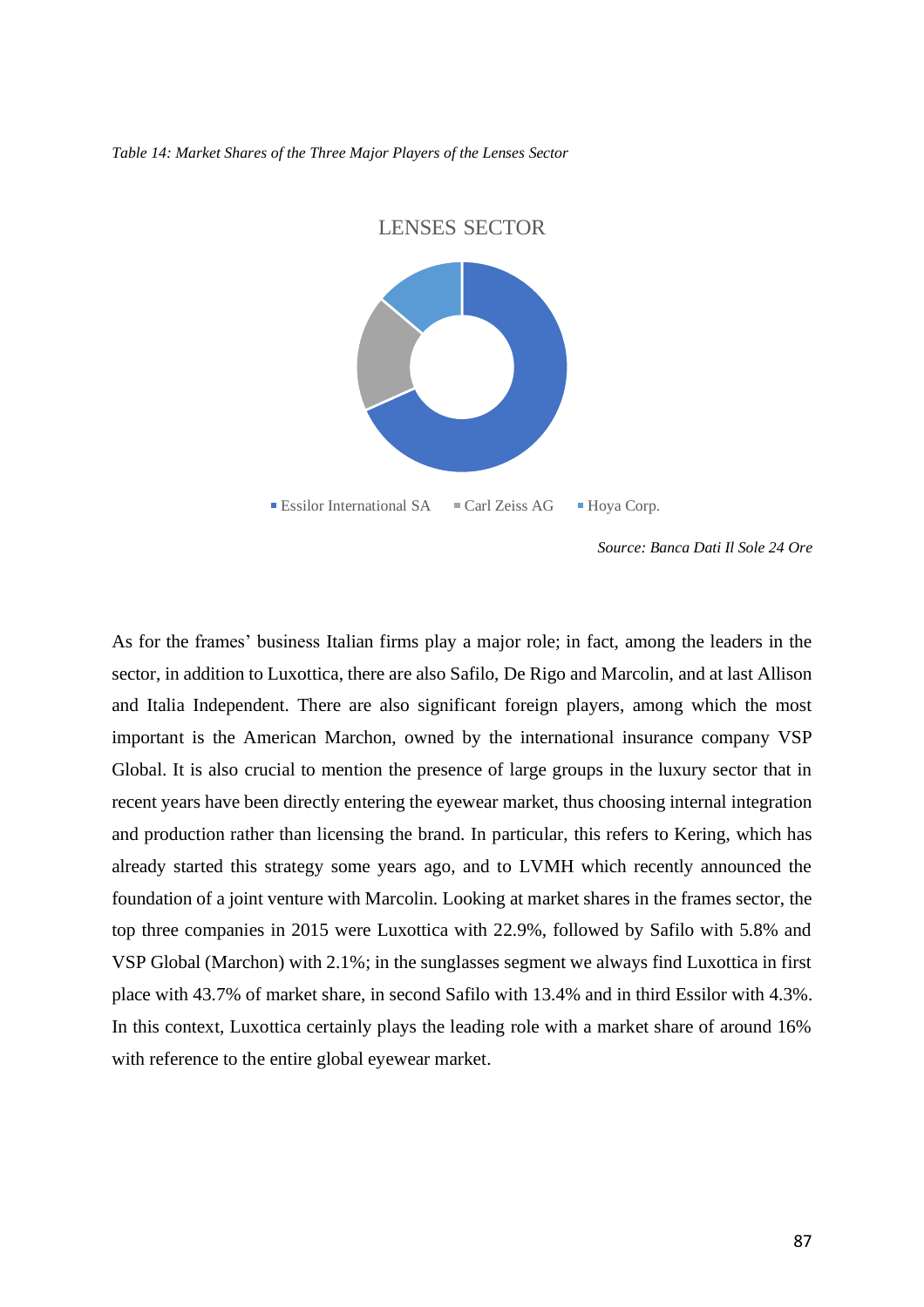*Table 14: Market Shares of the Three Major Players of the Lenses Sector*

LENSES SECTOR

■ Essilor International SA ■ Carl Zeiss AG ■ Hoya Corp.

*Source: Banca Dati Il Sole 24 Ore*

As for the frames' business Italian firms play a major role; in fact, among the leaders in the sector, in addition to Luxottica, there are also Safilo, De Rigo and Marcolin, and at last Allison and Italia Independent. There are also significant foreign players, among which the most important is the American Marchon, owned by the international insurance company VSP Global. It is also crucial to mention the presence of large groups in the luxury sector that in recent years have been directly entering the eyewear market, thus choosing internal integration and production rather than licensing the brand. In particular, this refers to Kering, which has already started this strategy some years ago, and to LVMH which recently announced the foundation of a joint venture with Marcolin. Looking at market shares in the frames sector, the top three companies in 2015 were Luxottica with 22.9%, followed by Safilo with 5.8% and VSP Global (Marchon) with 2.1%; in the sunglasses segment we always find Luxottica in first place with 43.7% of market share, in second Safilo with 13.4% and in third Essilor with 4.3%. In this context, Luxottica certainly plays the leading role with a market share of around 16% with reference to the entire global eyewear market.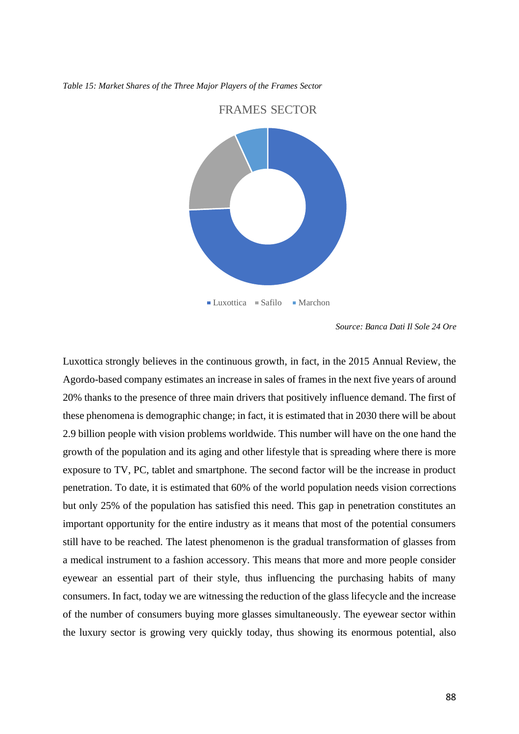*Table 15: Market Shares of the Three Major Players of the Frames Sector*

FRAMES SECTOR

Luxottica Safilo Marchon

*Source: Banca Dati Il Sole 24 Ore*

Luxottica strongly believes in the continuous growth, in fact, in the 2015 Annual Review, the Agordo-based company estimates an increase in sales of frames in the next five years of around 20% thanks to the presence of three main drivers that positively influence demand. The first of these phenomena is demographic change; in fact, it is estimated that in 2030 there will be about 2.9 billion people with vision problems worldwide. This number will have on the one hand the growth of the population and its aging and other lifestyle that is spreading where there is more exposure to TV, PC, tablet and smartphone. The second factor will be the increase in product penetration. To date, it is estimated that 60% of the world population needs vision corrections but only 25% of the population has satisfied this need. This gap in penetration constitutes an important opportunity for the entire industry as it means that most of the potential consumers still have to be reached. The latest phenomenon is the gradual transformation of glasses from a medical instrument to a fashion accessory. This means that more and more people consider eyewear an essential part of their style, thus influencing the purchasing habits of many consumers. In fact, today we are witnessing the reduction of the glass lifecycle and the increase of the number of consumers buying more glasses simultaneously. The eyewear sector within the luxury sector is growing very quickly today, thus showing its enormous potential, also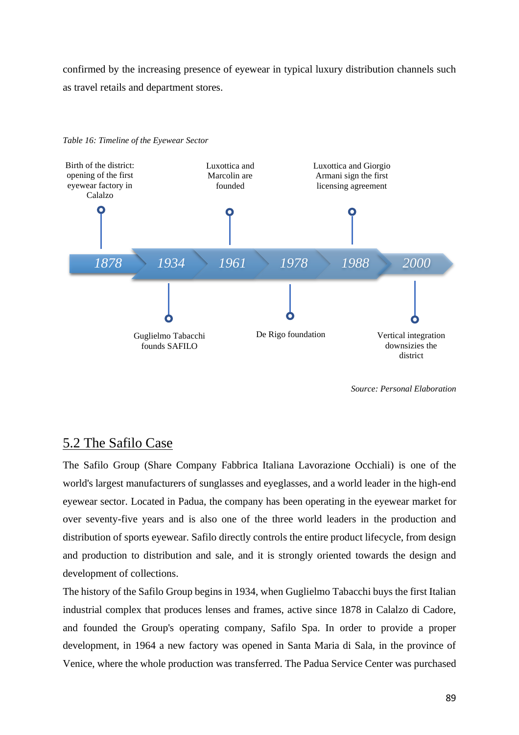confirmed by the increasing presence of eyewear in typical luxury distribution channels such as travel retails and department stores.

*Table 16: Timeline of the Eyewear Sector*

| Year | Event |
| --- | --- |
| 1878 | Birth of the district: opening of the first eyewear factory in Calalzo |
| 1934 | Guglielmo Tabacchi founds SAFILO |
| 1961 | Luxottica and Marcolin are founded |
| 1978 | De Rigo foundation |
| 1988 | Luxottica and Giorgio Armani sign the first licensing agreement |
| 2000 | Vertical integration downsizies the district |

*Source: Personal Elaboration*

## 5.2 The Safilo Case

The Safilo Group (Share Company Fabbrica Italiana Lavorazione Occhiali) is one of the world's largest manufacturers of sunglasses and eyeglasses, and a world leader in the high-end eyewear sector. Located in Padua, the company has been operating in the eyewear market for over seventy-five years and is also one of the three world leaders in the production and distribution of sports eyewear. Safilo directly controls the entire product lifecycle, from design and production to distribution and sale, and it is strongly oriented towards the design and development of collections.

The history of the Safilo Group begins in 1934, when Guglielmo Tabacchi buys the first Italian industrial complex that produces lenses and frames, active since 1878 in Calalzo di Cadore, and founded the Group's operating company, Safilo Spa. In order to provide a proper development, in 1964 a new factory was opened in Santa Maria di Sala, in the province of Venice, where the whole production was transferred. The Padua Service Center was purchased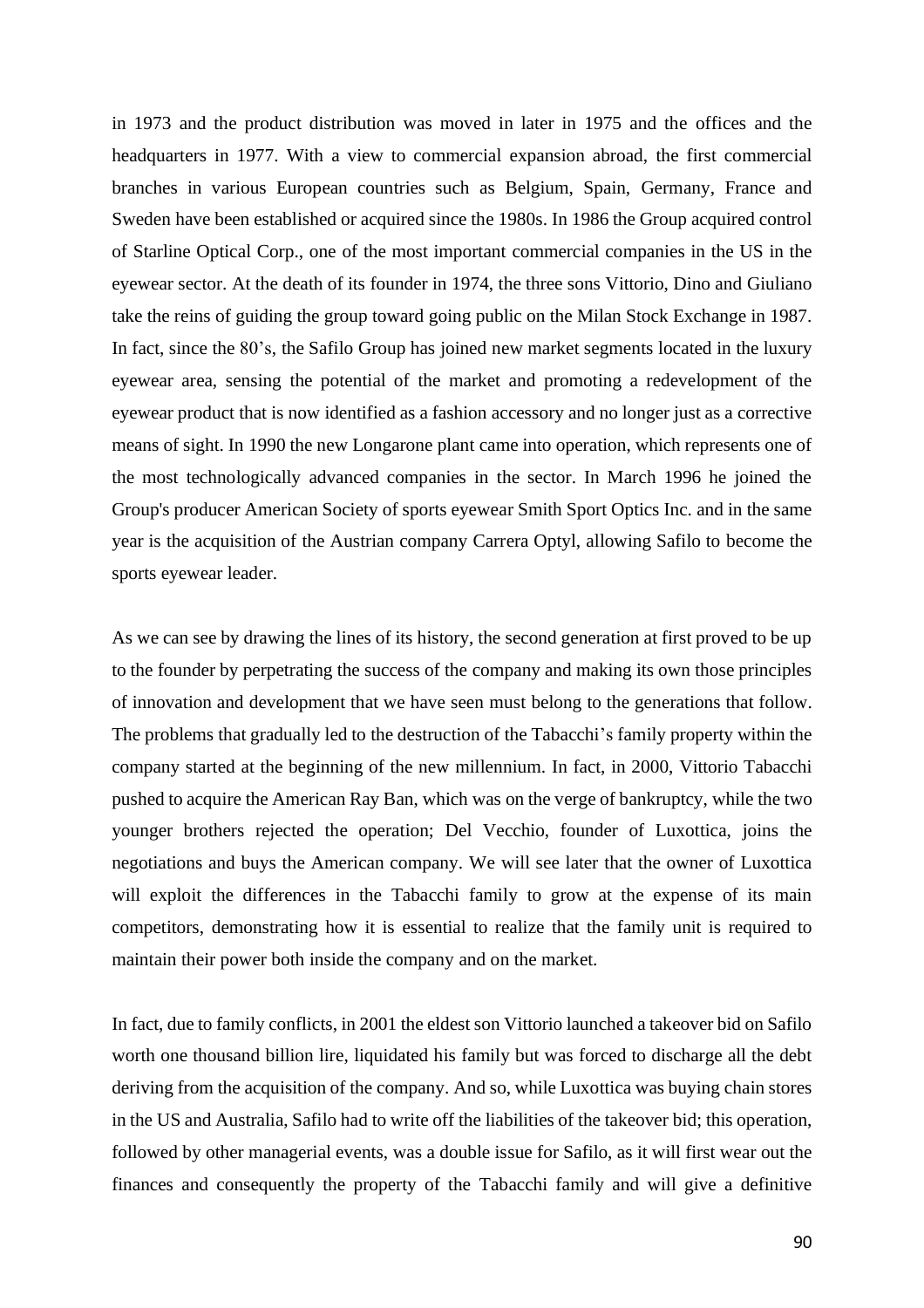in 1973 and the product distribution was moved in later in 1975 and the offices and the headquarters in 1977. With a view to commercial expansion abroad, the first commercial branches in various European countries such as Belgium, Spain, Germany, France and Sweden have been established or acquired since the 1980s. In 1986 the Group acquired control of Starline Optical Corp., one of the most important commercial companies in the US in the eyewear sector. At the death of its founder in 1974, the three sons Vittorio, Dino and Giuliano take the reins of guiding the group toward going public on the Milan Stock Exchange in 1987. In fact, since the 80's, the Safilo Group has joined new market segments located in the luxury eyewear area, sensing the potential of the market and promoting a redevelopment of the eyewear product that is now identified as a fashion accessory and no longer just as a corrective means of sight. In 1990 the new Longarone plant came into operation, which represents one of the most technologically advanced companies in the sector. In March 1996 he joined the Group's producer American Society of sports eyewear Smith Sport Optics Inc. and in the same year is the acquisition of the Austrian company Carrera Optyl, allowing Safilo to become the sports eyewear leader.

As we can see by drawing the lines of its history, the second generation at first proved to be up to the founder by perpetrating the success of the company and making its own those principles of innovation and development that we have seen must belong to the generations that follow. The problems that gradually led to the destruction of the Tabacchi's family property within the company started at the beginning of the new millennium. In fact, in 2000, Vittorio Tabacchi pushed to acquire the American Ray Ban, which was on the verge of bankruptcy, while the two younger brothers rejected the operation; Del Vecchio, founder of Luxottica, joins the negotiations and buys the American company. We will see later that the owner of Luxottica will exploit the differences in the Tabacchi family to grow at the expense of its main competitors, demonstrating how it is essential to realize that the family unit is required to maintain their power both inside the company and on the market.

In fact, due to family conflicts, in 2001 the eldest son Vittorio launched a takeover bid on Safilo worth one thousand billion lire, liquidated his family but was forced to discharge all the debt deriving from the acquisition of the company. And so, while Luxottica was buying chain stores in the US and Australia, Safilo had to write off the liabilities of the takeover bid; this operation, followed by other managerial events, was a double issue for Safilo, as it will first wear out the finances and consequently the property of the Tabacchi family and will give a definitive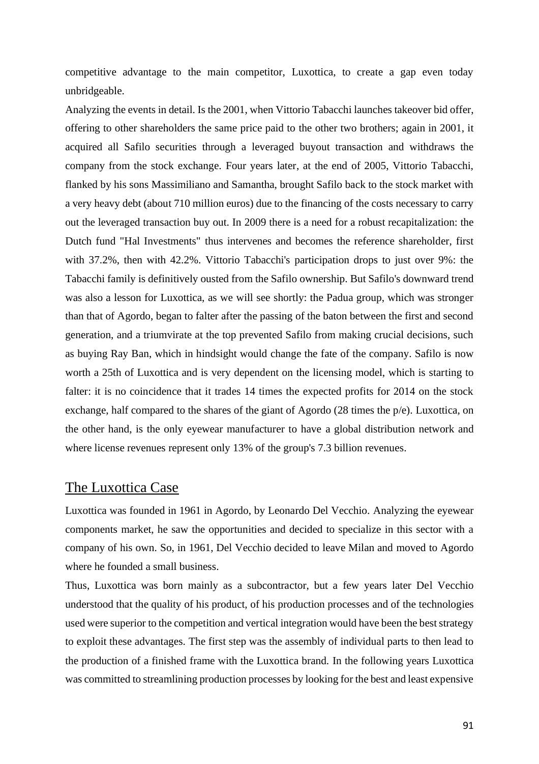competitive advantage to the main competitor, Luxottica, to create a gap even today unbridgeable.

Analyzing the events in detail. Is the 2001, when Vittorio Tabacchi launches takeover bid offer, offering to other shareholders the same price paid to the other two brothers; again in 2001, it acquired all Safilo securities through a leveraged buyout transaction and withdraws the company from the stock exchange. Four years later, at the end of 2005, Vittorio Tabacchi, flanked by his sons Massimiliano and Samantha, brought Safilo back to the stock market with a very heavy debt (about 710 million euros) due to the financing of the costs necessary to carry out the leveraged transaction buy out. In 2009 there is a need for a robust recapitalization: the Dutch fund "Hal Investments" thus intervenes and becomes the reference shareholder, first with 37.2%, then with 42.2%. Vittorio Tabacchi's participation drops to just over 9%: the Tabacchi family is definitively ousted from the Safilo ownership. But Safilo's downward trend was also a lesson for Luxottica, as we will see shortly: the Padua group, which was stronger than that of Agordo, began to falter after the passing of the baton between the first and second generation, and a triumvirate at the top prevented Safilo from making crucial decisions, such as buying Ray Ban, which in hindsight would change the fate of the company. Safilo is now worth a 25th of Luxottica and is very dependent on the licensing model, which is starting to falter: it is no coincidence that it trades 14 times the expected profits for 2014 on the stock exchange, half compared to the shares of the giant of Agordo (28 times the p/e). Luxottica, on the other hand, is the only eyewear manufacturer to have a global distribution network and where license revenues represent only 13% of the group's 7.3 billion revenues.

## The Luxottica Case

Luxottica was founded in 1961 in Agordo, by Leonardo Del Vecchio. Analyzing the eyewear components market, he saw the opportunities and decided to specialize in this sector with a company of his own. So, in 1961, Del Vecchio decided to leave Milan and moved to Agordo where he founded a small business.

Thus, Luxottica was born mainly as a subcontractor, but a few years later Del Vecchio understood that the quality of his product, of his production processes and of the technologies used were superior to the competition and vertical integration would have been the best strategy to exploit these advantages. The first step was the assembly of individual parts to then lead to the production of a finished frame with the Luxottica brand. In the following years Luxottica was committed to streamlining production processes by looking for the best and least expensive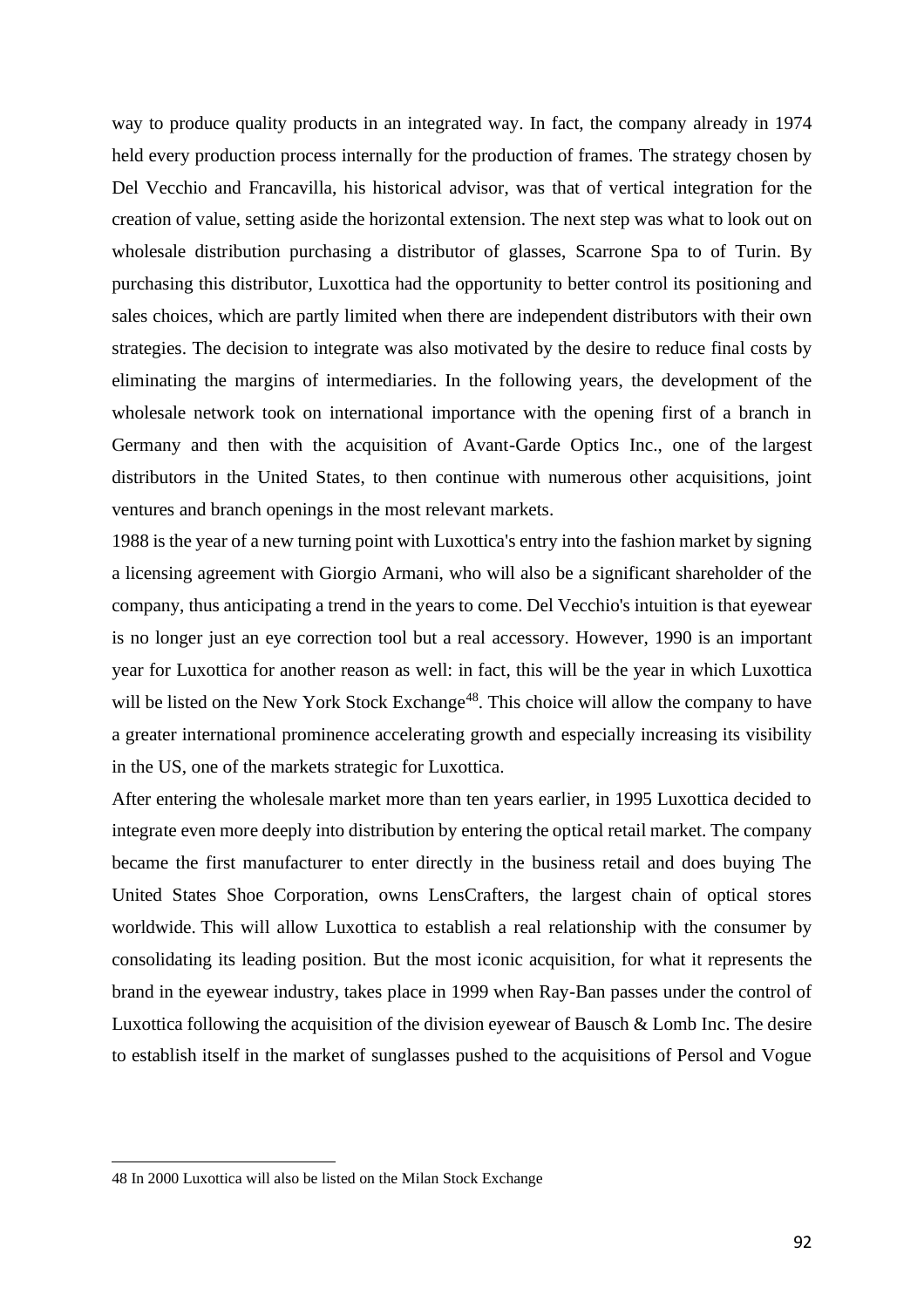way to produce quality products in an integrated way. In fact, the company already in 1974 held every production process internally for the production of frames. The strategy chosen by Del Vecchio and Francavilla, his historical advisor, was that of vertical integration for the creation of value, setting aside the horizontal extension. The next step was what to look out on wholesale distribution purchasing a distributor of glasses, Scarrone Spa to of Turin. By purchasing this distributor, Luxottica had the opportunity to better control its positioning and sales choices, which are partly limited when there are independent distributors with their own strategies. The decision to integrate was also motivated by the desire to reduce final costs by eliminating the margins of intermediaries. In the following years, the development of the wholesale network took on international importance with the opening first of a branch in Germany and then with the acquisition of Avant-Garde Optics Inc., one of the largest distributors in the United States, to then continue with numerous other acquisitions, joint ventures and branch openings in the most relevant markets.

1988 is the year of a new turning point with Luxottica's entry into the fashion market by signing a licensing agreement with Giorgio Armani, who will also be a significant shareholder of the company, thus anticipating a trend in the years to come. Del Vecchio's intuition is that eyewear is no longer just an eye correction tool but a real accessory. However, 1990 is an important year for Luxottica for another reason as well: in fact, this will be the year in which Luxottica will be listed on the New York Stock Exchange[48]. This choice will allow the company to have a greater international prominence accelerating growth and especially increasing its visibility in the US, one of the markets strategic for Luxottica.

After entering the wholesale market more than ten years earlier, in 1995 Luxottica decided to integrate even more deeply into distribution by entering the optical retail market. The company became the first manufacturer to enter directly in the business retail and does buying The United States Shoe Corporation, owns LensCrafters, the largest chain of optical stores worldwide. This will allow Luxottica to establish a real relationship with the consumer by consolidating its leading position. But the most iconic acquisition, for what it represents the brand in the eyewear industry, takes place in 1999 when Ray-Ban passes under the control of Luxottica following the acquisition of the division eyewear of Bausch & Lomb Inc. The desire to establish itself in the market of sunglasses pushed to the acquisitions of Persol and Vogue

---

48 In 2000 Luxottica will also be listed on the Milan Stock Exchange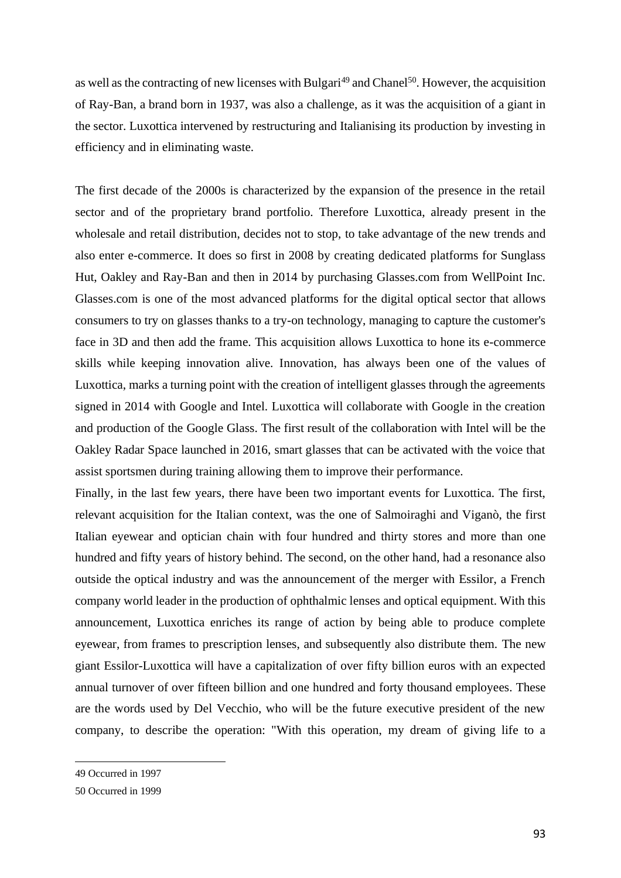as well as the contracting of new licenses with Bulgari[49] and Chanel[50]. However, the acquisition of Ray-Ban, a brand born in 1937, was also a challenge, as it was the acquisition of a giant in the sector. Luxottica intervened by restructuring and Italianising its production by investing in efficiency and in eliminating waste.

The first decade of the 2000s is characterized by the expansion of the presence in the retail sector and of the proprietary brand portfolio. Therefore Luxottica, already present in the wholesale and retail distribution, decides not to stop, to take advantage of the new trends and also enter e-commerce. It does so first in 2008 by creating dedicated platforms for Sunglass Hut, Oakley and Ray-Ban and then in 2014 by purchasing Glasses.com from WellPoint Inc. Glasses.com is one of the most advanced platforms for the digital optical sector that allows consumers to try on glasses thanks to a try-on technology, managing to capture the customer's face in 3D and then add the frame. This acquisition allows Luxottica to hone its e-commerce skills while keeping innovation alive. Innovation, has always been one of the values of Luxottica, marks a turning point with the creation of intelligent glasses through the agreements signed in 2014 with Google and Intel. Luxottica will collaborate with Google in the creation and production of the Google Glass. The first result of the collaboration with Intel will be the Oakley Radar Space launched in 2016, smart glasses that can be activated with the voice that assist sportsmen during training allowing them to improve their performance.

Finally, in the last few years, there have been two important events for Luxottica. The first, relevant acquisition for the Italian context, was the one of Salmoiraghi and Viganò, the first Italian eyewear and optician chain with four hundred and thirty stores and more than one hundred and fifty years of history behind. The second, on the other hand, had a resonance also outside the optical industry and was the announcement of the merger with Essilor, a French company world leader in the production of ophthalmic lenses and optical equipment. With this announcement, Luxottica enriches its range of action by being able to produce complete eyewear, from frames to prescription lenses, and subsequently also distribute them. The new giant Essilor-Luxottica will have a capitalization of over fifty billion euros with an expected annual turnover of over fifteen billion and one hundred and forty thousand employees. These are the words used by Del Vecchio, who will be the future executive president of the new company, to describe the operation: "With this operation, my dream of giving life to a

---

49 Occurred in 1997

50 Occurred in 1999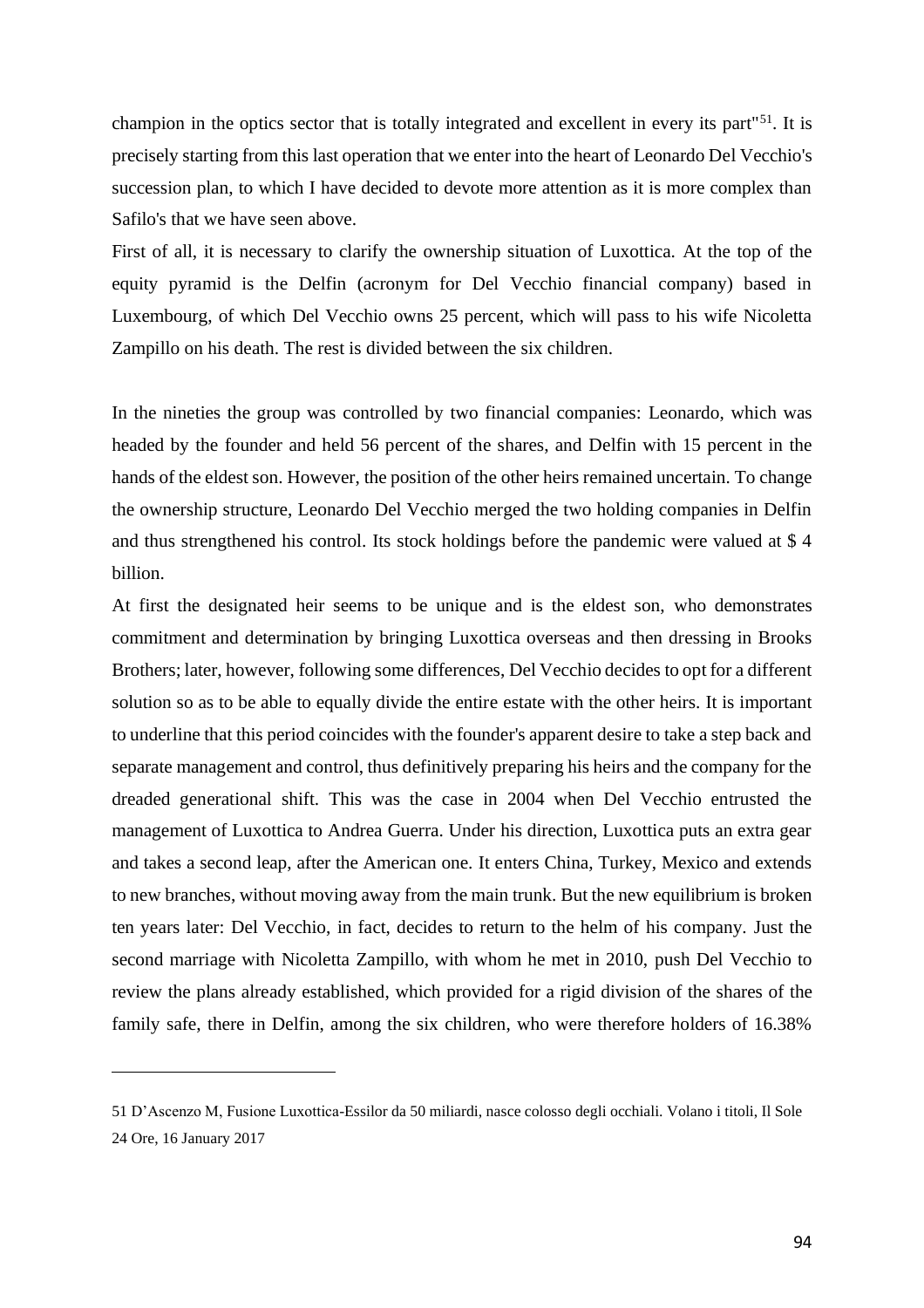champion in the optics sector that is totally integrated and excellent in every its part"[51]. It is precisely starting from this last operation that we enter into the heart of Leonardo Del Vecchio's succession plan, to which I have decided to devote more attention as it is more complex than Safilo's that we have seen above.

First of all, it is necessary to clarify the ownership situation of Luxottica. At the top of the equity pyramid is the Delfin (acronym for Del Vecchio financial company) based in Luxembourg, of which Del Vecchio owns 25 percent, which will pass to his wife Nicoletta Zampillo on his death. The rest is divided between the six children.

In the nineties the group was controlled by two financial companies: Leonardo, which was headed by the founder and held 56 percent of the shares, and Delfin with 15 percent in the hands of the eldest son. However, the position of the other heirs remained uncertain. To change the ownership structure, Leonardo Del Vecchio merged the two holding companies in Delfin and thus strengthened his control. Its stock holdings before the pandemic were valued at $ 4 billion.

At first the designated heir seems to be unique and is the eldest son, who demonstrates commitment and determination by bringing Luxottica overseas and then dressing in Brooks Brothers; later, however, following some differences, Del Vecchio decides to opt for a different solution so as to be able to equally divide the entire estate with the other heirs. It is important to underline that this period coincides with the founder's apparent desire to take a step back and separate management and control, thus definitively preparing his heirs and the company for the dreaded generational shift. This was the case in 2004 when Del Vecchio entrusted the management of Luxottica to Andrea Guerra. Under his direction, Luxottica puts an extra gear and takes a second leap, after the American one. It enters China, Turkey, Mexico and extends to new branches, without moving away from the main trunk. But the new equilibrium is broken ten years later: Del Vecchio, in fact, decides to return to the helm of his company. Just the second marriage with Nicoletta Zampillo, with whom he met in 2010, push Del Vecchio to review the plans already established, which provided for a rigid division of the shares of the family safe, there in Delfin, among the six children, who were therefore holders of 16.38%

---

51 D'Ascenzo M, Fusione Luxottica-Essilor da 50 miliardi, nasce colosso degli occhiali. Volano i titoli, Il Sole 24 Ore, 16 January 2017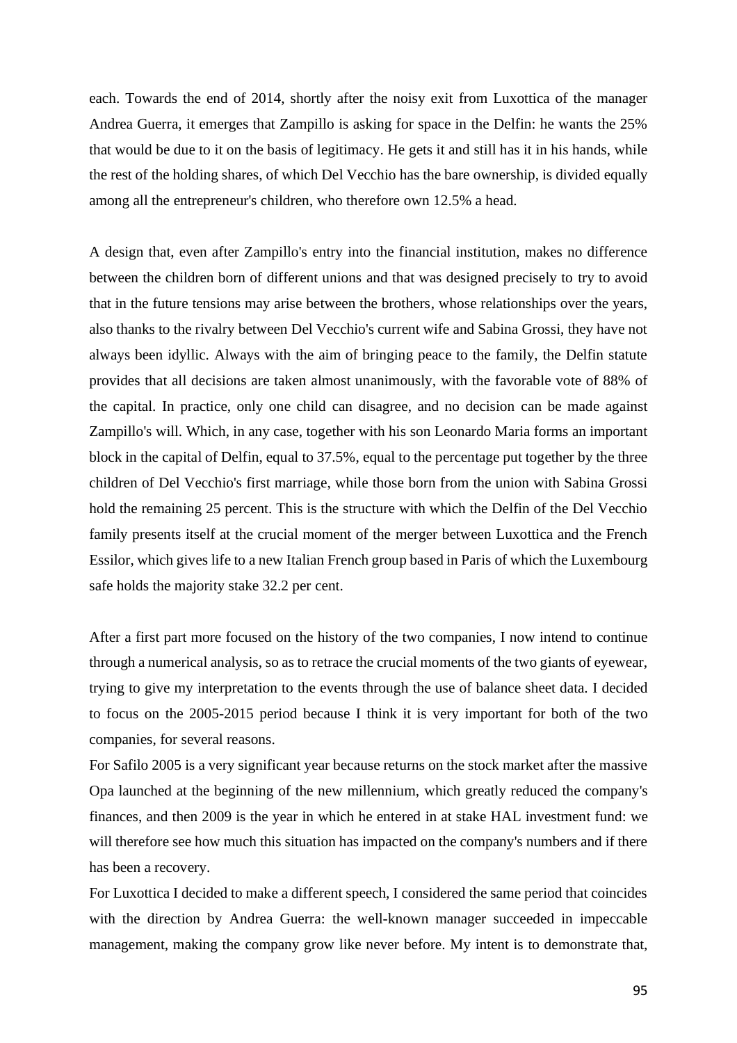each. Towards the end of 2014, shortly after the noisy exit from Luxottica of the manager Andrea Guerra, it emerges that Zampillo is asking for space in the Delfin: he wants the 25% that would be due to it on the basis of legitimacy. He gets it and still has it in his hands, while the rest of the holding shares, of which Del Vecchio has the bare ownership, is divided equally among all the entrepreneur's children, who therefore own 12.5% a head.

A design that, even after Zampillo's entry into the financial institution, makes no difference between the children born of different unions and that was designed precisely to try to avoid that in the future tensions may arise between the brothers, whose relationships over the years, also thanks to the rivalry between Del Vecchio's current wife and Sabina Grossi, they have not always been idyllic. Always with the aim of bringing peace to the family, the Delfin statute provides that all decisions are taken almost unanimously, with the favorable vote of 88% of the capital. In practice, only one child can disagree, and no decision can be made against Zampillo's will. Which, in any case, together with his son Leonardo Maria forms an important block in the capital of Delfin, equal to 37.5%, equal to the percentage put together by the three children of Del Vecchio's first marriage, while those born from the union with Sabina Grossi hold the remaining 25 percent. This is the structure with which the Delfin of the Del Vecchio family presents itself at the crucial moment of the merger between Luxottica and the French Essilor, which gives life to a new Italian French group based in Paris of which the Luxembourg safe holds the majority stake 32.2 per cent.

After a first part more focused on the history of the two companies, I now intend to continue through a numerical analysis, so as to retrace the crucial moments of the two giants of eyewear, trying to give my interpretation to the events through the use of balance sheet data. I decided to focus on the 2005-2015 period because I think it is very important for both of the two companies, for several reasons.

For Safilo 2005 is a very significant year because returns on the stock market after the massive Opa launched at the beginning of the new millennium, which greatly reduced the company's finances, and then 2009 is the year in which he entered in at stake HAL investment fund: we will therefore see how much this situation has impacted on the company's numbers and if there has been a recovery.

For Luxottica I decided to make a different speech, I considered the same period that coincides with the direction by Andrea Guerra: the well-known manager succeeded in impeccable management, making the company grow like never before. My intent is to demonstrate that,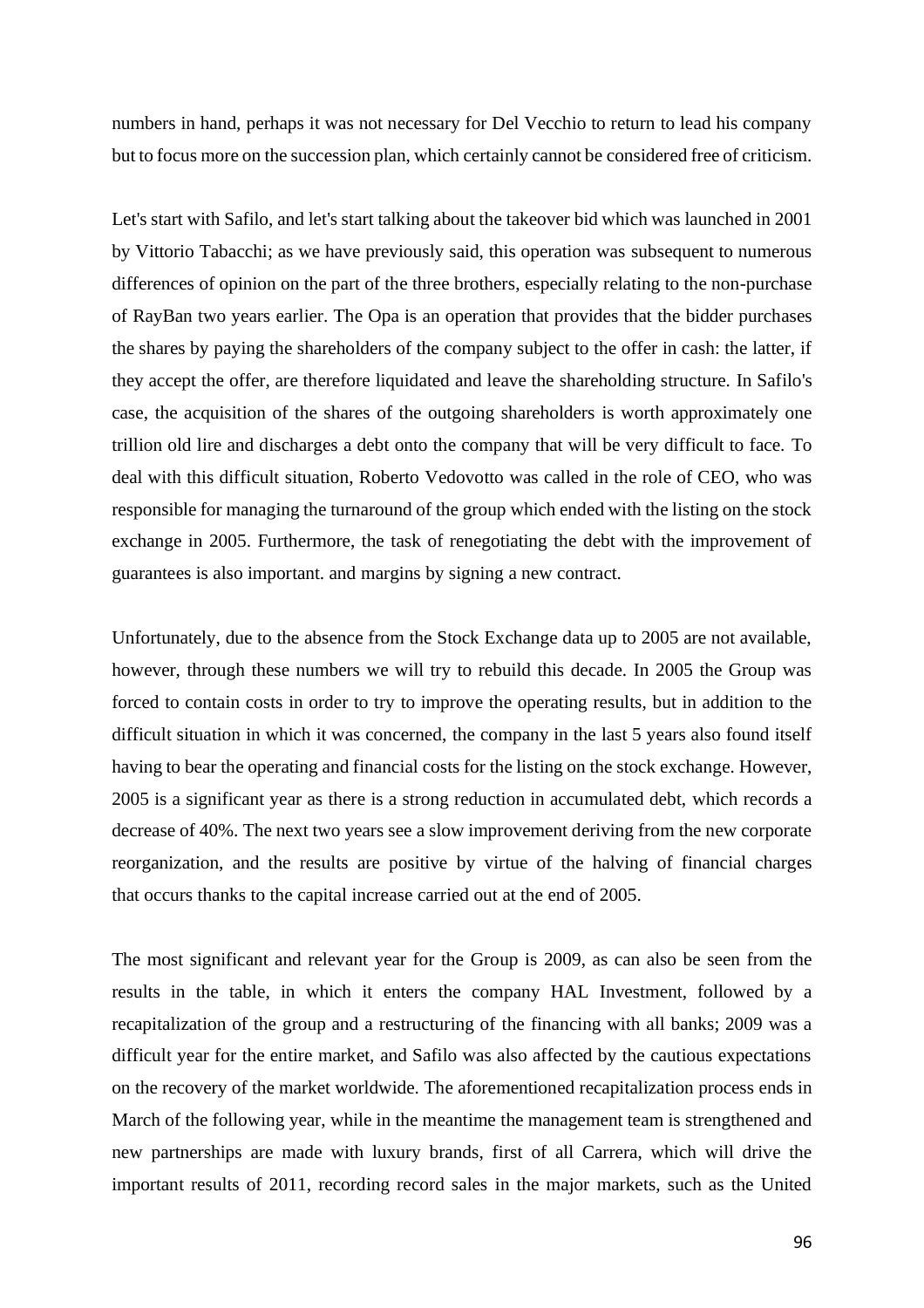numbers in hand, perhaps it was not necessary for Del Vecchio to return to lead his company but to focus more on the succession plan, which certainly cannot be considered free of criticism.

Let's start with Safilo, and let's start talking about the takeover bid which was launched in 2001 by Vittorio Tabacchi; as we have previously said, this operation was subsequent to numerous differences of opinion on the part of the three brothers, especially relating to the non-purchase of RayBan two years earlier. The Opa is an operation that provides that the bidder purchases the shares by paying the shareholders of the company subject to the offer in cash: the latter, if they accept the offer, are therefore liquidated and leave the shareholding structure. In Safilo's case, the acquisition of the shares of the outgoing shareholders is worth approximately one trillion old lire and discharges a debt onto the company that will be very difficult to face. To deal with this difficult situation, Roberto Vedovotto was called in the role of CEO, who was responsible for managing the turnaround of the group which ended with the listing on the stock exchange in 2005. Furthermore, the task of renegotiating the debt with the improvement of guarantees is also important. and margins by signing a new contract.

Unfortunately, due to the absence from the Stock Exchange data up to 2005 are not available, however, through these numbers we will try to rebuild this decade. In 2005 the Group was forced to contain costs in order to try to improve the operating results, but in addition to the difficult situation in which it was concerned, the company in the last 5 years also found itself having to bear the operating and financial costs for the listing on the stock exchange. However, 2005 is a significant year as there is a strong reduction in accumulated debt, which records a decrease of 40%. The next two years see a slow improvement deriving from the new corporate reorganization, and the results are positive by virtue of the halving of financial charges that occurs thanks to the capital increase carried out at the end of 2005.

The most significant and relevant year for the Group is 2009, as can also be seen from the results in the table, in which it enters the company HAL Investment, followed by a recapitalization of the group and a restructuring of the financing with all banks; 2009 was a difficult year for the entire market, and Safilo was also affected by the cautious expectations on the recovery of the market worldwide. The aforementioned recapitalization process ends in March of the following year, while in the meantime the management team is strengthened and new partnerships are made with luxury brands, first of all Carrera, which will drive the important results of 2011, recording record sales in the major markets, such as the United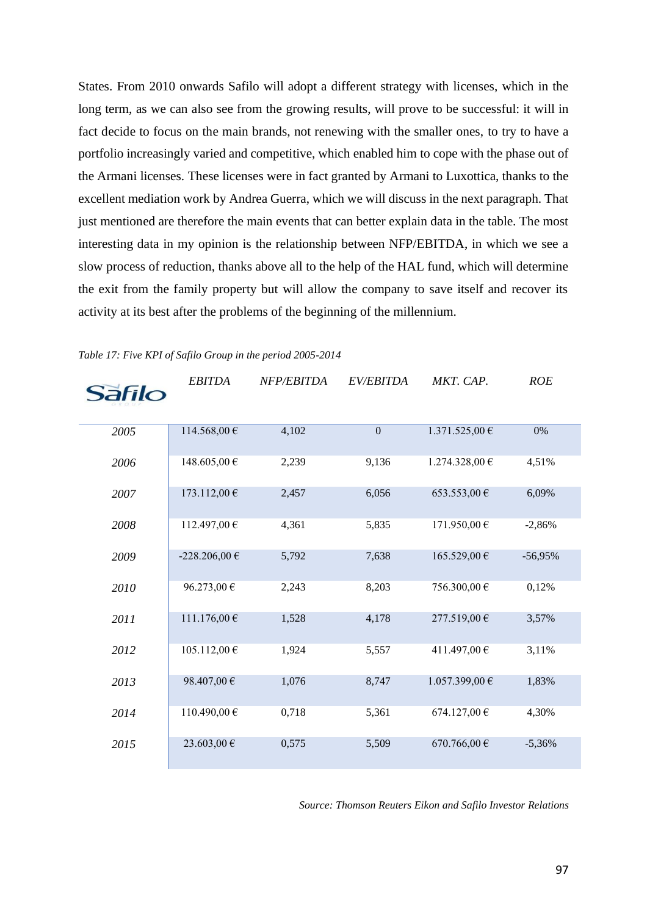States. From 2010 onwards Safilo will adopt a different strategy with licenses, which in the long term, as we can also see from the growing results, will prove to be successful: it will in fact decide to focus on the main brands, not renewing with the smaller ones, to try to have a portfolio increasingly varied and competitive, which enabled him to cope with the phase out of the Armani licenses. These licenses were in fact granted by Armani to Luxottica, thanks to the excellent mediation work by Andrea Guerra, which we will discuss in the next paragraph. That just mentioned are therefore the main events that can better explain data in the table. The most interesting data in my opinion is the relationship between NFP/EBITDA, in which we see a slow process of reduction, thanks above all to the help of the HAL fund, which will determine the exit from the family property but will allow the company to save itself and recover its activity at its best after the problems of the beginning of the millennium.

*Table 17: Five KPI of Safilo Group in the period 2005-2014*

| Safilo | *EBITDA* | *NFP/EBITDA* | *EV/EBITDA* | *MKT. CAP.* | *ROE* |
|---|---|---|---|---|---|
| *2005* | 114.568,00 € | 4,102 | 0 | 1.371.525,00 € | 0% |
| *2006* | 148.605,00 € | 2,239 | 9,136 | 1.274.328,00 € | 4,51% |
| *2007* | 173.112,00 € | 2,457 | 6,056 | 653.553,00 € | 6,09% |
| *2008* | 112.497,00 € | 4,361 | 5,835 | 171.950,00 € | -2,86% |
| *2009* | -228.206,00 € | 5,792 | 7,638 | 165.529,00 € | -56,95% |
| *2010* | 96.273,00 € | 2,243 | 8,203 | 756.300,00 € | 0,12% |
| *2011* | 111.176,00 € | 1,528 | 4,178 | 277.519,00 € | 3,57% |
| *2012* | 105.112,00 € | 1,924 | 5,557 | 411.497,00 € | 3,11% |
| *2013* | 98.407,00 € | 1,076 | 8,747 | 1.057.399,00 € | 1,83% |
| *2014* | 110.490,00 € | 0,718 | 5,361 | 674.127,00 € | 4,30% |
| *2015* | 23.603,00 € | 0,575 | 5,509 | 670.766,00 € | -5,36% |

*Source: Thomson Reuters Eikon and Safilo Investor Relations*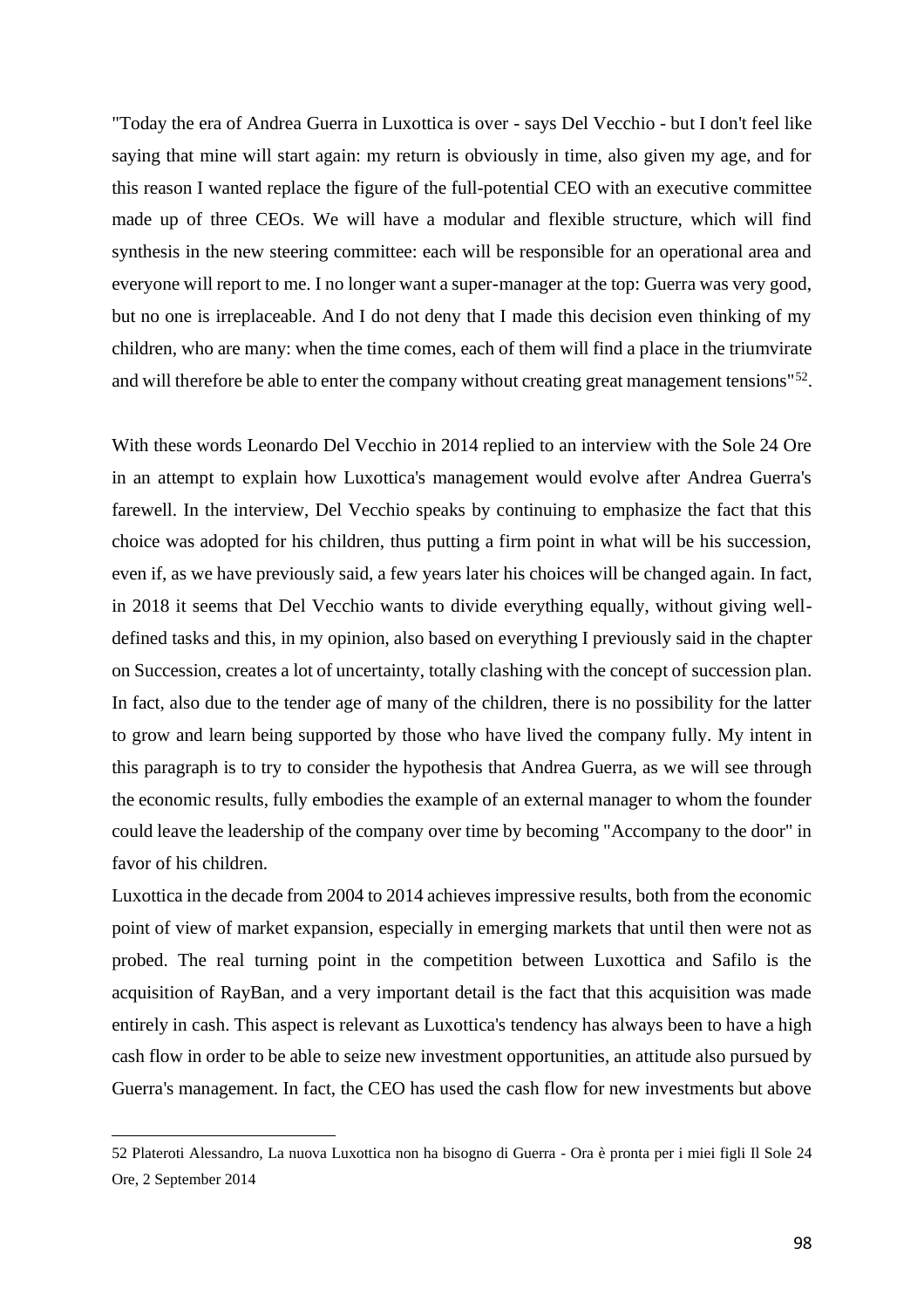"Today the era of Andrea Guerra in Luxottica is over - says Del Vecchio - but I don't feel like saying that mine will start again: my return is obviously in time, also given my age, and for this reason I wanted replace the figure of the full-potential CEO with an executive committee made up of three CEOs. We will have a modular and flexible structure, which will find synthesis in the new steering committee: each will be responsible for an operational area and everyone will report to me. I no longer want a super-manager at the top: Guerra was very good, but no one is irreplaceable. And I do not deny that I made this decision even thinking of my children, who are many: when the time comes, each of them will find a place in the triumvirate and will therefore be able to enter the company without creating great management tensions"[52].

With these words Leonardo Del Vecchio in 2014 replied to an interview with the Sole 24 Ore in an attempt to explain how Luxottica's management would evolve after Andrea Guerra's farewell. In the interview, Del Vecchio speaks by continuing to emphasize the fact that this choice was adopted for his children, thus putting a firm point in what will be his succession, even if, as we have previously said, a few years later his choices will be changed again. In fact, in 2018 it seems that Del Vecchio wants to divide everything equally, without giving well-defined tasks and this, in my opinion, also based on everything I previously said in the chapter on Succession, creates a lot of uncertainty, totally clashing with the concept of succession plan. In fact, also due to the tender age of many of the children, there is no possibility for the latter to grow and learn being supported by those who have lived the company fully. My intent in this paragraph is to try to consider the hypothesis that Andrea Guerra, as we will see through the economic results, fully embodies the example of an external manager to whom the founder could leave the leadership of the company over time by becoming "Accompany to the door" in favor of his children.

Luxottica in the decade from 2004 to 2014 achieves impressive results, both from the economic point of view of market expansion, especially in emerging markets that until then were not as probed. The real turning point in the competition between Luxottica and Safilo is the acquisition of RayBan, and a very important detail is the fact that this acquisition was made entirely in cash. This aspect is relevant as Luxottica's tendency has always been to have a high cash flow in order to be able to seize new investment opportunities, an attitude also pursued by Guerra's management. In fact, the CEO has used the cash flow for new investments but above

---

52 Plateroti Alessandro, La nuova Luxottica non ha bisogno di Guerra - Ora è pronta per i miei figli Il Sole 24 Ore, 2 September 2014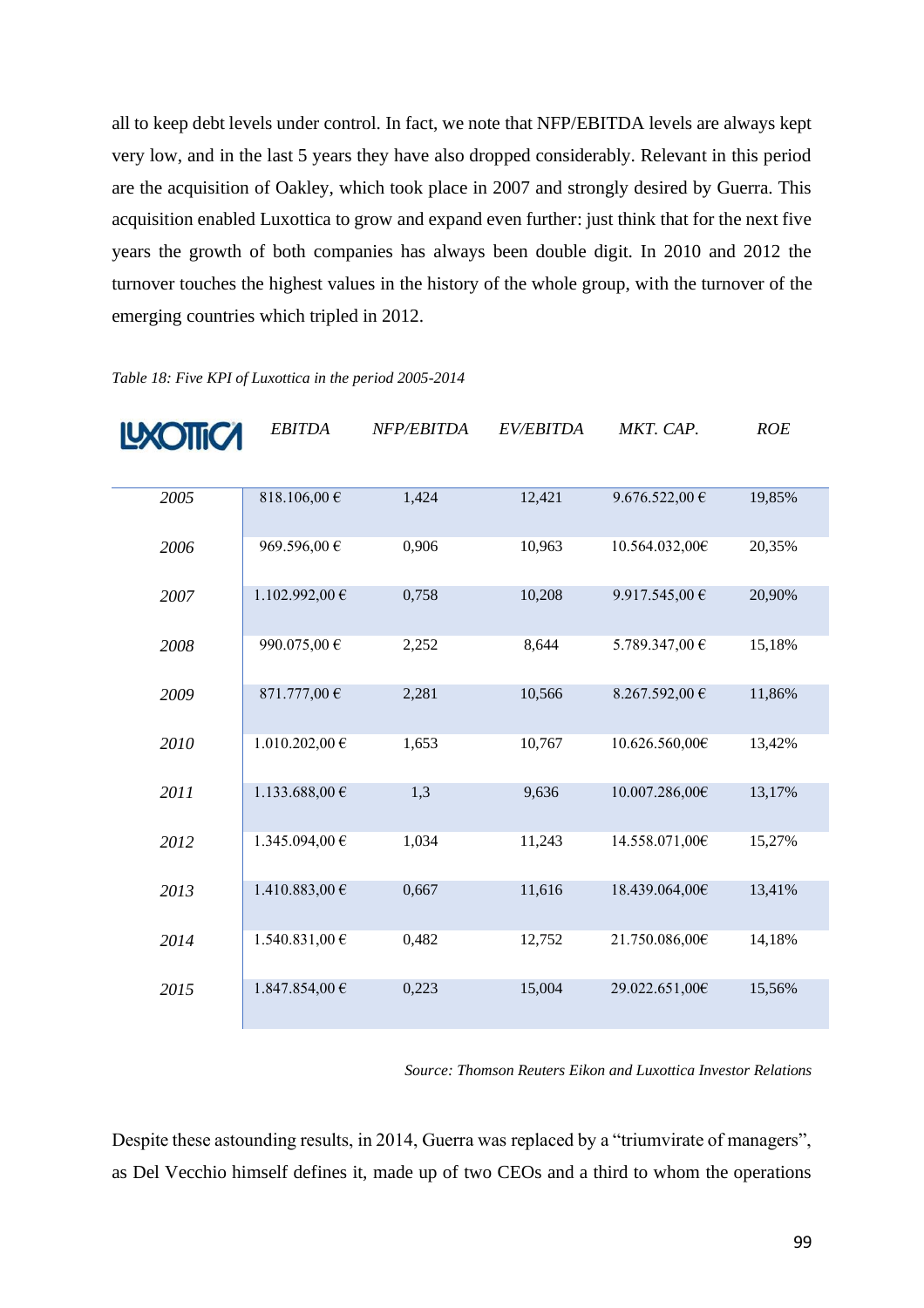all to keep debt levels under control. In fact, we note that NFP/EBITDA levels are always kept very low, and in the last 5 years they have also dropped considerably. Relevant in this period are the acquisition of Oakley, which took place in 2007 and strongly desired by Guerra. This acquisition enabled Luxottica to grow and expand even further: just think that for the next five years the growth of both companies has always been double digit. In 2010 and 2012 the turnover touches the highest values in the history of the whole group, with the turnover of the emerging countries which tripled in 2012.

*Table 18: Five KPI of Luxottica in the period 2005-2014*

| LUXOTTICA | *EBITDA* | *NFP/EBITDA* | *EV/EBITDA* | *MKT. CAP.* | *ROE* |
|---|---|---|---|---|---|
| *2005* | 818.106,00 € | 1,424 | 12,421 | 9.676.522,00 € | 19,85% |
| *2006* | 969.596,00 € | 0,906 | 10,963 | 10.564.032,00€ | 20,35% |
| *2007* | 1.102.992,00 € | 0,758 | 10,208 | 9.917.545,00 € | 20,90% |
| *2008* | 990.075,00 € | 2,252 | 8,644 | 5.789.347,00 € | 15,18% |
| *2009* | 871.777,00 € | 2,281 | 10,566 | 8.267.592,00 € | 11,86% |
| *2010* | 1.010.202,00 € | 1,653 | 10,767 | 10.626.560,00€ | 13,42% |
| *2011* | 1.133.688,00 € | 1,3 | 9,636 | 10.007.286,00€ | 13,17% |
| *2012* | 1.345.094,00 € | 1,034 | 11,243 | 14.558.071,00€ | 15,27% |
| *2013* | 1.410.883,00 € | 0,667 | 11,616 | 18.439.064,00€ | 13,41% |
| *2014* | 1.540.831,00 € | 0,482 | 12,752 | 21.750.086,00€ | 14,18% |
| *2015* | 1.847.854,00 € | 0,223 | 15,004 | 29.022.651,00€ | 15,56% |

*Source: Thomson Reuters Eikon and Luxottica Investor Relations*

Despite these astounding results, in 2014, Guerra was replaced by a "triumvirate of managers", as Del Vecchio himself defines it, made up of two CEOs and a third to whom the operations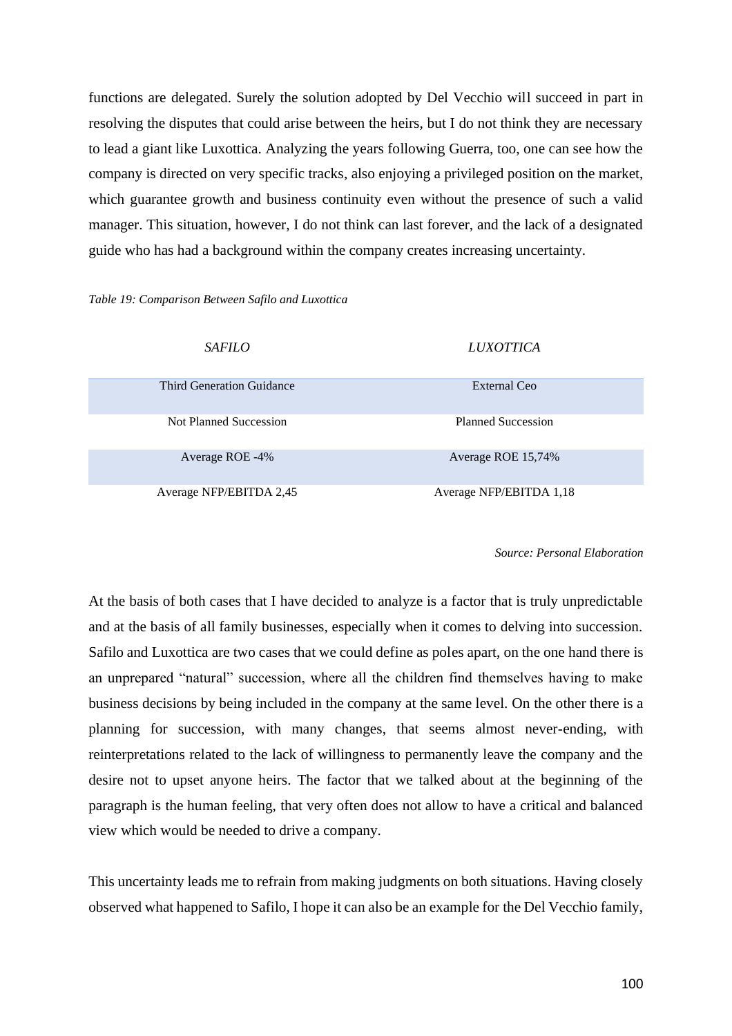functions are delegated. Surely the solution adopted by Del Vecchio will succeed in part in resolving the disputes that could arise between the heirs, but I do not think they are necessary to lead a giant like Luxottica. Analyzing the years following Guerra, too, one can see how the company is directed on very specific tracks, also enjoying a privileged position on the market, which guarantee growth and business continuity even without the presence of such a valid manager. This situation, however, I do not think can last forever, and the lack of a designated guide who has had a background within the company creates increasing uncertainty.

*Table 19: Comparison Between Safilo and Luxottica*

| *SAFILO* | *LUXOTTICA* |
|---|---|
| Third Generation Guidance | External Ceo |
| Not Planned Succession | Planned Succession |
| Average ROE -4% | Average ROE 15,74% |
| Average NFP/EBITDA 2,45 | Average NFP/EBITDA 1,18 |

*Source: Personal Elaboration*

At the basis of both cases that I have decided to analyze is a factor that is truly unpredictable and at the basis of all family businesses, especially when it comes to delving into succession. Safilo and Luxottica are two cases that we could define as poles apart, on the one hand there is an unprepared "natural" succession, where all the children find themselves having to make business decisions by being included in the company at the same level. On the other there is a planning for succession, with many changes, that seems almost never-ending, with reinterpretations related to the lack of willingness to permanently leave the company and the desire not to upset anyone heirs. The factor that we talked about at the beginning of the paragraph is the human feeling, that very often does not allow to have a critical and balanced view which would be needed to drive a company.

This uncertainty leads me to refrain from making judgments on both situations. Having closely observed what happened to Safilo, I hope it can also be an example for the Del Vecchio family,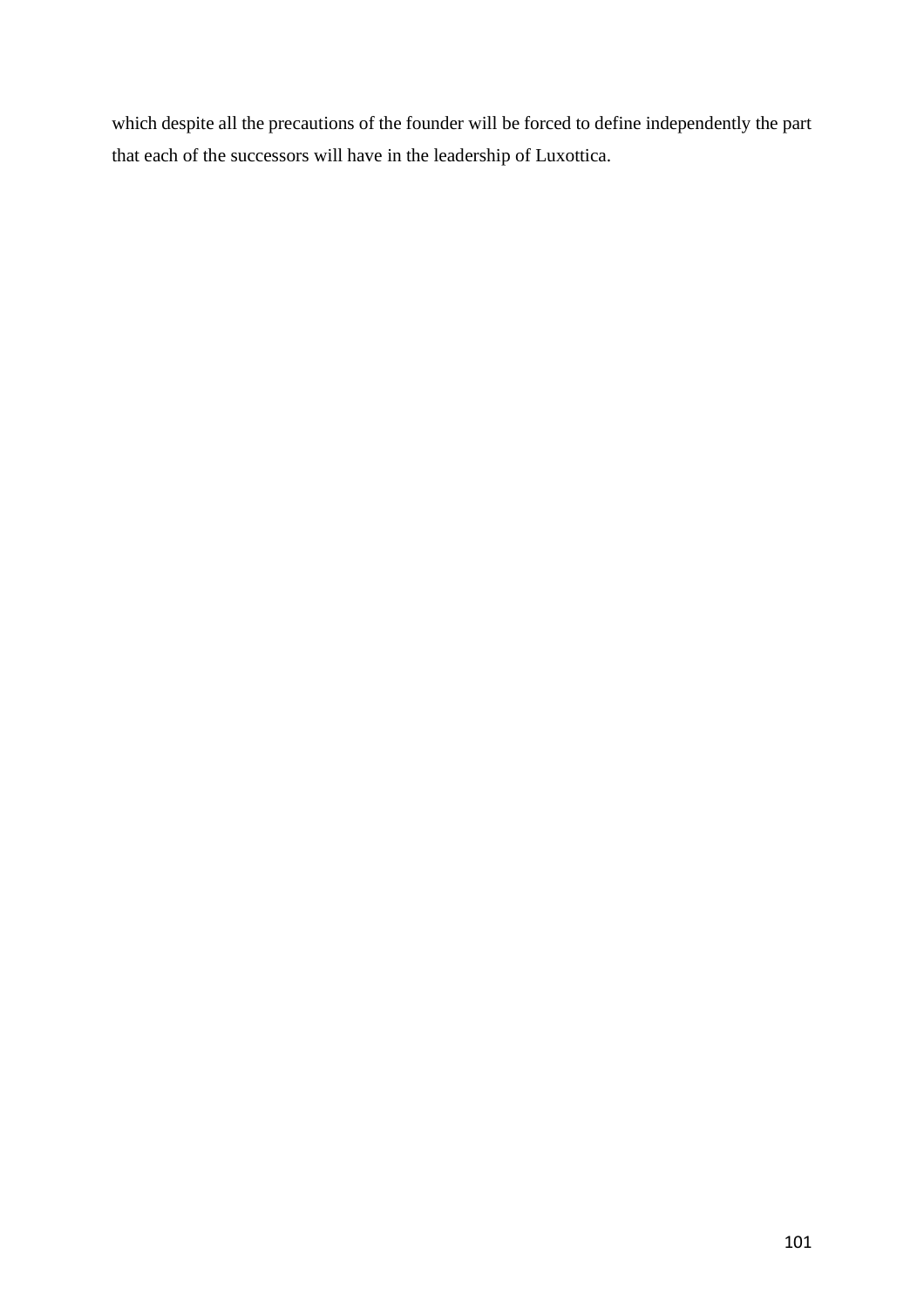which despite all the precautions of the founder will be forced to define independently the part that each of the successors will have in the leadership of Luxottica.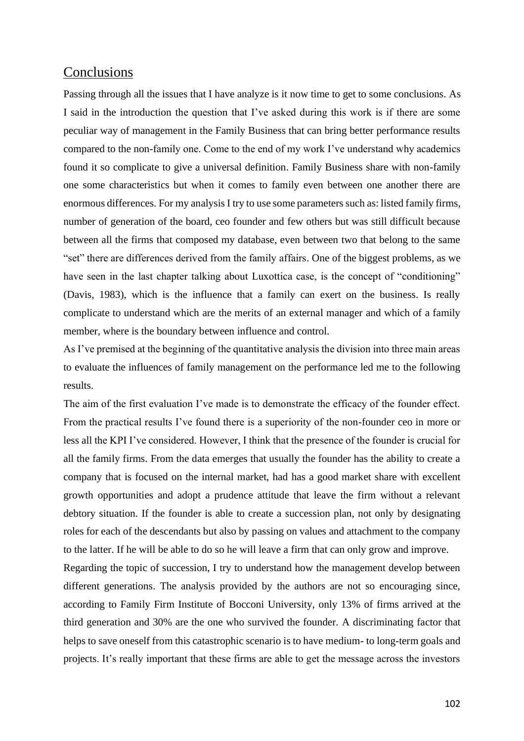## Conclusions

Passing through all the issues that I have analyze is it now time to get to some conclusions. As I said in the introduction the question that I've asked during this work is if there are some peculiar way of management in the Family Business that can bring better performance results compared to the non-family one. Come to the end of my work I've understand why academics found it so complicate to give a universal definition. Family Business share with non-family one some characteristics but when it comes to family even between one another there are enormous differences. For my analysis I try to use some parameters such as: listed family firms, number of generation of the board, ceo founder and few others but was still difficult because between all the firms that composed my database, even between two that belong to the same "set" there are differences derived from the family affairs. One of the biggest problems, as we have seen in the last chapter talking about Luxottica case, is the concept of "conditioning" (Davis, 1983), which is the influence that a family can exert on the business. Is really complicate to understand which are the merits of an external manager and which of a family member, where is the boundary between influence and control.

As I've premised at the beginning of the quantitative analysis the division into three main areas to evaluate the influences of family management on the performance led me to the following results.

The aim of the first evaluation I've made is to demonstrate the efficacy of the founder effect. From the practical results I've found there is a superiority of the non-founder ceo in more or less all the KPI I've considered. However, I think that the presence of the founder is crucial for all the family firms. From the data emerges that usually the founder has the ability to create a company that is focused on the internal market, had has a good market share with excellent growth opportunities and adopt a prudence attitude that leave the firm without a relevant debtory situation. If the founder is able to create a succession plan, not only by designating roles for each of the descendants but also by passing on values and attachment to the company to the latter. If he will be able to do so he will leave a firm that can only grow and improve.

Regarding the topic of succession, I try to understand how the management develop between different generations. The analysis provided by the authors are not so encouraging since, according to Family Firm Institute of Bocconi University, only 13% of firms arrived at the third generation and 30% are the one who survived the founder. A discriminating factor that helps to save oneself from this catastrophic scenario is to have medium- to long-term goals and projects. It's really important that these firms are able to get the message across the investors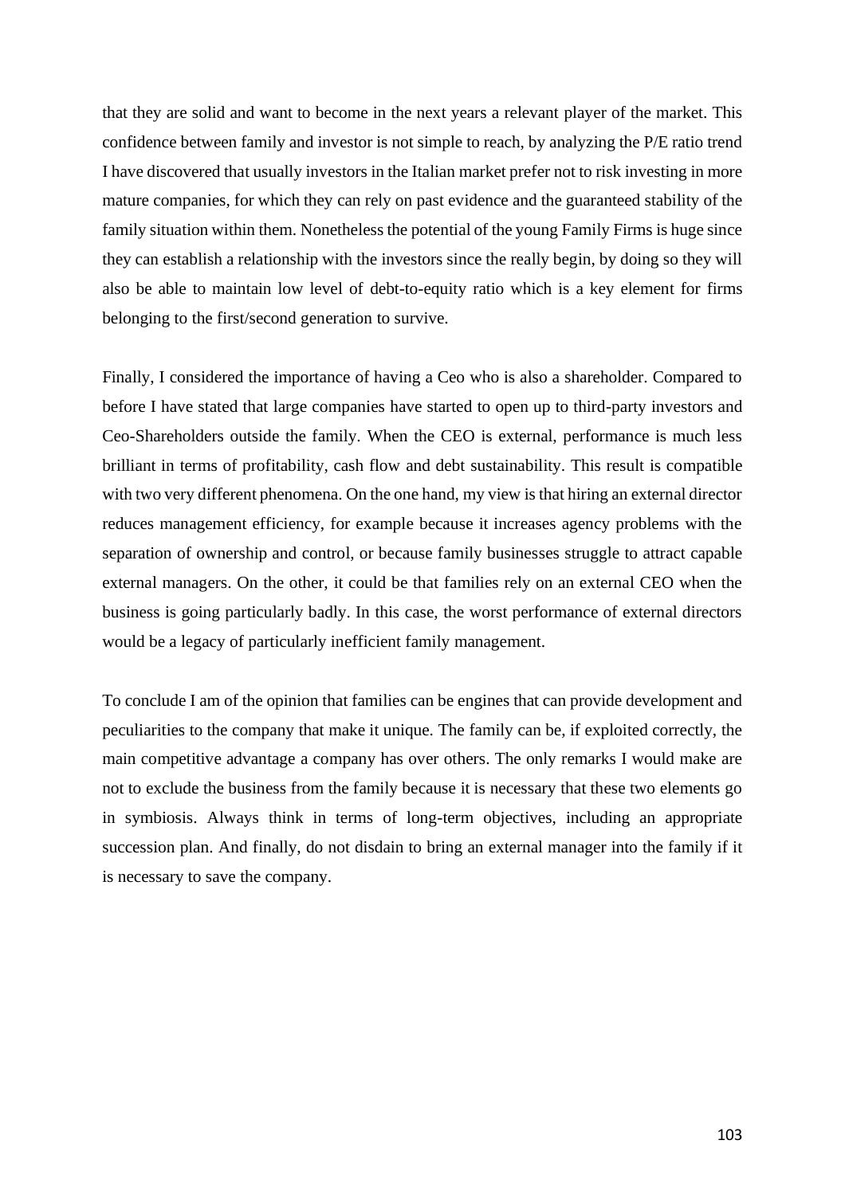that they are solid and want to become in the next years a relevant player of the market. This confidence between family and investor is not simple to reach, by analyzing the P/E ratio trend I have discovered that usually investors in the Italian market prefer not to risk investing in more mature companies, for which they can rely on past evidence and the guaranteed stability of the family situation within them. Nonetheless the potential of the young Family Firms is huge since they can establish a relationship with the investors since the really begin, by doing so they will also be able to maintain low level of debt-to-equity ratio which is a key element for firms belonging to the first/second generation to survive.

Finally, I considered the importance of having a Ceo who is also a shareholder. Compared to before I have stated that large companies have started to open up to third-party investors and Ceo-Shareholders outside the family. When the CEO is external, performance is much less brilliant in terms of profitability, cash flow and debt sustainability. This result is compatible with two very different phenomena. On the one hand, my view is that hiring an external director reduces management efficiency, for example because it increases agency problems with the separation of ownership and control, or because family businesses struggle to attract capable external managers. On the other, it could be that families rely on an external CEO when the business is going particularly badly. In this case, the worst performance of external directors would be a legacy of particularly inefficient family management.

To conclude I am of the opinion that families can be engines that can provide development and peculiarities to the company that make it unique. The family can be, if exploited correctly, the main competitive advantage a company has over others. The only remarks I would make are not to exclude the business from the family because it is necessary that these two elements go in symbiosis. Always think in terms of long-term objectives, including an appropriate succession plan. And finally, do not disdain to bring an external manager into the family if it is necessary to save the company.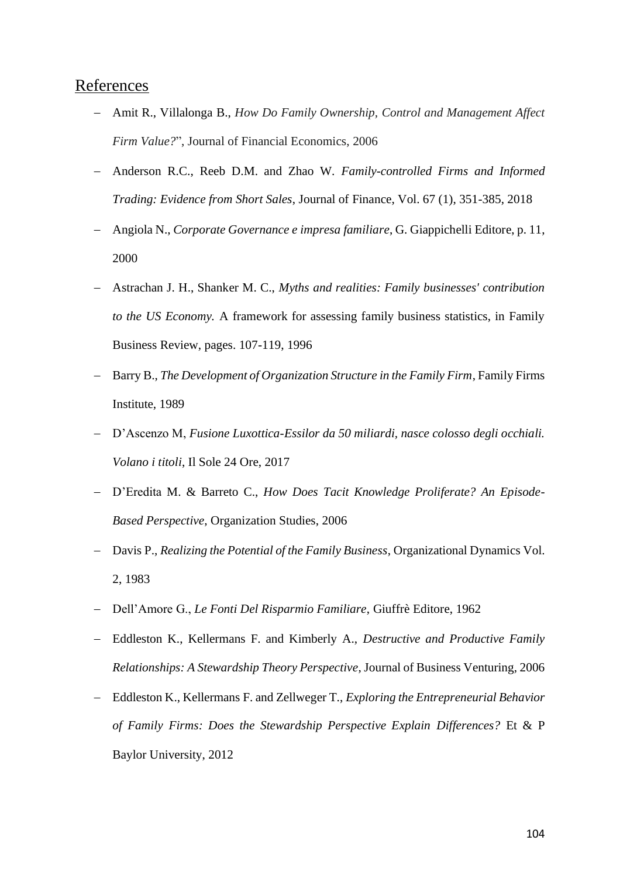## References

- Amit R., Villalonga B., *How Do Family Ownership, Control and Management Affect Firm Value?*", Journal of Financial Economics, 2006
- Anderson R.C., Reeb D.M. and Zhao W. *Family-controlled Firms and Informed Trading: Evidence from Short Sales*, Journal of Finance, Vol. 67 (1), 351-385, 2018
- Angiola N., *Corporate Governance e impresa familiare*, G. Giappichelli Editore, p. 11, 2000
- Astrachan J. H., Shanker M. C., *Myths and realities: Family businesses' contribution to the US Economy.* A framework for assessing family business statistics, in Family Business Review, pages. 107-119, 1996
- Barry B., *The Development of Organization Structure in the Family Firm*, Family Firms Institute, 1989
- D'Ascenzo M, *Fusione Luxottica-Essilor da 50 miliardi, nasce colosso degli occhiali. Volano i titoli*, Il Sole 24 Ore, 2017
- D'Eredita M. & Barreto C., *How Does Tacit Knowledge Proliferate? An Episode-Based Perspective*, Organization Studies, 2006
- Davis P., *Realizing the Potential of the Family Business*, Organizational Dynamics Vol. 2, 1983
- Dell'Amore G., *Le Fonti Del Risparmio Familiare*, Giuffrè Editore, 1962
- Eddleston K., Kellermans F. and Kimberly A., *Destructive and Productive Family Relationships: A Stewardship Theory Perspective*, Journal of Business Venturing, 2006
- Eddleston K., Kellermans F. and Zellweger T., *Exploring the Entrepreneurial Behavior of Family Firms: Does the Stewardship Perspective Explain Differences?* Et & P Baylor University, 2012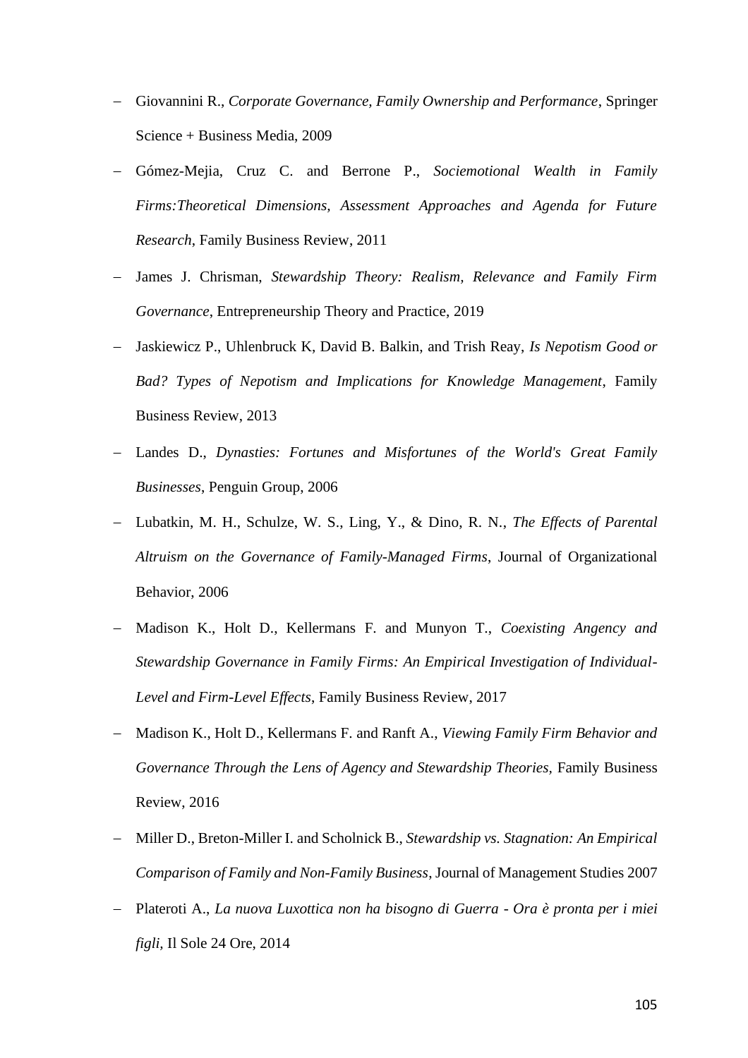- Giovannini R., *Corporate Governance, Family Ownership and Performance*, Springer Science + Business Media, 2009
- Gómez-Mejia, Cruz C. and Berrone P., *Sociemotional Wealth in Family Firms:Theoretical Dimensions, Assessment Approaches and Agenda for Future Research*, Family Business Review, 2011
- James J. Chrisman, *Stewardship Theory: Realism, Relevance and Family Firm Governance*, Entrepreneurship Theory and Practice, 2019
- Jaskiewicz P., Uhlenbruck K, David B. Balkin, and Trish Reay, *Is Nepotism Good or Bad? Types of Nepotism and Implications for Knowledge Management*, Family Business Review, 2013
- Landes D., *Dynasties: Fortunes and Misfortunes of the World's Great Family Businesses*, Penguin Group, 2006
- Lubatkin, M. H., Schulze, W. S., Ling, Y., & Dino, R. N., *The Effects of Parental Altruism on the Governance of Family-Managed Firms*, Journal of Organizational Behavior, 2006
- Madison K., Holt D., Kellermans F. and Munyon T., *Coexisting Angency and Stewardship Governance in Family Firms: An Empirical Investigation of Individual-Level and Firm-Level Effects*, Family Business Review, 2017
- Madison K., Holt D., Kellermans F. and Ranft A., *Viewing Family Firm Behavior and Governance Through the Lens of Agency and Stewardship Theories,* Family Business Review, 2016
- Miller D., Breton-Miller I. and Scholnick B., *Stewardship vs. Stagnation: An Empirical Comparison of Family and Non-Family Business*, Journal of Management Studies 2007
- Plateroti A., *La nuova Luxottica non ha bisogno di Guerra - Ora è pronta per i miei figli,* Il Sole 24 Ore, 2014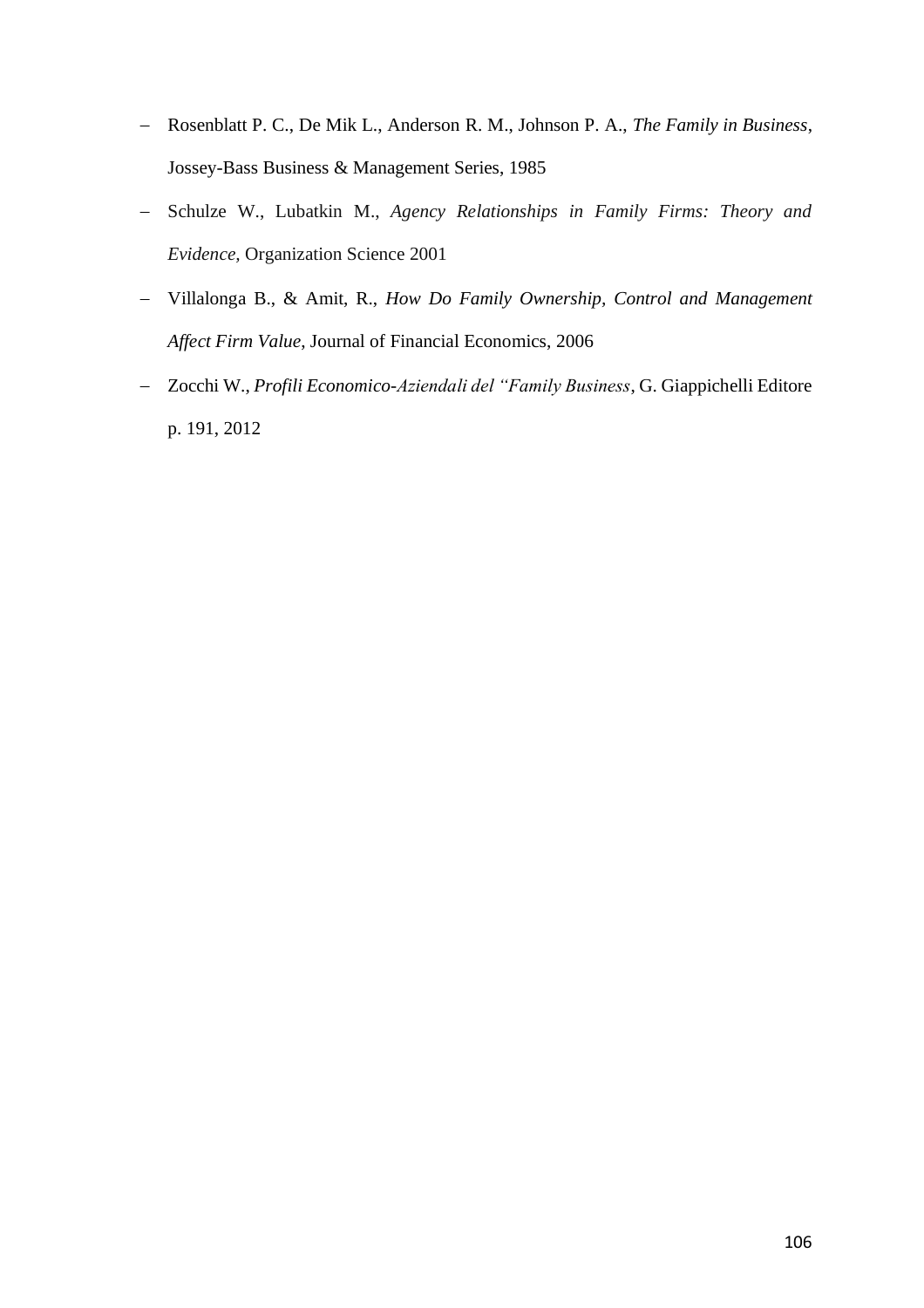- Rosenblatt P. C., De Mik L., Anderson R. M., Johnson P. A., *The Family in Business*, Jossey-Bass Business & Management Series, 1985
- Schulze W., Lubatkin M., *Agency Relationships in Family Firms: Theory and Evidence*, Organization Science 2001
- Villalonga B., & Amit, R., *How Do Family Ownership, Control and Management Affect Firm Value*, Journal of Financial Economics, 2006
- Zocchi W., *Profili Economico-Aziendali del "Family Business*, G. Giappichelli Editore p. 191, 2012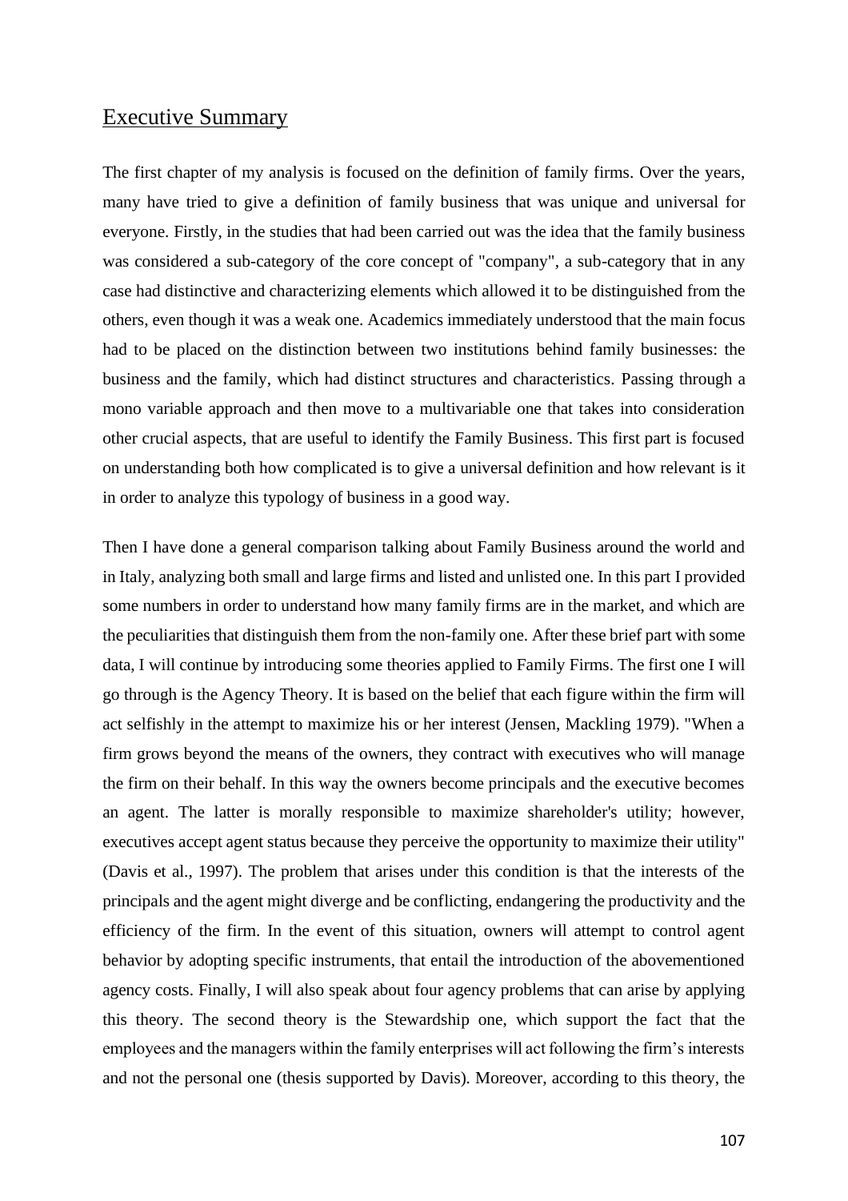## Executive Summary

The first chapter of my analysis is focused on the definition of family firms. Over the years, many have tried to give a definition of family business that was unique and universal for everyone. Firstly, in the studies that had been carried out was the idea that the family business was considered a sub-category of the core concept of "company", a sub-category that in any case had distinctive and characterizing elements which allowed it to be distinguished from the others, even though it was a weak one. Academics immediately understood that the main focus had to be placed on the distinction between two institutions behind family businesses: the business and the family, which had distinct structures and characteristics. Passing through a mono variable approach and then move to a multivariable one that takes into consideration other crucial aspects, that are useful to identify the Family Business. This first part is focused on understanding both how complicated is to give a universal definition and how relevant is it in order to analyze this typology of business in a good way.

Then I have done a general comparison talking about Family Business around the world and in Italy, analyzing both small and large firms and listed and unlisted one. In this part I provided some numbers in order to understand how many family firms are in the market, and which are the peculiarities that distinguish them from the non-family one. After these brief part with some data, I will continue by introducing some theories applied to Family Firms. The first one I will go through is the Agency Theory. It is based on the belief that each figure within the firm will act selfishly in the attempt to maximize his or her interest (Jensen, Mackling 1979). "When a firm grows beyond the means of the owners, they contract with executives who will manage the firm on their behalf. In this way the owners become principals and the executive becomes an agent. The latter is morally responsible to maximize shareholder's utility; however, executives accept agent status because they perceive the opportunity to maximize their utility" (Davis et al., 1997). The problem that arises under this condition is that the interests of the principals and the agent might diverge and be conflicting, endangering the productivity and the efficiency of the firm. In the event of this situation, owners will attempt to control agent behavior by adopting specific instruments, that entail the introduction of the abovementioned agency costs. Finally, I will also speak about four agency problems that can arise by applying this theory. The second theory is the Stewardship one, which support the fact that the employees and the managers within the family enterprises will act following the firm's interests and not the personal one (thesis supported by Davis). Moreover, according to this theory, the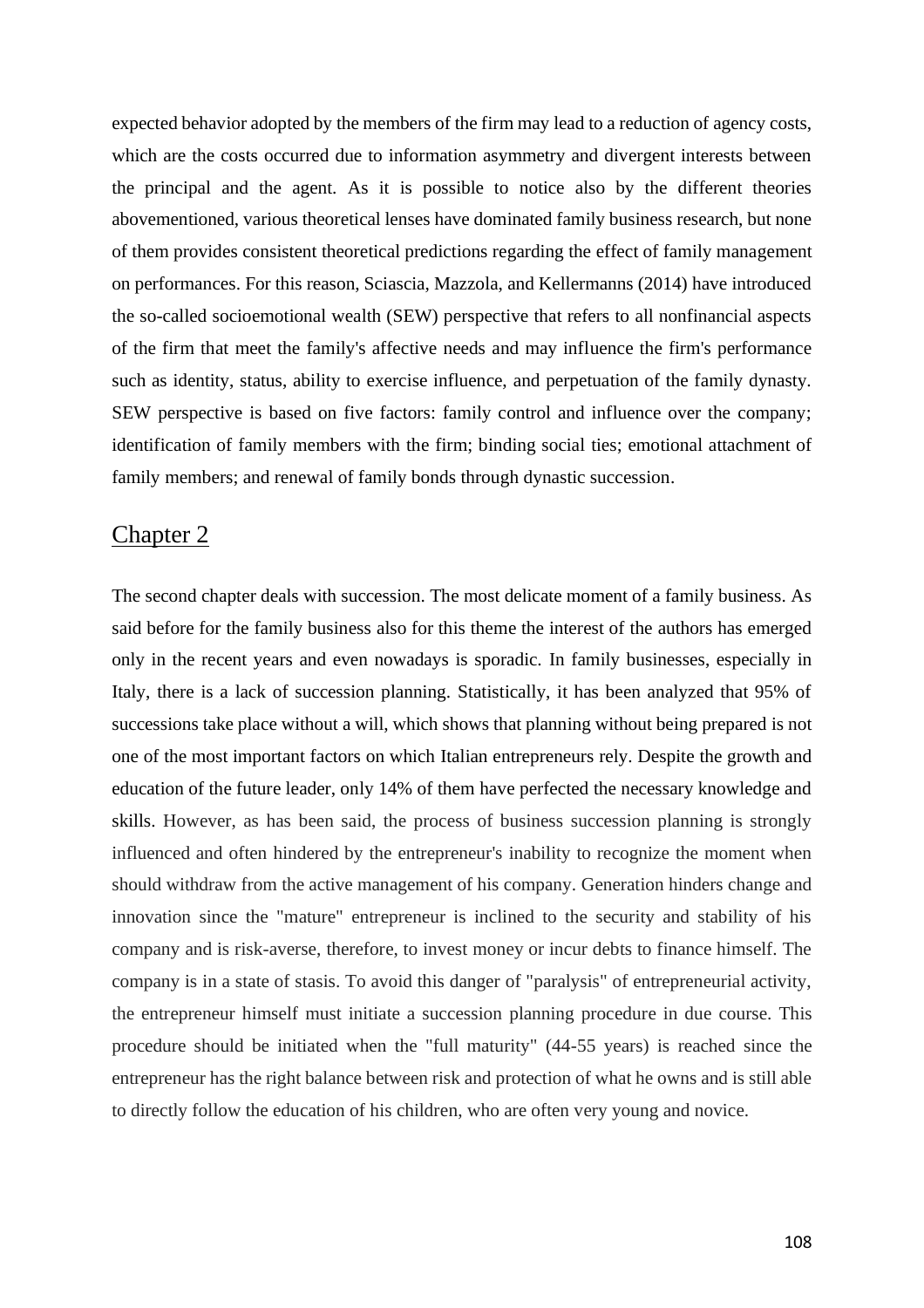expected behavior adopted by the members of the firm may lead to a reduction of agency costs, which are the costs occurred due to information asymmetry and divergent interests between the principal and the agent. As it is possible to notice also by the different theories abovementioned, various theoretical lenses have dominated family business research, but none of them provides consistent theoretical predictions regarding the effect of family management on performances. For this reason, Sciascia, Mazzola, and Kellermanns (2014) have introduced the so-called socioemotional wealth (SEW) perspective that refers to all nonfinancial aspects of the firm that meet the family's affective needs and may influence the firm's performance such as identity, status, ability to exercise influence, and perpetuation of the family dynasty. SEW perspective is based on five factors: family control and influence over the company; identification of family members with the firm; binding social ties; emotional attachment of family members; and renewal of family bonds through dynastic succession.

## Chapter 2

The second chapter deals with succession. The most delicate moment of a family business. As said before for the family business also for this theme the interest of the authors has emerged only in the recent years and even nowadays is sporadic. In family businesses, especially in Italy, there is a lack of succession planning. Statistically, it has been analyzed that 95% of successions take place without a will, which shows that planning without being prepared is not one of the most important factors on which Italian entrepreneurs rely. Despite the growth and education of the future leader, only 14% of them have perfected the necessary knowledge and skills. However, as has been said, the process of business succession planning is strongly influenced and often hindered by the entrepreneur's inability to recognize the moment when should withdraw from the active management of his company. Generation hinders change and innovation since the "mature" entrepreneur is inclined to the security and stability of his company and is risk-averse, therefore, to invest money or incur debts to finance himself. The company is in a state of stasis. To avoid this danger of "paralysis" of entrepreneurial activity, the entrepreneur himself must initiate a succession planning procedure in due course. This procedure should be initiated when the "full maturity" (44-55 years) is reached since the entrepreneur has the right balance between risk and protection of what he owns and is still able to directly follow the education of his children, who are often very young and novice.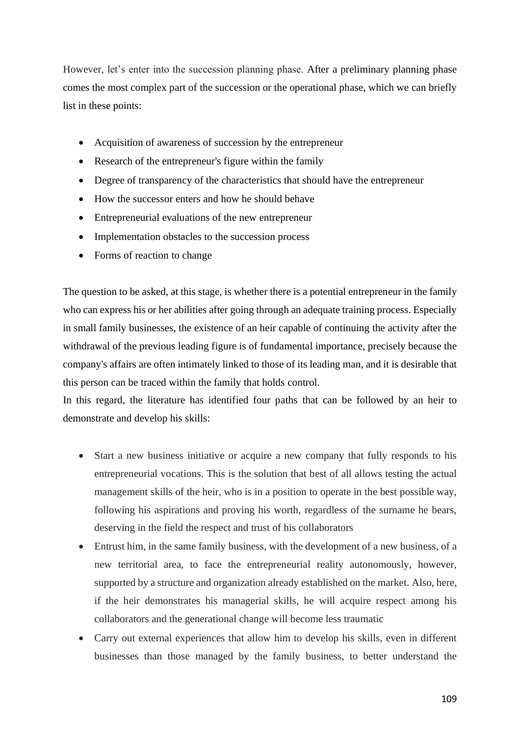However, let's enter into the succession planning phase. After a preliminary planning phase comes the most complex part of the succession or the operational phase, which we can briefly list in these points:

- Acquisition of awareness of succession by the entrepreneur
- Research of the entrepreneur's figure within the family
- Degree of transparency of the characteristics that should have the entrepreneur
- How the successor enters and how he should behave
- Entrepreneurial evaluations of the new entrepreneur
- Implementation obstacles to the succession process
- Forms of reaction to change

The question to be asked, at this stage, is whether there is a potential entrepreneur in the family who can express his or her abilities after going through an adequate training process. Especially in small family businesses, the existence of an heir capable of continuing the activity after the withdrawal of the previous leading figure is of fundamental importance, precisely because the company's affairs are often intimately linked to those of its leading man, and it is desirable that this person can be traced within the family that holds control.
In this regard, the literature has identified four paths that can be followed by an heir to demonstrate and develop his skills:

- Start a new business initiative or acquire a new company that fully responds to his entrepreneurial vocations. This is the solution that best of all allows testing the actual management skills of the heir, who is in a position to operate in the best possible way, following his aspirations and proving his worth, regardless of the surname he bears, deserving in the field the respect and trust of his collaborators
- Entrust him, in the same family business, with the development of a new business, of a new territorial area, to face the entrepreneurial reality autonomously, however, supported by a structure and organization already established on the market. Also, here, if the heir demonstrates his managerial skills, he will acquire respect among his collaborators and the generational change will become less traumatic
- Carry out external experiences that allow him to develop his skills, even in different businesses than those managed by the family business, to better understand the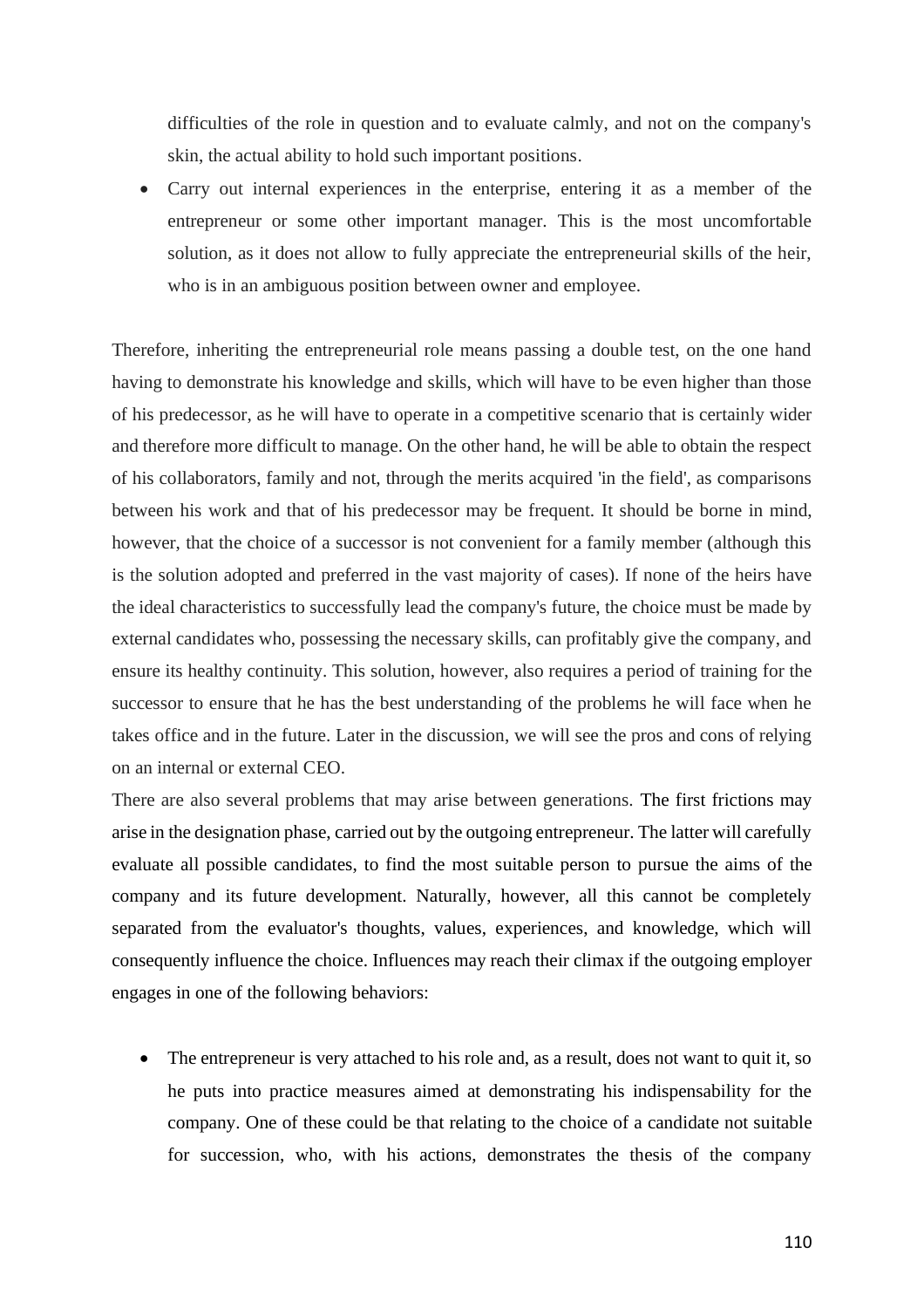difficulties of the role in question and to evaluate calmly, and not on the company's skin, the actual ability to hold such important positions.

- Carry out internal experiences in the enterprise, entering it as a member of the entrepreneur or some other important manager. This is the most uncomfortable solution, as it does not allow to fully appreciate the entrepreneurial skills of the heir, who is in an ambiguous position between owner and employee.

Therefore, inheriting the entrepreneurial role means passing a double test, on the one hand having to demonstrate his knowledge and skills, which will have to be even higher than those of his predecessor, as he will have to operate in a competitive scenario that is certainly wider and therefore more difficult to manage. On the other hand, he will be able to obtain the respect of his collaborators, family and not, through the merits acquired 'in the field', as comparisons between his work and that of his predecessor may be frequent. It should be borne in mind, however, that the choice of a successor is not convenient for a family member (although this is the solution adopted and preferred in the vast majority of cases). If none of the heirs have the ideal characteristics to successfully lead the company's future, the choice must be made by external candidates who, possessing the necessary skills, can profitably give the company, and ensure its healthy continuity. This solution, however, also requires a period of training for the successor to ensure that he has the best understanding of the problems he will face when he takes office and in the future. Later in the discussion, we will see the pros and cons of relying on an internal or external CEO.

There are also several problems that may arise between generations. The first frictions may arise in the designation phase, carried out by the outgoing entrepreneur. The latter will carefully evaluate all possible candidates, to find the most suitable person to pursue the aims of the company and its future development. Naturally, however, all this cannot be completely separated from the evaluator's thoughts, values, experiences, and knowledge, which will consequently influence the choice. Influences may reach their climax if the outgoing employer engages in one of the following behaviors:

- The entrepreneur is very attached to his role and, as a result, does not want to quit it, so he puts into practice measures aimed at demonstrating his indispensability for the company. One of these could be that relating to the choice of a candidate not suitable for succession, who, with his actions, demonstrates the thesis of the company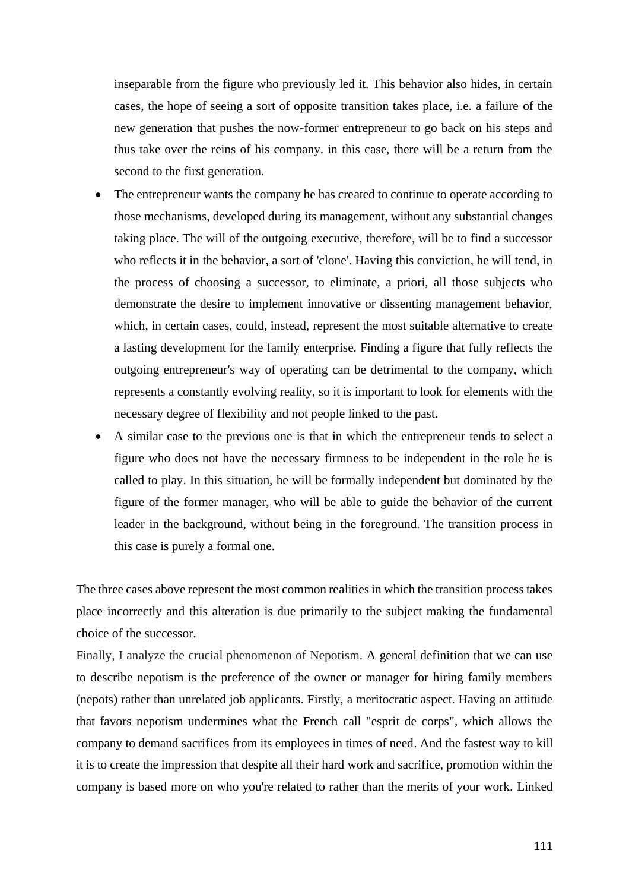inseparable from the figure who previously led it. This behavior also hides, in certain cases, the hope of seeing a sort of opposite transition takes place, i.e. a failure of the new generation that pushes the now-former entrepreneur to go back on his steps and thus take over the reins of his company. in this case, there will be a return from the second to the first generation.

- The entrepreneur wants the company he has created to continue to operate according to those mechanisms, developed during its management, without any substantial changes taking place. The will of the outgoing executive, therefore, will be to find a successor who reflects it in the behavior, a sort of 'clone'. Having this conviction, he will tend, in the process of choosing a successor, to eliminate, a priori, all those subjects who demonstrate the desire to implement innovative or dissenting management behavior, which, in certain cases, could, instead, represent the most suitable alternative to create a lasting development for the family enterprise. Finding a figure that fully reflects the outgoing entrepreneur's way of operating can be detrimental to the company, which represents a constantly evolving reality, so it is important to look for elements with the necessary degree of flexibility and not people linked to the past.
- A similar case to the previous one is that in which the entrepreneur tends to select a figure who does not have the necessary firmness to be independent in the role he is called to play. In this situation, he will be formally independent but dominated by the figure of the former manager, who will be able to guide the behavior of the current leader in the background, without being in the foreground. The transition process in this case is purely a formal one.

The three cases above represent the most common realities in which the transition process takes place incorrectly and this alteration is due primarily to the subject making the fundamental choice of the successor.

Finally, I analyze the crucial phenomenon of Nepotism. A general definition that we can use to describe nepotism is the preference of the owner or manager for hiring family members (nepots) rather than unrelated job applicants. Firstly, a meritocratic aspect. Having an attitude that favors nepotism undermines what the French call "esprit de corps", which allows the company to demand sacrifices from its employees in times of need. And the fastest way to kill it is to create the impression that despite all their hard work and sacrifice, promotion within the company is based more on who you're related to rather than the merits of your work. Linked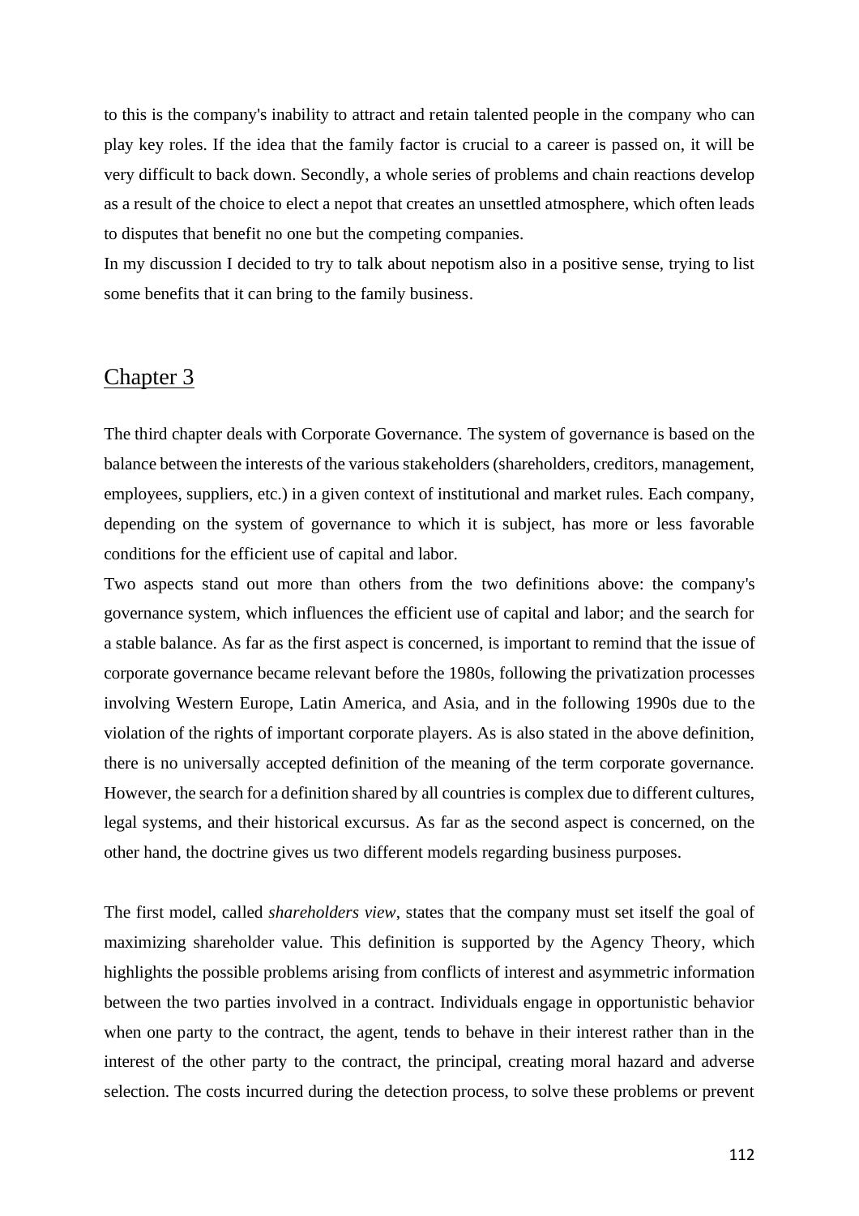to this is the company's inability to attract and retain talented people in the company who can play key roles. If the idea that the family factor is crucial to a career is passed on, it will be very difficult to back down. Secondly, a whole series of problems and chain reactions develop as a result of the choice to elect a nepot that creates an unsettled atmosphere, which often leads to disputes that benefit no one but the competing companies.

In my discussion I decided to try to talk about nepotism also in a positive sense, trying to list some benefits that it can bring to the family business.

## Chapter 3

The third chapter deals with Corporate Governance. The system of governance is based on the balance between the interests of the various stakeholders (shareholders, creditors, management, employees, suppliers, etc.) in a given context of institutional and market rules. Each company, depending on the system of governance to which it is subject, has more or less favorable conditions for the efficient use of capital and labor.

Two aspects stand out more than others from the two definitions above: the company's governance system, which influences the efficient use of capital and labor; and the search for a stable balance. As far as the first aspect is concerned, is important to remind that the issue of corporate governance became relevant before the 1980s, following the privatization processes involving Western Europe, Latin America, and Asia, and in the following 1990s due to the violation of the rights of important corporate players. As is also stated in the above definition, there is no universally accepted definition of the meaning of the term corporate governance. However, the search for a definition shared by all countries is complex due to different cultures, legal systems, and their historical excursus. As far as the second aspect is concerned, on the other hand, the doctrine gives us two different models regarding business purposes.

The first model, called *shareholders view*, states that the company must set itself the goal of maximizing shareholder value. This definition is supported by the Agency Theory, which highlights the possible problems arising from conflicts of interest and asymmetric information between the two parties involved in a contract. Individuals engage in opportunistic behavior when one party to the contract, the agent, tends to behave in their interest rather than in the interest of the other party to the contract, the principal, creating moral hazard and adverse selection. The costs incurred during the detection process, to solve these problems or prevent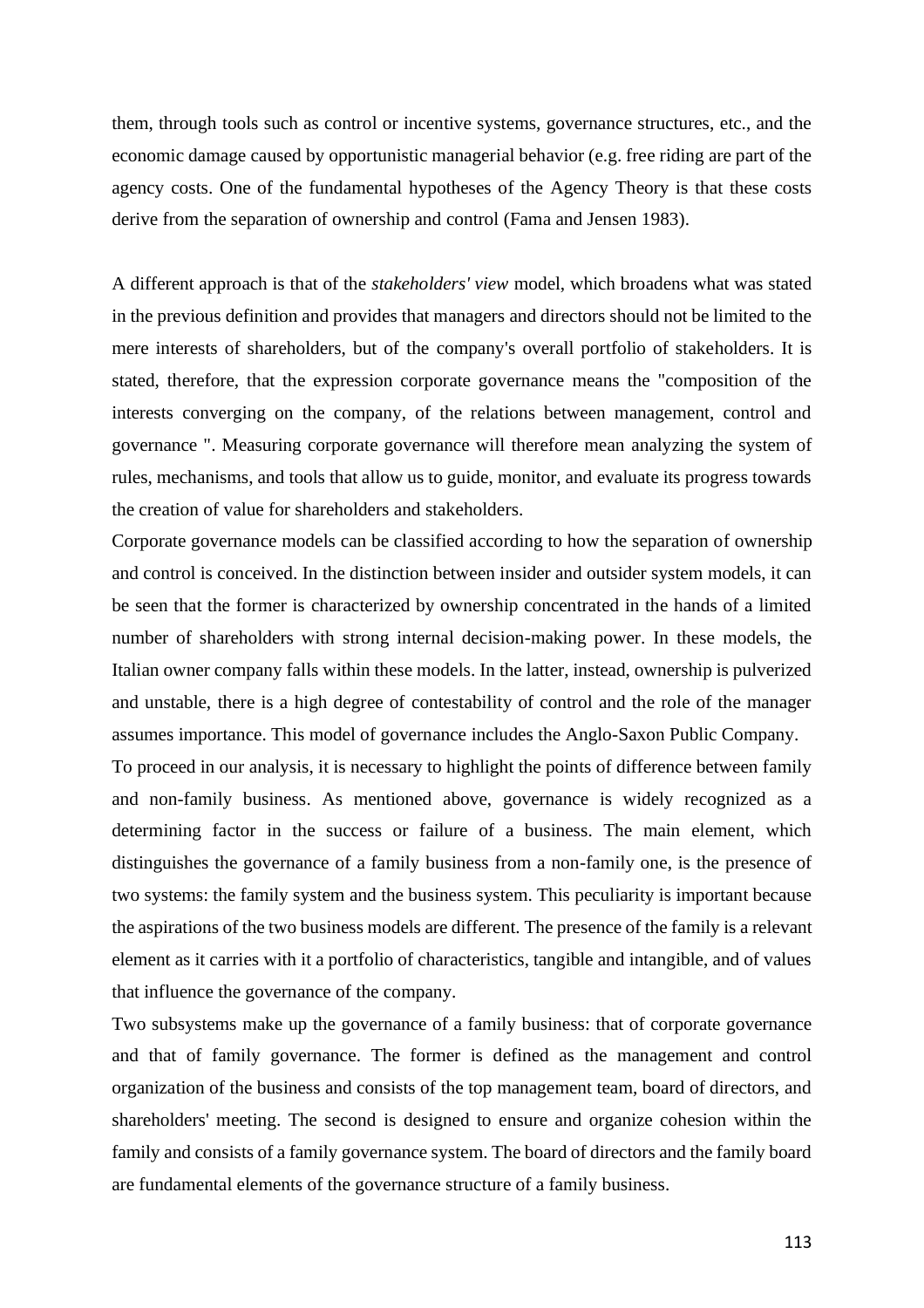them, through tools such as control or incentive systems, governance structures, etc., and the economic damage caused by opportunistic managerial behavior (e.g. free riding are part of the agency costs. One of the fundamental hypotheses of the Agency Theory is that these costs derive from the separation of ownership and control (Fama and Jensen 1983).

A different approach is that of the *stakeholders' view* model, which broadens what was stated in the previous definition and provides that managers and directors should not be limited to the mere interests of shareholders, but of the company's overall portfolio of stakeholders. It is stated, therefore, that the expression corporate governance means the "composition of the interests converging on the company, of the relations between management, control and governance ". Measuring corporate governance will therefore mean analyzing the system of rules, mechanisms, and tools that allow us to guide, monitor, and evaluate its progress towards the creation of value for shareholders and stakeholders.

Corporate governance models can be classified according to how the separation of ownership and control is conceived. In the distinction between insider and outsider system models, it can be seen that the former is characterized by ownership concentrated in the hands of a limited number of shareholders with strong internal decision-making power. In these models, the Italian owner company falls within these models. In the latter, instead, ownership is pulverized and unstable, there is a high degree of contestability of control and the role of the manager assumes importance. This model of governance includes the Anglo-Saxon Public Company.

To proceed in our analysis, it is necessary to highlight the points of difference between family and non-family business. As mentioned above, governance is widely recognized as a determining factor in the success or failure of a business. The main element, which distinguishes the governance of a family business from a non-family one, is the presence of two systems: the family system and the business system. This peculiarity is important because the aspirations of the two business models are different. The presence of the family is a relevant element as it carries with it a portfolio of characteristics, tangible and intangible, and of values that influence the governance of the company.

Two subsystems make up the governance of a family business: that of corporate governance and that of family governance. The former is defined as the management and control organization of the business and consists of the top management team, board of directors, and shareholders' meeting. The second is designed to ensure and organize cohesion within the family and consists of a family governance system. The board of directors and the family board are fundamental elements of the governance structure of a family business.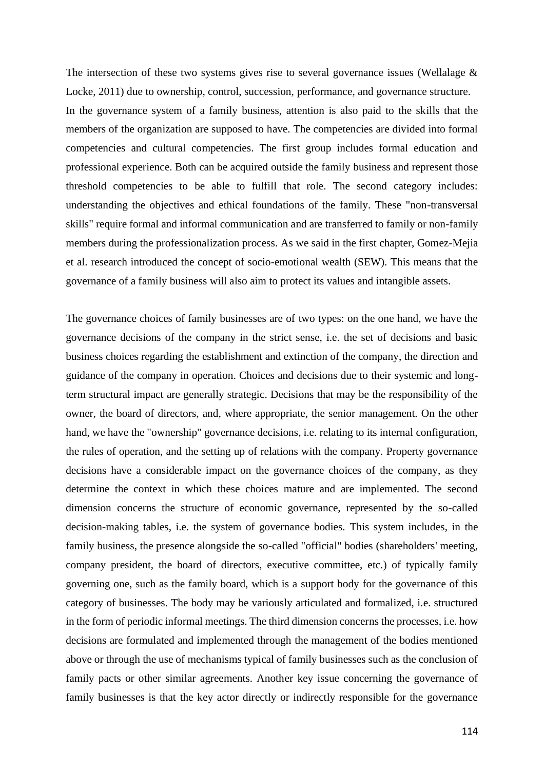The intersection of these two systems gives rise to several governance issues (Wellalage & Locke, 2011) due to ownership, control, succession, performance, and governance structure.
In the governance system of a family business, attention is also paid to the skills that the members of the organization are supposed to have. The competencies are divided into formal competencies and cultural competencies. The first group includes formal education and professional experience. Both can be acquired outside the family business and represent those threshold competencies to be able to fulfill that role. The second category includes: understanding the objectives and ethical foundations of the family. These "non-transversal skills" require formal and informal communication and are transferred to family or non-family members during the professionalization process. As we said in the first chapter, Gomez-Mejia et al. research introduced the concept of socio-emotional wealth (SEW). This means that the governance of a family business will also aim to protect its values and intangible assets.

The governance choices of family businesses are of two types: on the one hand, we have the governance decisions of the company in the strict sense, i.e. the set of decisions and basic business choices regarding the establishment and extinction of the company, the direction and guidance of the company in operation. Choices and decisions due to their systemic and long-term structural impact are generally strategic. Decisions that may be the responsibility of the owner, the board of directors, and, where appropriate, the senior management. On the other hand, we have the "ownership" governance decisions, i.e. relating to its internal configuration, the rules of operation, and the setting up of relations with the company. Property governance decisions have a considerable impact on the governance choices of the company, as they determine the context in which these choices mature and are implemented. The second dimension concerns the structure of economic governance, represented by the so-called decision-making tables, i.e. the system of governance bodies. This system includes, in the family business, the presence alongside the so-called "official" bodies (shareholders' meeting, company president, the board of directors, executive committee, etc.) of typically family governing one, such as the family board, which is a support body for the governance of this category of businesses. The body may be variously articulated and formalized, i.e. structured in the form of periodic informal meetings. The third dimension concerns the processes, i.e. how decisions are formulated and implemented through the management of the bodies mentioned above or through the use of mechanisms typical of family businesses such as the conclusion of family pacts or other similar agreements. Another key issue concerning the governance of family businesses is that the key actor directly or indirectly responsible for the governance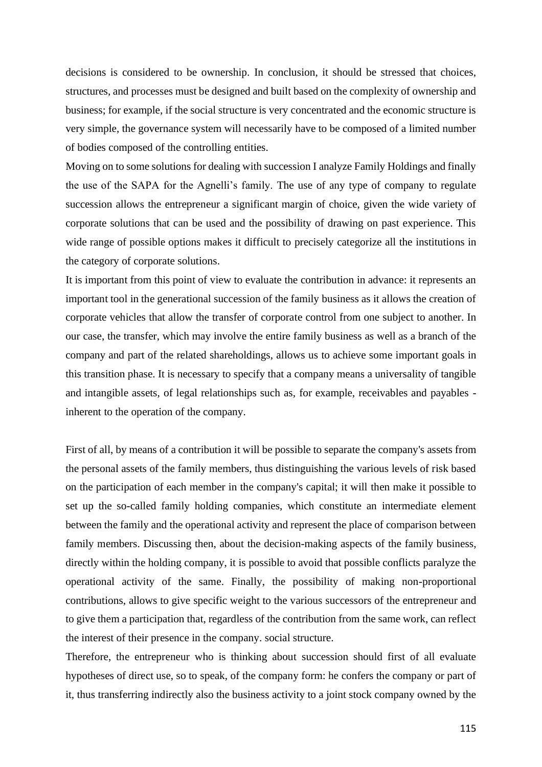decisions is considered to be ownership. In conclusion, it should be stressed that choices, structures, and processes must be designed and built based on the complexity of ownership and business; for example, if the social structure is very concentrated and the economic structure is very simple, the governance system will necessarily have to be composed of a limited number of bodies composed of the controlling entities.

Moving on to some solutions for dealing with succession I analyze Family Holdings and finally the use of the SAPA for the Agnelli's family. The use of any type of company to regulate succession allows the entrepreneur a significant margin of choice, given the wide variety of corporate solutions that can be used and the possibility of drawing on past experience. This wide range of possible options makes it difficult to precisely categorize all the institutions in the category of corporate solutions.

It is important from this point of view to evaluate the contribution in advance: it represents an important tool in the generational succession of the family business as it allows the creation of corporate vehicles that allow the transfer of corporate control from one subject to another. In our case, the transfer, which may involve the entire family business as well as a branch of the company and part of the related shareholdings, allows us to achieve some important goals in this transition phase. It is necessary to specify that a company means a universality of tangible and intangible assets, of legal relationships such as, for example, receivables and payables - inherent to the operation of the company.

First of all, by means of a contribution it will be possible to separate the company's assets from the personal assets of the family members, thus distinguishing the various levels of risk based on the participation of each member in the company's capital; it will then make it possible to set up the so-called family holding companies, which constitute an intermediate element between the family and the operational activity and represent the place of comparison between family members. Discussing then, about the decision-making aspects of the family business, directly within the holding company, it is possible to avoid that possible conflicts paralyze the operational activity of the same. Finally, the possibility of making non-proportional contributions, allows to give specific weight to the various successors of the entrepreneur and to give them a participation that, regardless of the contribution from the same work, can reflect the interest of their presence in the company. social structure.

Therefore, the entrepreneur who is thinking about succession should first of all evaluate hypotheses of direct use, so to speak, of the company form: he confers the company or part of it, thus transferring indirectly also the business activity to a joint stock company owned by the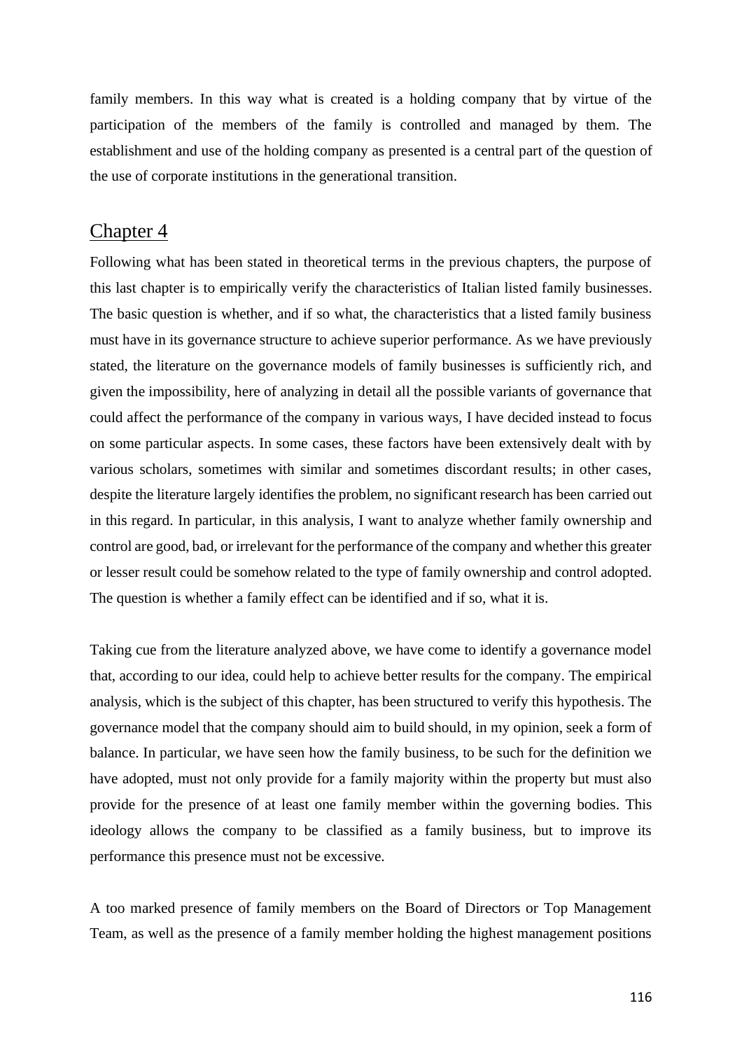family members. In this way what is created is a holding company that by virtue of the participation of the members of the family is controlled and managed by them. The establishment and use of the holding company as presented is a central part of the question of the use of corporate institutions in the generational transition.

## Chapter 4

Following what has been stated in theoretical terms in the previous chapters, the purpose of this last chapter is to empirically verify the characteristics of Italian listed family businesses. The basic question is whether, and if so what, the characteristics that a listed family business must have in its governance structure to achieve superior performance. As we have previously stated, the literature on the governance models of family businesses is sufficiently rich, and given the impossibility, here of analyzing in detail all the possible variants of governance that could affect the performance of the company in various ways, I have decided instead to focus on some particular aspects. In some cases, these factors have been extensively dealt with by various scholars, sometimes with similar and sometimes discordant results; in other cases, despite the literature largely identifies the problem, no significant research has been carried out in this regard. In particular, in this analysis, I want to analyze whether family ownership and control are good, bad, or irrelevant for the performance of the company and whether this greater or lesser result could be somehow related to the type of family ownership and control adopted. The question is whether a family effect can be identified and if so, what it is.

Taking cue from the literature analyzed above, we have come to identify a governance model that, according to our idea, could help to achieve better results for the company. The empirical analysis, which is the subject of this chapter, has been structured to verify this hypothesis. The governance model that the company should aim to build should, in my opinion, seek a form of balance. In particular, we have seen how the family business, to be such for the definition we have adopted, must not only provide for a family majority within the property but must also provide for the presence of at least one family member within the governing bodies. This ideology allows the company to be classified as a family business, but to improve its performance this presence must not be excessive.

A too marked presence of family members on the Board of Directors or Top Management Team, as well as the presence of a family member holding the highest management positions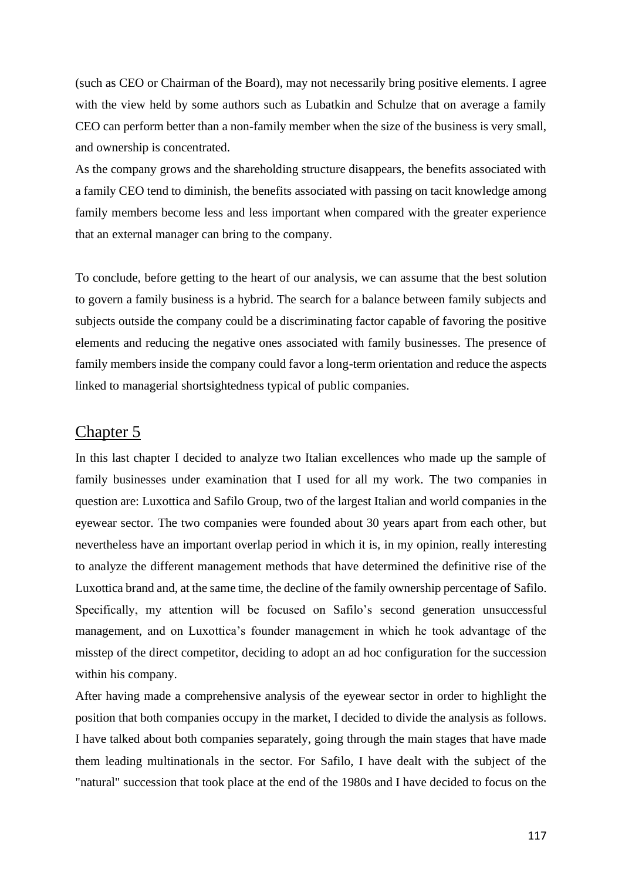(such as CEO or Chairman of the Board), may not necessarily bring positive elements. I agree with the view held by some authors such as Lubatkin and Schulze that on average a family CEO can perform better than a non-family member when the size of the business is very small, and ownership is concentrated.

As the company grows and the shareholding structure disappears, the benefits associated with a family CEO tend to diminish, the benefits associated with passing on tacit knowledge among family members become less and less important when compared with the greater experience that an external manager can bring to the company.

To conclude, before getting to the heart of our analysis, we can assume that the best solution to govern a family business is a hybrid. The search for a balance between family subjects and subjects outside the company could be a discriminating factor capable of favoring the positive elements and reducing the negative ones associated with family businesses. The presence of family members inside the company could favor a long-term orientation and reduce the aspects linked to managerial shortsightedness typical of public companies.

## Chapter 5

In this last chapter I decided to analyze two Italian excellences who made up the sample of family businesses under examination that I used for all my work. The two companies in question are: Luxottica and Safilo Group, two of the largest Italian and world companies in the eyewear sector. The two companies were founded about 30 years apart from each other, but nevertheless have an important overlap period in which it is, in my opinion, really interesting to analyze the different management methods that have determined the definitive rise of the Luxottica brand and, at the same time, the decline of the family ownership percentage of Safilo. Specifically, my attention will be focused on Safilo's second generation unsuccessful management, and on Luxottica's founder management in which he took advantage of the misstep of the direct competitor, deciding to adopt an ad hoc configuration for the succession within his company.

After having made a comprehensive analysis of the eyewear sector in order to highlight the position that both companies occupy in the market, I decided to divide the analysis as follows. I have talked about both companies separately, going through the main stages that have made them leading multinationals in the sector. For Safilo, I have dealt with the subject of the "natural" succession that took place at the end of the 1980s and I have decided to focus on the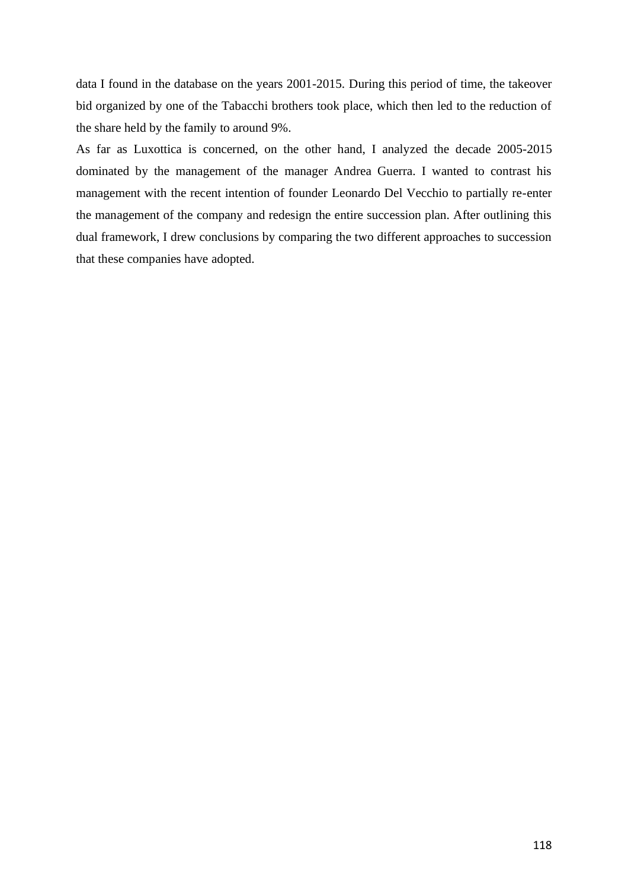data I found in the database on the years 2001-2015. During this period of time, the takeover bid organized by one of the Tabacchi brothers took place, which then led to the reduction of the share held by the family to around 9%.

As far as Luxottica is concerned, on the other hand, I analyzed the decade 2005-2015 dominated by the management of the manager Andrea Guerra. I wanted to contrast his management with the recent intention of founder Leonardo Del Vecchio to partially re-enter the management of the company and redesign the entire succession plan. After outlining this dual framework, I drew conclusions by comparing the two different approaches to succession that these companies have adopted.